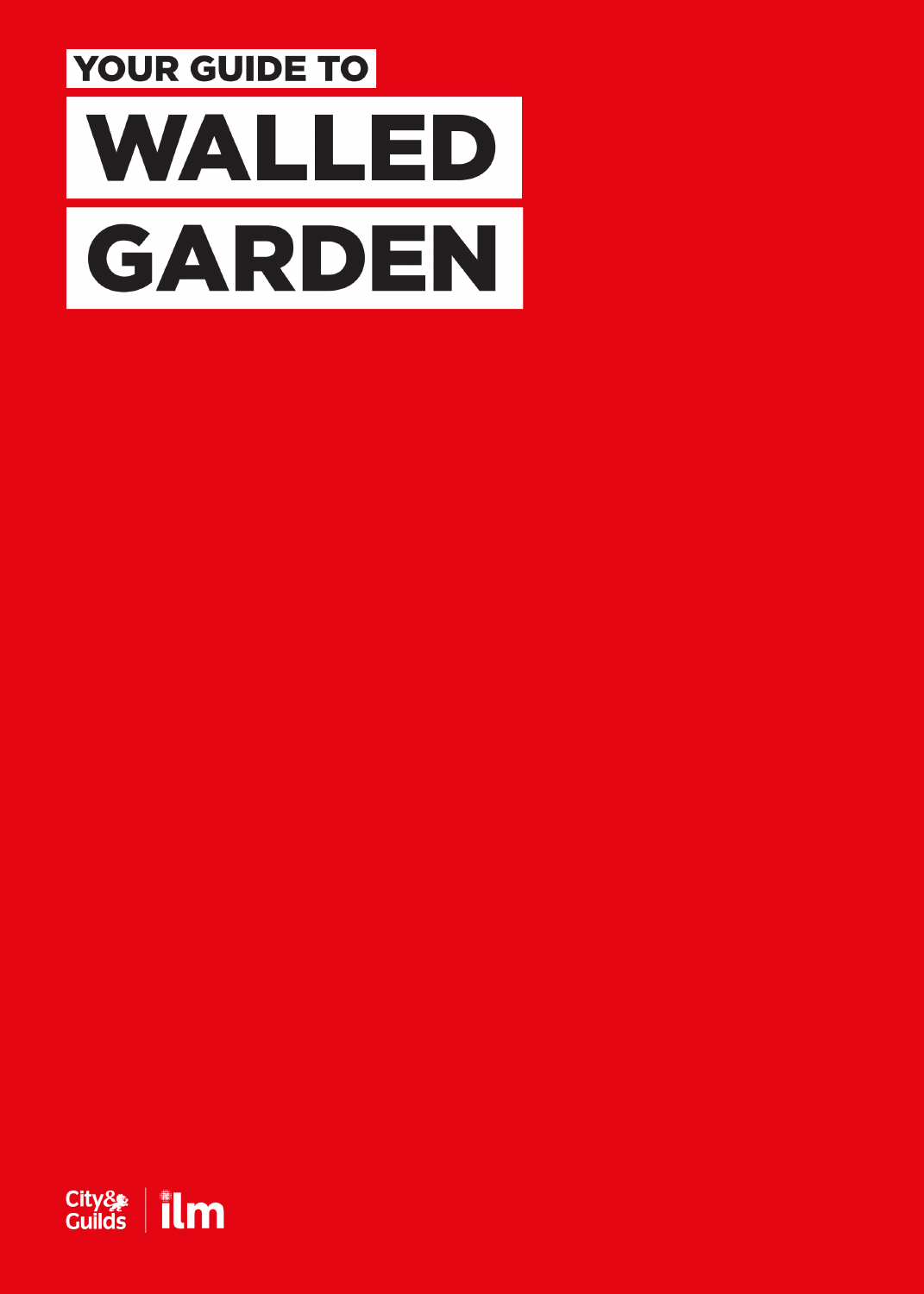YOUR GUIDE TO

# WALLED GARDEN

City & Guilds | ilm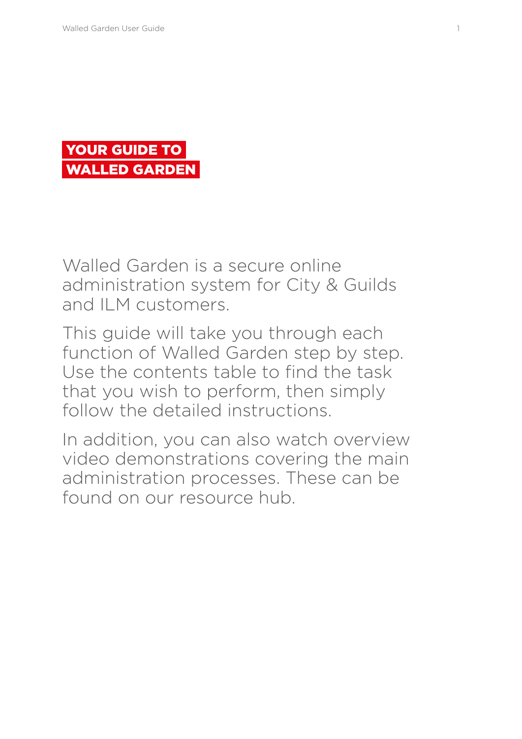# YOUR GUIDE TO WALLED GARDEN

Walled Garden is a secure online administration system for City & Guilds and ILM customers.

This guide will take you through each function of Walled Garden step by step. Use the contents table to find the task that you wish to perform, then simply follow the detailed instructions.

In addition, you can also watch overview video demonstrations covering the main administration processes. These can be found on our resource hub.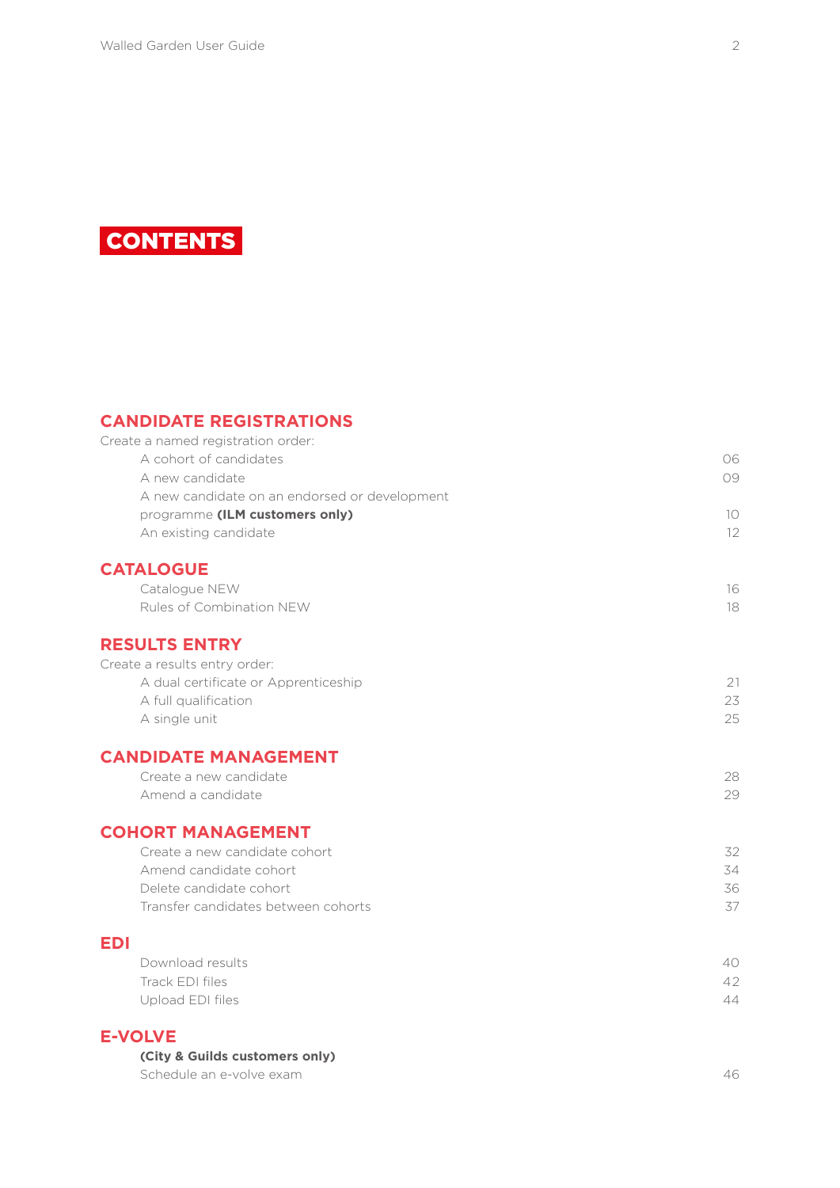# CONTENTS

## CANDIDATE REGISTRATIONS

Create a named registration order:

| | |
|---|---|
| A cohort of candidates | 06 |
| A new candidate | 09 |
| A new candidate on an endorsed or development programme **(ILM customers only)** | 10 |
| An existing candidate | 12 |

## CATALOGUE

| | |
|---|---|
| Catalogue NEW | 16 |
| Rules of Combination NEW | 18 |

## RESULTS ENTRY

Create a results entry order:

| | |
|---|---|
| A dual certificate or Apprenticeship | 21 |
| A full qualification | 23 |
| A single unit | 25 |

## CANDIDATE MANAGEMENT

| | |
|---|---|
| Create a new candidate | 28 |
| Amend a candidate | 29 |

## COHORT MANAGEMENT

| | |
|---|---|
| Create a new candidate cohort | 32 |
| Amend candidate cohort | 34 |
| Delete candidate cohort | 36 |
| Transfer candidates between cohorts | 37 |

## EDI

| | |
|---|---|
| Download results | 40 |
| Track EDI files | 42 |
| Upload EDI files | 44 |

## E-VOLVE

**(City & Guilds customers only)**

| | |
|---|---|
| Schedule an e-volve exam | 46 |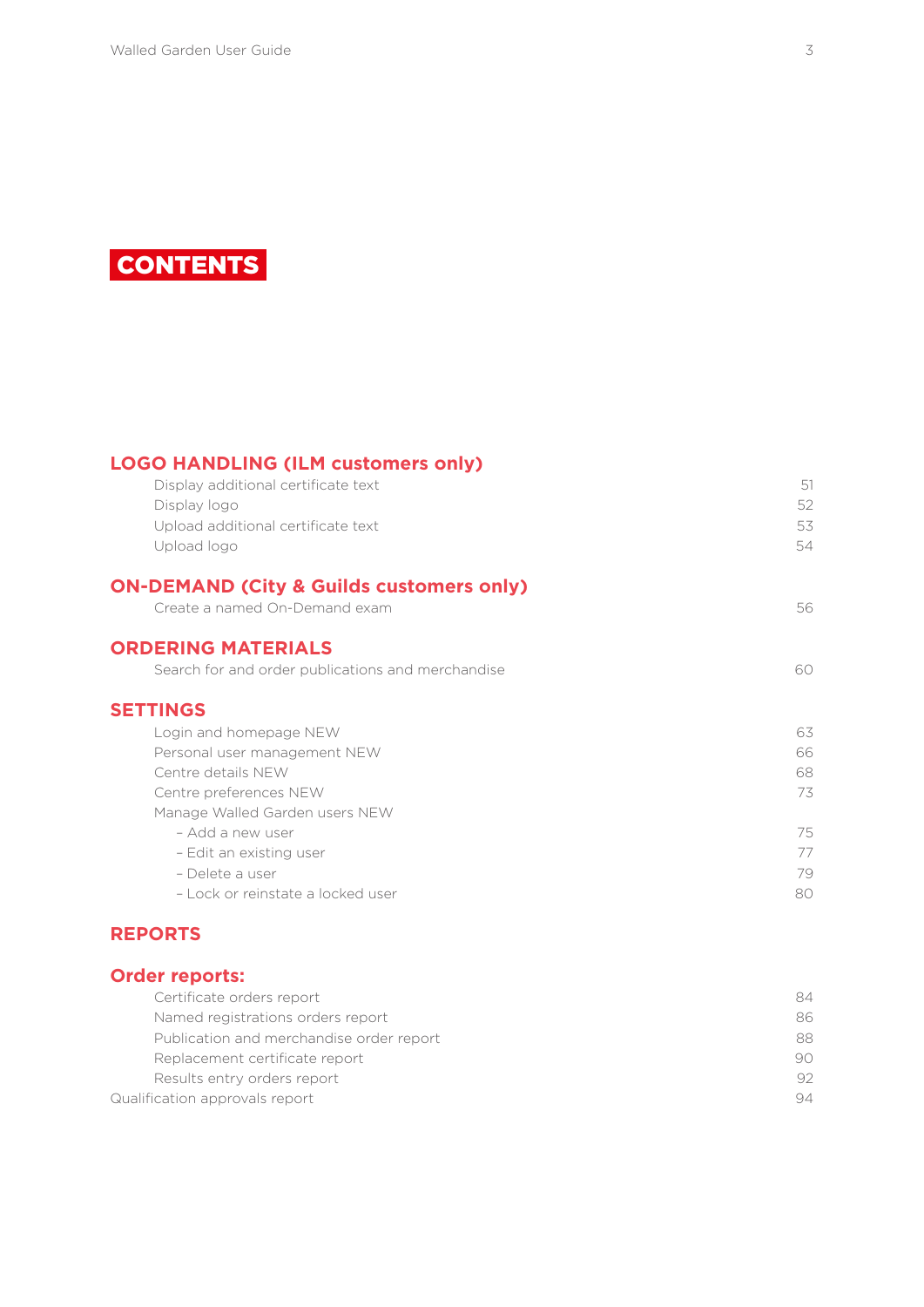# CONTENTS

## LOGO HANDLING (ILM customers only)

| | |
|---|---|
| Display additional certificate text | 51 |
| Display logo | 52 |
| Upload additional certificate text | 53 |
| Upload logo | 54 |

## ON-DEMAND (City & Guilds customers only)

| | |
|---|---|
| Create a named On-Demand exam | 56 |

## ORDERING MATERIALS

| | |
|---|---|
| Search for and order publications and merchandise | 60 |

## SETTINGS

| | |
|---|---|
| Login and homepage NEW | 63 |
| Personal user management NEW | 66 |
| Centre details NEW | 68 |
| Centre preferences NEW | 73 |
| Manage Walled Garden users NEW | |
| – Add a new user | 75 |
| – Edit an existing user | 77 |
| – Delete a user | 79 |
| – Lock or reinstate a locked user | 80 |

## REPORTS

### Order reports:

| | |
|---|---|
| Certificate orders report | 84 |
| Named registrations orders report | 86 |
| Publication and merchandise order report | 88 |
| Replacement certificate report | 90 |
| Results entry orders report | 92 |
| Qualification approvals report | 94 |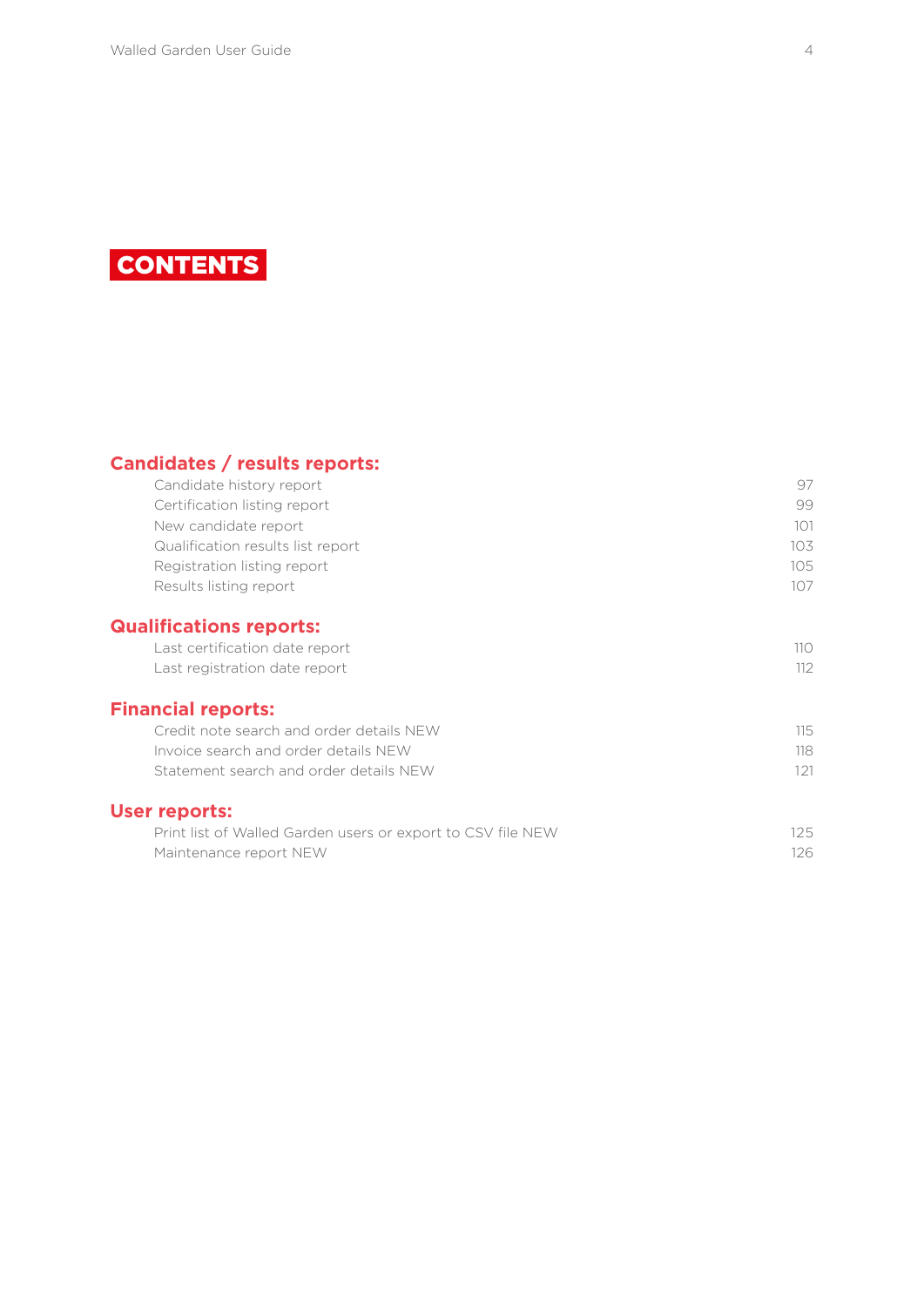# CONTENTS

## Candidates / results reports:

| | |
|---|---|
| Candidate history report | 97 |
| Certification listing report | 99 |
| New candidate report | 101 |
| Qualification results list report | 103 |
| Registration listing report | 105 |
| Results listing report | 107 |

## Qualifications reports:

| | |
|---|---|
| Last certification date report | 110 |
| Last registration date report | 112 |

## Financial reports:

| | |
|---|---|
| Credit note search and order details NEW | 115 |
| Invoice search and order details NEW | 118 |
| Statement search and order details NEW | 121 |

## User reports:

| | |
|---|---|
| Print list of Walled Garden users or export to CSV file NEW | 125 |
| Maintenance report NEW | 126 |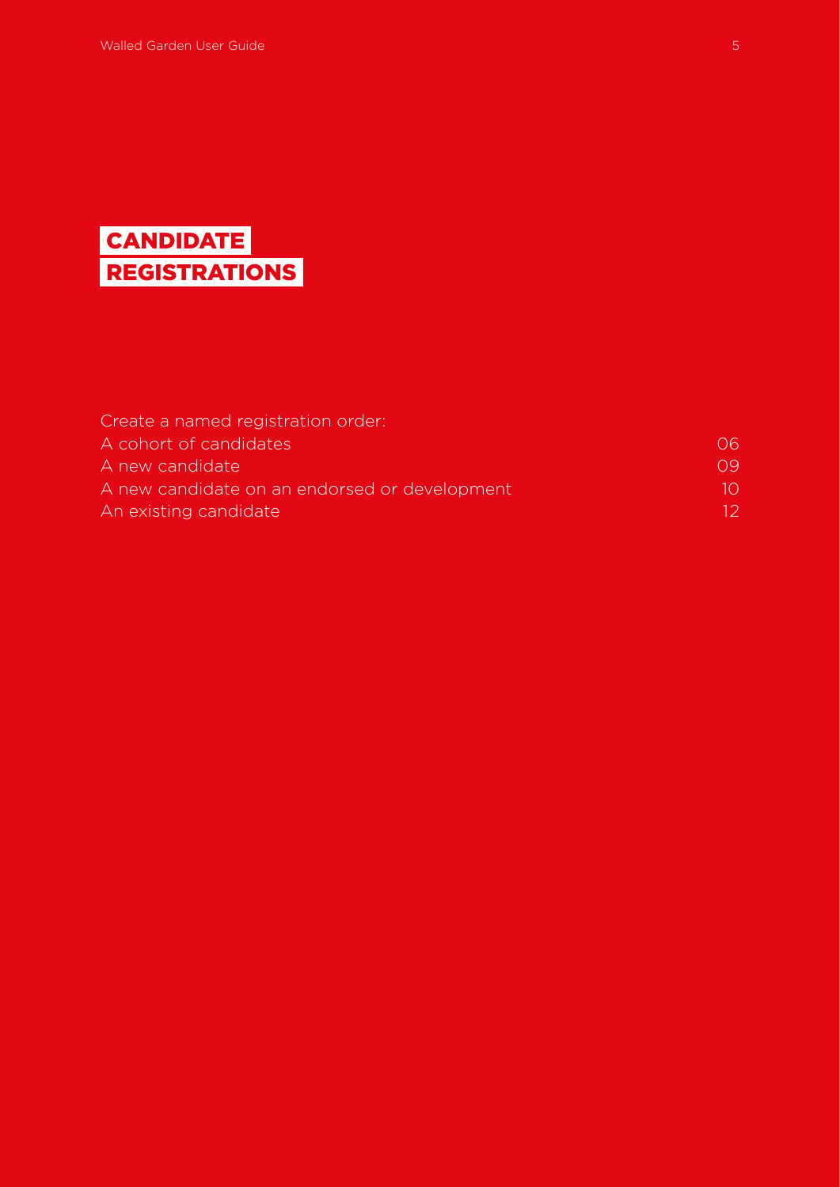# CANDIDATE REGISTRATIONS

Create a named registration order:

| | |
|---|---|
| A cohort of candidates | 06 |
| A new candidate | 09 |
| A new candidate on an endorsed or development | 10 |
| An existing candidate | 12 |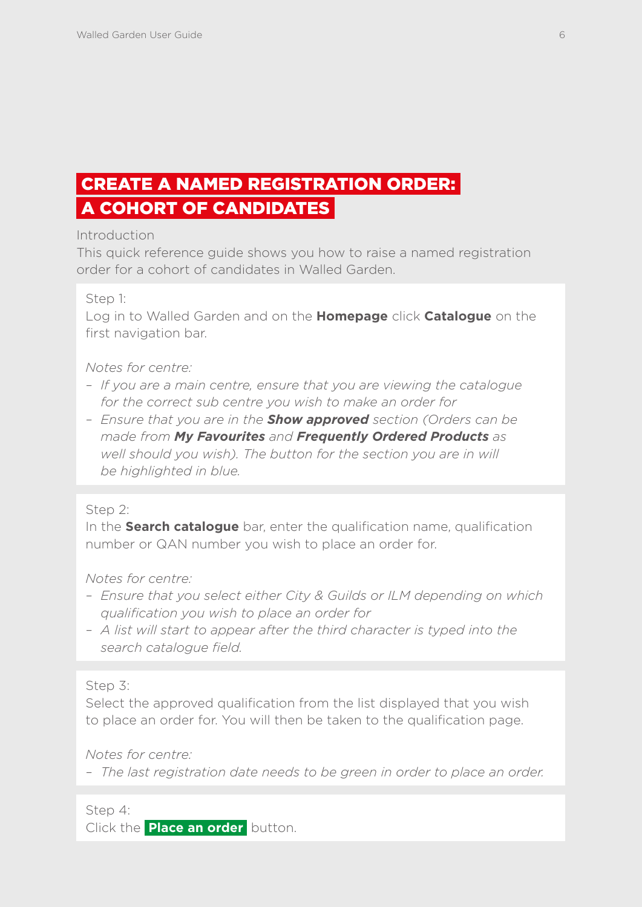# CREATE A NAMED REGISTRATION ORDER: A COHORT OF CANDIDATES

Introduction

This quick reference guide shows you how to raise a named registration order for a cohort of candidates in Walled Garden.

Step 1:

Log in to Walled Garden and on the **Homepage** click **Catalogue** on the first navigation bar.

*Notes for centre:*

- *If you are a main centre, ensure that you are viewing the catalogue for the correct sub centre you wish to make an order for*
- *Ensure that you are in the **Show approved** section (Orders can be made from **My Favourites** and **Frequently Ordered Products** as well should you wish). The button for the section you are in will be highlighted in blue.*

Step 2:

In the **Search catalogue** bar, enter the qualification name, qualification number or QAN number you wish to place an order for.

*Notes for centre:*

- *Ensure that you select either City & Guilds or ILM depending on which qualification you wish to place an order for*
- *A list will start to appear after the third character is typed into the search catalogue field.*

Step 3:

Select the approved qualification from the list displayed that you wish to place an order for. You will then be taken to the qualification page.

*Notes for centre:*

- *The last registration date needs to be green in order to place an order.*

Step 4:

Click the **Place an order** button.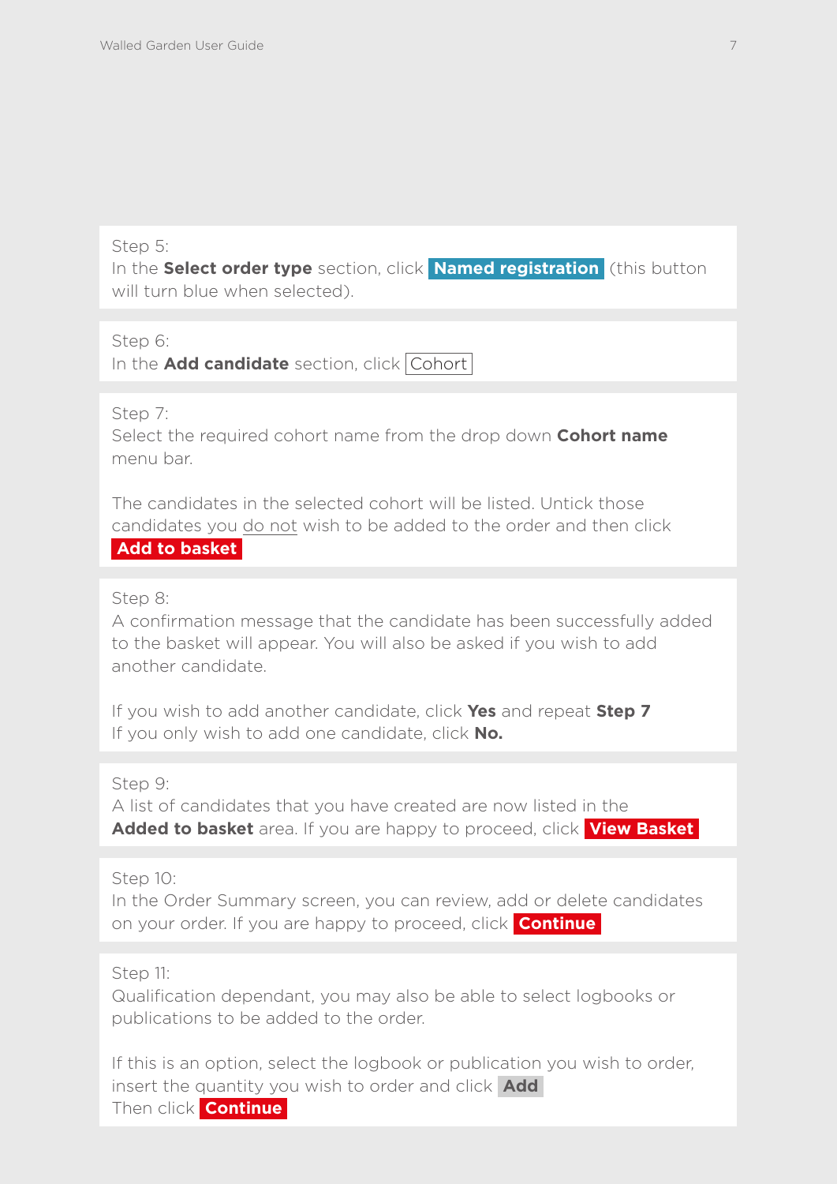Step 5:
In the **Select order type** section, click **Named registration** (this button will turn blue when selected).

Step 6:
In the **Add candidate** section, click Cohort

Step 7:
Select the required cohort name from the drop down **Cohort name** menu bar.

The candidates in the selected cohort will be listed. Untick those candidates you do not wish to be added to the order and then click **Add to basket**

Step 8:
A confirmation message that the candidate has been successfully added to the basket will appear. You will also be asked if you wish to add another candidate.

If you wish to add another candidate, click **Yes** and repeat **Step 7**
If you only wish to add one candidate, click **No.**

Step 9:
A list of candidates that you have created are now listed in the **Added to basket** area. If you are happy to proceed, click **View Basket**

Step 10:
In the Order Summary screen, you can review, add or delete candidates on your order. If you are happy to proceed, click **Continue**

Step 11:
Qualification dependant, you may also be able to select logbooks or publications to be added to the order.

If this is an option, select the logbook or publication you wish to order, insert the quantity you wish to order and click **Add**
Then click **Continue**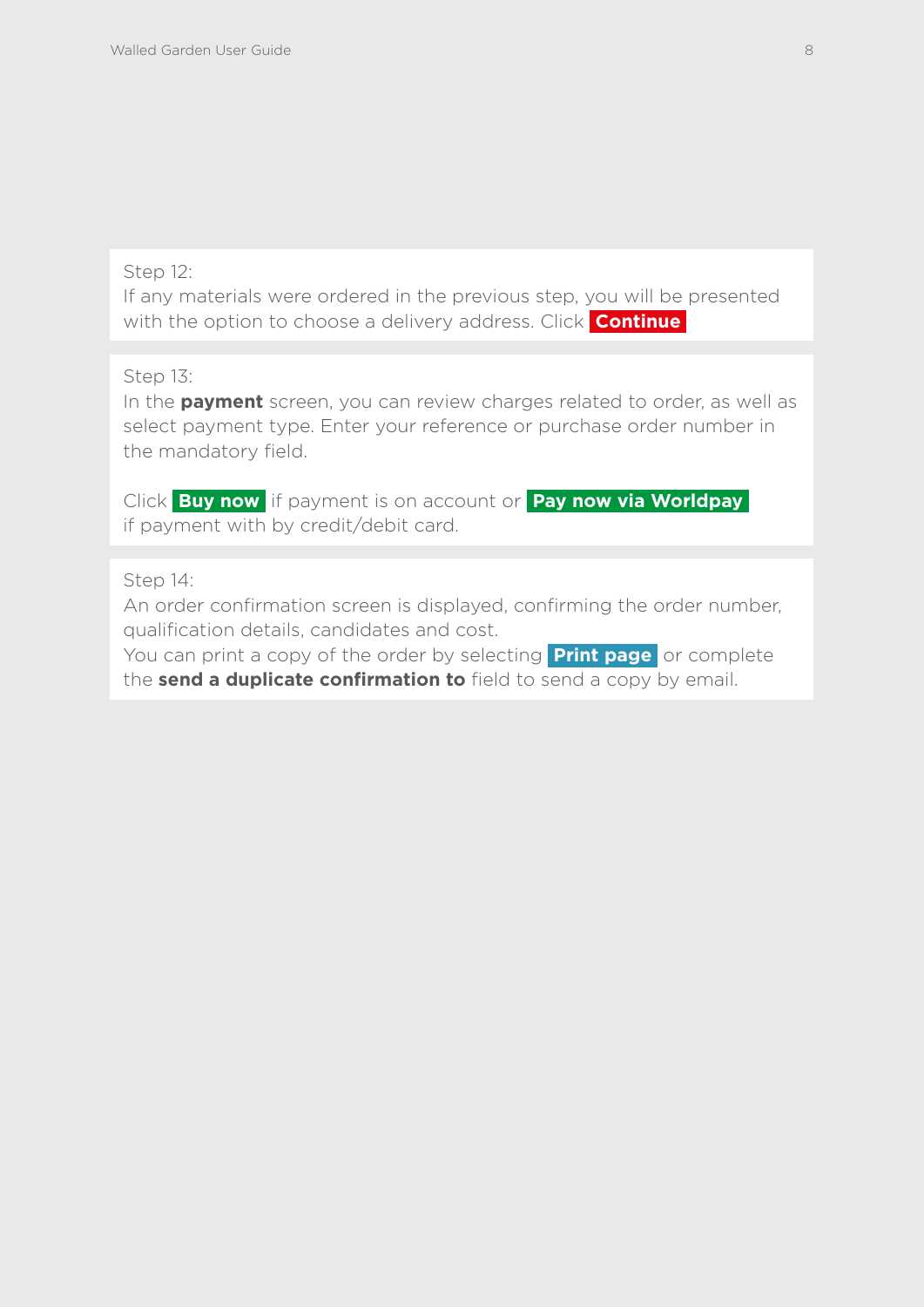Step 12:
If any materials were ordered in the previous step, you will be presented with the option to choose a delivery address. Click **Continue**

Step 13:
In the **payment** screen, you can review charges related to order, as well as select payment type. Enter your reference or purchase order number in the mandatory field.

Click **Buy now** if payment is on account or **Pay now via Worldpay** if payment with by credit/debit card.

Step 14:
An order confirmation screen is displayed, confirming the order number, qualification details, candidates and cost.
You can print a copy of the order by selecting **Print page** or complete the **send a duplicate confirmation to** field to send a copy by email.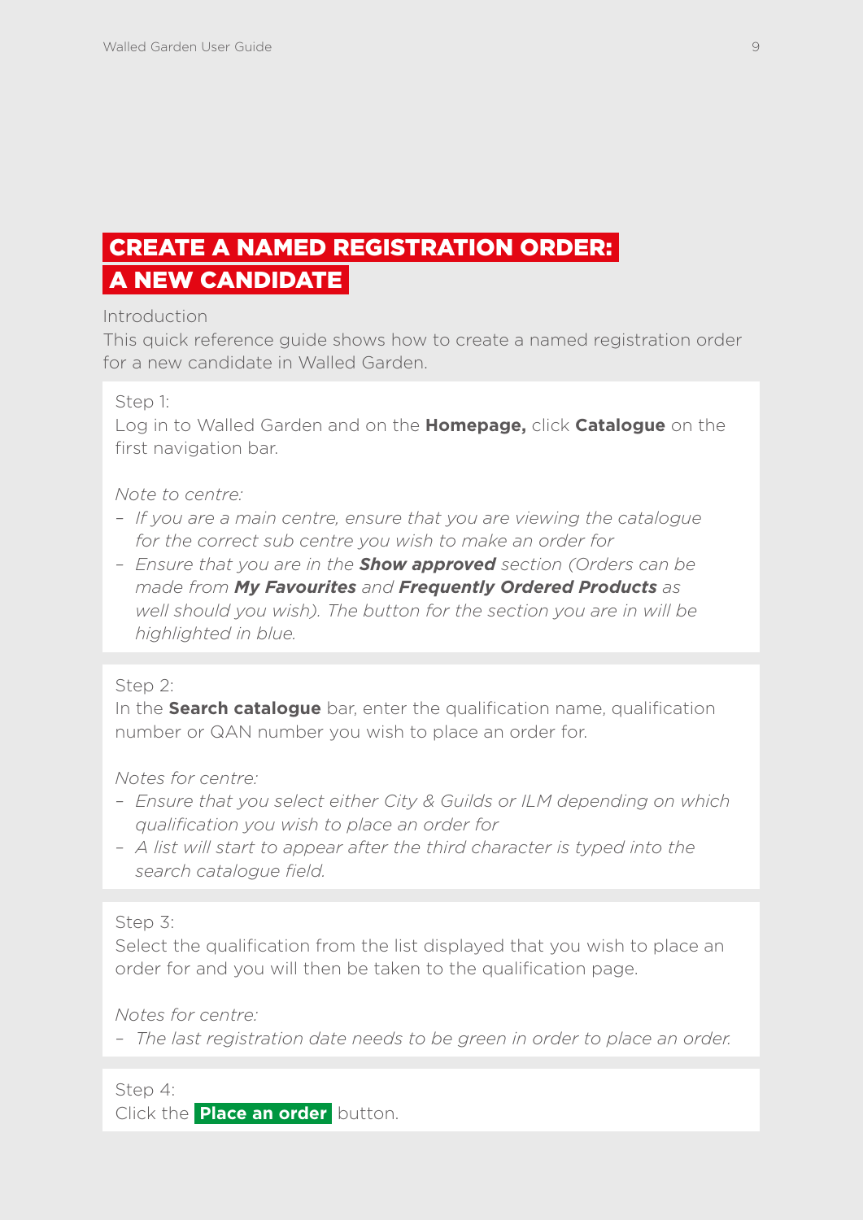# CREATE A NAMED REGISTRATION ORDER: A NEW CANDIDATE

Introduction

This quick reference guide shows how to create a named registration order for a new candidate in Walled Garden.

Step 1:

Log in to Walled Garden and on the **Homepage,** click **Catalogue** on the first navigation bar.

*Note to centre:*

- *If you are a main centre, ensure that you are viewing the catalogue for the correct sub centre you wish to make an order for*
- *Ensure that you are in the **Show approved** section (Orders can be made from **My Favourites** and **Frequently Ordered Products** as well should you wish). The button for the section you are in will be highlighted in blue.*

Step 2:

In the **Search catalogue** bar, enter the qualification name, qualification number or QAN number you wish to place an order for.

*Notes for centre:*

- *Ensure that you select either City & Guilds or ILM depending on which qualification you wish to place an order for*
- *A list will start to appear after the third character is typed into the search catalogue field.*

Step 3:

Select the qualification from the list displayed that you wish to place an order for and you will then be taken to the qualification page.

*Notes for centre:*

- *The last registration date needs to be green in order to place an order.*

Step 4:

Click the **Place an order** button.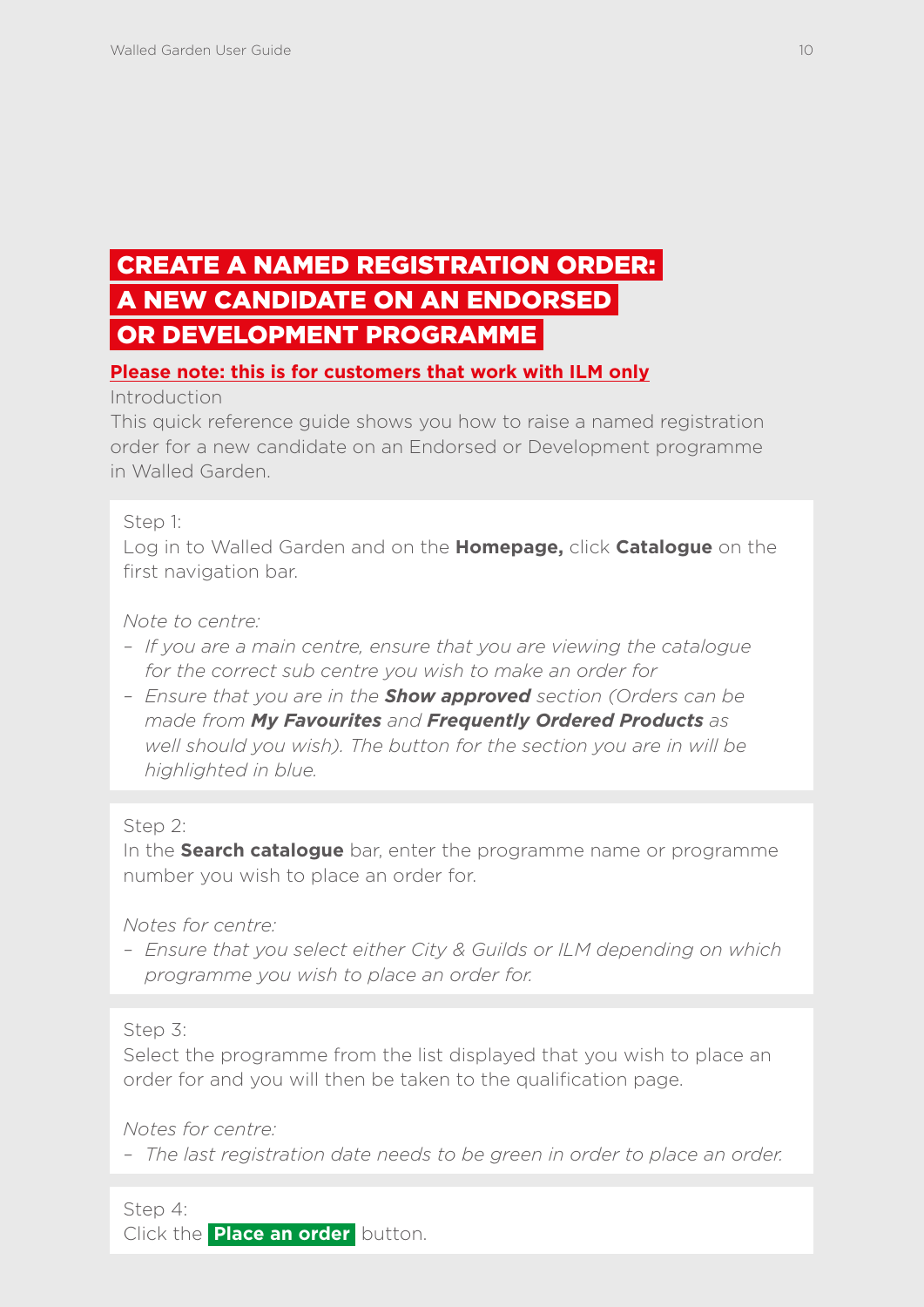# CREATE A NAMED REGISTRATION ORDER: A NEW CANDIDATE ON AN ENDORSED OR DEVELOPMENT PROGRAMME

**Please note: this is for customers that work with ILM only**

Introduction

This quick reference guide shows you how to raise a named registration order for a new candidate on an Endorsed or Development programme in Walled Garden.

Step 1:

Log in to Walled Garden and on the **Homepage,** click **Catalogue** on the first navigation bar.

*Note to centre:*

- *If you are a main centre, ensure that you are viewing the catalogue for the correct sub centre you wish to make an order for*
- *Ensure that you are in the **Show approved** section (Orders can be made from **My Favourites** and **Frequently Ordered Products** as well should you wish). The button for the section you are in will be highlighted in blue.*

Step 2:

In the **Search catalogue** bar, enter the programme name or programme number you wish to place an order for.

*Notes for centre:*

- *Ensure that you select either City & Guilds or ILM depending on which programme you wish to place an order for.*

Step 3:

Select the programme from the list displayed that you wish to place an order for and you will then be taken to the qualification page.

*Notes for centre:*

- *The last registration date needs to be green in order to place an order.*

Step 4:

Click the **Place an order** button.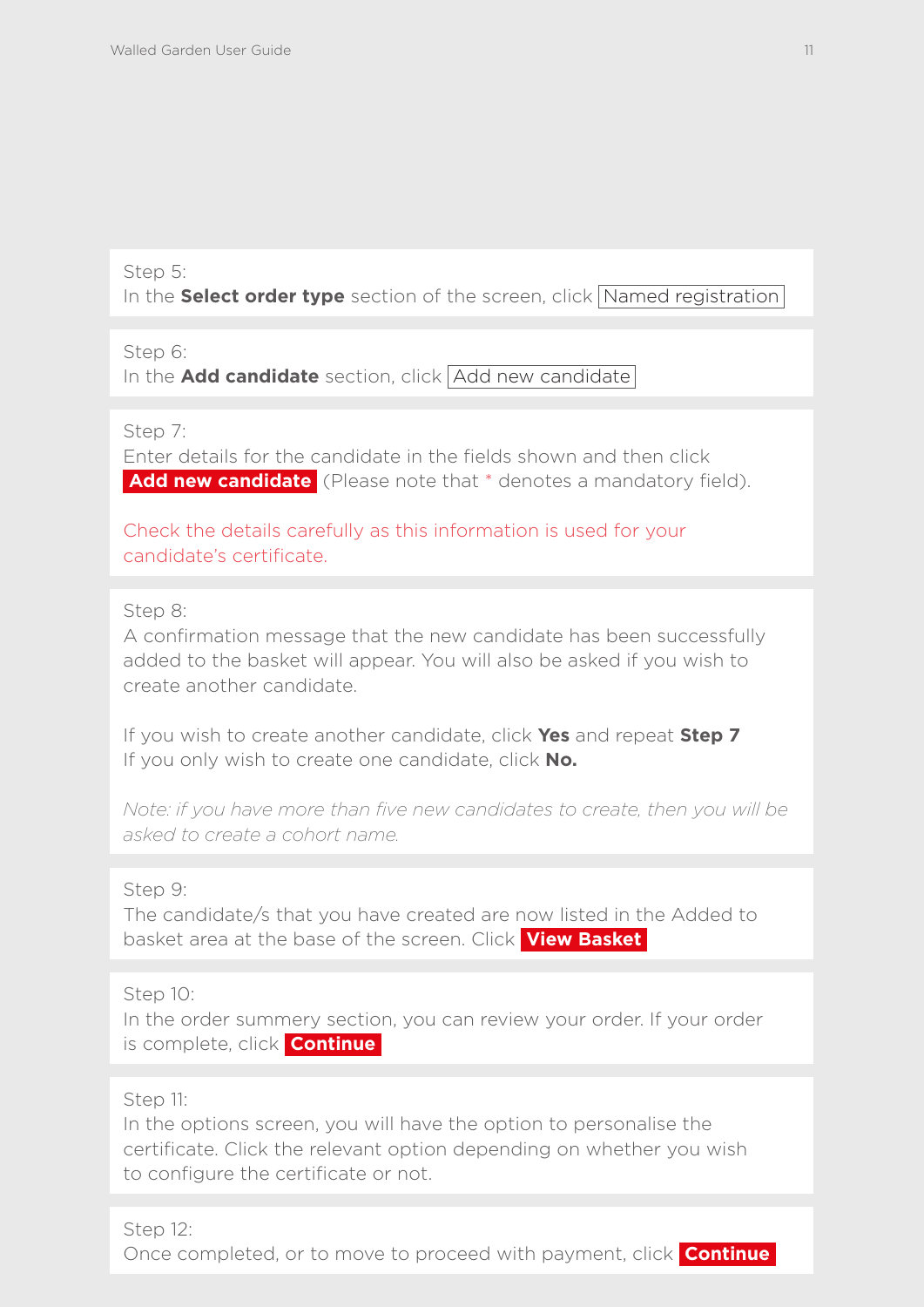Step 5:
In the **Select order type** section of the screen, click Named registration

Step 6:
In the **Add candidate** section, click Add new candidate

Step 7:
Enter details for the candidate in the fields shown and then click **Add new candidate** (Please note that * denotes a mandatory field).

Check the details carefully as this information is used for your candidate's certificate.

Step 8:
A confirmation message that the new candidate has been successfully added to the basket will appear. You will also be asked if you wish to create another candidate.

If you wish to create another candidate, click **Yes** and repeat **Step 7**
If you only wish to create one candidate, click **No.**

*Note: if you have more than five new candidates to create, then you will be asked to create a cohort name.*

Step 9:
The candidate/s that you have created are now listed in the Added to basket area at the base of the screen. Click **View Basket**

Step 10:
In the order summery section, you can review your order. If your order is complete, click **Continue**

Step 11:
In the options screen, you will have the option to personalise the certificate. Click the relevant option depending on whether you wish to configure the certificate or not.

Step 12:
Once completed, or to move to proceed with payment, click **Continue**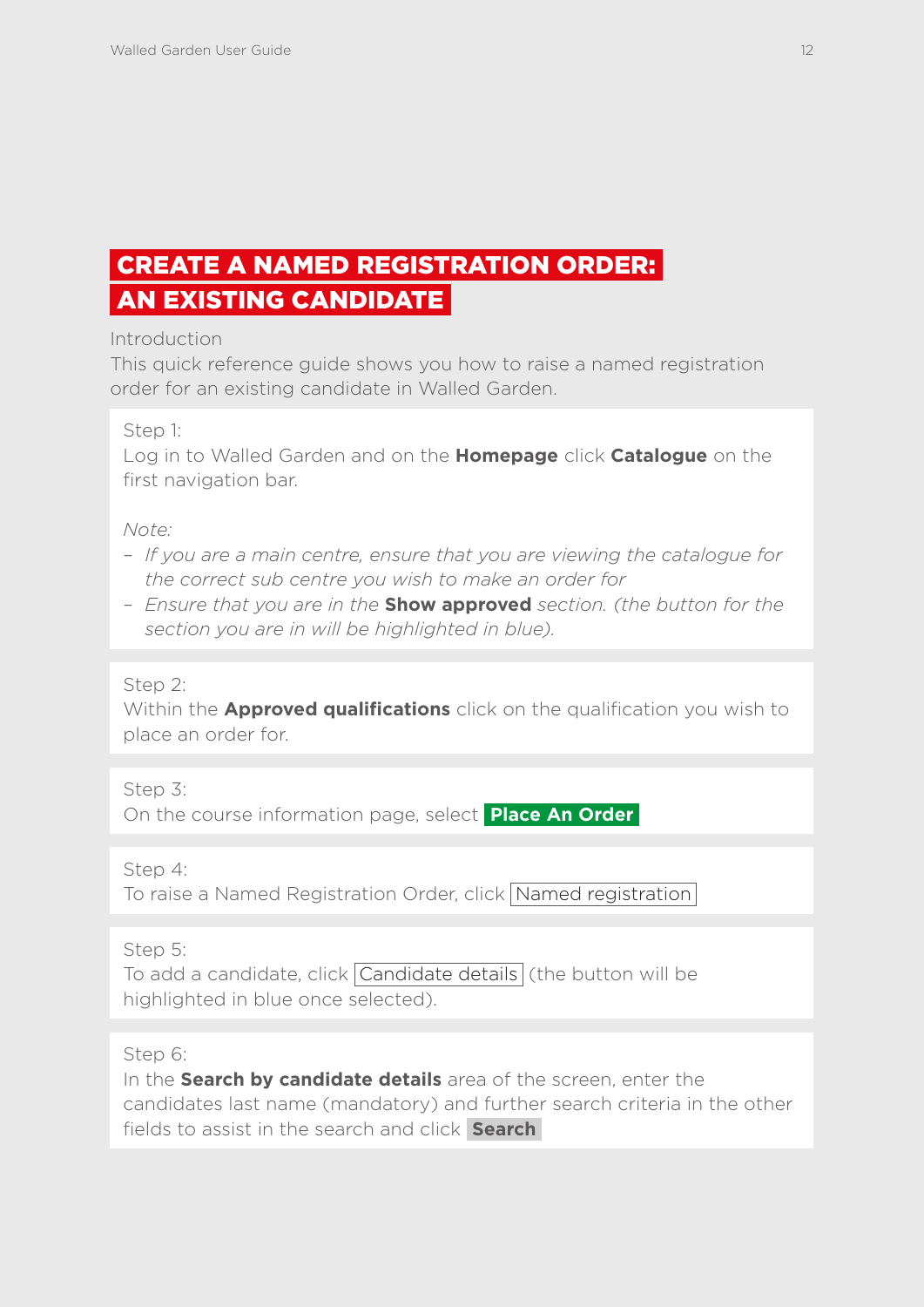# CREATE A NAMED REGISTRATION ORDER: AN EXISTING CANDIDATE

Introduction

This quick reference guide shows you how to raise a named registration order for an existing candidate in Walled Garden.

Step 1:

Log in to Walled Garden and on the **Homepage** click **Catalogue** on the first navigation bar.

*Note:*

- *If you are a main centre, ensure that you are viewing the catalogue for the correct sub centre you wish to make an order for*
- *Ensure that you are in the* **Show approved** *section. (the button for the section you are in will be highlighted in blue).*

Step 2:

Within the **Approved qualifications** click on the qualification you wish to place an order for.

Step 3:

On the course information page, select **Place An Order**

Step 4:

To raise a Named Registration Order, click Named registration

Step 5:

To add a candidate, click Candidate details (the button will be highlighted in blue once selected).

Step 6:

In the **Search by candidate details** area of the screen, enter the candidates last name (mandatory) and further search criteria in the other fields to assist in the search and click **Search**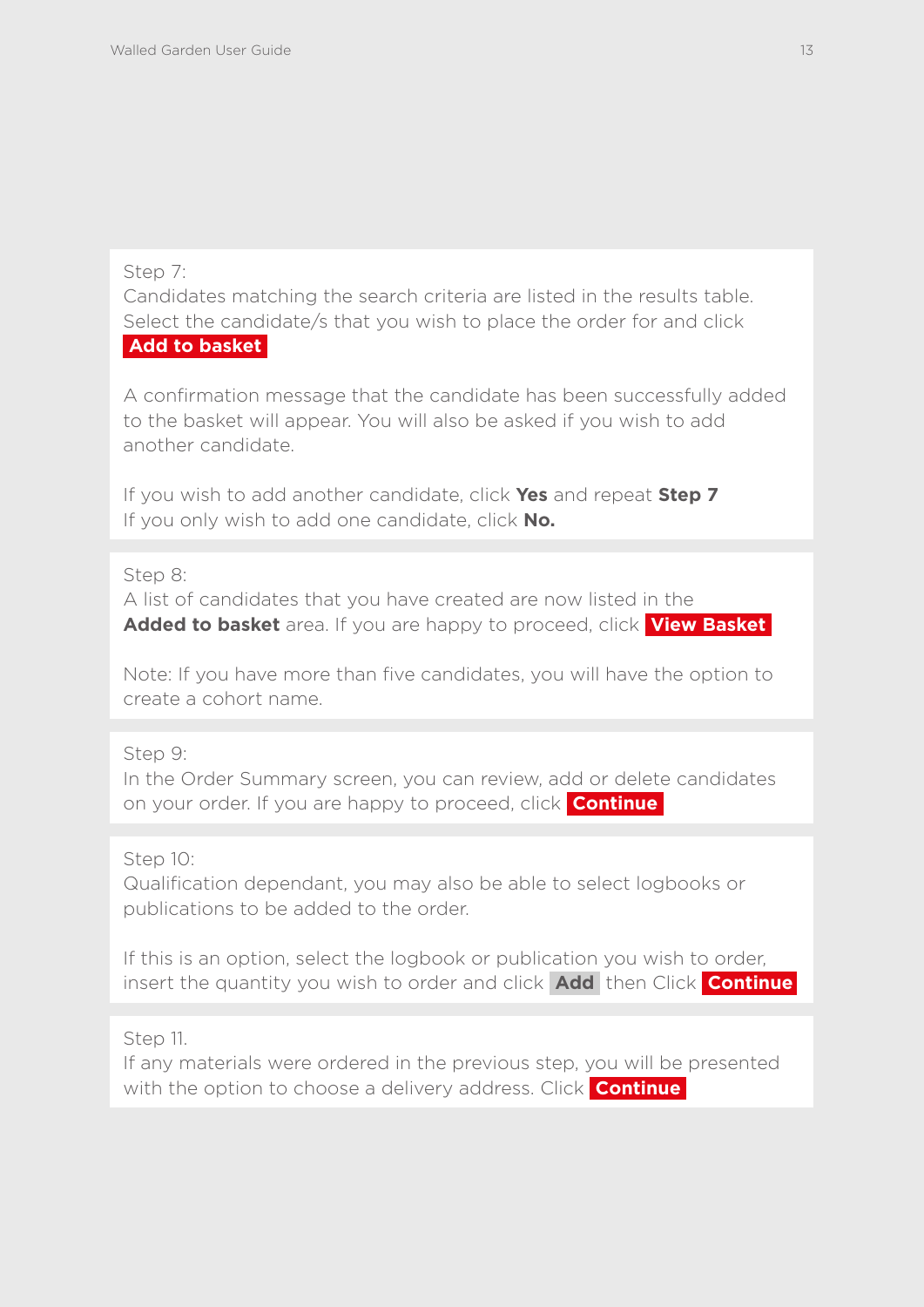Step 7:
Candidates matching the search criteria are listed in the results table. Select the candidate/s that you wish to place the order for and click **Add to basket**

A confirmation message that the candidate has been successfully added to the basket will appear. You will also be asked if you wish to add another candidate.

If you wish to add another candidate, click **Yes** and repeat **Step 7**
If you only wish to add one candidate, click **No.**

Step 8:
A list of candidates that you have created are now listed in the **Added to basket** area. If you are happy to proceed, click **View Basket**

Note: If you have more than five candidates, you will have the option to create a cohort name.

Step 9:
In the Order Summary screen, you can review, add or delete candidates on your order. If you are happy to proceed, click **Continue**

Step 10:
Qualification dependant, you may also be able to select logbooks or publications to be added to the order.

If this is an option, select the logbook or publication you wish to order, insert the quantity you wish to order and click **Add** then Click **Continue**

Step 11.
If any materials were ordered in the previous step, you will be presented with the option to choose a delivery address. Click **Continue**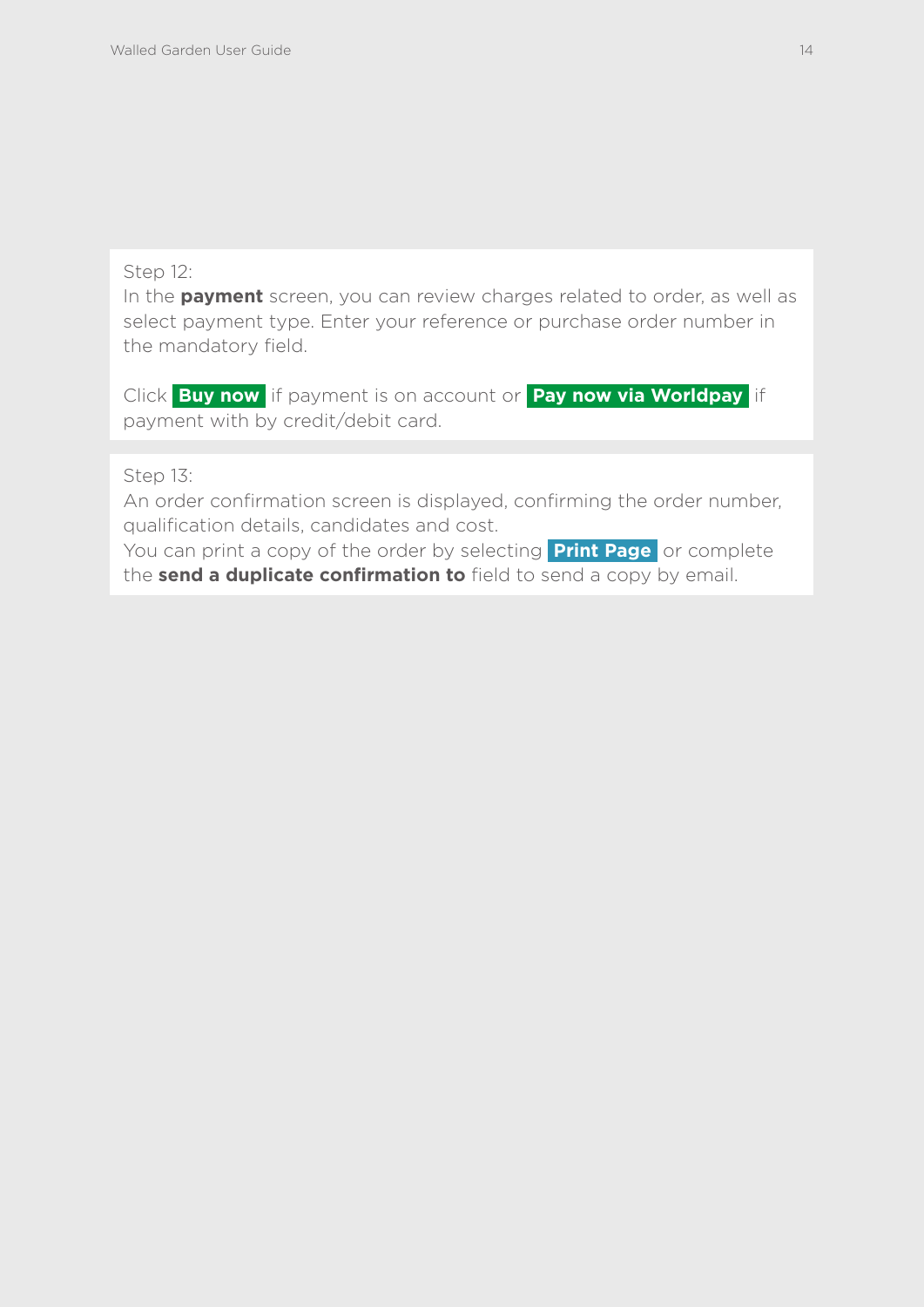Step 12:
In the **payment** screen, you can review charges related to order, as well as select payment type. Enter your reference or purchase order number in the mandatory field.

Click **Buy now** if payment is on account or **Pay now via Worldpay** if payment with by credit/debit card.

Step 13:
An order confirmation screen is displayed, confirming the order number, qualification details, candidates and cost.
You can print a copy of the order by selecting **Print Page** or complete the **send a duplicate confirmation to** field to send a copy by email.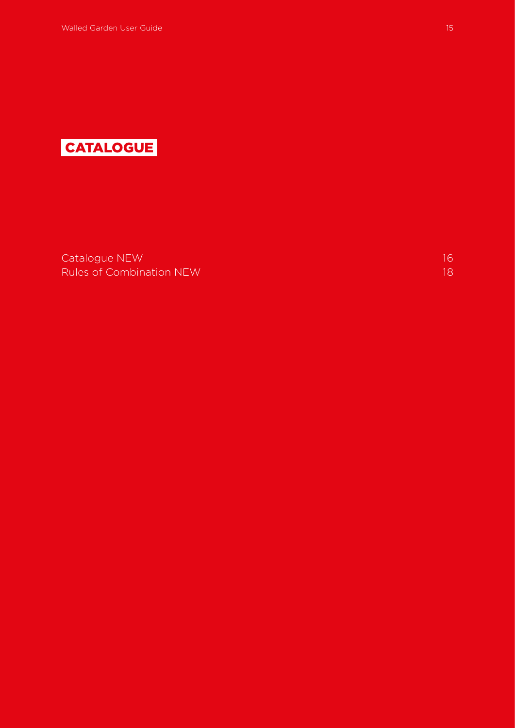# CATALOGUE

| | |
|---|---|
| Catalogue NEW | 16 |
| Rules of Combination NEW | 18 |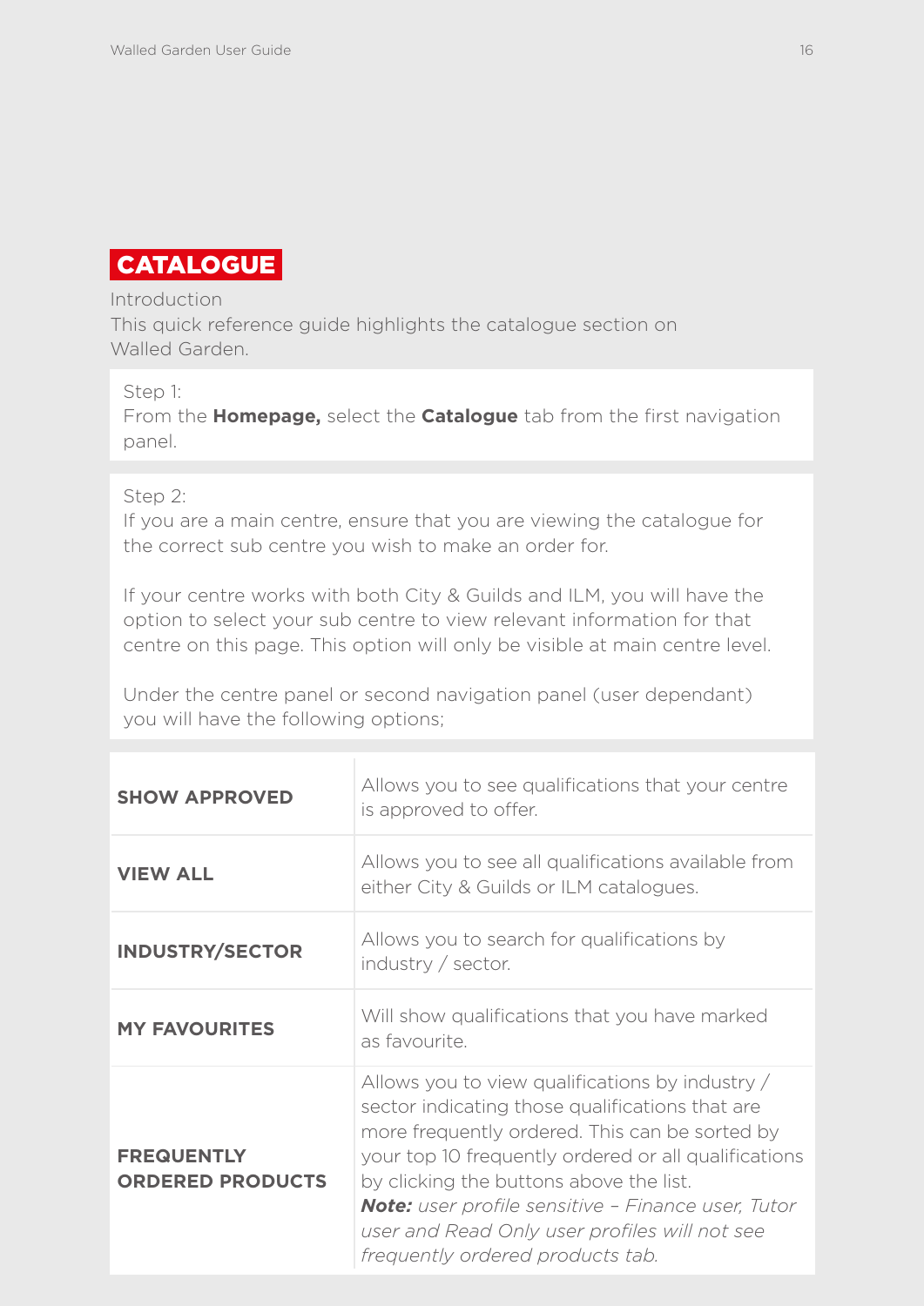# CATALOGUE

Introduction

This quick reference guide highlights the catalogue section on Walled Garden.

Step 1:
From the **Homepage,** select the **Catalogue** tab from the first navigation panel.

Step 2:
If you are a main centre, ensure that you are viewing the catalogue for the correct sub centre you wish to make an order for.

If your centre works with both City & Guilds and ILM, you will have the option to select your sub centre to view relevant information for that centre on this page. This option will only be visible at main centre level.

Under the centre panel or second navigation panel (user dependant) you will have the following options;

| | |
|---|---|
| **SHOW APPROVED** | Allows you to see qualifications that your centre is approved to offer. |
| **VIEW ALL** | Allows you to see all qualifications available from either City & Guilds or ILM catalogues. |
| **INDUSTRY/SECTOR** | Allows you to search for qualifications by industry / sector. |
| **MY FAVOURITES** | Will show qualifications that you have marked as favourite. |
| **FREQUENTLY ORDERED PRODUCTS** | Allows you to view qualifications by industry / sector indicating those qualifications that are more frequently ordered. This can be sorted by your top 10 frequently ordered or all qualifications by clicking the buttons above the list. ***Note:*** *user profile sensitive – Finance user, Tutor user and Read Only user profiles will not see frequently ordered products tab.* |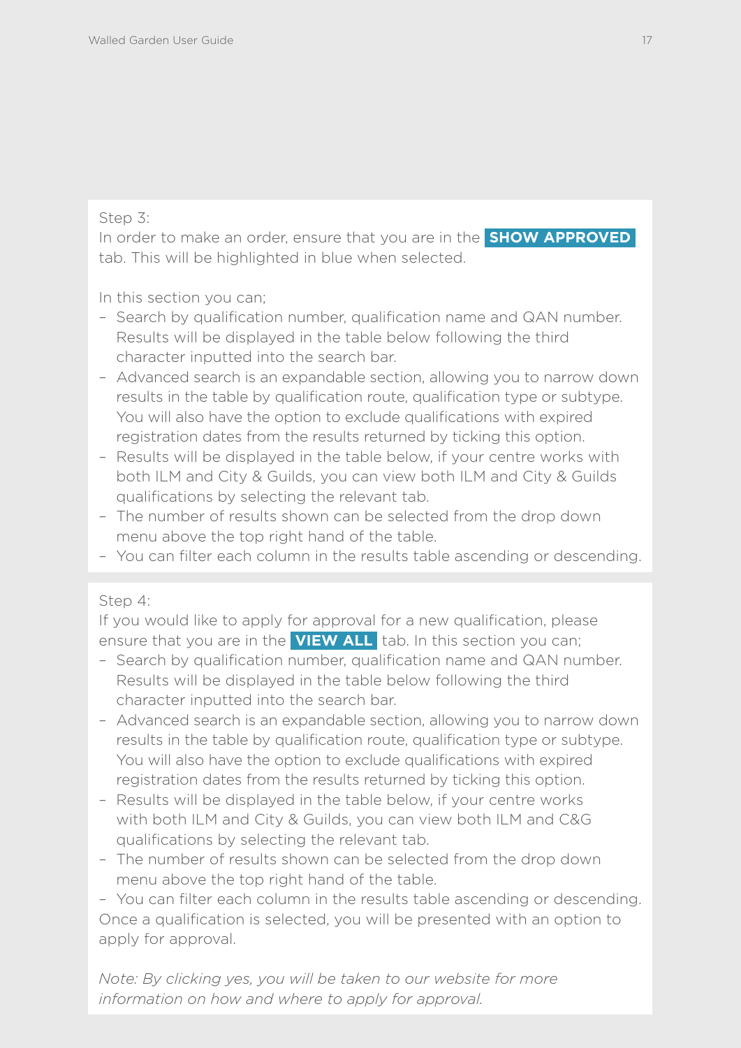Step 3:
In order to make an order, ensure that you are in the **SHOW APPROVED** tab. This will be highlighted in blue when selected.

In this section you can;

- Search by qualification number, qualification name and QAN number. Results will be displayed in the table below following the third character inputted into the search bar.
- Advanced search is an expandable section, allowing you to narrow down results in the table by qualification route, qualification type or subtype. You will also have the option to exclude qualifications with expired registration dates from the results returned by ticking this option.
- Results will be displayed in the table below, if your centre works with both ILM and City & Guilds, you can view both ILM and City & Guilds qualifications by selecting the relevant tab.
- The number of results shown can be selected from the drop down menu above the top right hand of the table.
- You can filter each column in the results table ascending or descending.

Step 4:
If you would like to apply for approval for a new qualification, please ensure that you are in the **VIEW ALL** tab. In this section you can;

- Search by qualification number, qualification name and QAN number. Results will be displayed in the table below following the third character inputted into the search bar.
- Advanced search is an expandable section, allowing you to narrow down results in the table by qualification route, qualification type or subtype. You will also have the option to exclude qualifications with expired registration dates from the results returned by ticking this option.
- Results will be displayed in the table below, if your centre works with both ILM and City & Guilds, you can view both ILM and C&G qualifications by selecting the relevant tab.
- The number of results shown can be selected from the drop down menu above the top right hand of the table.
- You can filter each column in the results table ascending or descending.

Once a qualification is selected, you will be presented with an option to apply for approval.

*Note: By clicking yes, you will be taken to our website for more information on how and where to apply for approval.*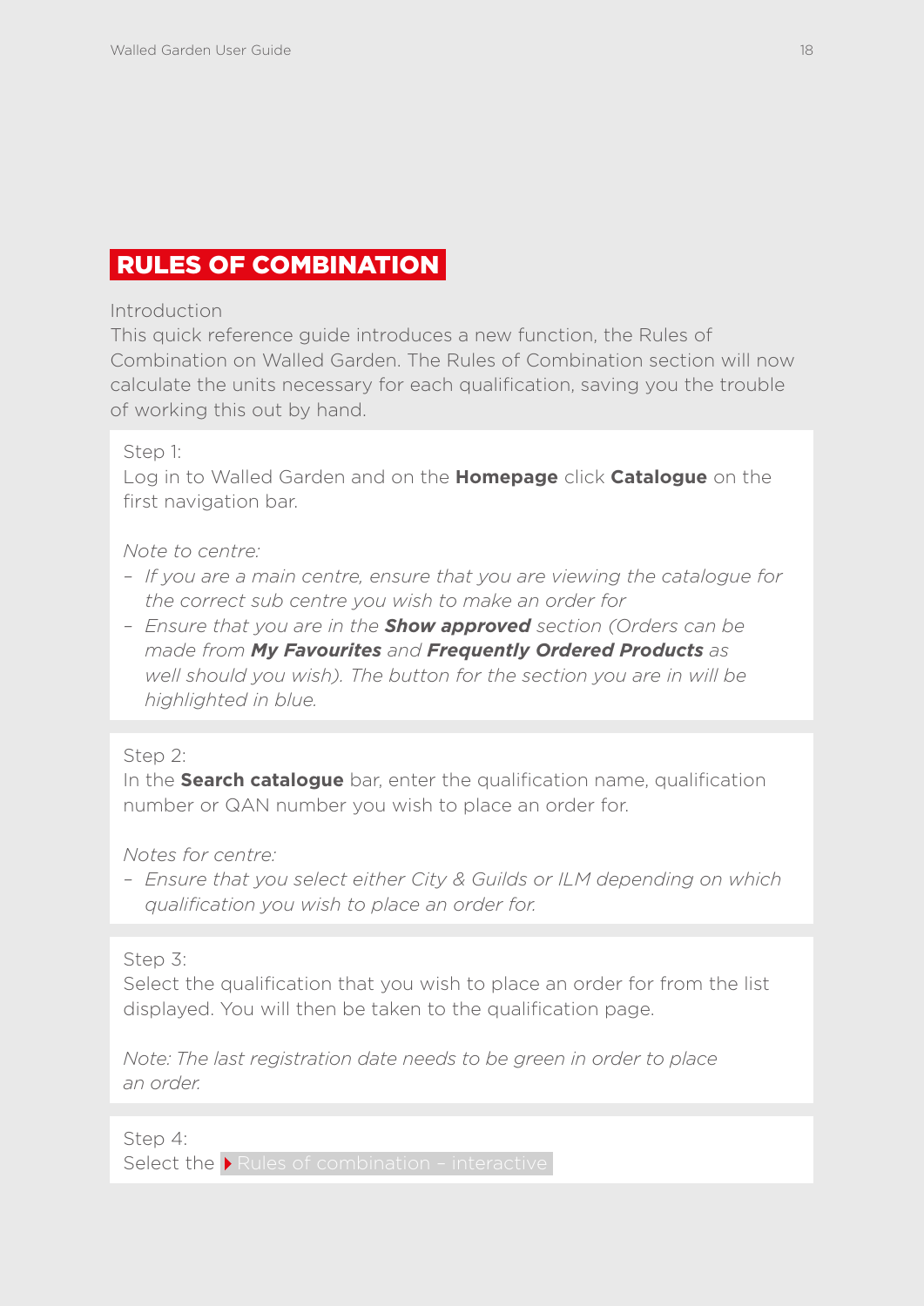## RULES OF COMBINATION

Introduction

This quick reference guide introduces a new function, the Rules of Combination on Walled Garden. The Rules of Combination section will now calculate the units necessary for each qualification, saving you the trouble of working this out by hand.

Step 1:

Log in to Walled Garden and on the **Homepage** click **Catalogue** on the first navigation bar.

*Note to centre:*

- *If you are a main centre, ensure that you are viewing the catalogue for the correct sub centre you wish to make an order for*
- *Ensure that you are in the **Show approved** section (Orders can be made from **My Favourites** and **Frequently Ordered Products** as well should you wish). The button for the section you are in will be highlighted in blue.*

Step 2:

In the **Search catalogue** bar, enter the qualification name, qualification number or QAN number you wish to place an order for.

*Notes for centre:*

- *Ensure that you select either City & Guilds or ILM depending on which qualification you wish to place an order for.*

Step 3:

Select the qualification that you wish to place an order for from the list displayed. You will then be taken to the qualification page.

*Note: The last registration date needs to be green in order to place an order.*

Step 4:

Select the ▸ Rules of combination – interactive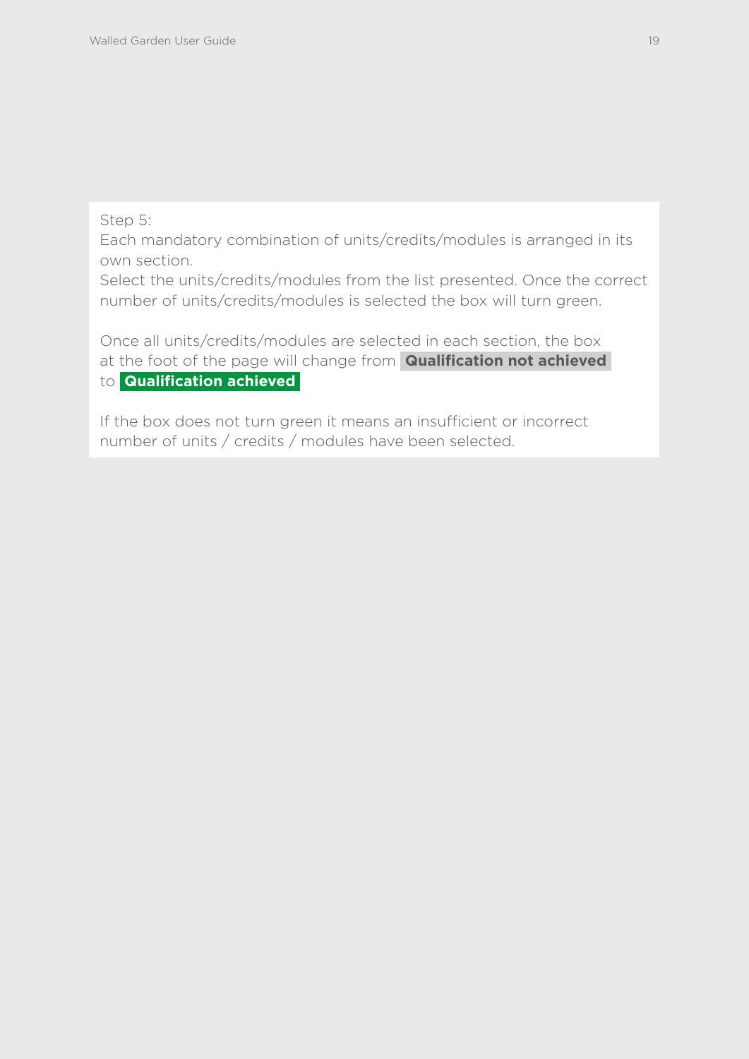Step 5:
Each mandatory combination of units/credits/modules is arranged in its own section.
Select the units/credits/modules from the list presented. Once the correct number of units/credits/modules is selected the box will turn green.

Once all units/credits/modules are selected in each section, the box at the foot of the page will change from **Qualification not achieved** to **Qualification achieved**

If the box does not turn green it means an insufficient or incorrect number of units / credits / modules have been selected.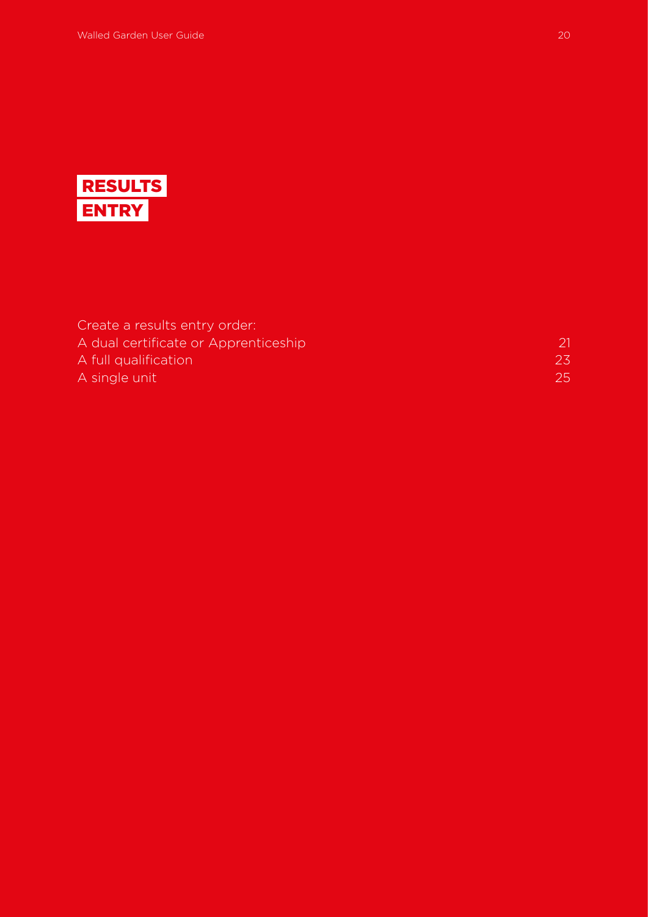# RESULTS ENTRY

Create a results entry order:

| | |
|---|---|
| A dual certificate or Apprenticeship | 21 |
| A full qualification | 23 |
| A single unit | 25 |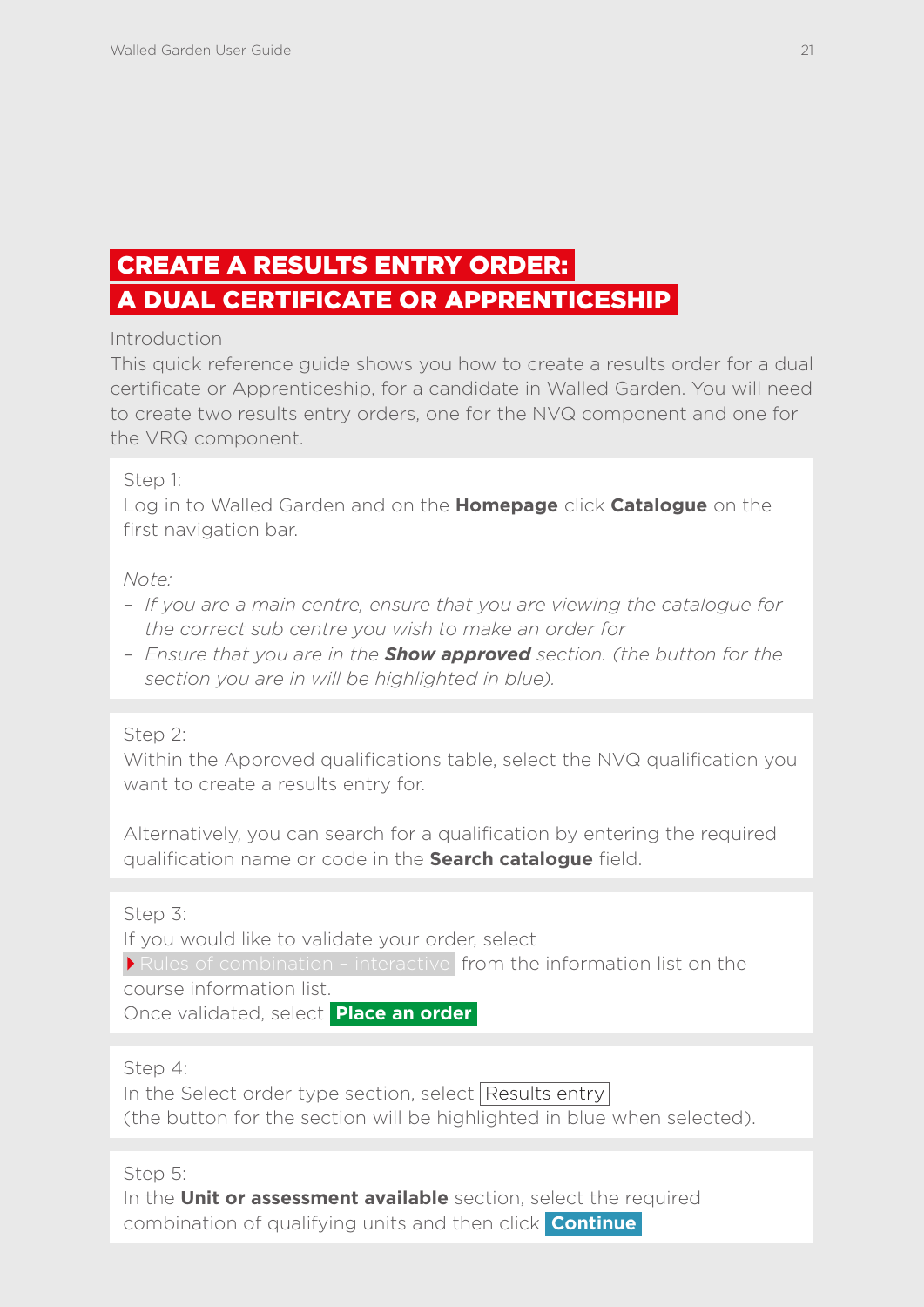# CREATE A RESULTS ENTRY ORDER: A DUAL CERTIFICATE OR APPRENTICESHIP

Introduction

This quick reference guide shows you how to create a results order for a dual certificate or Apprenticeship, for a candidate in Walled Garden. You will need to create two results entry orders, one for the NVQ component and one for the VRQ component.

Step 1:
Log in to Walled Garden and on the **Homepage** click **Catalogue** on the first navigation bar.

*Note:*

- *If you are a main centre, ensure that you are viewing the catalogue for the correct sub centre you wish to make an order for*
- *Ensure that you are in the* ***Show approved*** *section. (the button for the section you are in will be highlighted in blue).*

Step 2:
Within the Approved qualifications table, select the NVQ qualification you want to create a results entry for.

Alternatively, you can search for a qualification by entering the required qualification name or code in the **Search catalogue** field.

Step 3:
If you would like to validate your order, select Rules of combination – interactive from the information list on the course information list.
Once validated, select **Place an order**

Step 4:
In the Select order type section, select Results entry (the button for the section will be highlighted in blue when selected).

Step 5:
In the **Unit or assessment available** section, select the required combination of qualifying units and then click **Continue**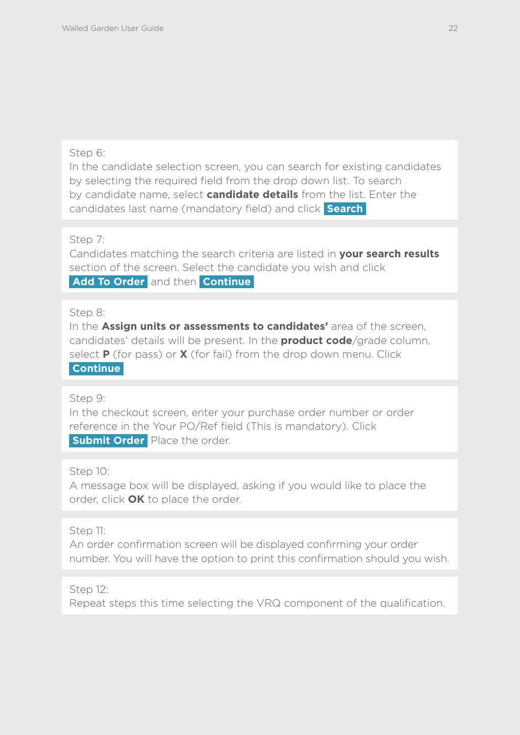Step 6:
In the candidate selection screen, you can search for existing candidates by selecting the required field from the drop down list. To search by candidate name, select **candidate details** from the list. Enter the candidates last name (mandatory field) and click **Search**

Step 7:
Candidates matching the search criteria are listed in **your search results** section of the screen. Select the candidate you wish and click **Add To Order** and then **Continue**

Step 8:
In the **Assign units or assessments to candidates'** area of the screen, candidates' details will be present. In the **product code**/grade column, select **P** (for pass) or **X** (for fail) from the drop down menu. Click **Continue**

Step 9:
In the checkout screen, enter your purchase order number or order reference in the Your PO/Ref field (This is mandatory). Click **Submit Order** Place the order.

Step 10:
A message box will be displayed, asking if you would like to place the order, click **OK** to place the order.

Step 11:
An order confirmation screen will be displayed confirming your order number. You will have the option to print this confirmation should you wish.

Step 12:
Repeat steps this time selecting the VRQ component of the qualification.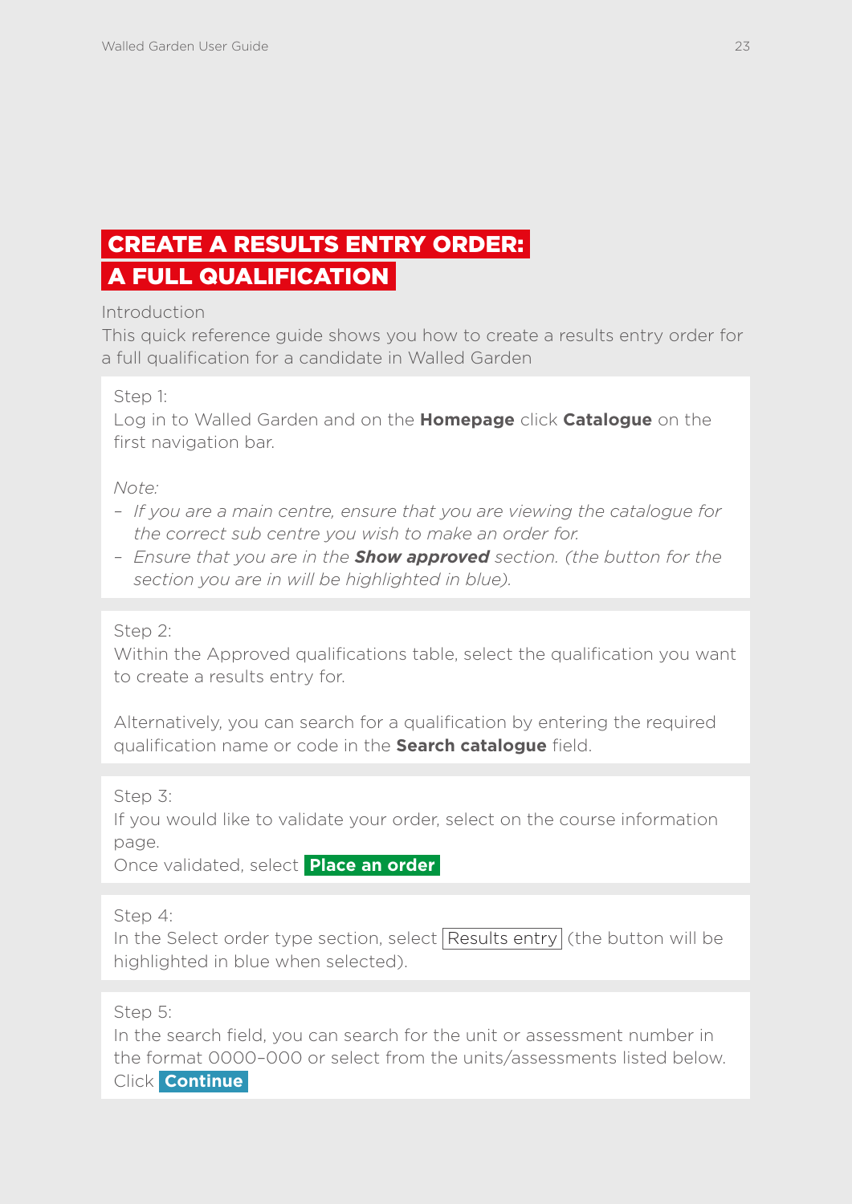# CREATE A RESULTS ENTRY ORDER: A FULL QUALIFICATION

Introduction

This quick reference guide shows you how to create a results entry order for a full qualification for a candidate in Walled Garden

Step 1:

Log in to Walled Garden and on the **Homepage** click **Catalogue** on the first navigation bar.

*Note:*

- *If you are a main centre, ensure that you are viewing the catalogue for the correct sub centre you wish to make an order for.*
- *Ensure that you are in the **Show approved** section. (the button for the section you are in will be highlighted in blue).*

Step 2:

Within the Approved qualifications table, select the qualification you want to create a results entry for.

Alternatively, you can search for a qualification by entering the required qualification name or code in the **Search catalogue** field.

Step 3:

If you would like to validate your order, select on the course information page.

Once validated, select **Place an order**

Step 4:

In the Select order type section, select Results entry (the button will be highlighted in blue when selected).

Step 5:

In the search field, you can search for the unit or assessment number in the format 0000–000 or select from the units/assessments listed below.

Click **Continue**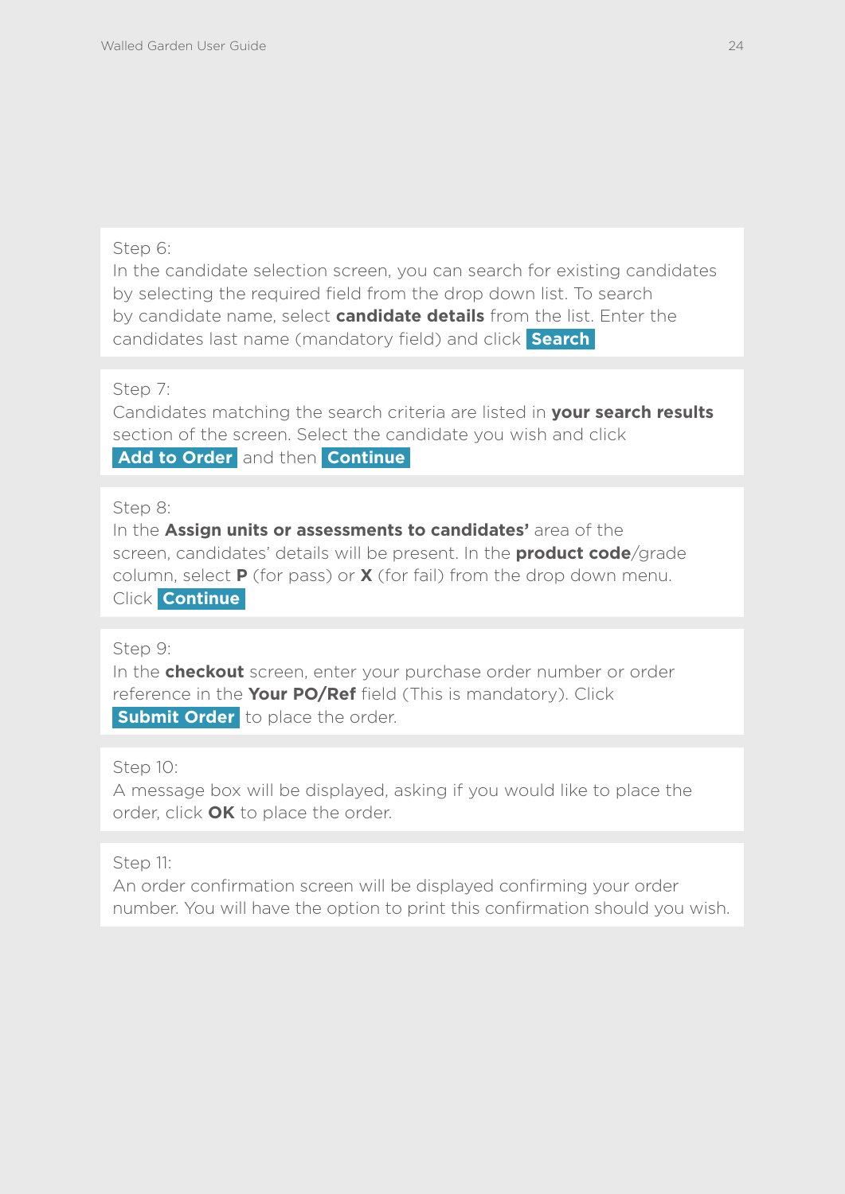Step 6:
In the candidate selection screen, you can search for existing candidates by selecting the required field from the drop down list. To search by candidate name, select **candidate details** from the list. Enter the candidates last name (mandatory field) and click **Search**

Step 7:
Candidates matching the search criteria are listed in **your search results** section of the screen. Select the candidate you wish and click **Add to Order** and then **Continue**

Step 8:
In the **Assign units or assessments to candidates'** area of the screen, candidates' details will be present. In the **product code**/grade column, select **P** (for pass) or **X** (for fail) from the drop down menu. Click **Continue**

Step 9:
In the **checkout** screen, enter your purchase order number or order reference in the **Your PO/Ref** field (This is mandatory). Click **Submit Order** to place the order.

Step 10:
A message box will be displayed, asking if you would like to place the order, click **OK** to place the order.

Step 11:
An order confirmation screen will be displayed confirming your order number. You will have the option to print this confirmation should you wish.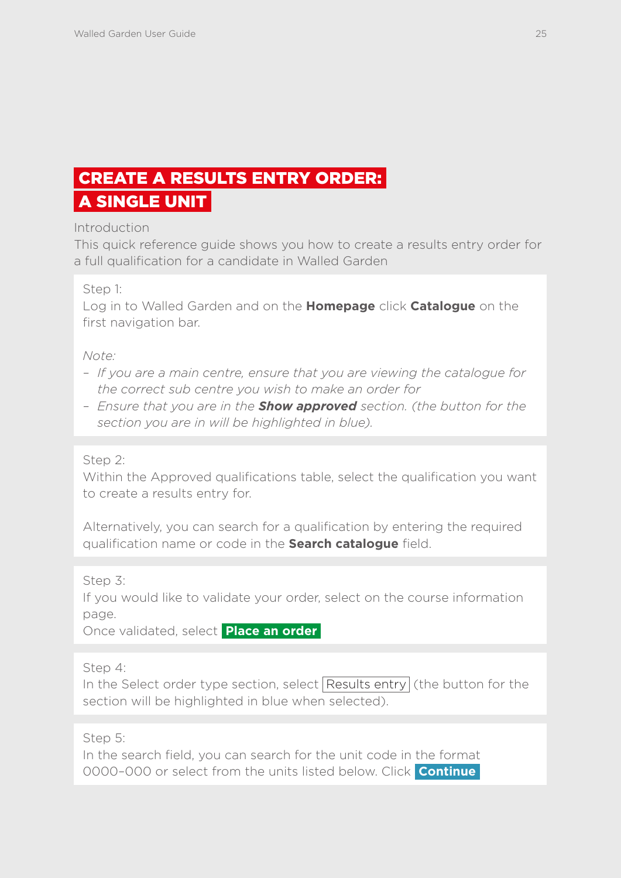# CREATE A RESULTS ENTRY ORDER: A SINGLE UNIT

Introduction

This quick reference guide shows you how to create a results entry order for a full qualification for a candidate in Walled Garden

Step 1:

Log in to Walled Garden and on the **Homepage** click **Catalogue** on the first navigation bar.

*Note:*

- *If you are a main centre, ensure that you are viewing the catalogue for the correct sub centre you wish to make an order for*
- *Ensure that you are in the **Show approved** section. (the button for the section you are in will be highlighted in blue).*

Step 2:

Within the Approved qualifications table, select the qualification you want to create a results entry for.

Alternatively, you can search for a qualification by entering the required qualification name or code in the **Search catalogue** field.

Step 3:

If you would like to validate your order, select on the course information page.

Once validated, select **Place an order**

Step 4:

In the Select order type section, select Results entry (the button for the section will be highlighted in blue when selected).

Step 5:

In the search field, you can search for the unit code in the format 0000–000 or select from the units listed below. Click **Continue**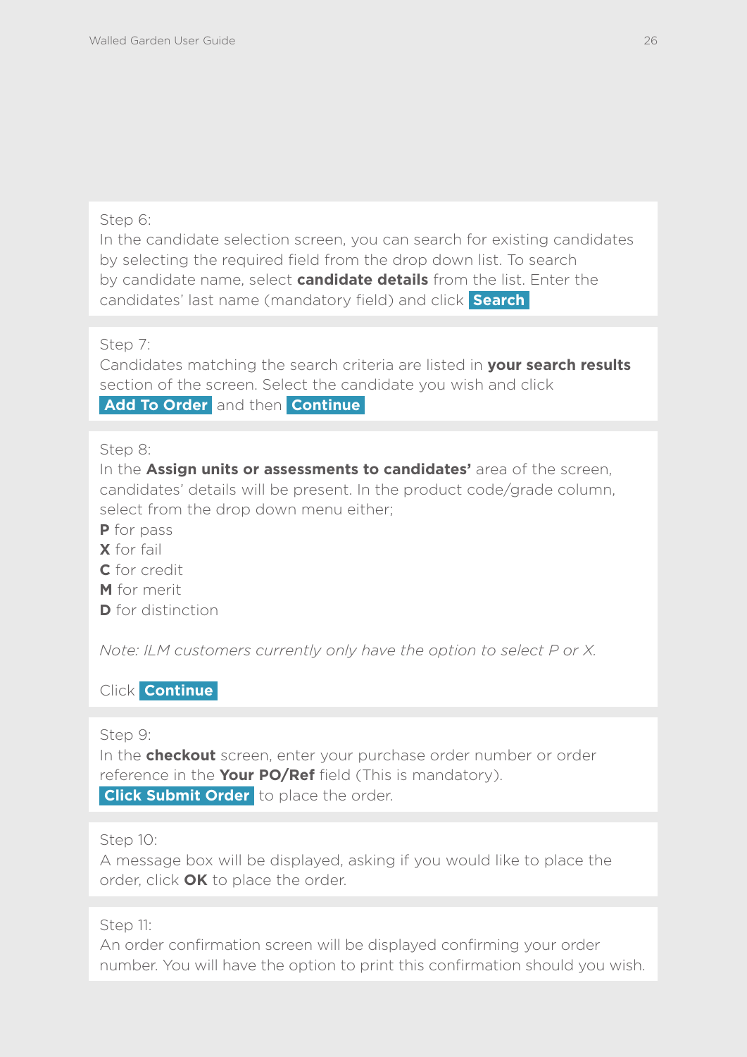Step 6:
In the candidate selection screen, you can search for existing candidates by selecting the required field from the drop down list. To search by candidate name, select **candidate details** from the list. Enter the candidates' last name (mandatory field) and click **Search**

Step 7:
Candidates matching the search criteria are listed in **your search results** section of the screen. Select the candidate you wish and click **Add To Order** and then **Continue**

Step 8:
In the **Assign units or assessments to candidates'** area of the screen, candidates' details will be present. In the product code/grade column, select from the drop down menu either;
**P** for pass
**X** for fail
**C** for credit
**M** for merit
**D** for distinction

*Note: ILM customers currently only have the option to select P or X.*

Click **Continue**

Step 9:
In the **checkout** screen, enter your purchase order number or order reference in the **Your PO/Ref** field (This is mandatory).
**Click Submit Order** to place the order.

Step 10:
A message box will be displayed, asking if you would like to place the order, click **OK** to place the order.

Step 11:
An order confirmation screen will be displayed confirming your order number. You will have the option to print this confirmation should you wish.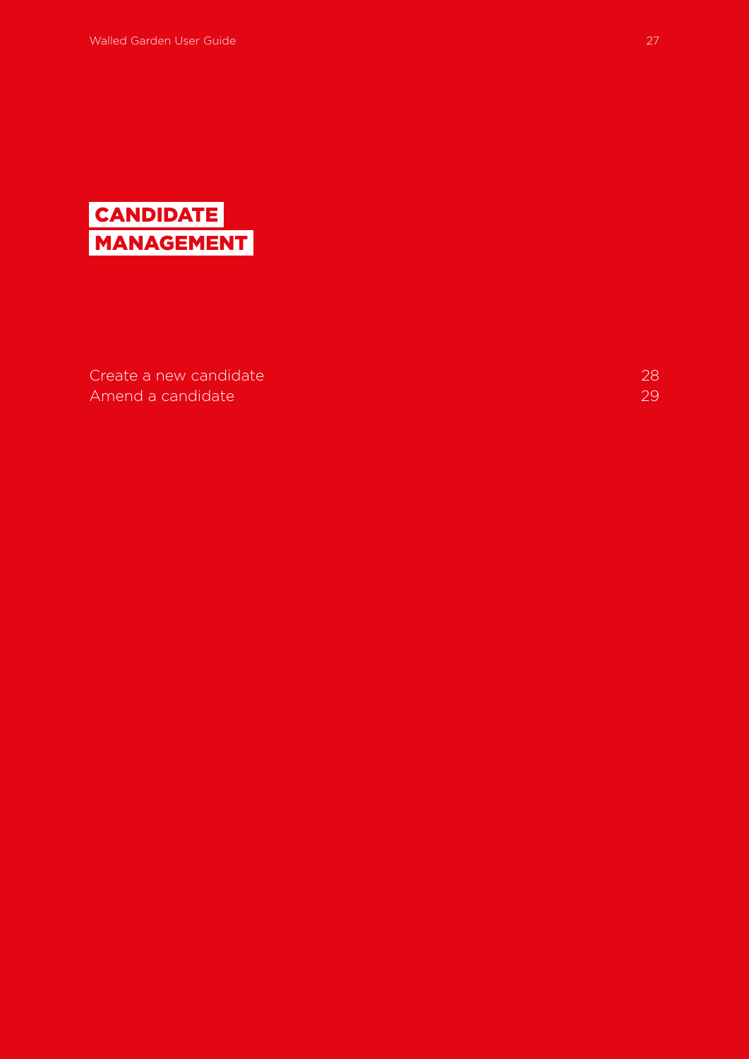# CANDIDATE MANAGEMENT

| | |
|---|---|
| Create a new candidate | 28 |
| Amend a candidate | 29 |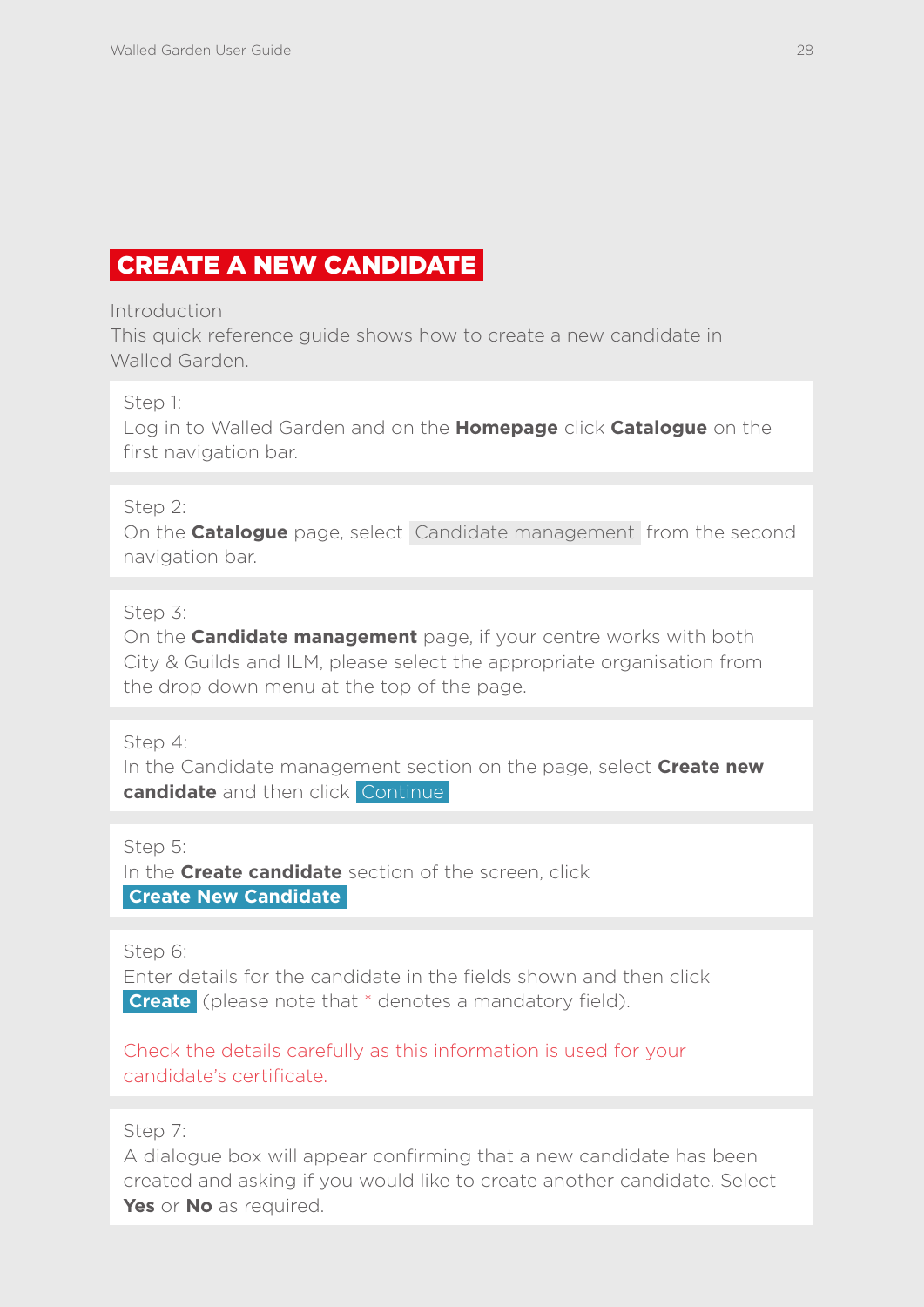# CREATE A NEW CANDIDATE

Introduction
This quick reference guide shows how to create a new candidate in Walled Garden.

Step 1:
Log in to Walled Garden and on the **Homepage** click **Catalogue** on the first navigation bar.

Step 2:
On the **Catalogue** page, select Candidate management from the second navigation bar.

Step 3:
On the **Candidate management** page, if your centre works with both City & Guilds and ILM, please select the appropriate organisation from the drop down menu at the top of the page.

Step 4:
In the Candidate management section on the page, select **Create new candidate** and then click Continue

Step 5:
In the **Create candidate** section of the screen, click **Create New Candidate**

Step 6:
Enter details for the candidate in the fields shown and then click **Create** (please note that * denotes a mandatory field).

Check the details carefully as this information is used for your candidate's certificate.

Step 7:
A dialogue box will appear confirming that a new candidate has been created and asking if you would like to create another candidate. Select **Yes** or **No** as required.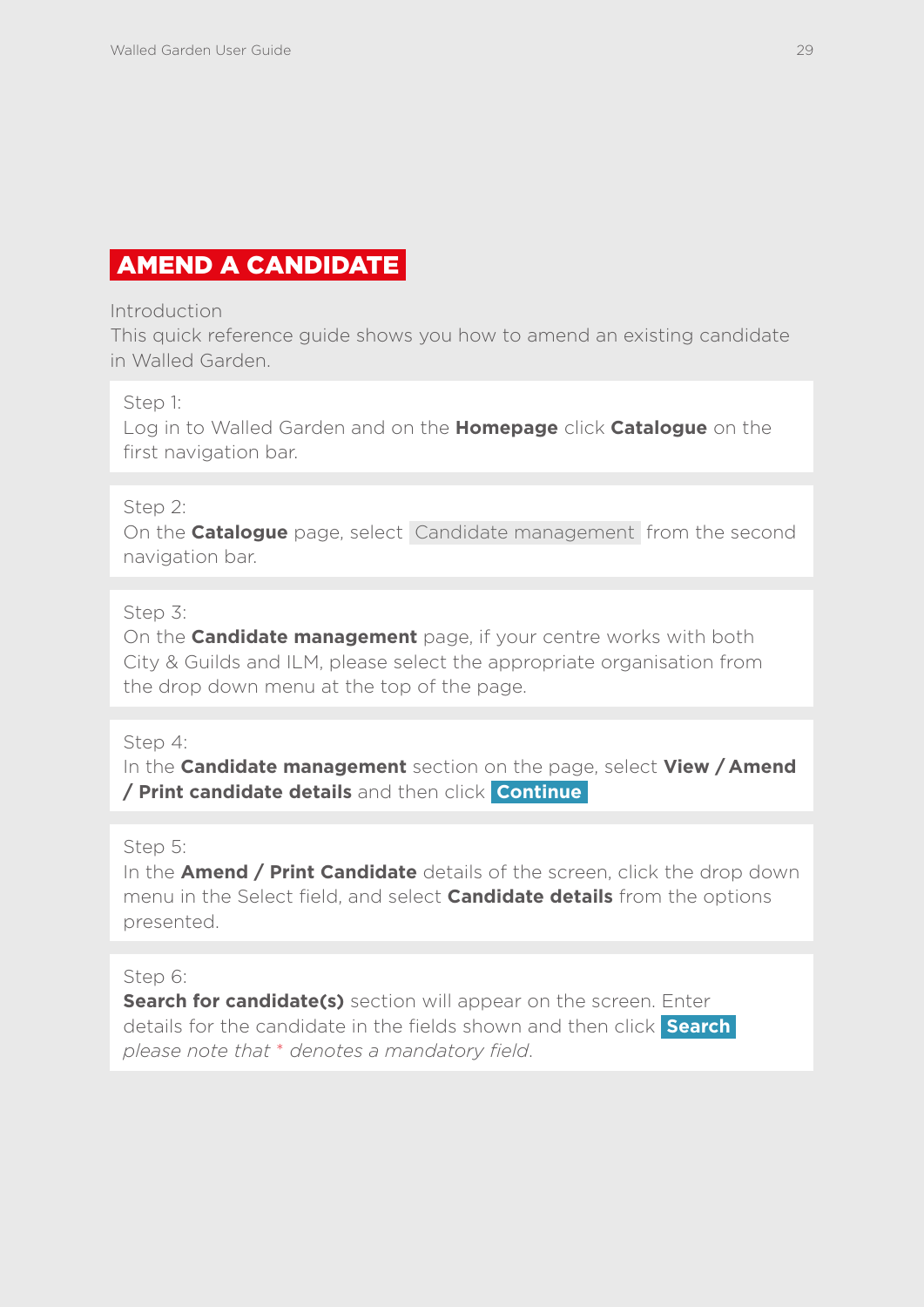# AMEND A CANDIDATE

Introduction
This quick reference guide shows you how to amend an existing candidate in Walled Garden.

Step 1:
Log in to Walled Garden and on the **Homepage** click **Catalogue** on the first navigation bar.

Step 2:
On the **Catalogue** page, select Candidate management from the second navigation bar.

Step 3:
On the **Candidate management** page, if your centre works with both City & Guilds and ILM, please select the appropriate organisation from the drop down menu at the top of the page.

Step 4:
In the **Candidate management** section on the page, select **View / Amend / Print candidate details** and then click **Continue**

Step 5:
In the **Amend / Print Candidate** details of the screen, click the drop down menu in the Select field, and select **Candidate details** from the options presented.

Step 6:
**Search for candidate(s)** section will appear on the screen. Enter details for the candidate in the fields shown and then click **Search**
*please note that * denotes a mandatory field.*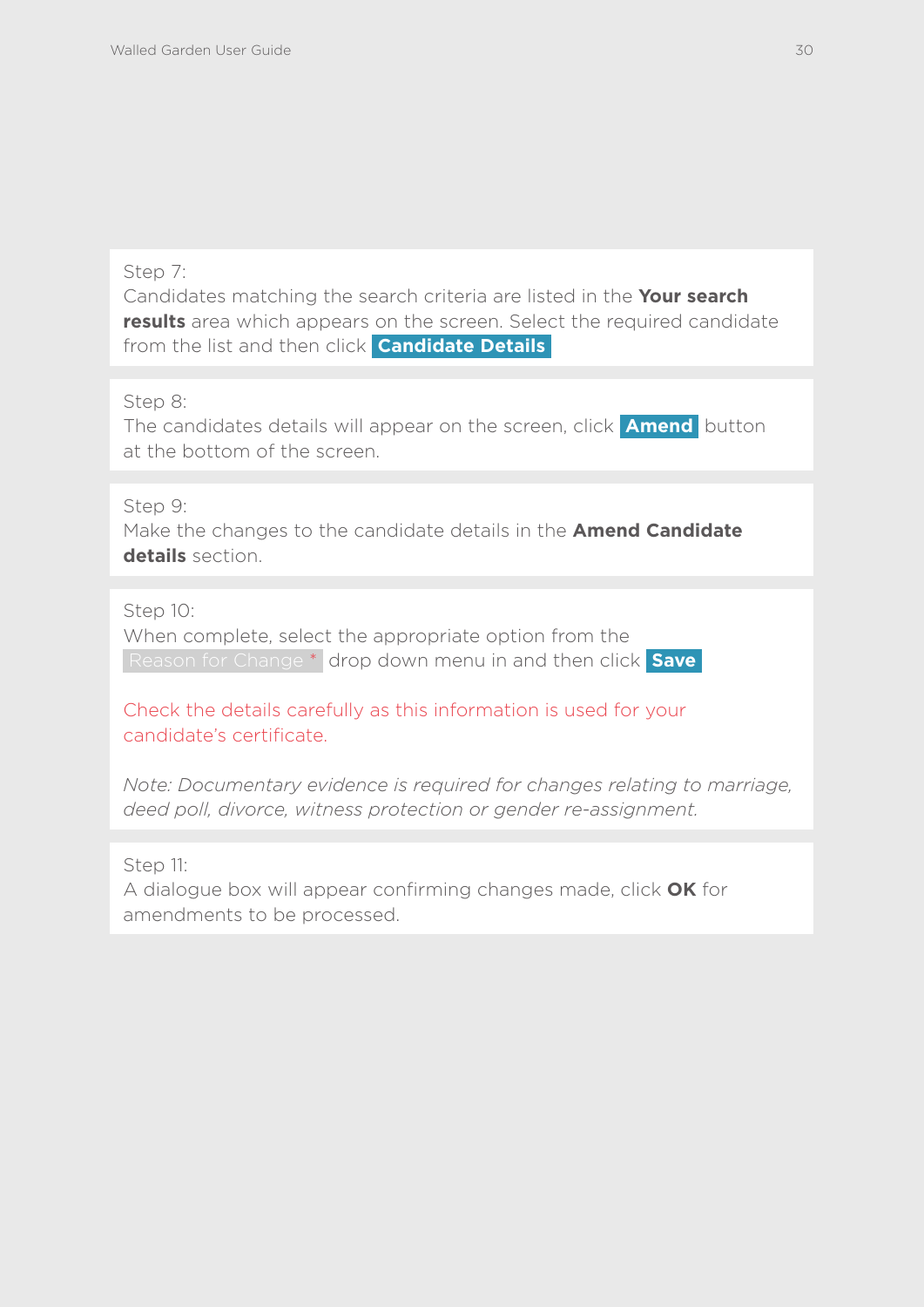Step 7:
Candidates matching the search criteria are listed in the **Your search results** area which appears on the screen. Select the required candidate from the list and then click **Candidate Details**

Step 8:
The candidates details will appear on the screen, click **Amend** button at the bottom of the screen.

Step 9:
Make the changes to the candidate details in the **Amend Candidate details** section.

Step 10:
When complete, select the appropriate option from the Reason for Change * drop down menu in and then click **Save**

Check the details carefully as this information is used for your candidate's certificate.

*Note: Documentary evidence is required for changes relating to marriage, deed poll, divorce, witness protection or gender re-assignment.*

Step 11:
A dialogue box will appear confirming changes made, click **OK** for amendments to be processed.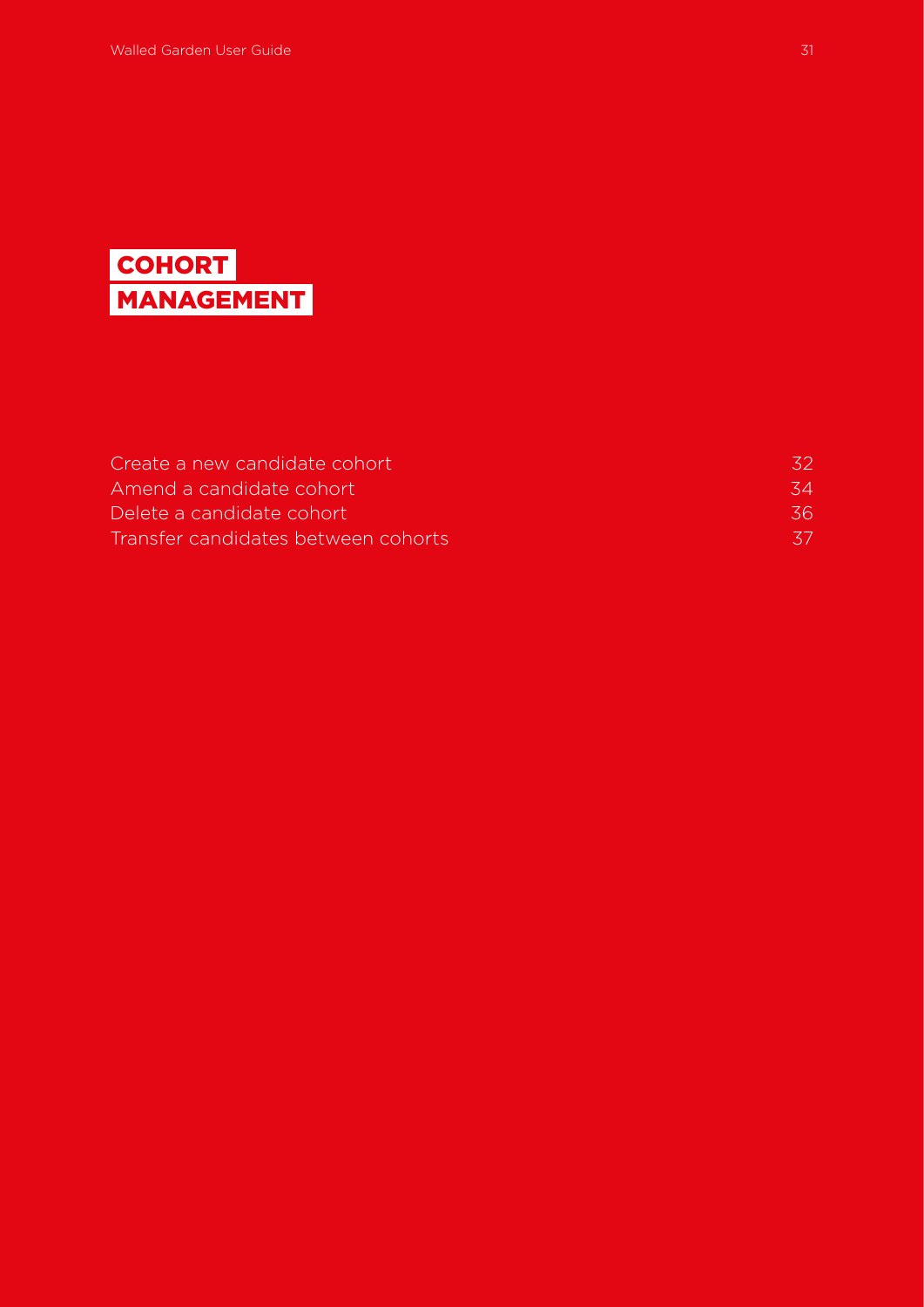# COHORT MANAGEMENT

| | |
|---|---|
| Create a new candidate cohort | 32 |
| Amend a candidate cohort | 34 |
| Delete a candidate cohort | 36 |
| Transfer candidates between cohorts | 37 |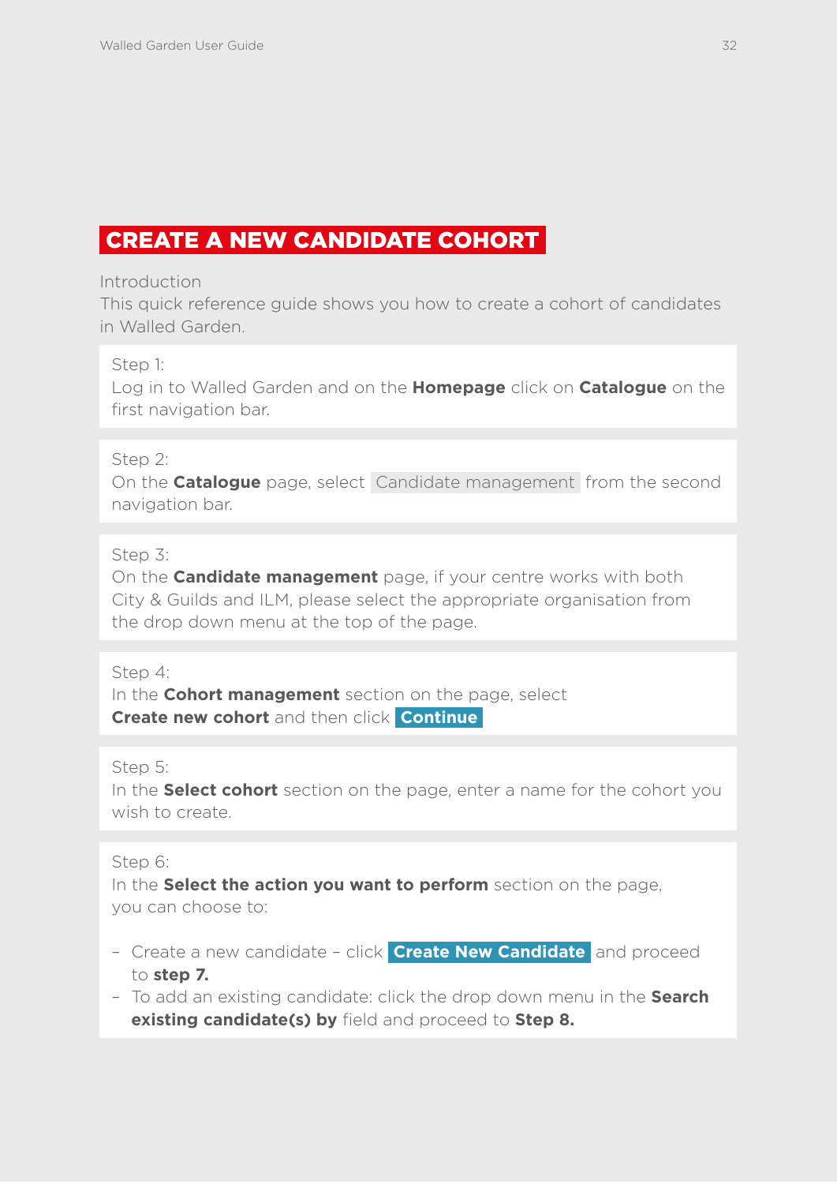# CREATE A NEW CANDIDATE COHORT

Introduction
This quick reference guide shows you how to create a cohort of candidates in Walled Garden.

Step 1:
Log in to Walled Garden and on the **Homepage** click on **Catalogue** on the first navigation bar.

Step 2:
On the **Catalogue** page, select Candidate management from the second navigation bar.

Step 3:
On the **Candidate management** page, if your centre works with both City & Guilds and ILM, please select the appropriate organisation from the drop down menu at the top of the page.

Step 4:
In the **Cohort management** section on the page, select **Create new cohort** and then click **Continue**

Step 5:
In the **Select cohort** section on the page, enter a name for the cohort you wish to create.

Step 6:
In the **Select the action you want to perform** section on the page, you can choose to:

- Create a new candidate – click **Create New Candidate** and proceed to **step 7.**
- To add an existing candidate: click the drop down menu in the **Search existing candidate(s) by** field and proceed to **Step 8.**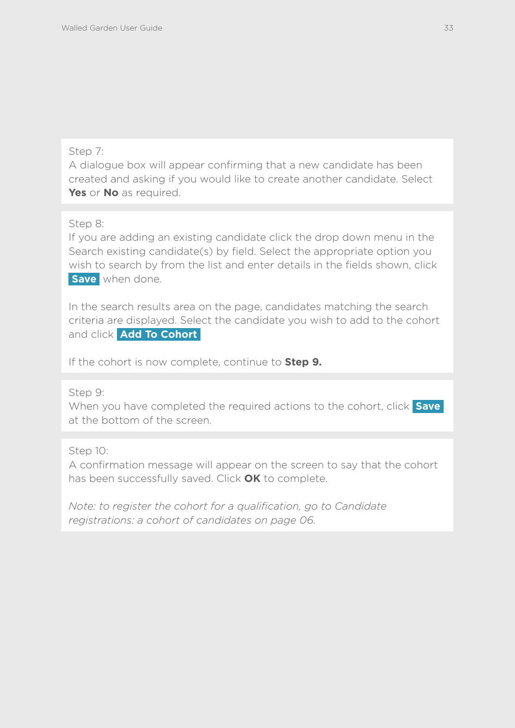Step 7:
A dialogue box will appear confirming that a new candidate has been created and asking if you would like to create another candidate. Select **Yes** or **No** as required.

Step 8:
If you are adding an existing candidate click the drop down menu in the Search existing candidate(s) by field. Select the appropriate option you wish to search by from the list and enter details in the fields shown, click **Save** when done.

In the search results area on the page, candidates matching the search criteria are displayed. Select the candidate you wish to add to the cohort and click **Add To Cohort**

If the cohort is now complete, continue to **Step 9.**

Step 9:
When you have completed the required actions to the cohort, click **Save** at the bottom of the screen.

Step 10:
A confirmation message will appear on the screen to say that the cohort has been successfully saved. Click **OK** to complete.

*Note: to register the cohort for a qualification, go to Candidate registrations: a cohort of candidates on page 06.*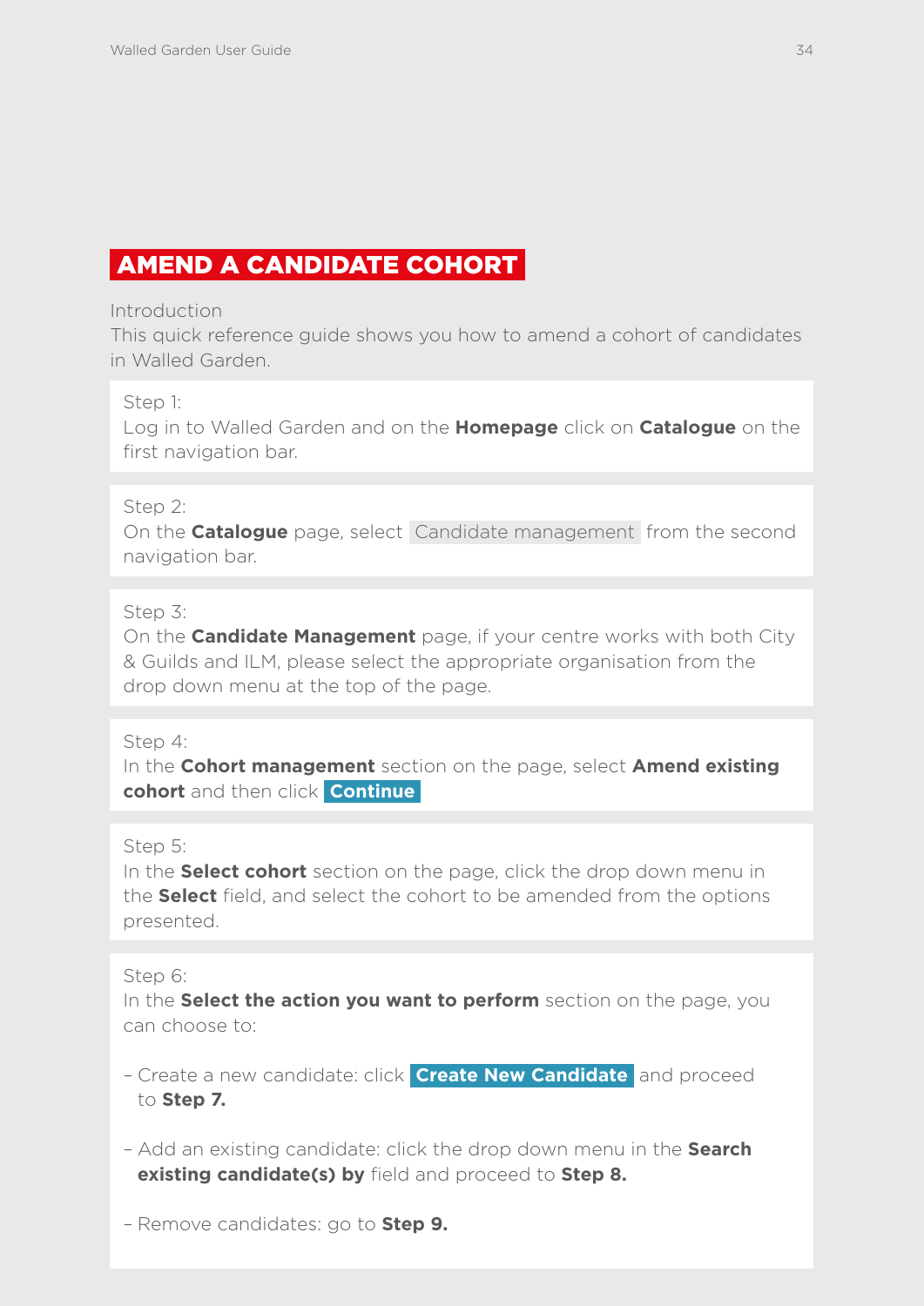# AMEND A CANDIDATE COHORT

Introduction

This quick reference guide shows you how to amend a cohort of candidates in Walled Garden.

Step 1:
Log in to Walled Garden and on the **Homepage** click on **Catalogue** on the first navigation bar.

Step 2:
On the **Catalogue** page, select Candidate management from the second navigation bar.

Step 3:
On the **Candidate Management** page, if your centre works with both City & Guilds and ILM, please select the appropriate organisation from the drop down menu at the top of the page.

Step 4:
In the **Cohort management** section on the page, select **Amend existing cohort** and then click **Continue**

Step 5:
In the **Select cohort** section on the page, click the drop down menu in the **Select** field, and select the cohort to be amended from the options presented.

Step 6:
In the **Select the action you want to perform** section on the page, you can choose to:

- Create a new candidate: click **Create New Candidate** and proceed to **Step 7.**
- Add an existing candidate: click the drop down menu in the **Search existing candidate(s) by** field and proceed to **Step 8.**
- Remove candidates: go to **Step 9.**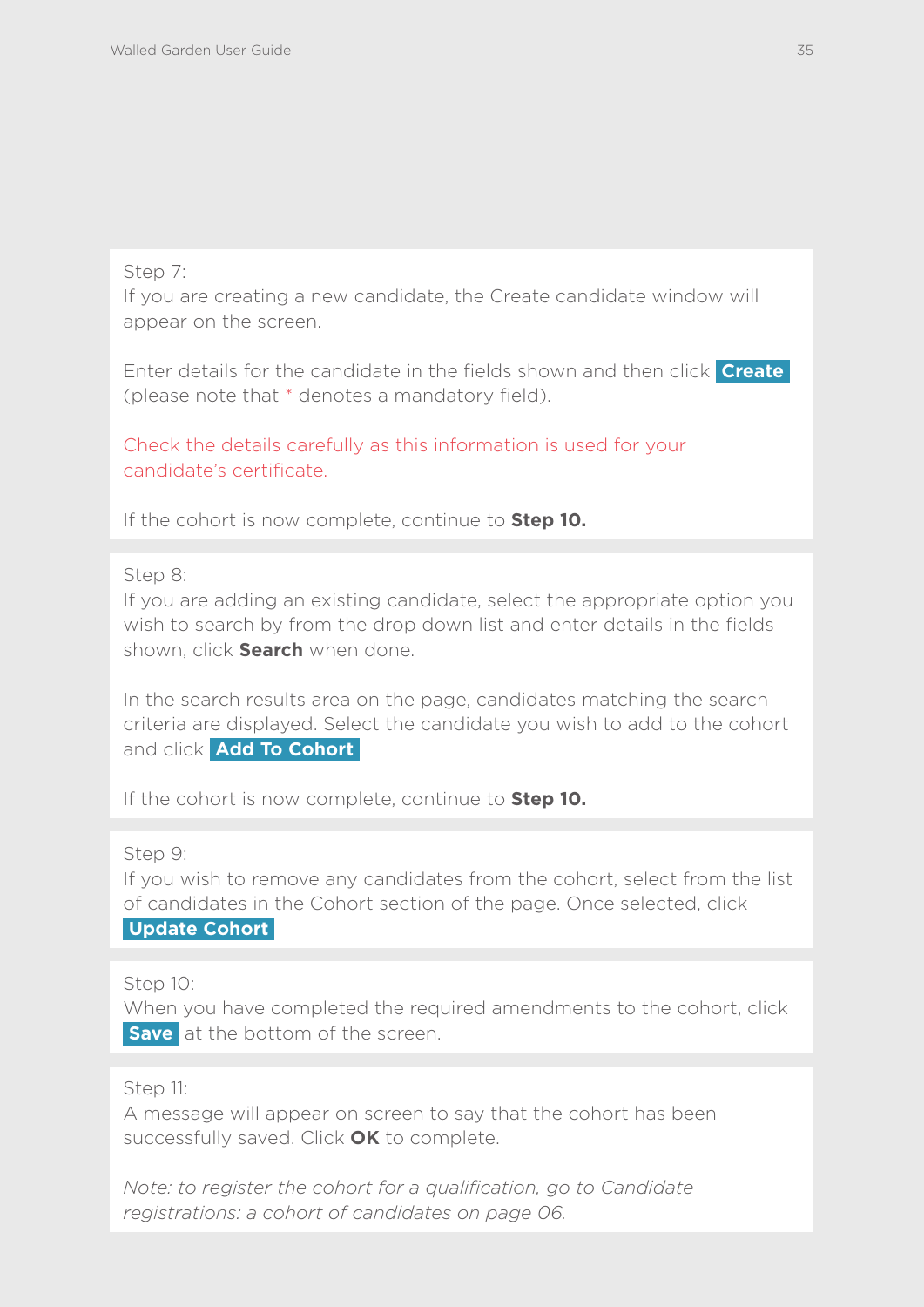Step 7:
If you are creating a new candidate, the Create candidate window will appear on the screen.

Enter details for the candidate in the fields shown and then click **Create** (please note that * denotes a mandatory field).

Check the details carefully as this information is used for your candidate's certificate.

If the cohort is now complete, continue to **Step 10.**

Step 8:
If you are adding an existing candidate, select the appropriate option you wish to search by from the drop down list and enter details in the fields shown, click **Search** when done.

In the search results area on the page, candidates matching the search criteria are displayed. Select the candidate you wish to add to the cohort and click **Add To Cohort**

If the cohort is now complete, continue to **Step 10.**

Step 9:
If you wish to remove any candidates from the cohort, select from the list of candidates in the Cohort section of the page. Once selected, click **Update Cohort**

Step 10:
When you have completed the required amendments to the cohort, click **Save** at the bottom of the screen.

Step 11:
A message will appear on screen to say that the cohort has been successfully saved. Click **OK** to complete.

*Note: to register the cohort for a qualification, go to Candidate registrations: a cohort of candidates on page 06.*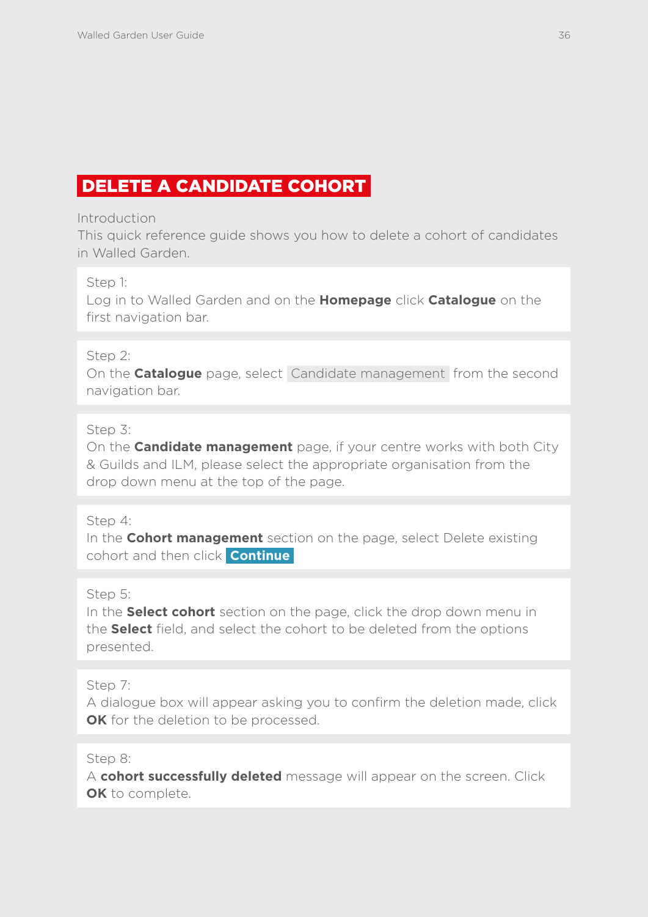# DELETE A CANDIDATE COHORT

Introduction
This quick reference guide shows you how to delete a cohort of candidates in Walled Garden.

Step 1:
Log in to Walled Garden and on the **Homepage** click **Catalogue** on the first navigation bar.

Step 2:
On the **Catalogue** page, select Candidate management from the second navigation bar.

Step 3:
On the **Candidate management** page, if your centre works with both City & Guilds and ILM, please select the appropriate organisation from the drop down menu at the top of the page.

Step 4:
In the **Cohort management** section on the page, select Delete existing cohort and then click **Continue**

Step 5:
In the **Select cohort** section on the page, click the drop down menu in the **Select** field, and select the cohort to be deleted from the options presented.

Step 7:
A dialogue box will appear asking you to confirm the deletion made, click **OK** for the deletion to be processed.

Step 8:
A **cohort successfully deleted** message will appear on the screen. Click **OK** to complete.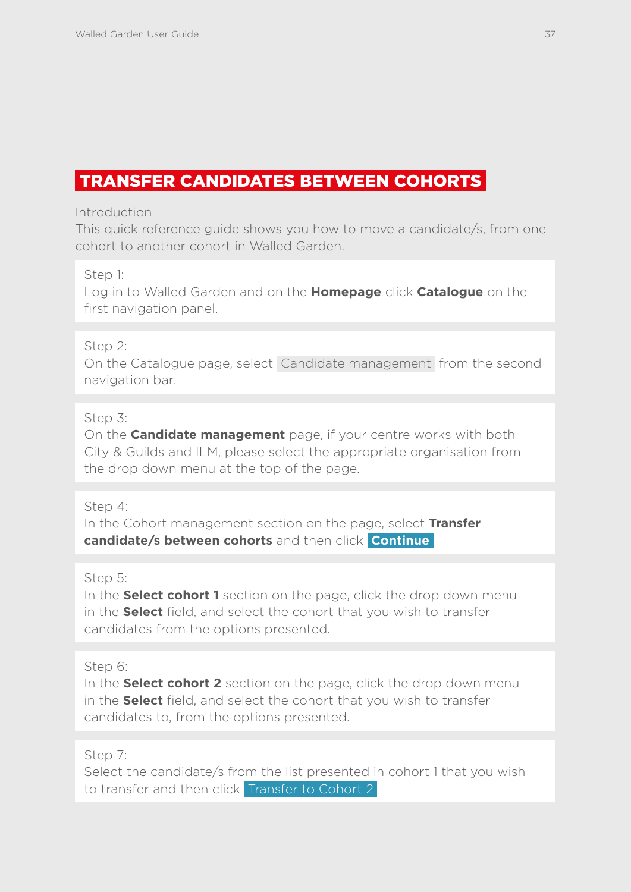# TRANSFER CANDIDATES BETWEEN COHORTS

Introduction

This quick reference guide shows you how to move a candidate/s, from one cohort to another cohort in Walled Garden.

Step 1:
Log in to Walled Garden and on the **Homepage** click **Catalogue** on the first navigation panel.

Step 2:
On the Catalogue page, select Candidate management from the second navigation bar.

Step 3:
On the **Candidate management** page, if your centre works with both City & Guilds and ILM, please select the appropriate organisation from the drop down menu at the top of the page.

Step 4:
In the Cohort management section on the page, select **Transfer candidate/s between cohorts** and then click **Continue**

Step 5:
In the **Select cohort 1** section on the page, click the drop down menu in the **Select** field, and select the cohort that you wish to transfer candidates from the options presented.

Step 6:
In the **Select cohort 2** section on the page, click the drop down menu in the **Select** field, and select the cohort that you wish to transfer candidates to, from the options presented.

Step 7:
Select the candidate/s from the list presented in cohort 1 that you wish to transfer and then click Transfer to Cohort 2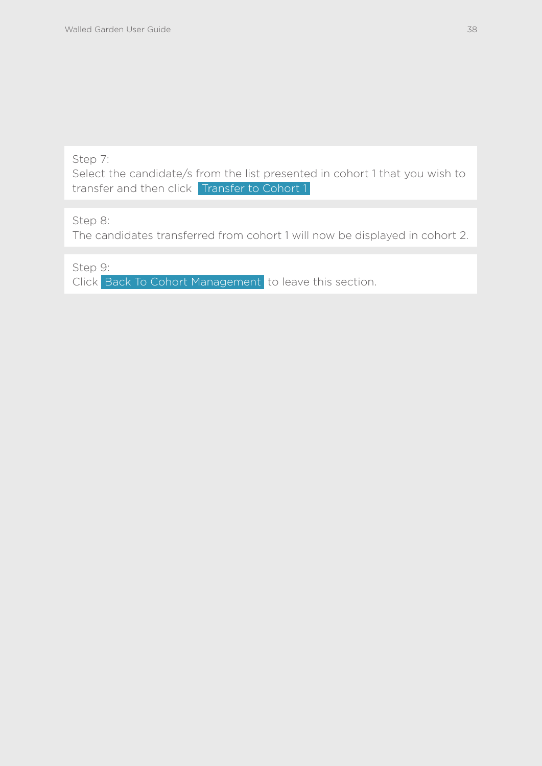Step 7:
Select the candidate/s from the list presented in cohort 1 that you wish to transfer and then click **Transfer to Cohort 1**

Step 8:
The candidates transferred from cohort 1 will now be displayed in cohort 2.

Step 9:
Click **Back To Cohort Management** to leave this section.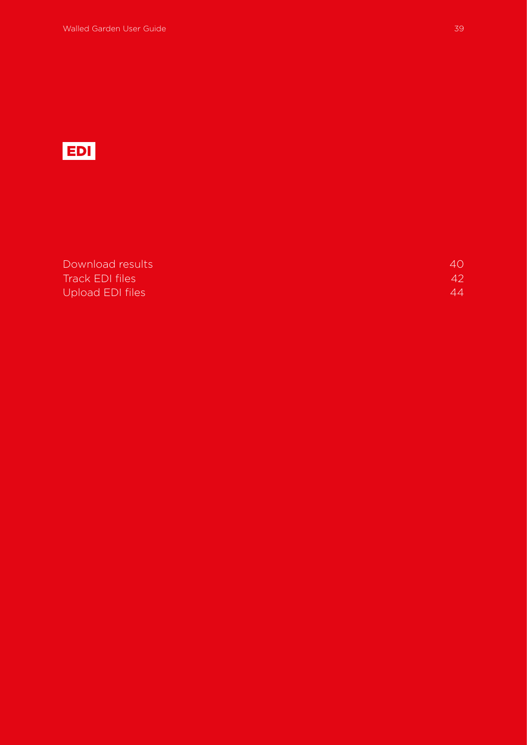# EDI

| | |
|---|---|
| Download results | 40 |
| Track EDI files | 42 |
| Upload EDI files | 44 |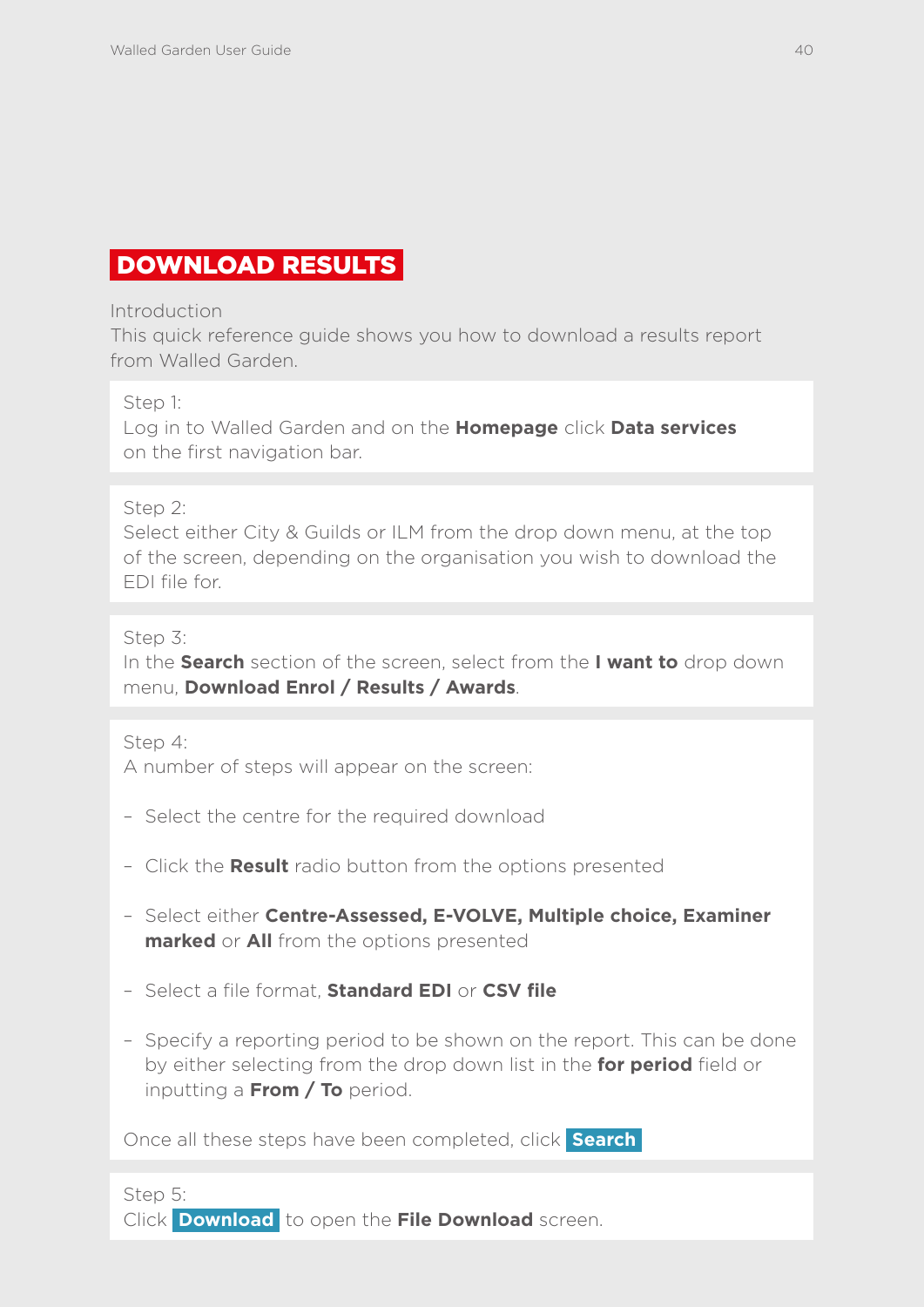# DOWNLOAD RESULTS

Introduction
This quick reference guide shows you how to download a results report from Walled Garden.

Step 1:
Log in to Walled Garden and on the **Homepage** click **Data services** on the first navigation bar.

Step 2:
Select either City & Guilds or ILM from the drop down menu, at the top of the screen, depending on the organisation you wish to download the EDI file for.

Step 3:
In the **Search** section of the screen, select from the **I want to** drop down menu, **Download Enrol / Results / Awards**.

Step 4:
A number of steps will appear on the screen:

- Select the centre for the required download
- Click the **Result** radio button from the options presented
- Select either **Centre-Assessed, E-VOLVE, Multiple choice, Examiner marked** or **All** from the options presented
- Select a file format, **Standard EDI** or **CSV file**
- Specify a reporting period to be shown on the report. This can be done by either selecting from the drop down list in the **for period** field or inputting a **From / To** period.

Once all these steps have been completed, click **Search**

Step 5:
Click **Download** to open the **File Download** screen.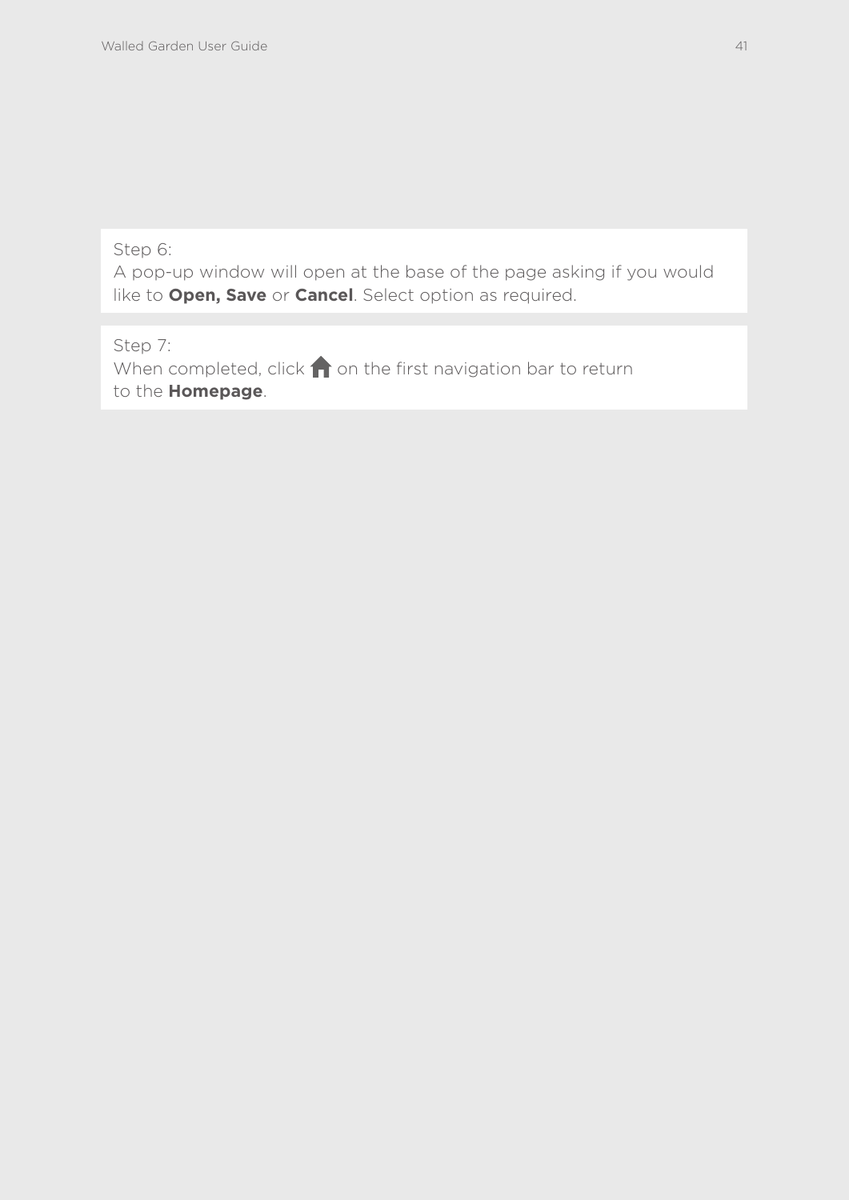Step 6:
A pop-up window will open at the base of the page asking if you would like to **Open, Save** or **Cancel**. Select option as required.

Step 7:
When completed, click 🏠 on the first navigation bar to return to the **Homepage**.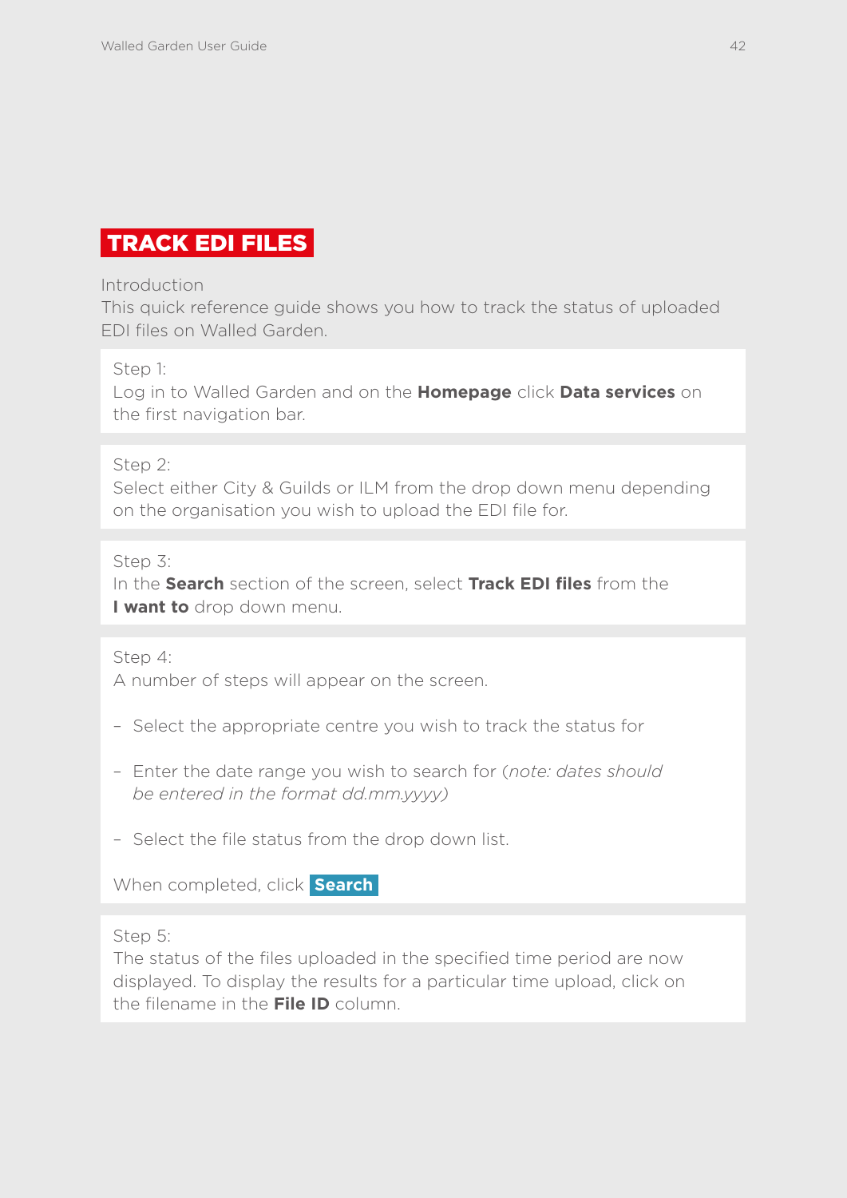# TRACK EDI FILES

Introduction
This quick reference guide shows you how to track the status of uploaded EDI files on Walled Garden.

Step 1:
Log in to Walled Garden and on the **Homepage** click **Data services** on the first navigation bar.

Step 2:
Select either City & Guilds or ILM from the drop down menu depending on the organisation you wish to upload the EDI file for.

Step 3:
In the **Search** section of the screen, select **Track EDI files** from the **I want to** drop down menu.

Step 4:
A number of steps will appear on the screen.

- Select the appropriate centre you wish to track the status for
- Enter the date range you wish to search for (*note: dates should be entered in the format dd.mm.yyyy)*
- Select the file status from the drop down list.

When completed, click **Search**

Step 5:
The status of the files uploaded in the specified time period are now displayed. To display the results for a particular time upload, click on the filename in the **File ID** column.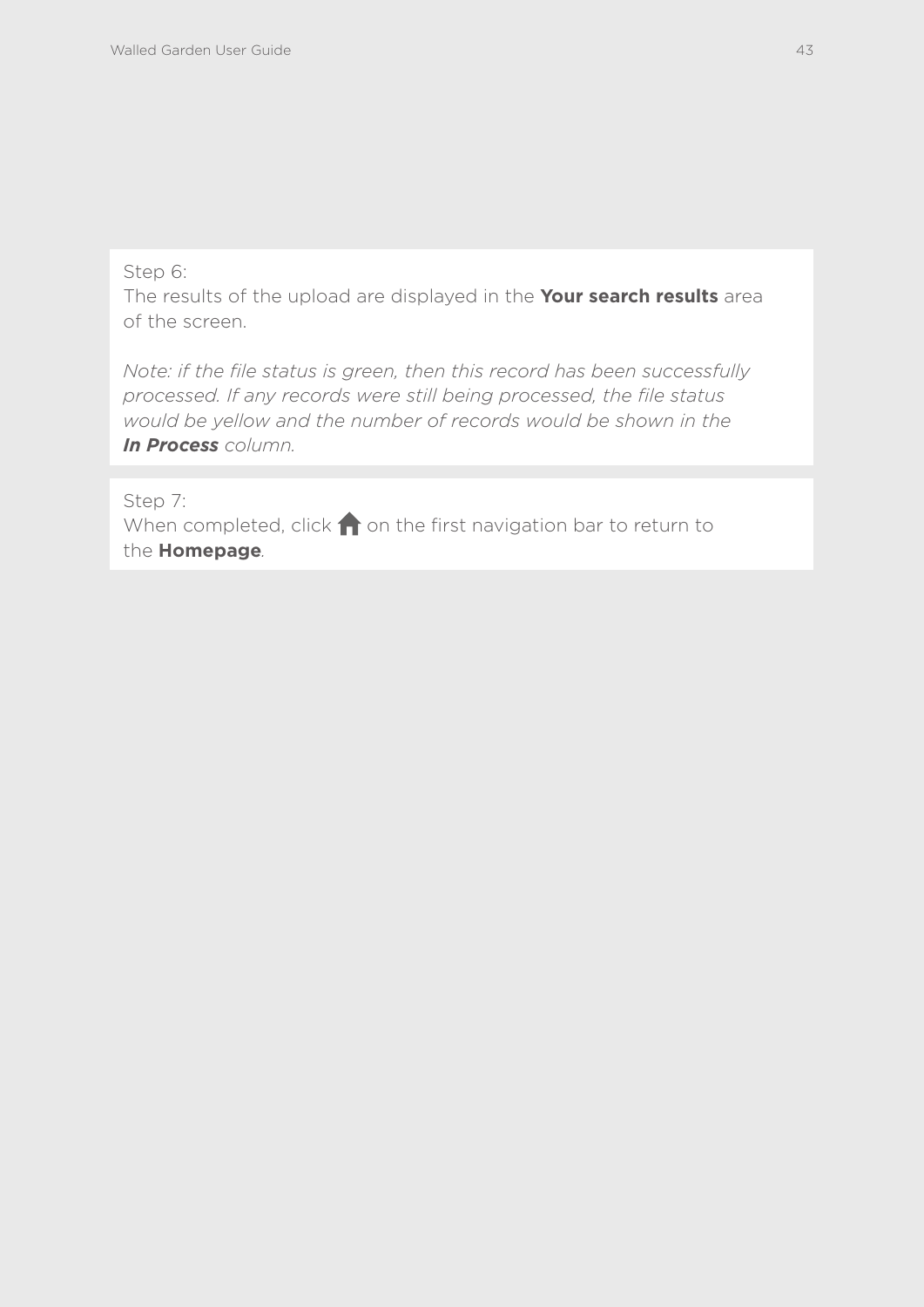Step 6:
The results of the upload are displayed in the **Your search results** area of the screen.

*Note: if the file status is green, then this record has been successfully processed. If any records were still being processed, the file status would be yellow and the number of records would be shown in the* ***In Process*** *column.*

Step 7:
When completed, click 🏠 on the first navigation bar to return to the **Homepage**.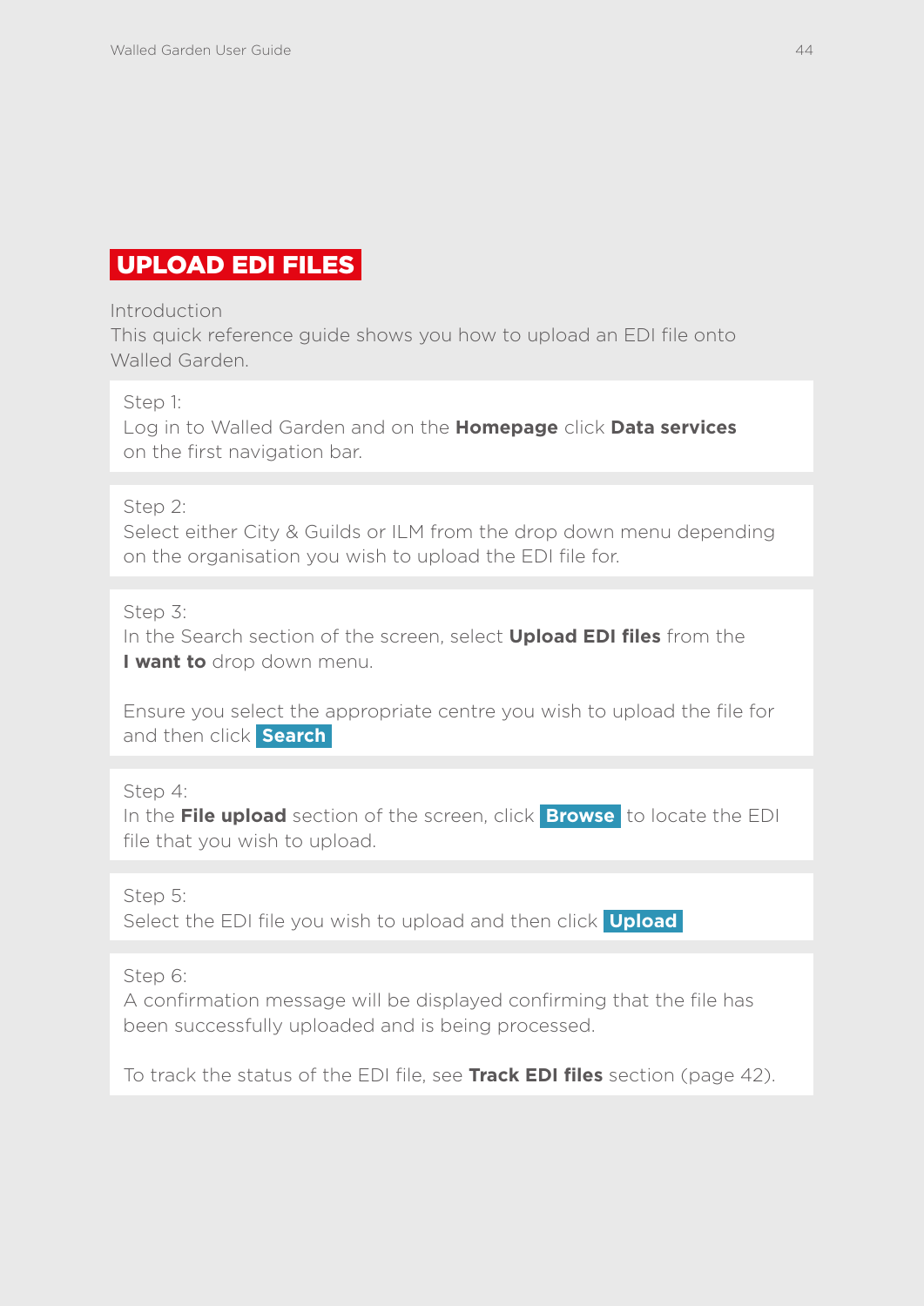# UPLOAD EDI FILES

Introduction
This quick reference guide shows you how to upload an EDI file onto Walled Garden.

Step 1:
Log in to Walled Garden and on the **Homepage** click **Data services** on the first navigation bar.

Step 2:
Select either City & Guilds or ILM from the drop down menu depending on the organisation you wish to upload the EDI file for.

Step 3:
In the Search section of the screen, select **Upload EDI files** from the **I want to** drop down menu.

Ensure you select the appropriate centre you wish to upload the file for and then click **Search**

Step 4:
In the **File upload** section of the screen, click **Browse** to locate the EDI file that you wish to upload.

Step 5:
Select the EDI file you wish to upload and then click **Upload**

Step 6:
A confirmation message will be displayed confirming that the file has been successfully uploaded and is being processed.

To track the status of the EDI file, see **Track EDI files** section (page 42).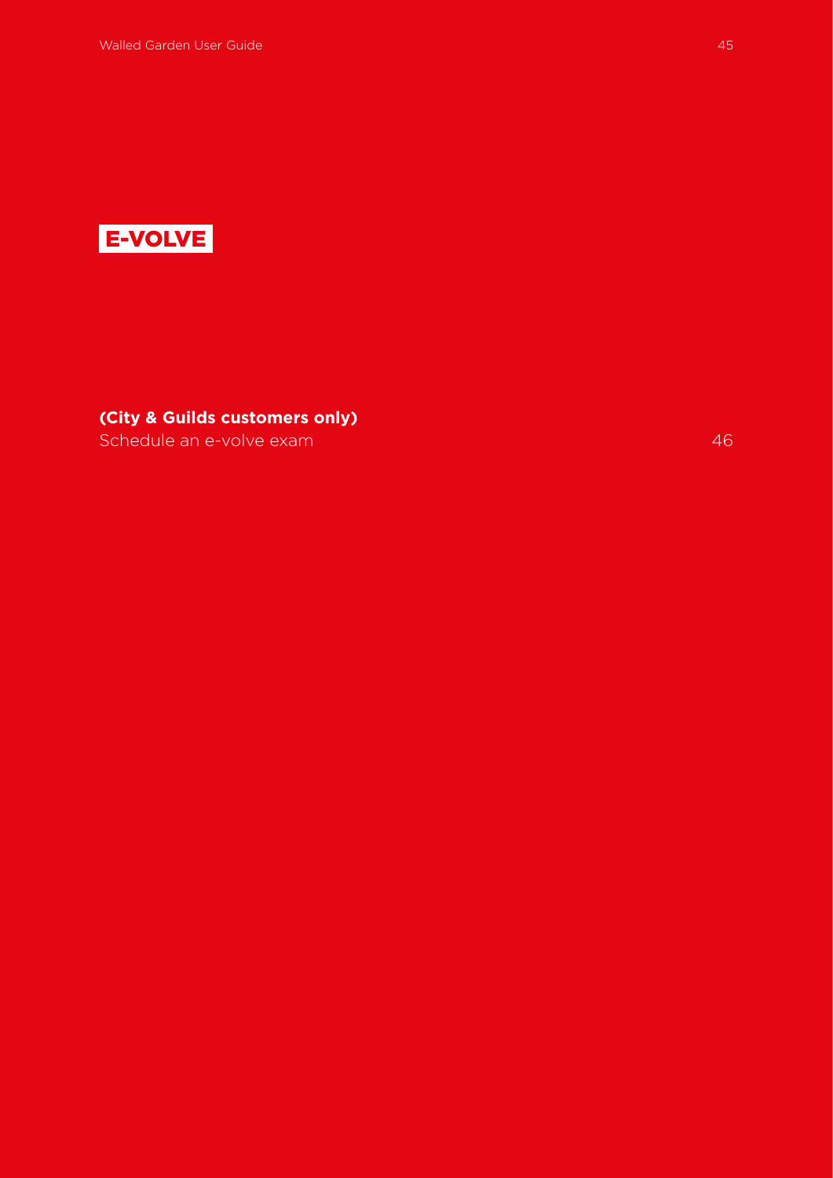# E-VOLVE

**(City & Guilds customers only)**

Schedule an e-volve exam 46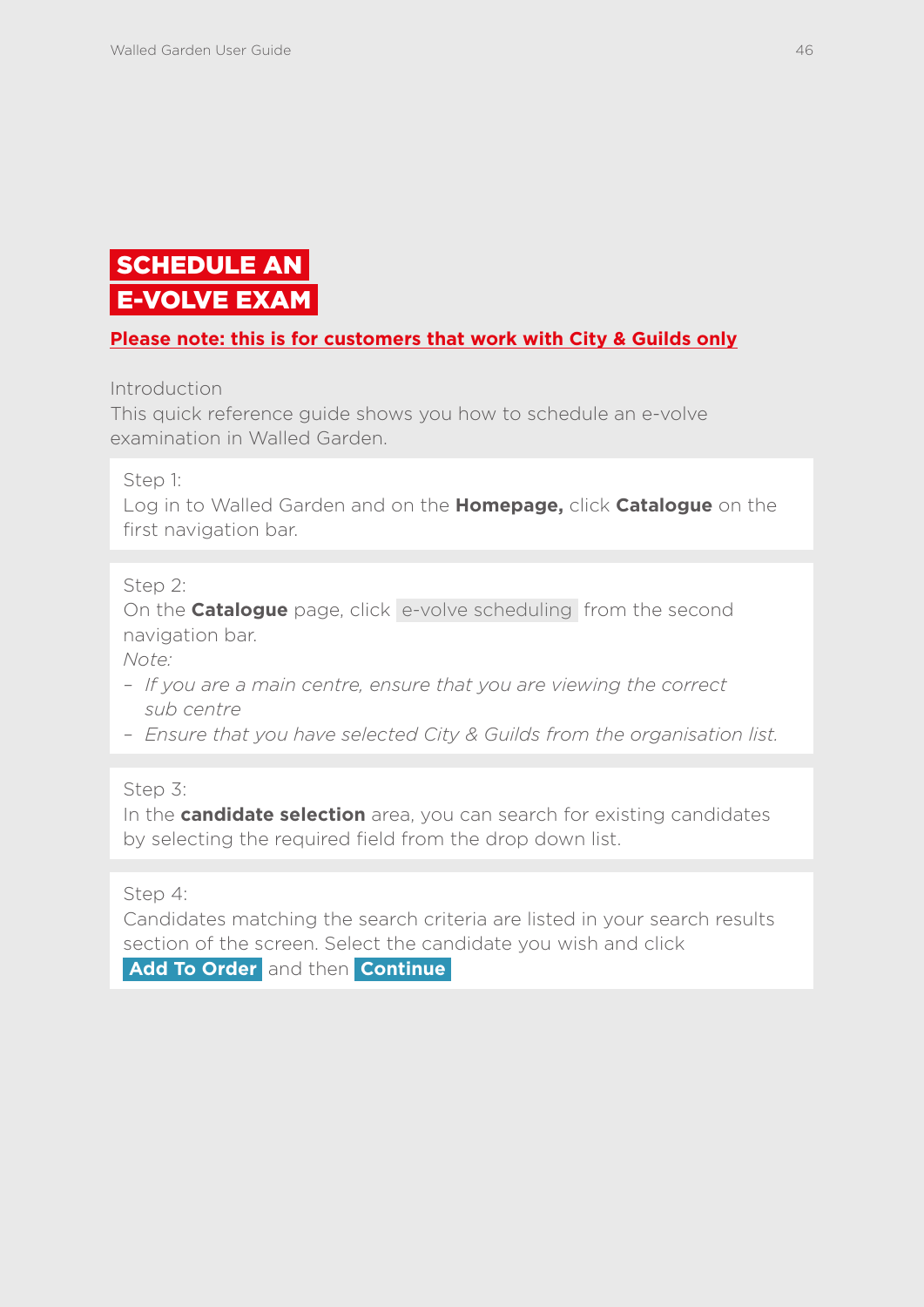# SCHEDULE AN E-VOLVE EXAM

**Please note: this is for customers that work with City & Guilds only**

Introduction

This quick reference guide shows you how to schedule an e-volve examination in Walled Garden.

Step 1:

Log in to Walled Garden and on the **Homepage,** click **Catalogue** on the first navigation bar.

Step 2:

On the **Catalogue** page, click e-volve scheduling from the second navigation bar.

*Note:*

- *If you are a main centre, ensure that you are viewing the correct sub centre*
- *Ensure that you have selected City & Guilds from the organisation list.*

Step 3:

In the **candidate selection** area, you can search for existing candidates by selecting the required field from the drop down list.

Step 4:

Candidates matching the search criteria are listed in your search results section of the screen. Select the candidate you wish and click **Add To Order** and then **Continue**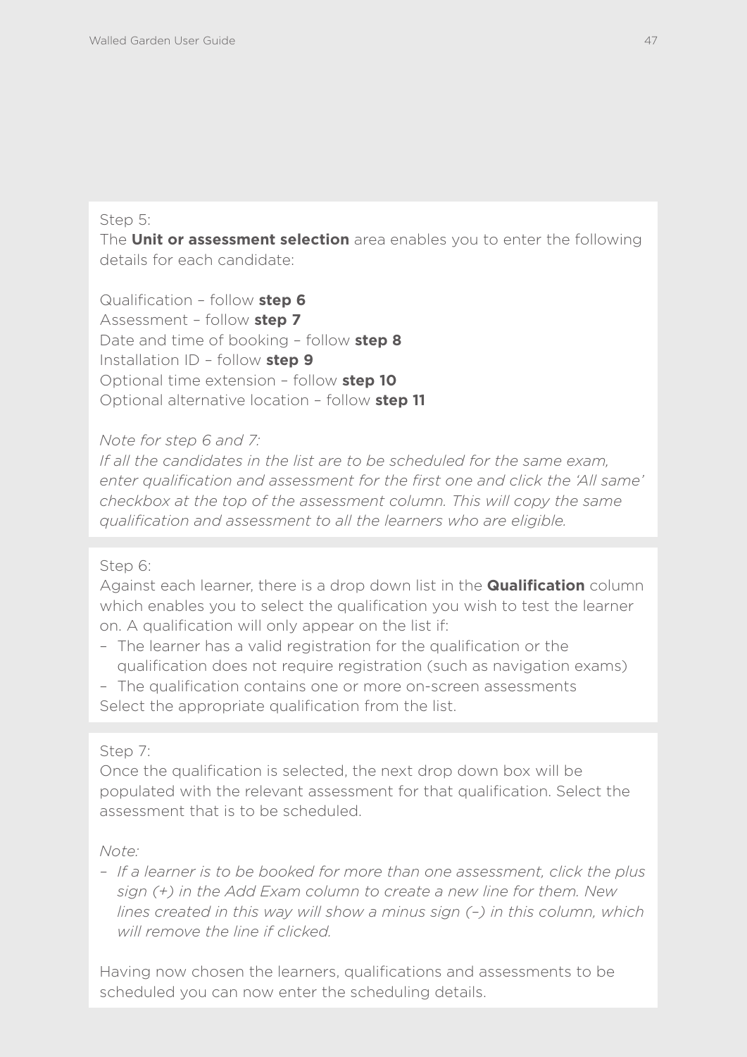Step 5:
The **Unit or assessment selection** area enables you to enter the following details for each candidate:

Qualification – follow **step 6**
Assessment – follow **step 7**
Date and time of booking – follow **step 8**
Installation ID – follow **step 9**
Optional time extension – follow **step 10**
Optional alternative location – follow **step 11**

*Note for step 6 and 7:*
*If all the candidates in the list are to be scheduled for the same exam, enter qualification and assessment for the first one and click the 'All same' checkbox at the top of the assessment column. This will copy the same qualification and assessment to all the learners who are eligible.*

Step 6:
Against each learner, there is a drop down list in the **Qualification** column which enables you to select the qualification you wish to test the learner on. A qualification will only appear on the list if:

- The learner has a valid registration for the qualification or the qualification does not require registration (such as navigation exams)
- The qualification contains one or more on-screen assessments

Select the appropriate qualification from the list.

Step 7:
Once the qualification is selected, the next drop down box will be populated with the relevant assessment for that qualification. Select the assessment that is to be scheduled.

*Note:*

- *If a learner is to be booked for more than one assessment, click the plus sign (+) in the Add Exam column to create a new line for them. New lines created in this way will show a minus sign (–) in this column, which will remove the line if clicked.*

Having now chosen the learners, qualifications and assessments to be scheduled you can now enter the scheduling details.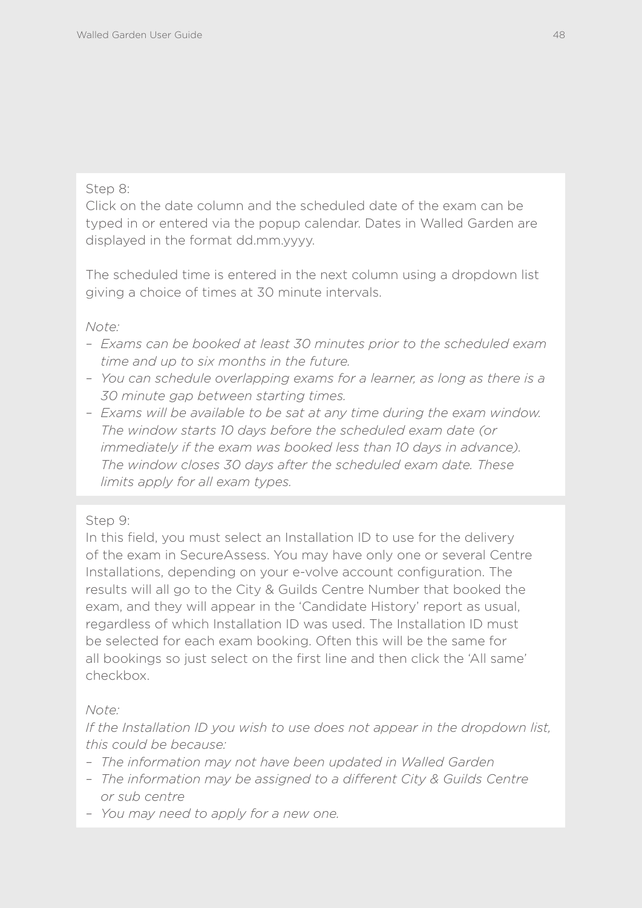Step 8:
Click on the date column and the scheduled date of the exam can be typed in or entered via the popup calendar. Dates in Walled Garden are displayed in the format dd.mm.yyyy.

The scheduled time is entered in the next column using a dropdown list giving a choice of times at 30 minute intervals.

*Note:*

- *Exams can be booked at least 30 minutes prior to the scheduled exam time and up to six months in the future.*
- *You can schedule overlapping exams for a learner, as long as there is a 30 minute gap between starting times.*
- *Exams will be available to be sat at any time during the exam window. The window starts 10 days before the scheduled exam date (or immediately if the exam was booked less than 10 days in advance). The window closes 30 days after the scheduled exam date. These limits apply for all exam types.*

Step 9:
In this field, you must select an Installation ID to use for the delivery of the exam in SecureAssess. You may have only one or several Centre Installations, depending on your e-volve account configuration. The results will all go to the City & Guilds Centre Number that booked the exam, and they will appear in the 'Candidate History' report as usual, regardless of which Installation ID was used. The Installation ID must be selected for each exam booking. Often this will be the same for all bookings so just select on the first line and then click the 'All same' checkbox.

*Note:*

*If the Installation ID you wish to use does not appear in the dropdown list, this could be because:*

- *The information may not have been updated in Walled Garden*
- *The information may be assigned to a different City & Guilds Centre or sub centre*
- *You may need to apply for a new one.*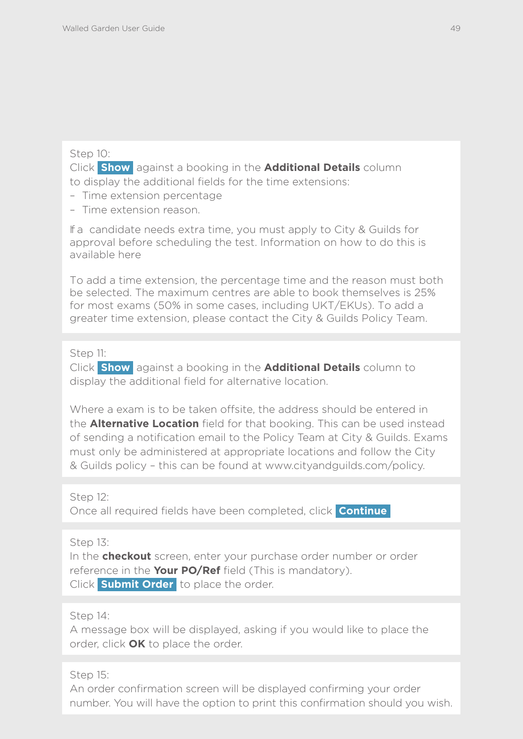Step 10:
Click **Show** against a booking in the **Additional Details** column to display the additional fields for the time extensions:

- Time extension percentage
- Time extension reason.

If a candidate needs extra time, you must apply to City & Guilds for approval before scheduling the test. Information on how to do this is available here

To add a time extension, the percentage time and the reason must both be selected. The maximum centres are able to book themselves is 25% for most exams (50% in some cases, including UKT/EKUs). To add a greater time extension, please contact the City & Guilds Policy Team.

Step 11:
Click **Show** against a booking in the **Additional Details** column to display the additional field for alternative location.

Where a exam is to be taken offsite, the address should be entered in the **Alternative Location** field for that booking. This can be used instead of sending a notification email to the Policy Team at City & Guilds. Exams must only be administered at appropriate locations and follow the City & Guilds policy – this can be found at www.cityandguilds.com/policy.

Step 12:
Once all required fields have been completed, click **Continue**

Step 13:
In the **checkout** screen, enter your purchase order number or order reference in the **Your PO/Ref** field (This is mandatory).
Click **Submit Order** to place the order.

Step 14:
A message box will be displayed, asking if you would like to place the order, click **OK** to place the order.

Step 15:
An order confirmation screen will be displayed confirming your order number. You will have the option to print this confirmation should you wish.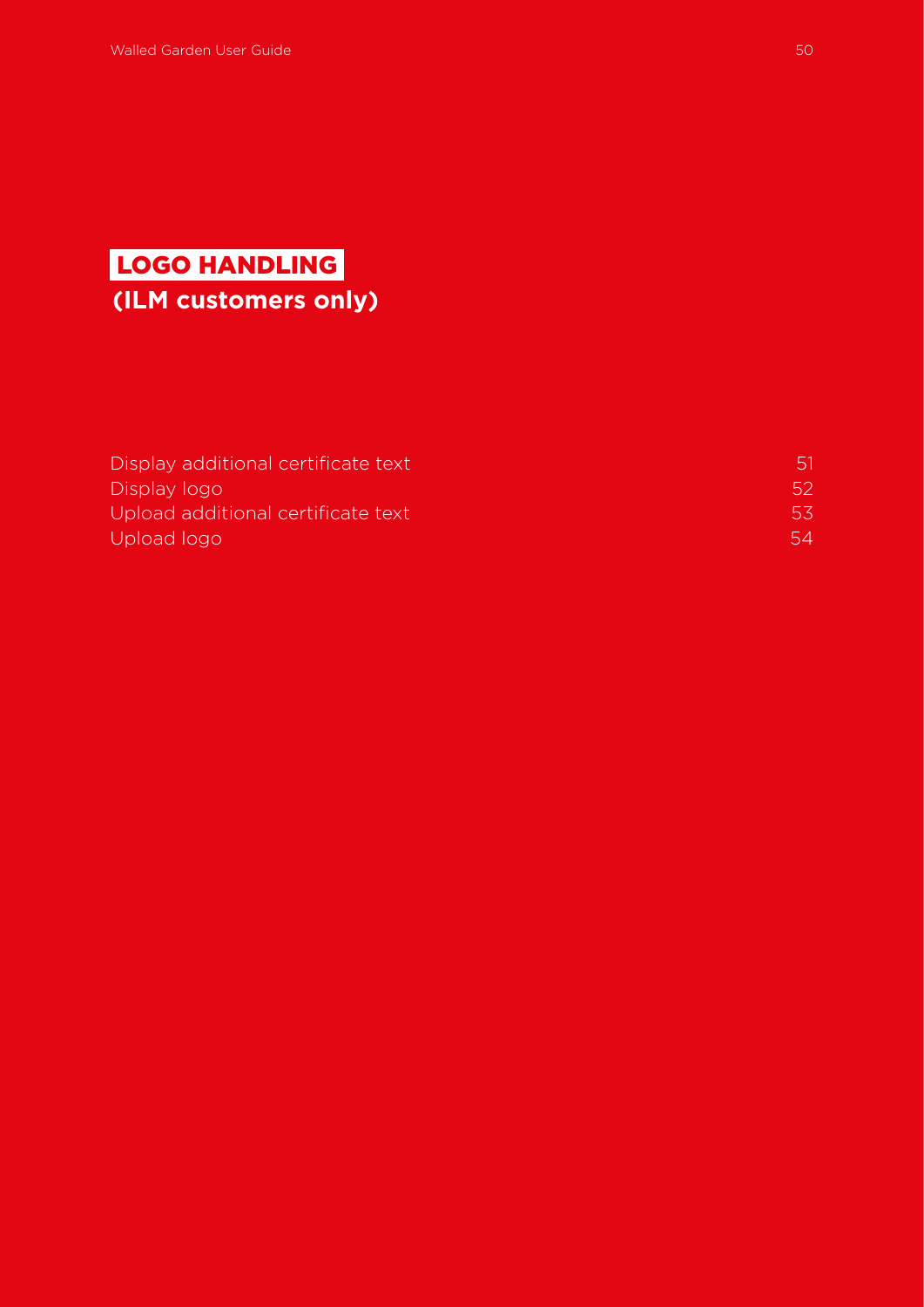# LOGO HANDLING

**(ILM customers only)**

| | |
|---|---|
| Display additional certificate text | 51 |
| Display logo | 52 |
| Upload additional certificate text | 53 |
| Upload logo | 54 |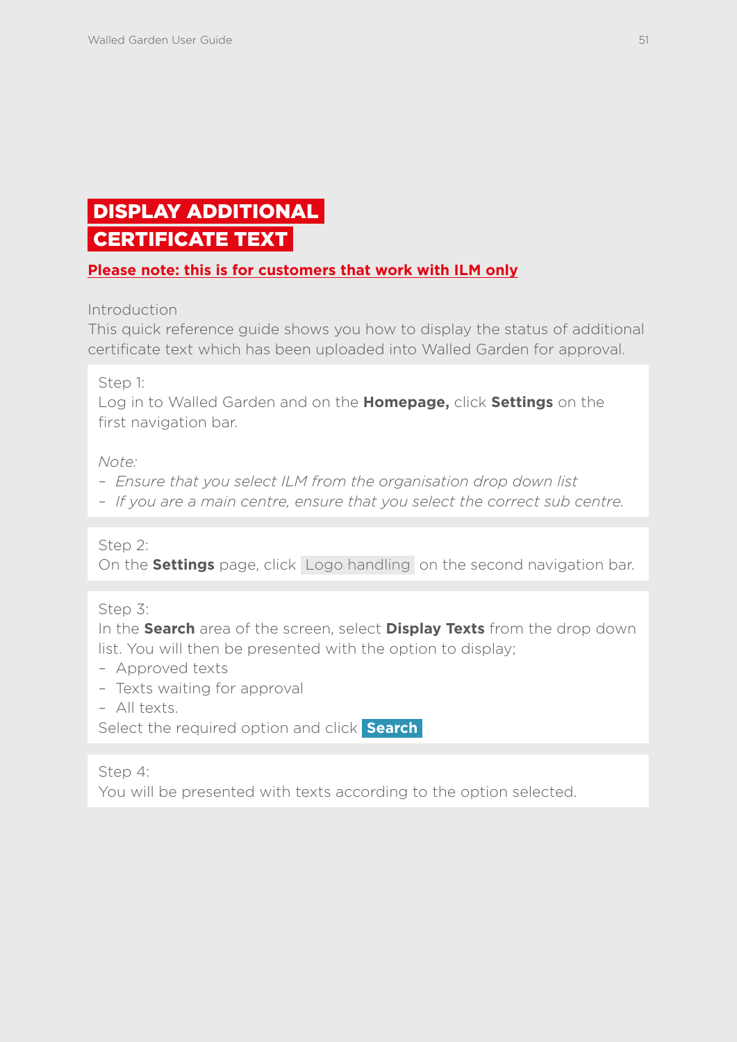# DISPLAY ADDITIONAL CERTIFICATE TEXT

**Please note: this is for customers that work with ILM only**

Introduction

This quick reference guide shows you how to display the status of additional certificate text which has been uploaded into Walled Garden for approval.

Step 1:
Log in to Walled Garden and on the **Homepage,** click **Settings** on the first navigation bar.

*Note:*
- *Ensure that you select ILM from the organisation drop down list*
- *If you are a main centre, ensure that you select the correct sub centre.*

Step 2:
On the **Settings** page, click Logo handling on the second navigation bar.

Step 3:
In the **Search** area of the screen, select **Display Texts** from the drop down list. You will then be presented with the option to display;
- Approved texts
- Texts waiting for approval
- All texts.

Select the required option and click **Search**

Step 4:
You will be presented with texts according to the option selected.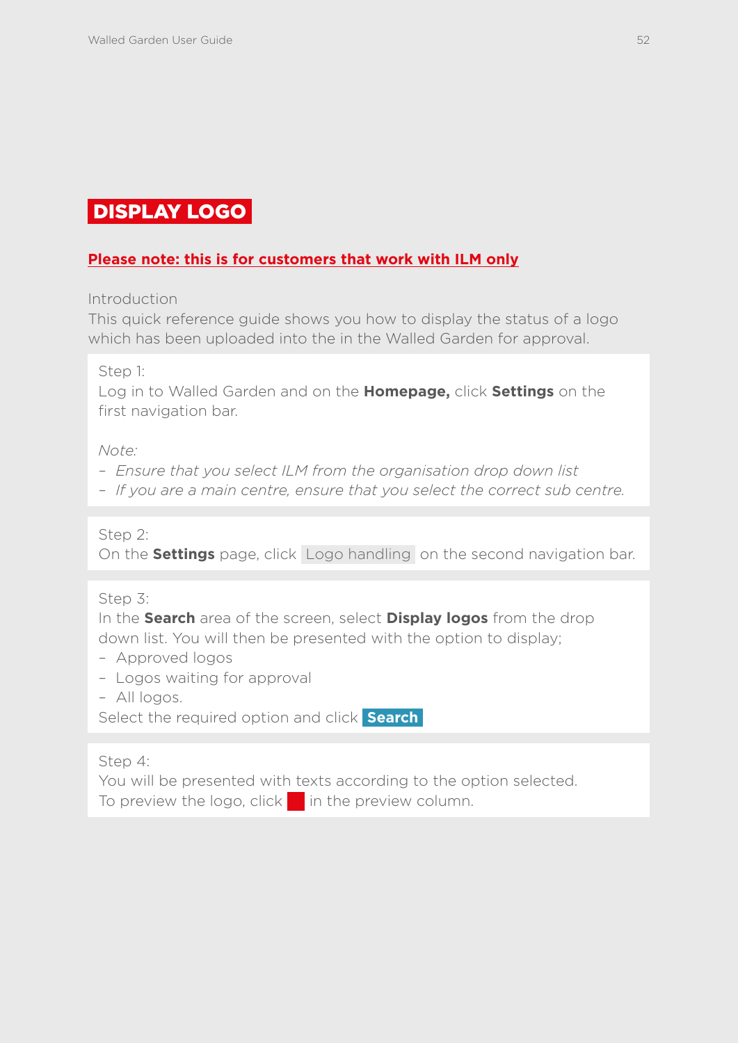# DISPLAY LOGO

**Please note: this is for customers that work with ILM only**

Introduction
This quick reference guide shows you how to display the status of a logo which has been uploaded into the in the Walled Garden for approval.

Step 1:
Log in to Walled Garden and on the **Homepage,** click **Settings** on the first navigation bar.

*Note:*
- *Ensure that you select ILM from the organisation drop down list*
- *If you are a main centre, ensure that you select the correct sub centre.*

Step 2:
On the **Settings** page, click Logo handling on the second navigation bar.

Step 3:
In the **Search** area of the screen, select **Display logos** from the drop down list. You will then be presented with the option to display;
- Approved logos
- Logos waiting for approval
- All logos.

Select the required option and click **Search**

Step 4:
You will be presented with texts according to the option selected.
To preview the logo, click in the preview column.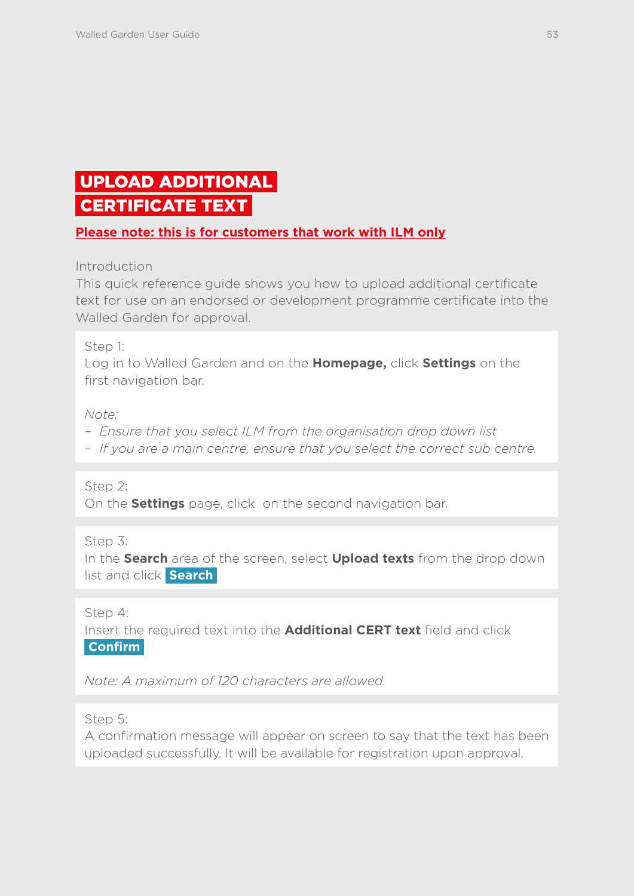# UPLOAD ADDITIONAL CERTIFICATE TEXT

**Please note: this is for customers that work with ILM only**

Introduction

This quick reference guide shows you how to upload additional certificate text for use on an endorsed or development programme certificate into the Walled Garden for approval.

Step 1:
Log in to Walled Garden and on the **Homepage,** click **Settings** on the first navigation bar.

*Note:*

- *Ensure that you select ILM from the organisation drop down list*
- *If you are a main centre, ensure that you select the correct sub centre.*

Step 2:
On the **Settings** page, click  on the second navigation bar.

Step 3:
In the **Search** area of the screen, select **Upload texts** from the drop down list and click **Search**

Step 4:
Insert the required text into the **Additional CERT text** field and click **Confirm**

*Note: A maximum of 120 characters are allowed.*

Step 5:
A confirmation message will appear on screen to say that the text has been uploaded successfully. It will be available for registration upon approval.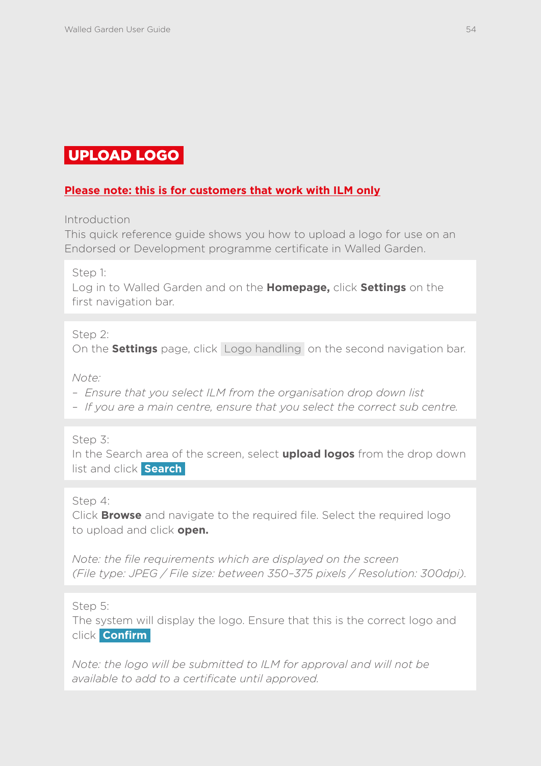# UPLOAD LOGO

**Please note: this is for customers that work with ILM only**

Introduction

This quick reference guide shows you how to upload a logo for use on an Endorsed or Development programme certificate in Walled Garden.

Step 1:
Log in to Walled Garden and on the **Homepage,** click **Settings** on the first navigation bar.

Step 2:
On the **Settings** page, click Logo handling on the second navigation bar.

*Note:*

- *Ensure that you select ILM from the organisation drop down list*
- *If you are a main centre, ensure that you select the correct sub centre.*

Step 3:
In the Search area of the screen, select **upload logos** from the drop down list and click **Search**

Step 4:
Click **Browse** and navigate to the required file. Select the required logo to upload and click **open.**

*Note: the file requirements which are displayed on the screen (File type: JPEG / File size: between 350–375 pixels / Resolution: 300dpi).*

Step 5:
The system will display the logo. Ensure that this is the correct logo and click **Confirm**

*Note: the logo will be submitted to ILM for approval and will not be available to add to a certificate until approved.*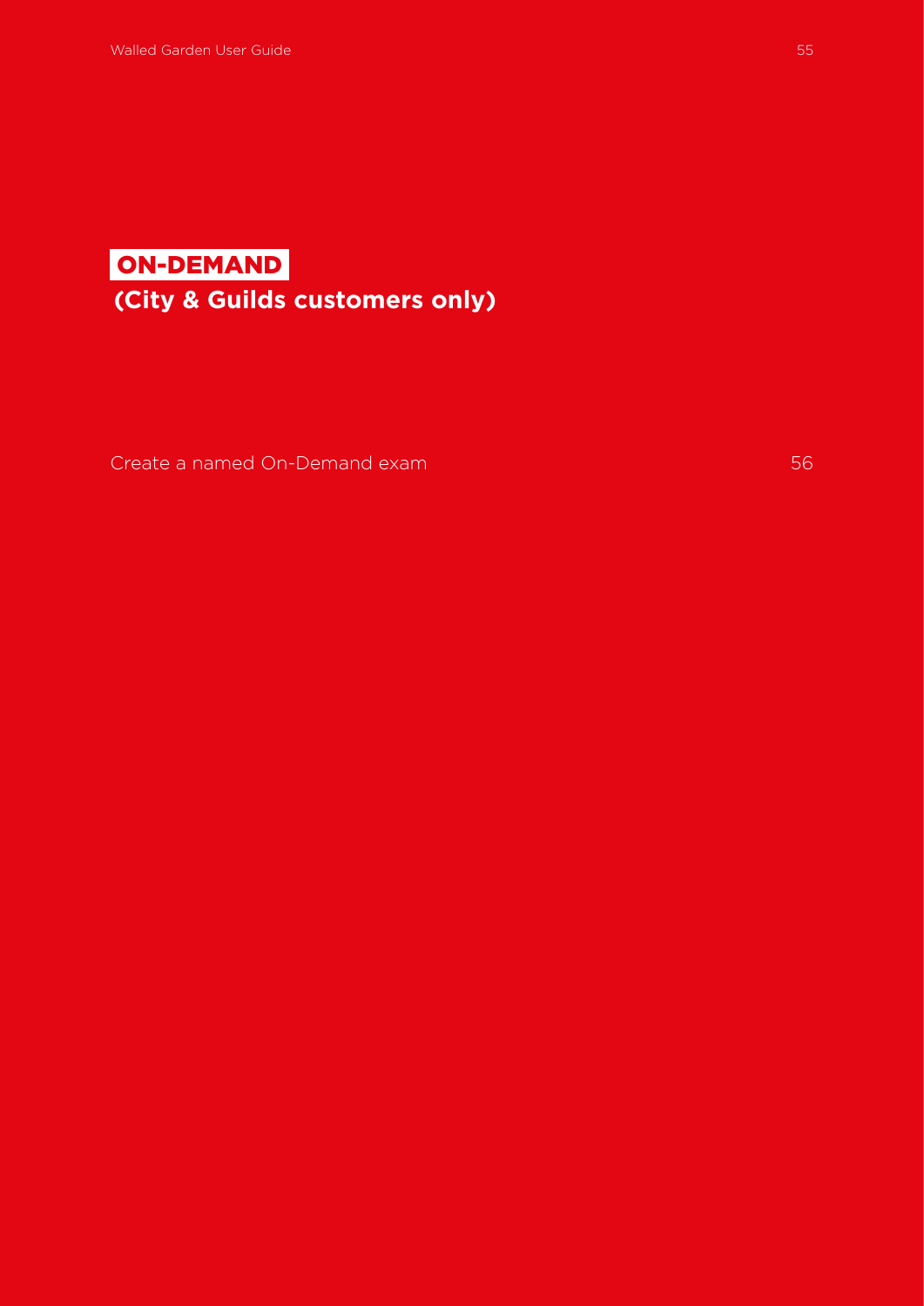# ON-DEMAND

**(City & Guilds customers only)**

Create a named On-Demand exam 56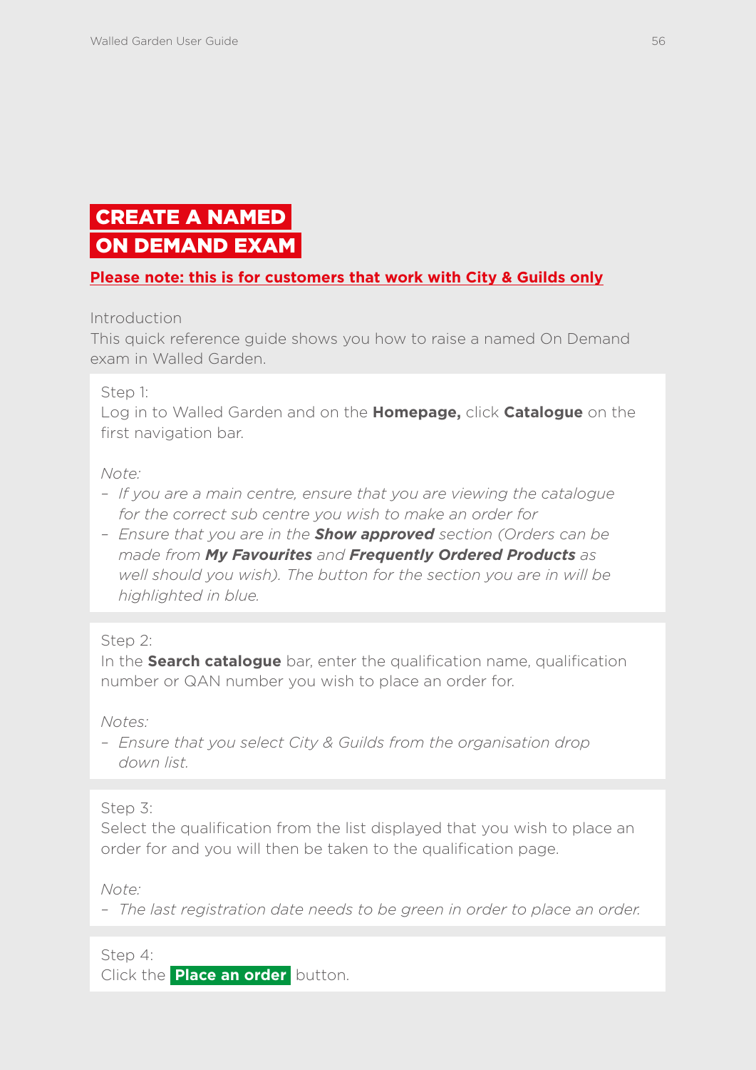# CREATE A NAMED ON DEMAND EXAM

**Please note: this is for customers that work with City & Guilds only**

Introduction

This quick reference guide shows you how to raise a named On Demand exam in Walled Garden.

Step 1:

Log in to Walled Garden and on the **Homepage,** click **Catalogue** on the first navigation bar.

*Note:*

- *If you are a main centre, ensure that you are viewing the catalogue for the correct sub centre you wish to make an order for*
- *Ensure that you are in the* ***Show approved*** *section (Orders can be made from* ***My Favourites*** *and* ***Frequently Ordered Products*** *as well should you wish). The button for the section you are in will be highlighted in blue.*

Step 2:

In the **Search catalogue** bar, enter the qualification name, qualification number or QAN number you wish to place an order for.

*Notes:*

- *Ensure that you select City & Guilds from the organisation drop down list.*

Step 3:

Select the qualification from the list displayed that you wish to place an order for and you will then be taken to the qualification page.

*Note:*

- *The last registration date needs to be green in order to place an order.*

Step 4:

Click the **Place an order** button.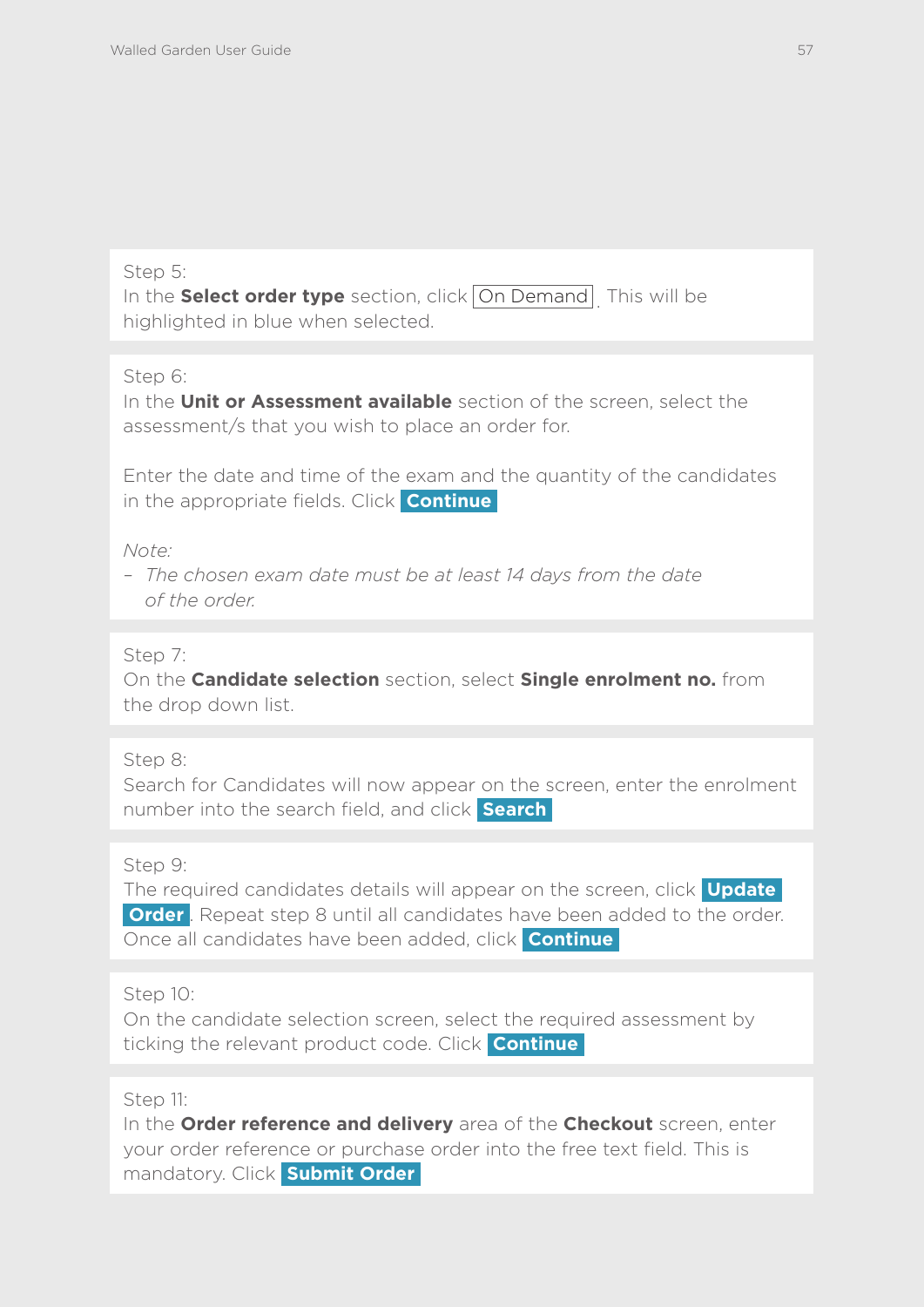Step 5:
In the **Select order type** section, click On Demand . This will be highlighted in blue when selected.

Step 6:
In the **Unit or Assessment available** section of the screen, select the assessment/s that you wish to place an order for.

Enter the date and time of the exam and the quantity of the candidates in the appropriate fields. Click **Continue**

*Note:*

- *The chosen exam date must be at least 14 days from the date of the order.*

Step 7:
On the **Candidate selection** section, select **Single enrolment no.** from the drop down list.

Step 8:
Search for Candidates will now appear on the screen, enter the enrolment number into the search field, and click **Search**

Step 9:
The required candidates details will appear on the screen, click **Update Order**. Repeat step 8 until all candidates have been added to the order. Once all candidates have been added, click **Continue**

Step 10:
On the candidate selection screen, select the required assessment by ticking the relevant product code. Click **Continue**

Step 11:
In the **Order reference and delivery** area of the **Checkout** screen, enter your order reference or purchase order into the free text field. This is mandatory. Click **Submit Order**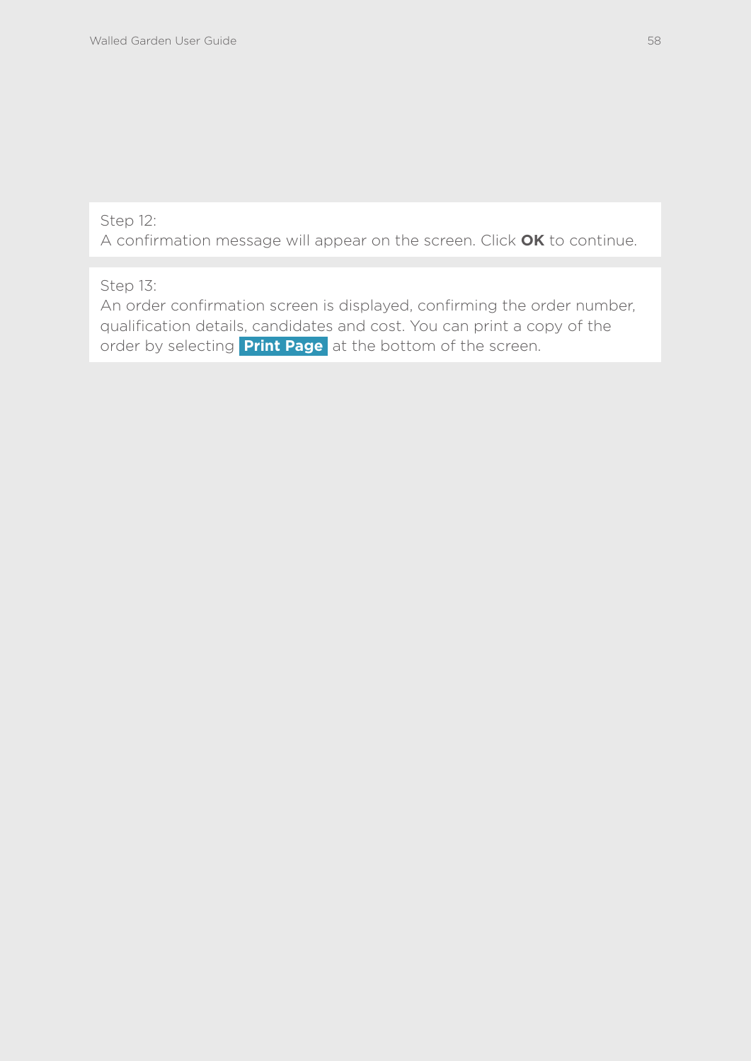Step 12:
A confirmation message will appear on the screen. Click **OK** to continue.

Step 13:
An order confirmation screen is displayed, confirming the order number, qualification details, candidates and cost. You can print a copy of the order by selecting **Print Page** at the bottom of the screen.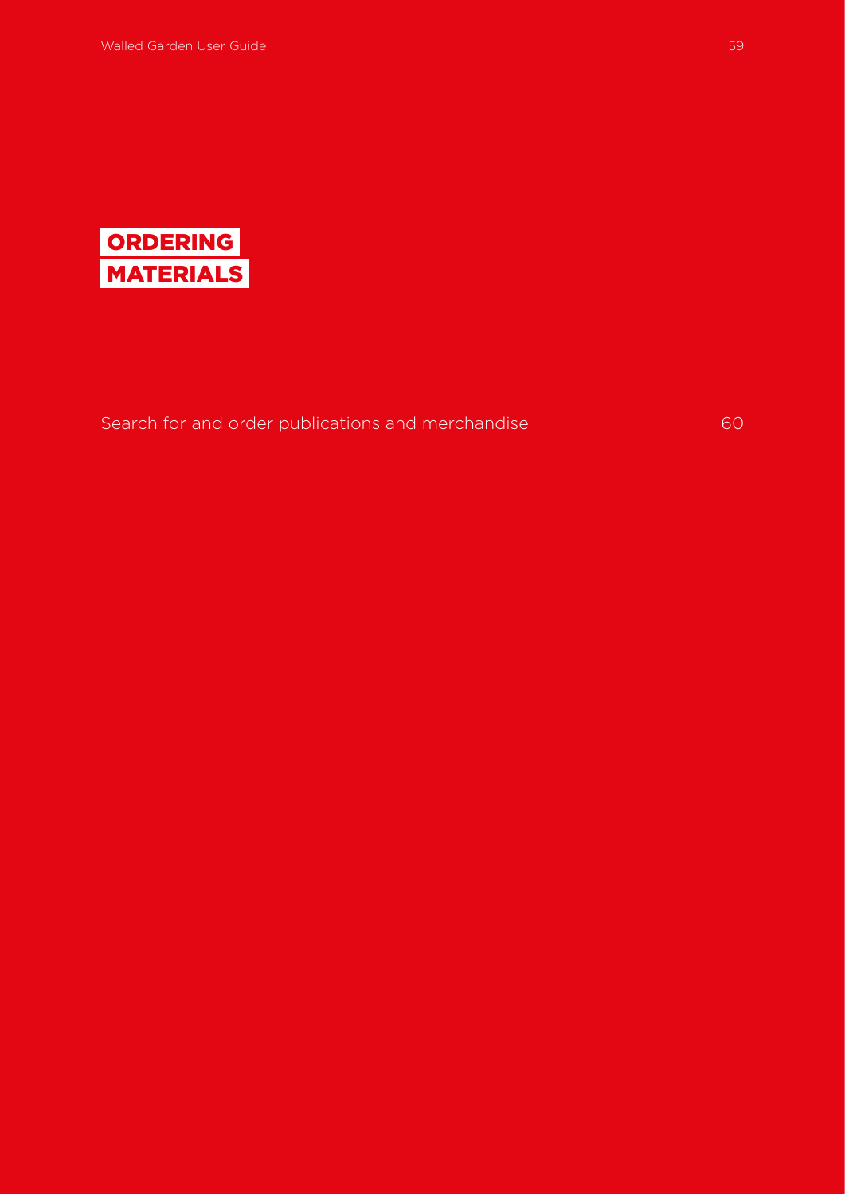# ORDERING MATERIALS

Search for and order publications and merchandise 60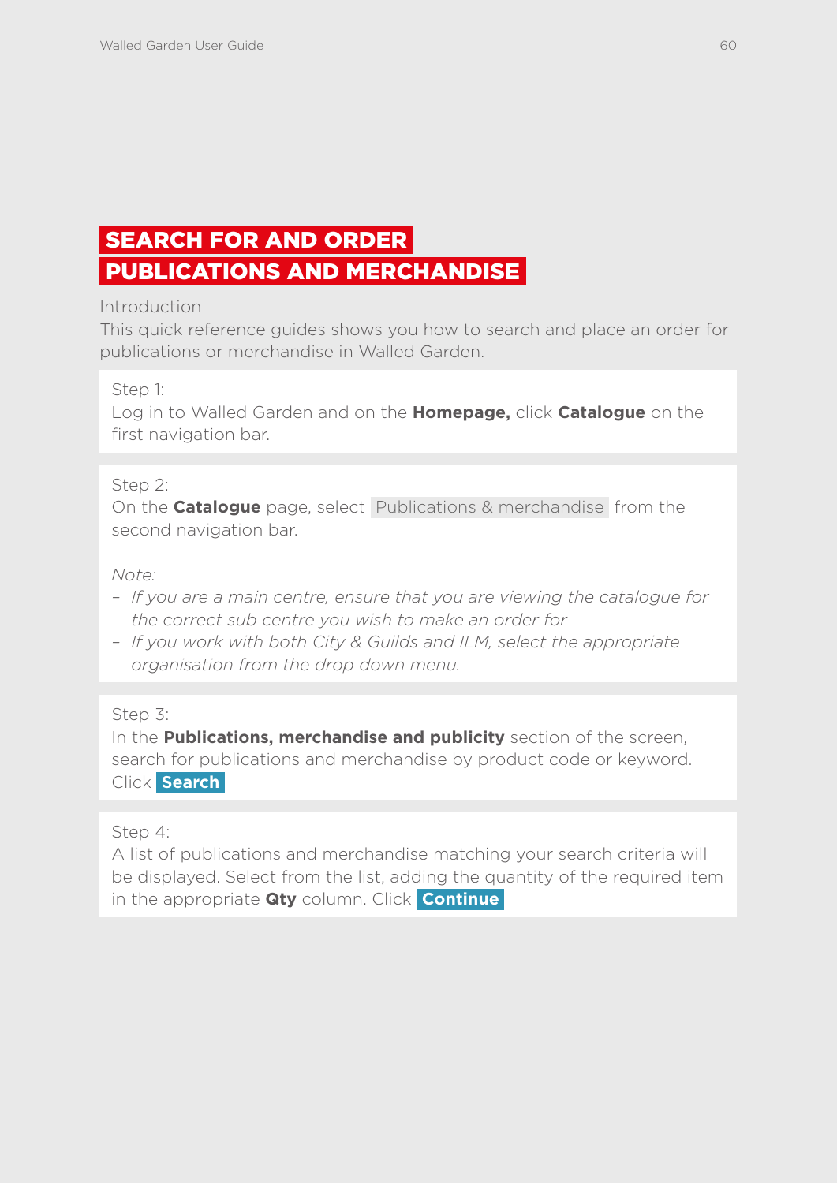# SEARCH FOR AND ORDER PUBLICATIONS AND MERCHANDISE

Introduction

This quick reference guides shows you how to search and place an order for publications or merchandise in Walled Garden.

Step 1:
Log in to Walled Garden and on the **Homepage,** click **Catalogue** on the first navigation bar.

Step 2:
On the **Catalogue** page, select Publications & merchandise from the second navigation bar.

*Note:*

- *If you are a main centre, ensure that you are viewing the catalogue for the correct sub centre you wish to make an order for*
- *If you work with both City & Guilds and ILM, select the appropriate organisation from the drop down menu.*

Step 3:
In the **Publications, merchandise and publicity** section of the screen, search for publications and merchandise by product code or keyword. Click **Search**

Step 4:
A list of publications and merchandise matching your search criteria will be displayed. Select from the list, adding the quantity of the required item in the appropriate **Qty** column. Click **Continue**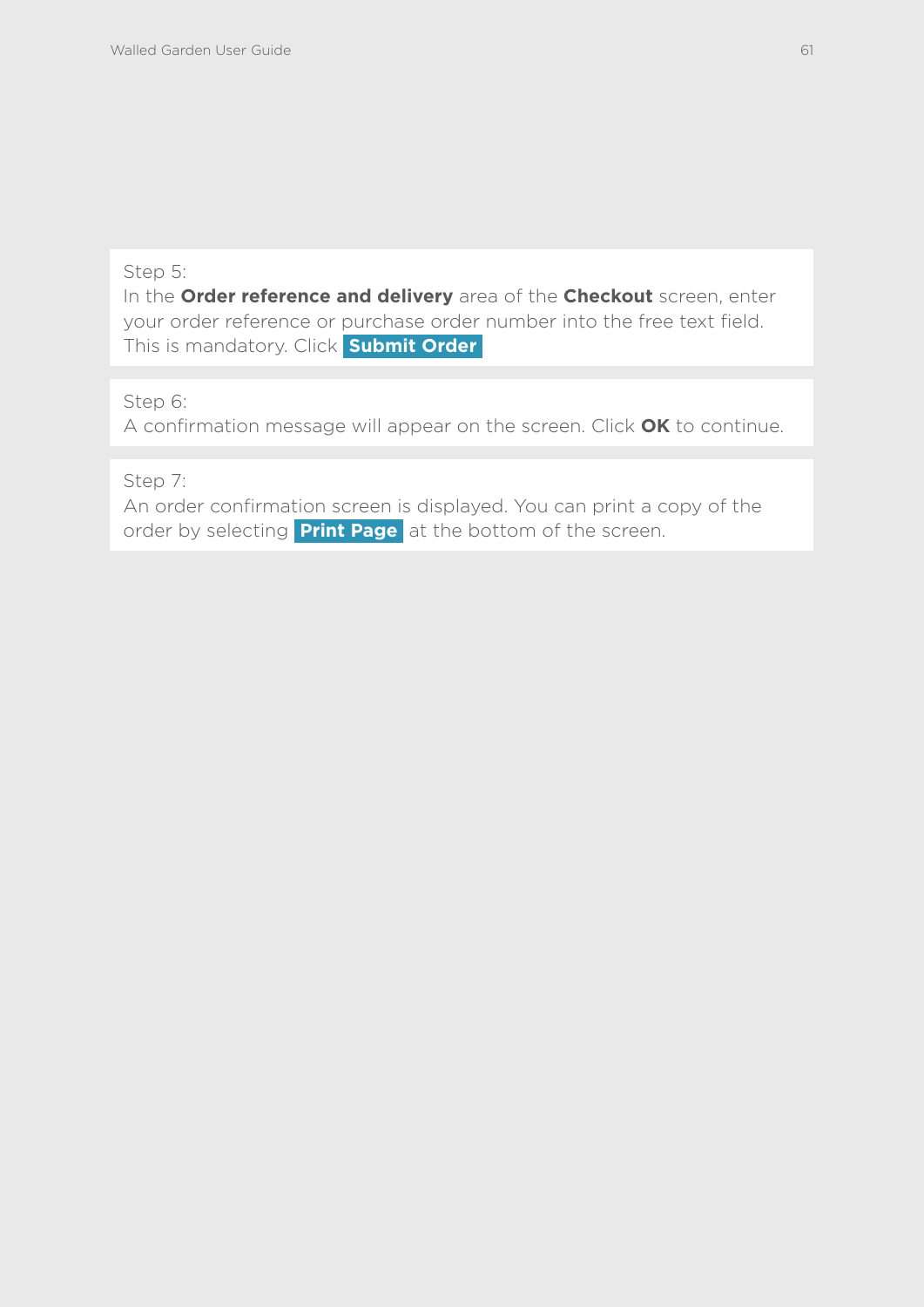Step 5:
In the **Order reference and delivery** area of the **Checkout** screen, enter your order reference or purchase order number into the free text field. This is mandatory. Click **Submit Order**

Step 6:
A confirmation message will appear on the screen. Click **OK** to continue.

Step 7:
An order confirmation screen is displayed. You can print a copy of the order by selecting **Print Page** at the bottom of the screen.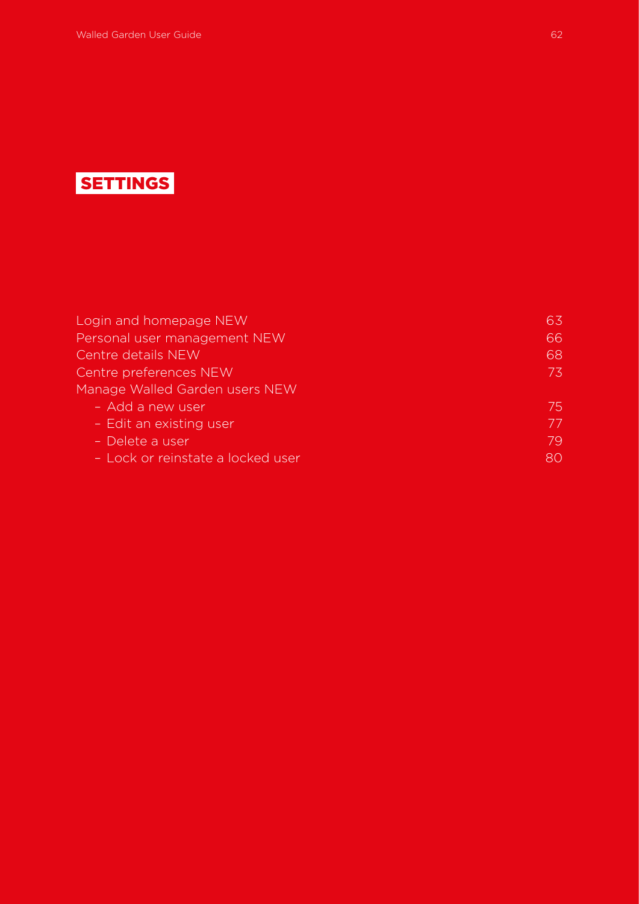# SETTINGS

| | |
|---|---|
| Login and homepage NEW | 63 |
| Personal user management NEW | 66 |
| Centre details NEW | 68 |
| Centre preferences NEW | 73 |
| Manage Walled Garden users NEW | |
| – Add a new user | 75 |
| – Edit an existing user | 77 |
| – Delete a user | 79 |
| – Lock or reinstate a locked user | 80 |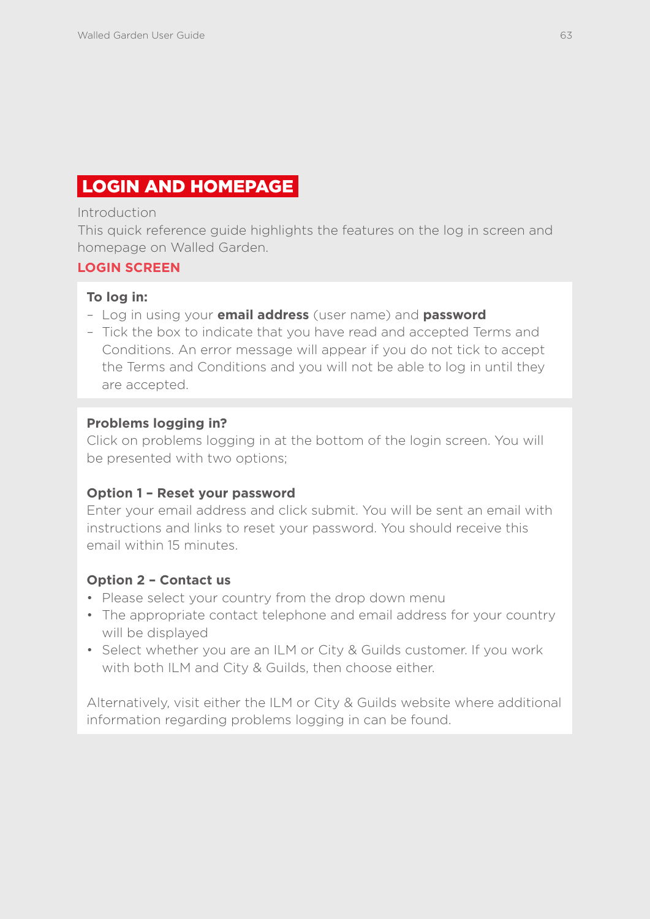# LOGIN AND HOMEPAGE

Introduction

This quick reference guide highlights the features on the log in screen and homepage on Walled Garden.

## LOGIN SCREEN

**To log in:**

- Log in using your **email address** (user name) and **password**
- Tick the box to indicate that you have read and accepted Terms and Conditions. An error message will appear if you do not tick to accept the Terms and Conditions and you will not be able to log in until they are accepted.

**Problems logging in?**

Click on problems logging in at the bottom of the login screen. You will be presented with two options;

**Option 1 – Reset your password**

Enter your email address and click submit. You will be sent an email with instructions and links to reset your password. You should receive this email within 15 minutes.

**Option 2 – Contact us**

- Please select your country from the drop down menu
- The appropriate contact telephone and email address for your country will be displayed
- Select whether you are an ILM or City & Guilds customer. If you work with both ILM and City & Guilds, then choose either.

Alternatively, visit either the ILM or City & Guilds website where additional information regarding problems logging in can be found.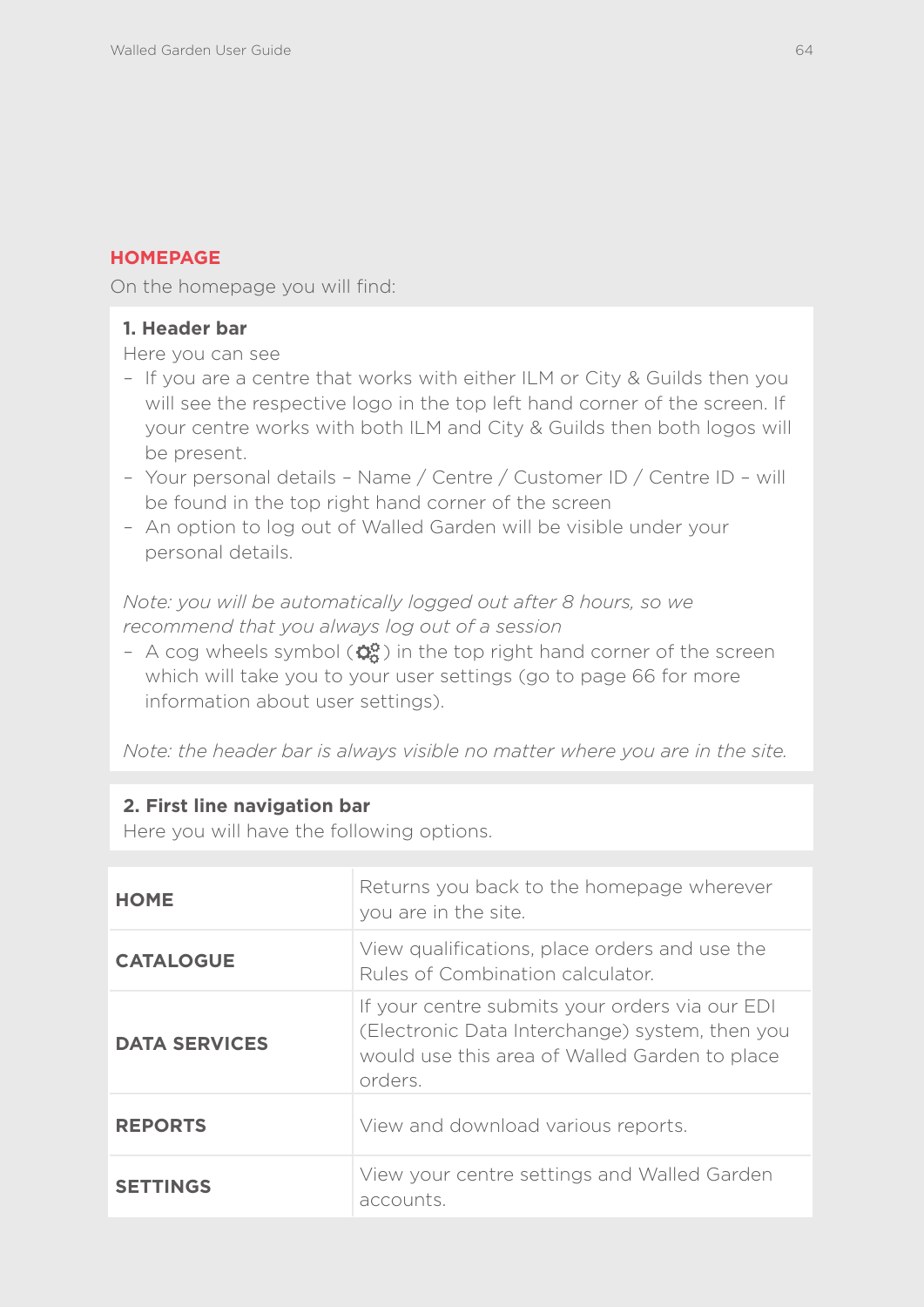## HOMEPAGE

On the homepage you will find:

**1. Header bar**

Here you can see

- If you are a centre that works with either ILM or City & Guilds then you will see the respective logo in the top left hand corner of the screen. If your centre works with both ILM and City & Guilds then both logos will be present.
- Your personal details – Name / Centre / Customer ID / Centre ID – will be found in the top right hand corner of the screen
- An option to log out of Walled Garden will be visible under your personal details.

*Note: you will be automatically logged out after 8 hours, so we recommend that you always log out of a session*

- A cog wheels symbol (⚙) in the top right hand corner of the screen which will take you to your user settings (go to page 66 for more information about user settings).

*Note: the header bar is always visible no matter where you are in the site.*

**2. First line navigation bar**

Here you will have the following options.

| | |
|---|---|
| **HOME** | Returns you back to the homepage wherever you are in the site. |
| **CATALOGUE** | View qualifications, place orders and use the Rules of Combination calculator. |
| **DATA SERVICES** | If your centre submits your orders via our EDI (Electronic Data Interchange) system, then you would use this area of Walled Garden to place orders. |
| **REPORTS** | View and download various reports. |
| **SETTINGS** | View your centre settings and Walled Garden accounts. |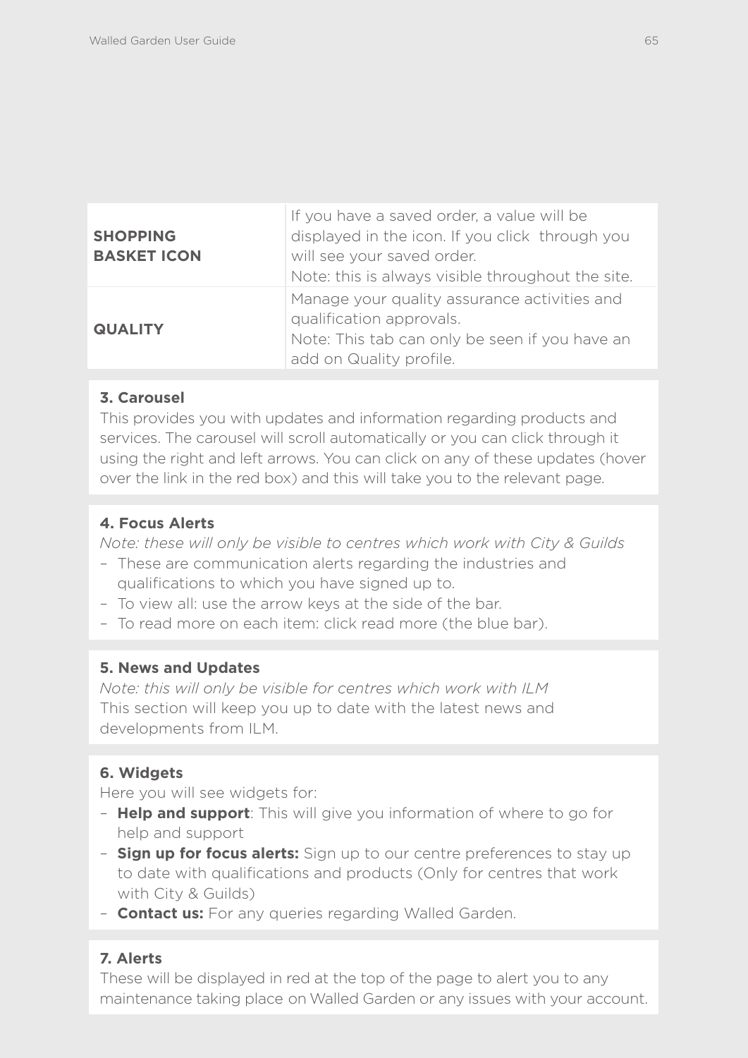| | |
|---|---|
| **SHOPPING BASKET ICON** | If you have a saved order, a value will be displayed in the icon. If you click through you will see your saved order.<br>Note: this is always visible throughout the site. |
| **QUALITY** | Manage your quality assurance activities and qualification approvals.<br>Note: This tab can only be seen if you have an add on Quality profile. |

**3. Carousel**

This provides you with updates and information regarding products and services. The carousel will scroll automatically or you can click through it using the right and left arrows. You can click on any of these updates (hover over the link in the red box) and this will take you to the relevant page.

**4. Focus Alerts**

*Note: these will only be visible to centres which work with City & Guilds*

- These are communication alerts regarding the industries and qualifications to which you have signed up to.
- To view all: use the arrow keys at the side of the bar.
- To read more on each item: click read more (the blue bar).

**5. News and Updates**

*Note: this will only be visible for centres which work with ILM*

This section will keep you up to date with the latest news and developments from ILM.

**6. Widgets**

Here you will see widgets for:

- **Help and support**: This will give you information of where to go for help and support
- **Sign up for focus alerts:** Sign up to our centre preferences to stay up to date with qualifications and products (Only for centres that work with City & Guilds)
- **Contact us:** For any queries regarding Walled Garden.

**7. Alerts**

These will be displayed in red at the top of the page to alert you to any maintenance taking place on Walled Garden or any issues with your account.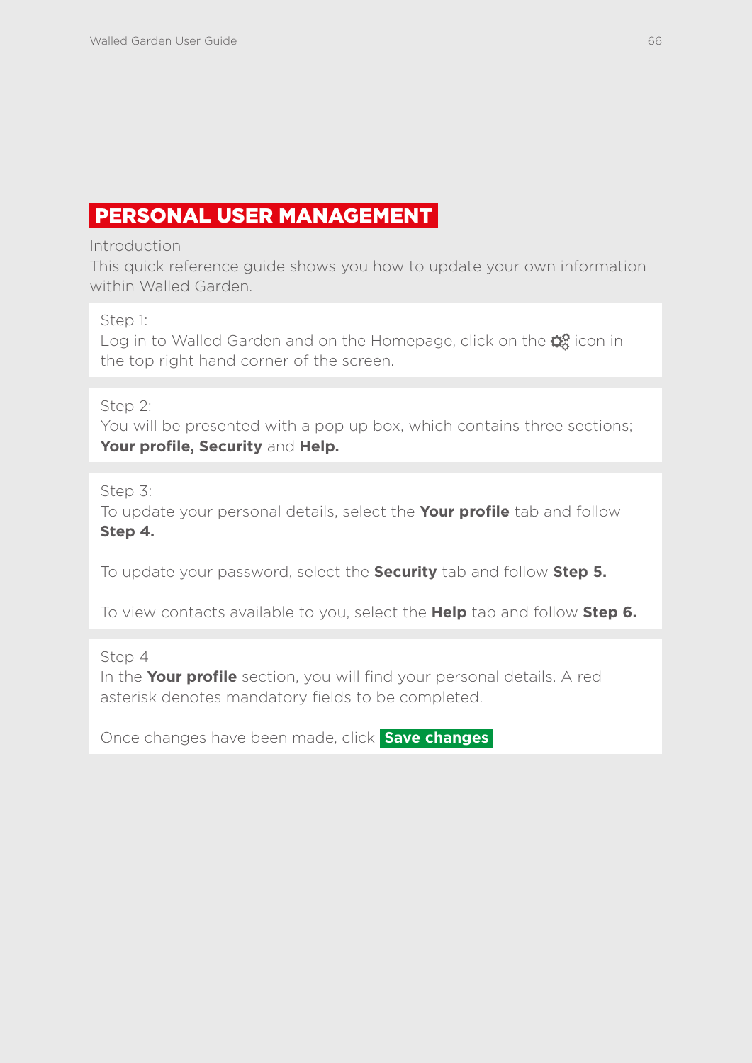# PERSONAL USER MANAGEMENT

Introduction

This quick reference guide shows you how to update your own information within Walled Garden.

Step 1:

Log in to Walled Garden and on the Homepage, click on the ⚙ icon in the top right hand corner of the screen.

Step 2:

You will be presented with a pop up box, which contains three sections; **Your profile, Security** and **Help.**

Step 3:

To update your personal details, select the **Your profile** tab and follow **Step 4.**

To update your password, select the **Security** tab and follow **Step 5.**

To view contacts available to you, select the **Help** tab and follow **Step 6.**

Step 4

In the **Your profile** section, you will find your personal details. A red asterisk denotes mandatory fields to be completed.

Once changes have been made, click **Save changes**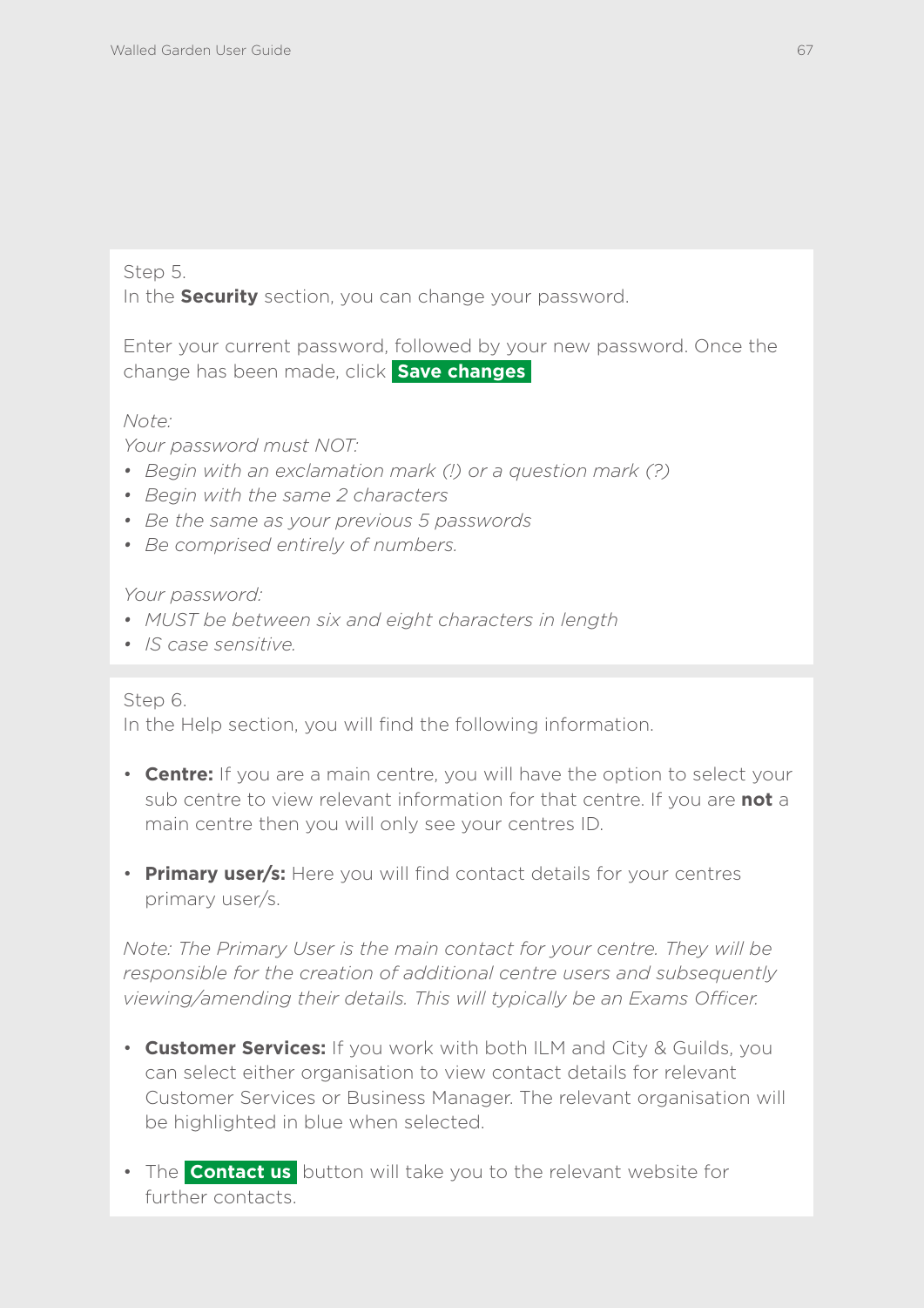Step 5.
In the **Security** section, you can change your password.

Enter your current password, followed by your new password. Once the change has been made, click **Save changes**

*Note:*
*Your password must NOT:*

- *Begin with an exclamation mark (!) or a question mark (?)*
- *Begin with the same 2 characters*
- *Be the same as your previous 5 passwords*
- *Be comprised entirely of numbers.*

*Your password:*

- *MUST be between six and eight characters in length*
- *IS case sensitive.*

Step 6.
In the Help section, you will find the following information.

- **Centre:** If you are a main centre, you will have the option to select your sub centre to view relevant information for that centre. If you are **not** a main centre then you will only see your centres ID.

- **Primary user/s:** Here you will find contact details for your centres primary user/s.

*Note: The Primary User is the main contact for your centre. They will be responsible for the creation of additional centre users and subsequently viewing/amending their details. This will typically be an Exams Officer.*

- **Customer Services:** If you work with both ILM and City & Guilds, you can select either organisation to view contact details for relevant Customer Services or Business Manager. The relevant organisation will be highlighted in blue when selected.

- The **Contact us** button will take you to the relevant website for further contacts.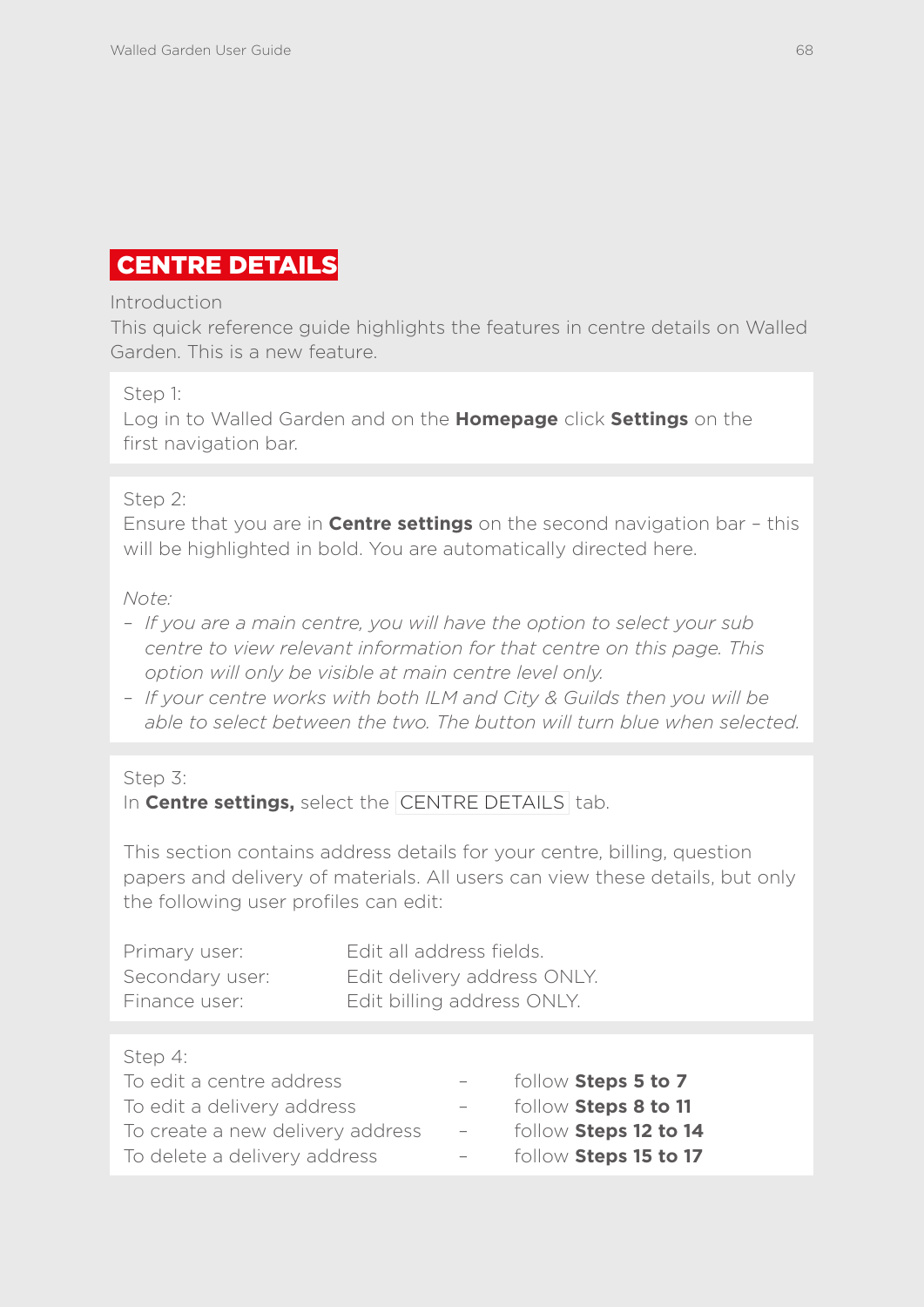# CENTRE DETAILS

Introduction

This quick reference guide highlights the features in centre details on Walled Garden. This is a new feature.

Step 1:

Log in to Walled Garden and on the **Homepage** click **Settings** on the first navigation bar.

Step 2:

Ensure that you are in **Centre settings** on the second navigation bar – this will be highlighted in bold. You are automatically directed here.

*Note:*

- *If you are a main centre, you will have the option to select your sub centre to view relevant information for that centre on this page. This option will only be visible at main centre level only.*
- *If your centre works with both ILM and City & Guilds then you will be able to select between the two. The button will turn blue when selected.*

Step 3:

In **Centre settings,** select the CENTRE DETAILS tab.

This section contains address details for your centre, billing, question papers and delivery of materials. All users can view these details, but only the following user profiles can edit:

| | |
|---|---|
| Primary user: | Edit all address fields. |
| Secondary user: | Edit delivery address ONLY. |
| Finance user: | Edit billing address ONLY. |

Step 4:

| | | |
|---|---|---|
| To edit a centre address | – | follow **Steps 5 to 7** |
| To edit a delivery address | – | follow **Steps 8 to 11** |
| To create a new delivery address | – | follow **Steps 12 to 14** |
| To delete a delivery address | – | follow **Steps 15 to 17** |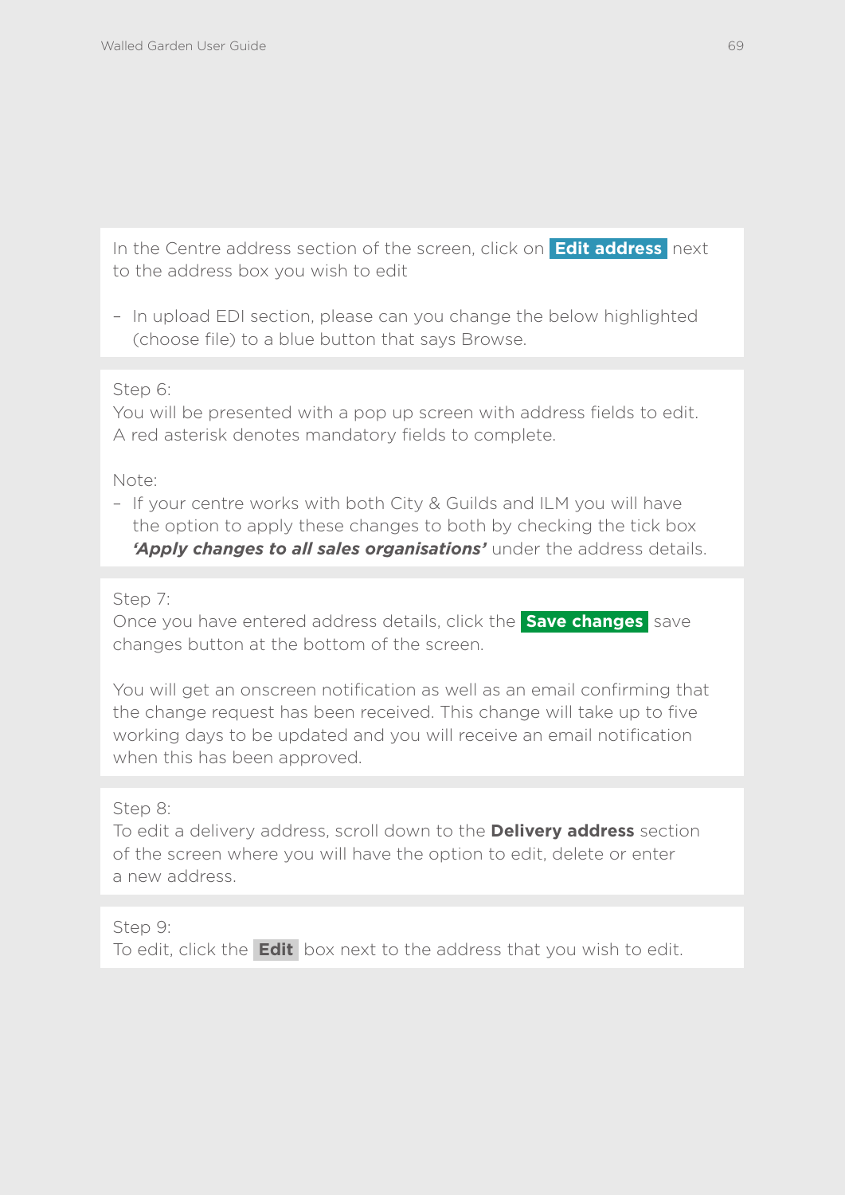In the Centre address section of the screen, click on **Edit address** next to the address box you wish to edit

- In upload EDI section, please can you change the below highlighted (choose file) to a blue button that says Browse.

Step 6:
You will be presented with a pop up screen with address fields to edit. A red asterisk denotes mandatory fields to complete.

Note:

- If your centre works with both City & Guilds and ILM you will have the option to apply these changes to both by checking the tick box ***'Apply changes to all sales organisations'*** under the address details.

Step 7:
Once you have entered address details, click the **Save changes** save changes button at the bottom of the screen.

You will get an onscreen notification as well as an email confirming that the change request has been received. This change will take up to five working days to be updated and you will receive an email notification when this has been approved.

Step 8:
To edit a delivery address, scroll down to the **Delivery address** section of the screen where you will have the option to edit, delete or enter a new address.

Step 9:
To edit, click the **Edit** box next to the address that you wish to edit.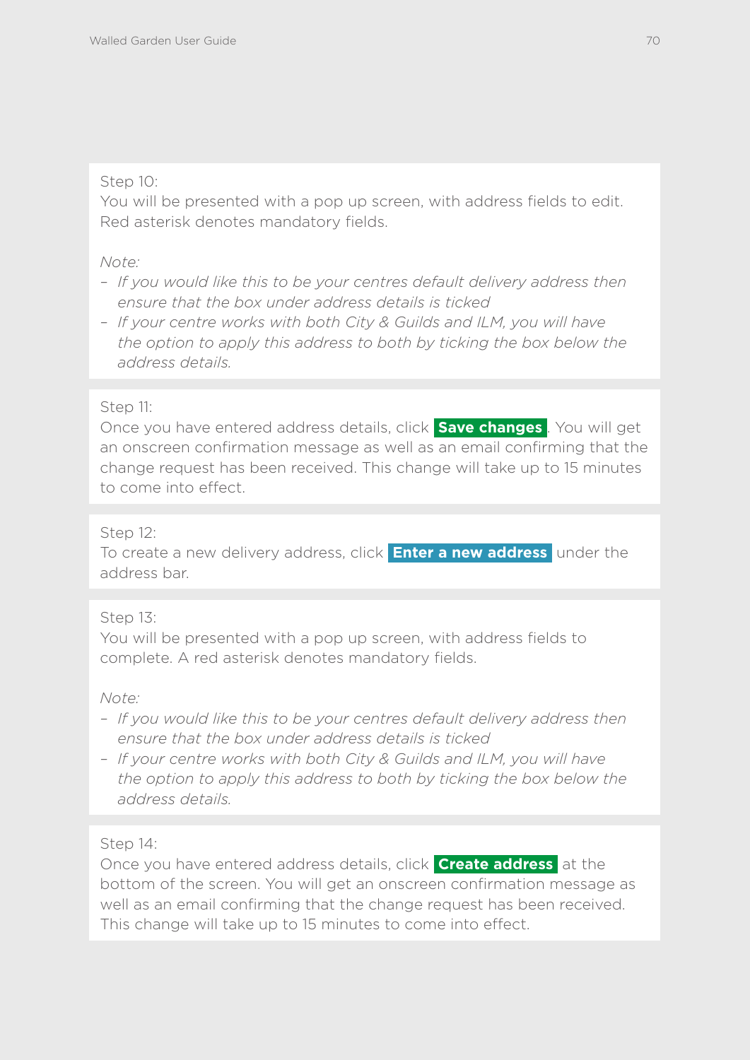Step 10:
You will be presented with a pop up screen, with address fields to edit. Red asterisk denotes mandatory fields.

*Note:*

- *If you would like this to be your centres default delivery address then ensure that the box under address details is ticked*
- *If your centre works with both City & Guilds and ILM, you will have the option to apply this address to both by ticking the box below the address details.*

Step 11:
Once you have entered address details, click **Save changes**. You will get an onscreen confirmation message as well as an email confirming that the change request has been received. This change will take up to 15 minutes to come into effect.

Step 12:
To create a new delivery address, click **Enter a new address** under the address bar.

Step 13:
You will be presented with a pop up screen, with address fields to complete. A red asterisk denotes mandatory fields.

*Note:*

- *If you would like this to be your centres default delivery address then ensure that the box under address details is ticked*
- *If your centre works with both City & Guilds and ILM, you will have the option to apply this address to both by ticking the box below the address details.*

Step 14:
Once you have entered address details, click **Create address** at the bottom of the screen. You will get an onscreen confirmation message as well as an email confirming that the change request has been received. This change will take up to 15 minutes to come into effect.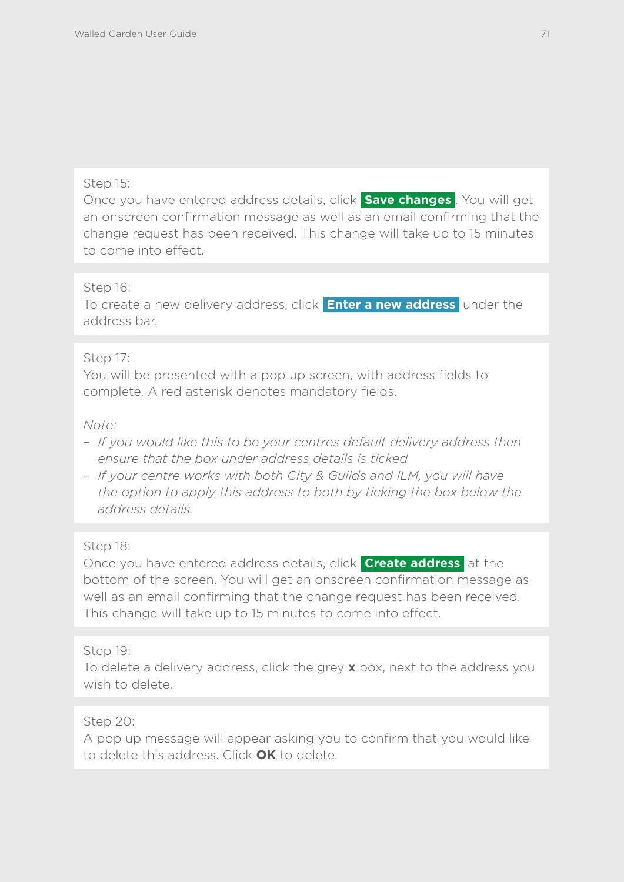Step 15:
Once you have entered address details, click **Save changes**. You will get an onscreen confirmation message as well as an email confirming that the change request has been received. This change will take up to 15 minutes to come into effect.

Step 16:
To create a new delivery address, click **Enter a new address** under the address bar.

Step 17:
You will be presented with a pop up screen, with address fields to complete. A red asterisk denotes mandatory fields.

*Note:*

- *If you would like this to be your centres default delivery address then ensure that the box under address details is ticked*
- *If your centre works with both City & Guilds and ILM, you will have the option to apply this address to both by ticking the box below the address details.*

Step 18:
Once you have entered address details, click **Create address** at the bottom of the screen. You will get an onscreen confirmation message as well as an email confirming that the change request has been received. This change will take up to 15 minutes to come into effect.

Step 19:
To delete a delivery address, click the grey **x** box, next to the address you wish to delete.

Step 20:
A pop up message will appear asking you to confirm that you would like to delete this address. Click **OK** to delete.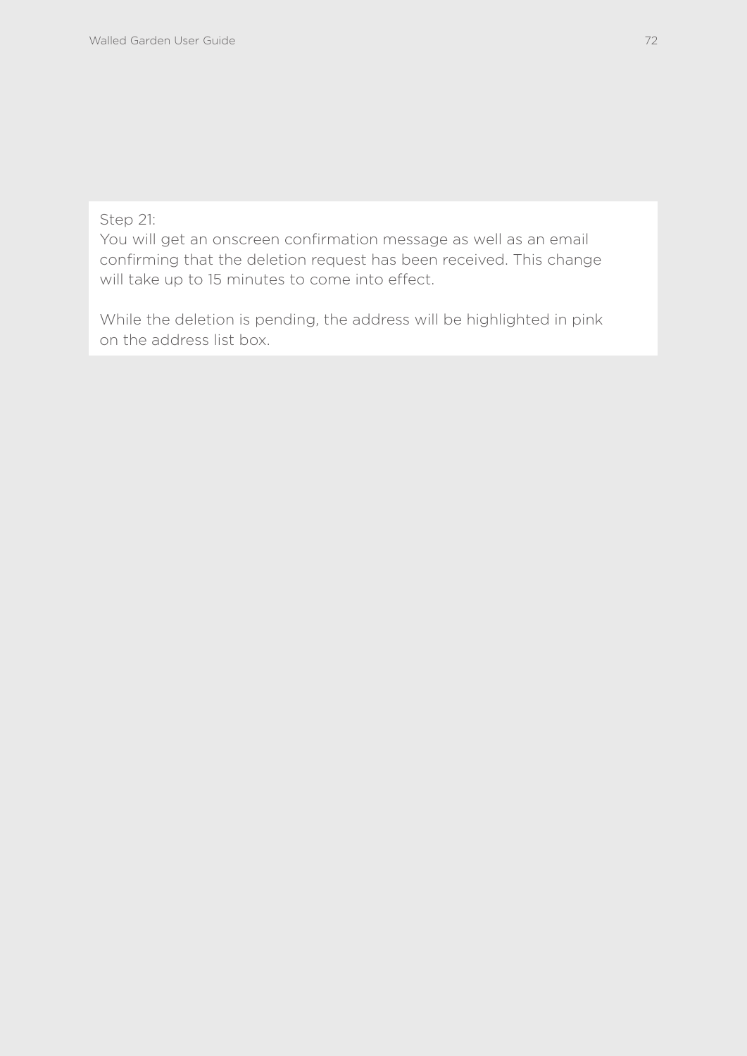Step 21:
You will get an onscreen confirmation message as well as an email confirming that the deletion request has been received. This change will take up to 15 minutes to come into effect.

While the deletion is pending, the address will be highlighted in pink on the address list box.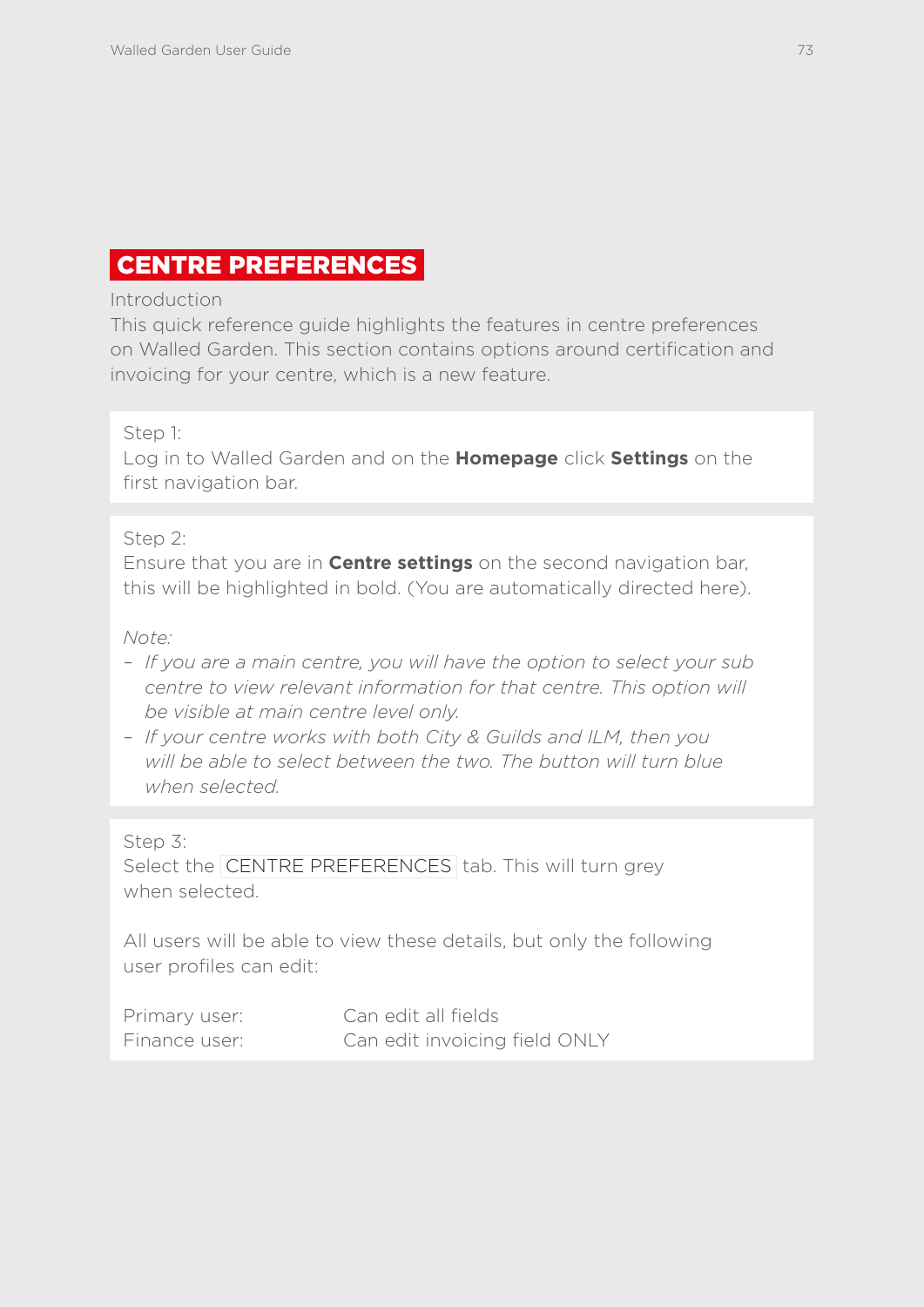# CENTRE PREFERENCES

Introduction

This quick reference guide highlights the features in centre preferences on Walled Garden. This section contains options around certification and invoicing for your centre, which is a new feature.

Step 1:

Log in to Walled Garden and on the **Homepage** click **Settings** on the first navigation bar.

Step 2:

Ensure that you are in **Centre settings** on the second navigation bar, this will be highlighted in bold. (You are automatically directed here).

*Note:*

- *If you are a main centre, you will have the option to select your sub centre to view relevant information for that centre. This option will be visible at main centre level only.*
- *If your centre works with both City & Guilds and ILM, then you will be able to select between the two. The button will turn blue when selected.*

Step 3:

Select the CENTRE PREFERENCES tab. This will turn grey when selected.

All users will be able to view these details, but only the following user profiles can edit:

| | |
|---|---|
| Primary user: | Can edit all fields |
| Finance user: | Can edit invoicing field ONLY |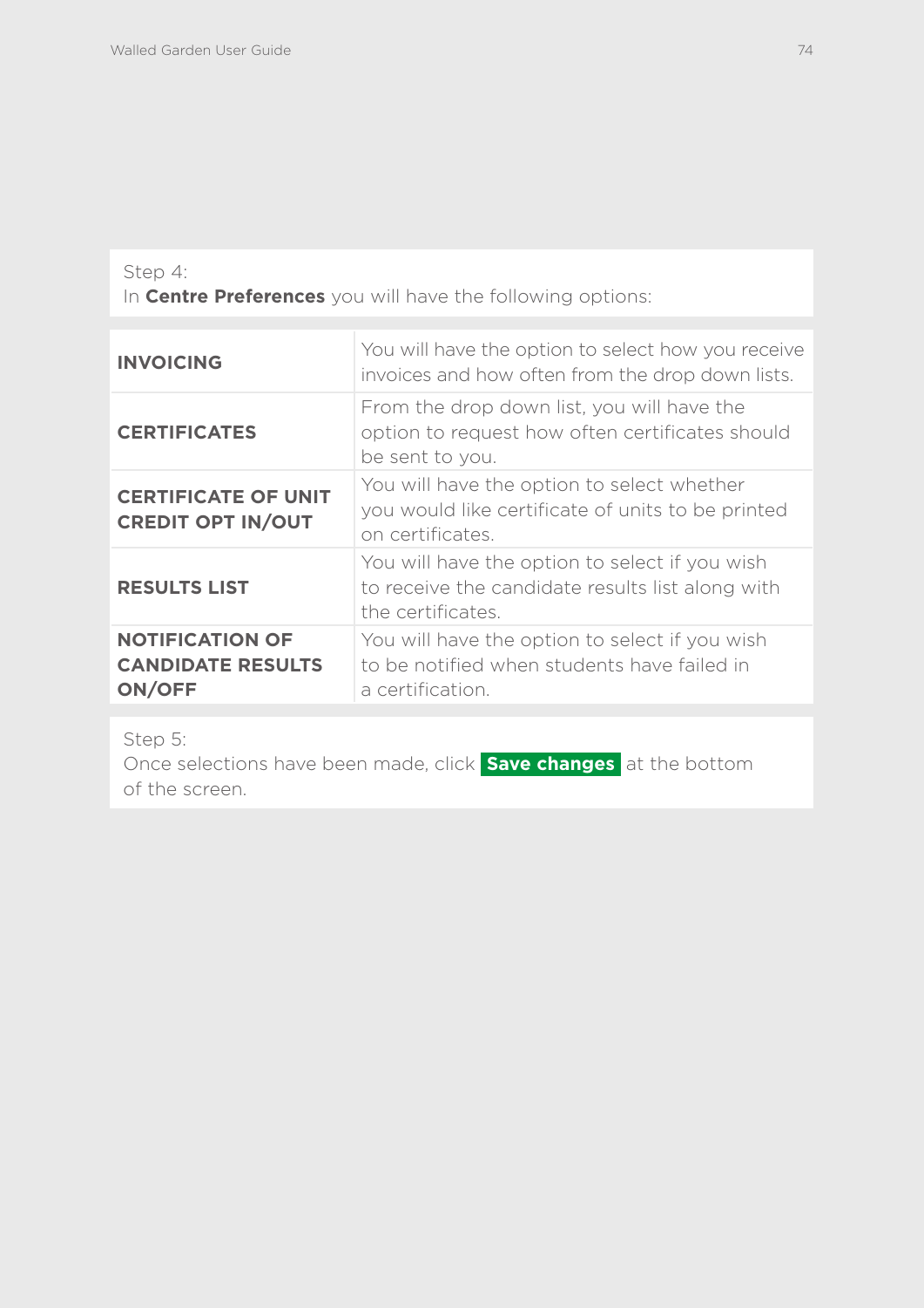Step 4:
In **Centre Preferences** you will have the following options:

| | |
|---|---|
| **INVOICING** | You will have the option to select how you receive invoices and how often from the drop down lists. |
| **CERTIFICATES** | From the drop down list, you will have the option to request how often certificates should be sent to you. |
| **CERTIFICATE OF UNIT CREDIT OPT IN/OUT** | You will have the option to select whether you would like certificate of units to be printed on certificates. |
| **RESULTS LIST** | You will have the option to select if you wish to receive the candidate results list along with the certificates. |
| **NOTIFICATION OF CANDIDATE RESULTS ON/OFF** | You will have the option to select if you wish to be notified when students have failed in a certification. |

Step 5:
Once selections have been made, click **Save changes** at the bottom of the screen.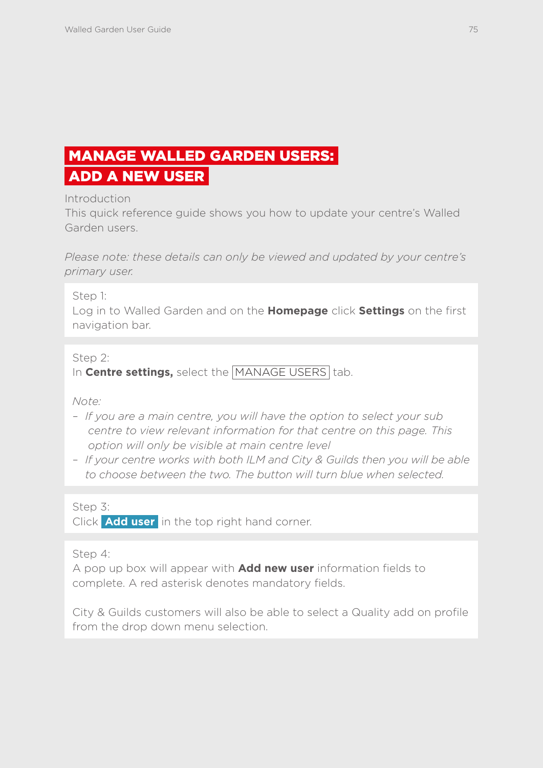# MANAGE WALLED GARDEN USERS: ADD A NEW USER

Introduction

This quick reference guide shows you how to update your centre's Walled Garden users.

*Please note: these details can only be viewed and updated by your centre's primary user.*

Step 1:
Log in to Walled Garden and on the **Homepage** click **Settings** on the first navigation bar.

Step 2:
In **Centre settings,** select the MANAGE USERS tab.

*Note:*

- *If you are a main centre, you will have the option to select your sub centre to view relevant information for that centre on this page. This option will only be visible at main centre level*
- *If your centre works with both ILM and City & Guilds then you will be able to choose between the two. The button will turn blue when selected.*

Step 3:
Click **Add user** in the top right hand corner.

Step 4:
A pop up box will appear with **Add new user** information fields to complete. A red asterisk denotes mandatory fields.

City & Guilds customers will also be able to select a Quality add on profile from the drop down menu selection.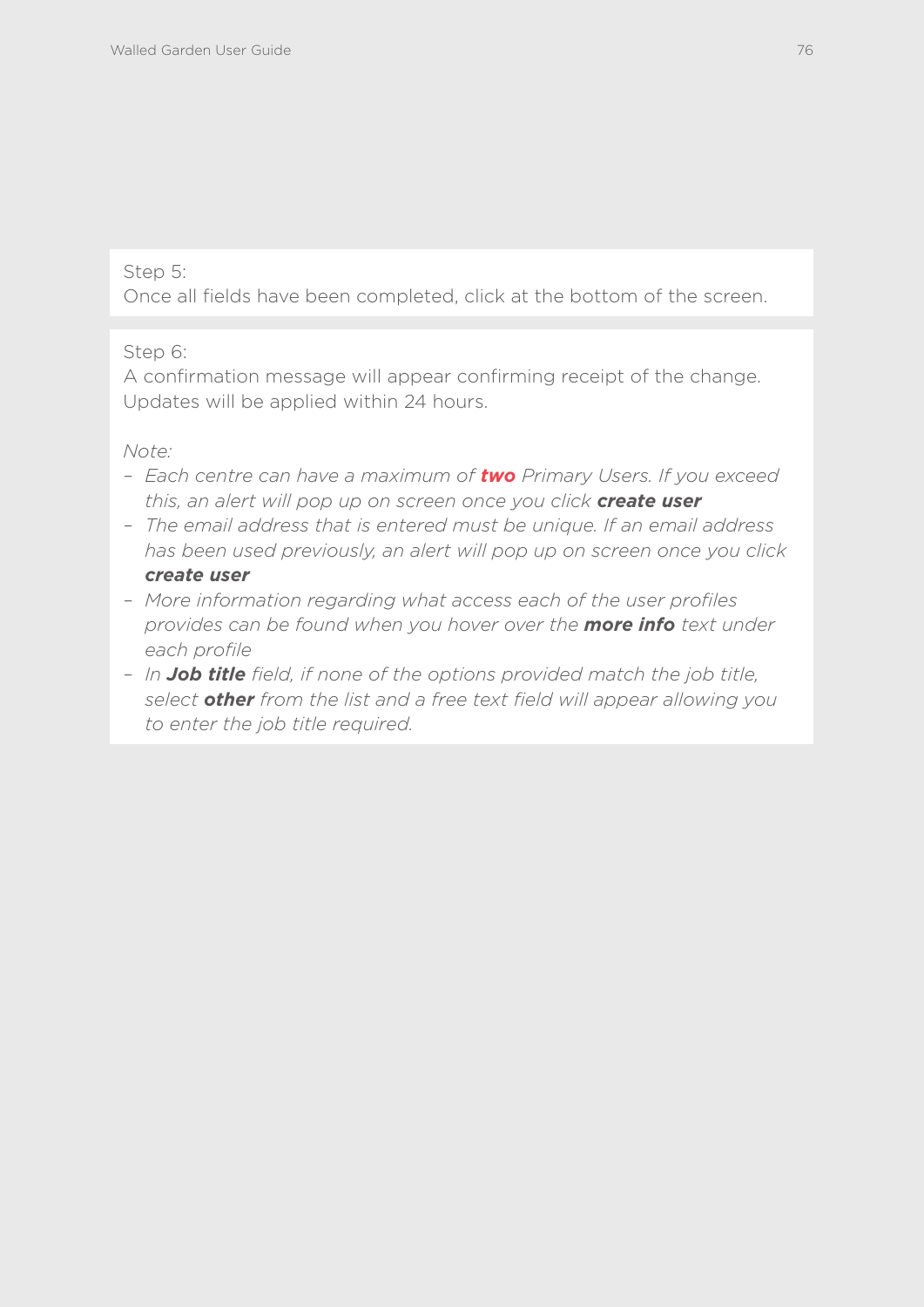Step 5:
Once all fields have been completed, click at the bottom of the screen.

Step 6:
A confirmation message will appear confirming receipt of the change. Updates will be applied within 24 hours.

*Note:*

- *Each centre can have a maximum of* ***two*** *Primary Users. If you exceed this, an alert will pop up on screen once you click* ***create user***
- *The email address that is entered must be unique. If an email address has been used previously, an alert will pop up on screen once you click* ***create user***
- *More information regarding what access each of the user profiles provides can be found when you hover over the* ***more info*** *text under each profile*
- *In* ***Job title*** *field, if none of the options provided match the job title, select* ***other*** *from the list and a free text field will appear allowing you to enter the job title required.*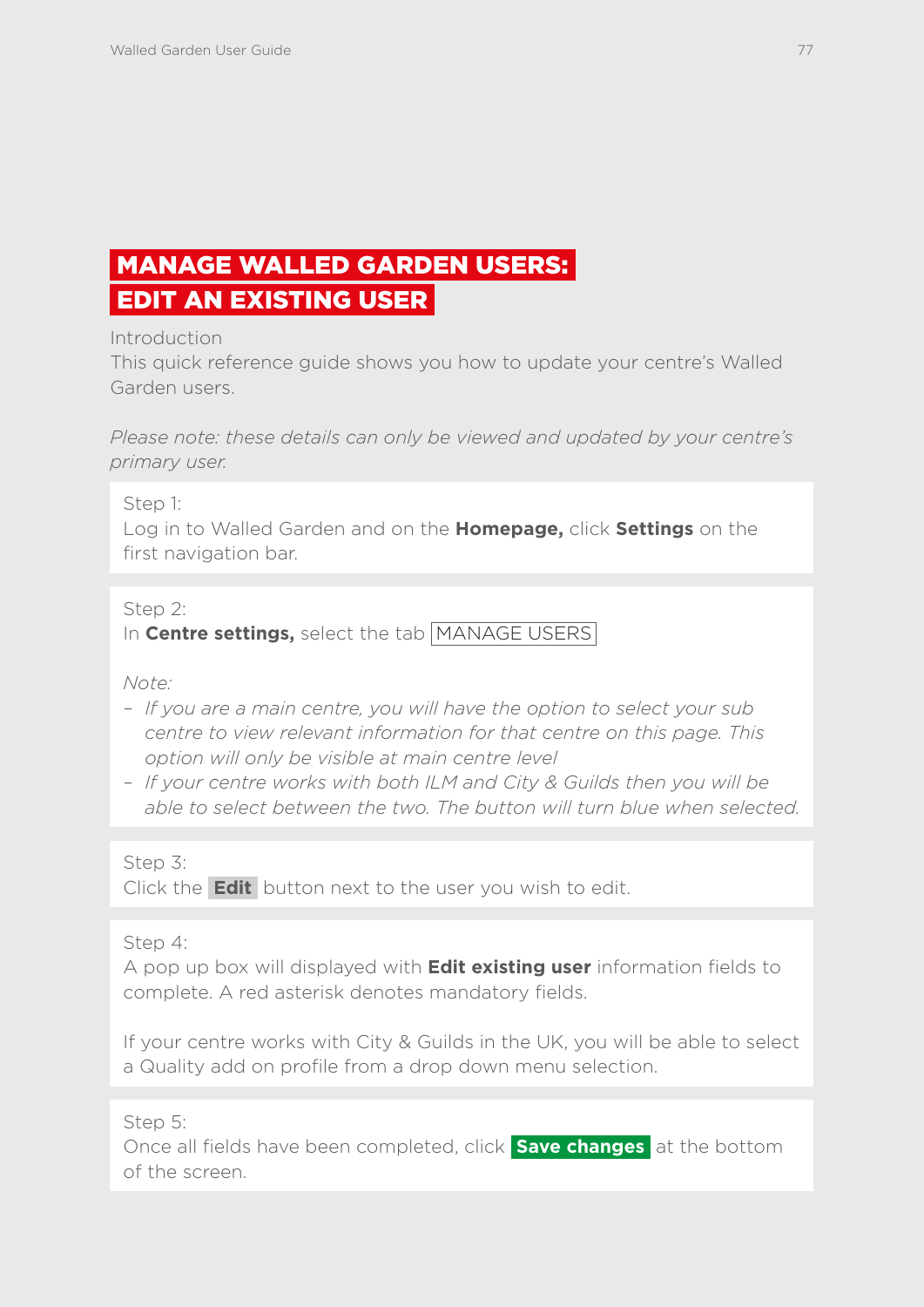# MANAGE WALLED GARDEN USERS: EDIT AN EXISTING USER

Introduction

This quick reference guide shows you how to update your centre's Walled Garden users.

*Please note: these details can only be viewed and updated by your centre's primary user.*

Step 1:

Log in to Walled Garden and on the **Homepage,** click **Settings** on the first navigation bar.

Step 2:

In **Centre settings,** select the tab MANAGE USERS

*Note:*

- *If you are a main centre, you will have the option to select your sub centre to view relevant information for that centre on this page. This option will only be visible at main centre level*
- *If your centre works with both ILM and City & Guilds then you will be able to select between the two. The button will turn blue when selected.*

Step 3:

Click the **Edit** button next to the user you wish to edit.

Step 4:

A pop up box will displayed with **Edit existing user** information fields to complete. A red asterisk denotes mandatory fields.

If your centre works with City & Guilds in the UK, you will be able to select a Quality add on profile from a drop down menu selection.

Step 5:

Once all fields have been completed, click **Save changes** at the bottom of the screen.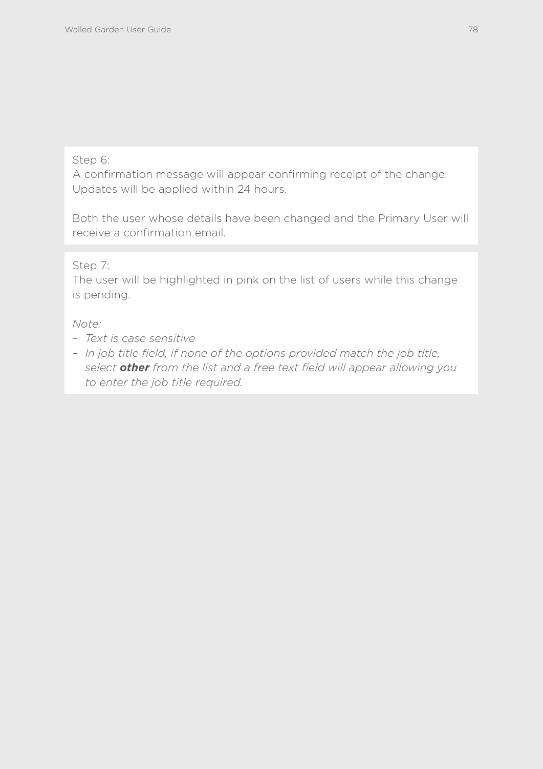Step 6:
A confirmation message will appear confirming receipt of the change. Updates will be applied within 24 hours.

Both the user whose details have been changed and the Primary User will receive a confirmation email.

Step 7:
The user will be highlighted in pink on the list of users while this change is pending.

*Note:*

- *Text is case sensitive*
- *In job title field, if none of the options provided match the job title, select* ***other*** *from the list and a free text field will appear allowing you to enter the job title required.*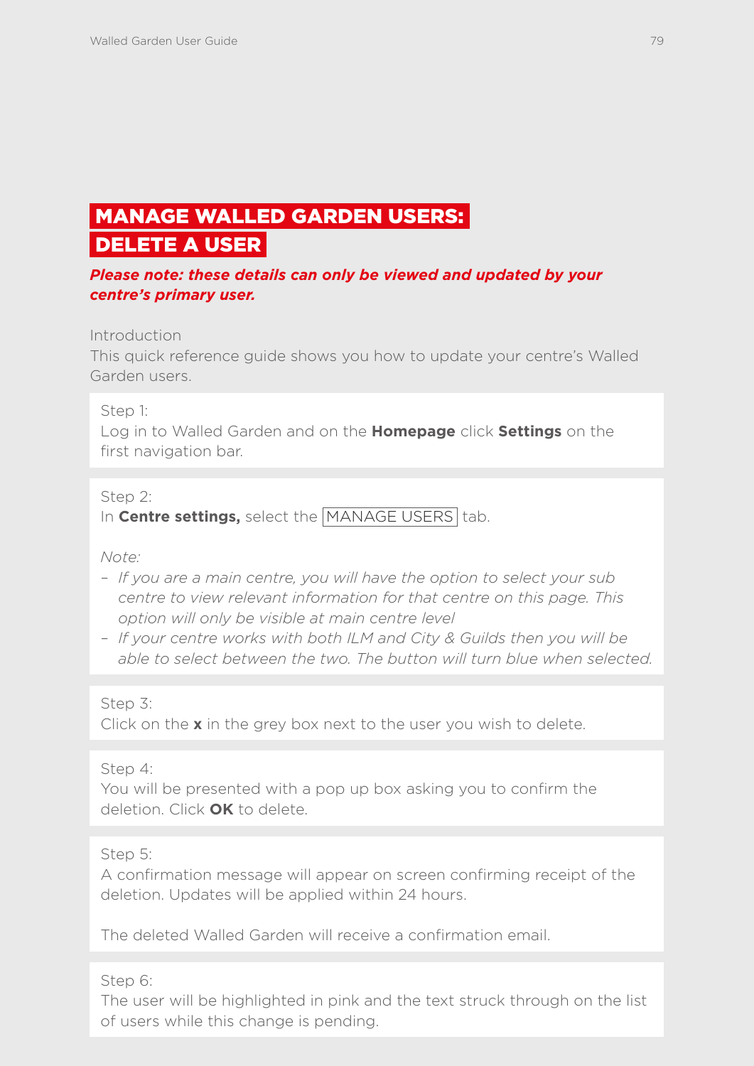# MANAGE WALLED GARDEN USERS: DELETE A USER

***Please note: these details can only be viewed and updated by your centre's primary user.***

Introduction

This quick reference guide shows you how to update your centre's Walled Garden users.

Step 1:

Log in to Walled Garden and on the **Homepage** click **Settings** on the first navigation bar.

Step 2:

In **Centre settings,** select the MANAGE USERS tab.

*Note:*

- *If you are a main centre, you will have the option to select your sub centre to view relevant information for that centre on this page. This option will only be visible at main centre level*
- *If your centre works with both ILM and City & Guilds then you will be able to select between the two. The button will turn blue when selected.*

Step 3:

Click on the **x** in the grey box next to the user you wish to delete.

Step 4:

You will be presented with a pop up box asking you to confirm the deletion. Click **OK** to delete.

Step 5:

A confirmation message will appear on screen confirming receipt of the deletion. Updates will be applied within 24 hours.

The deleted Walled Garden will receive a confirmation email.

Step 6:

The user will be highlighted in pink and the text struck through on the list of users while this change is pending.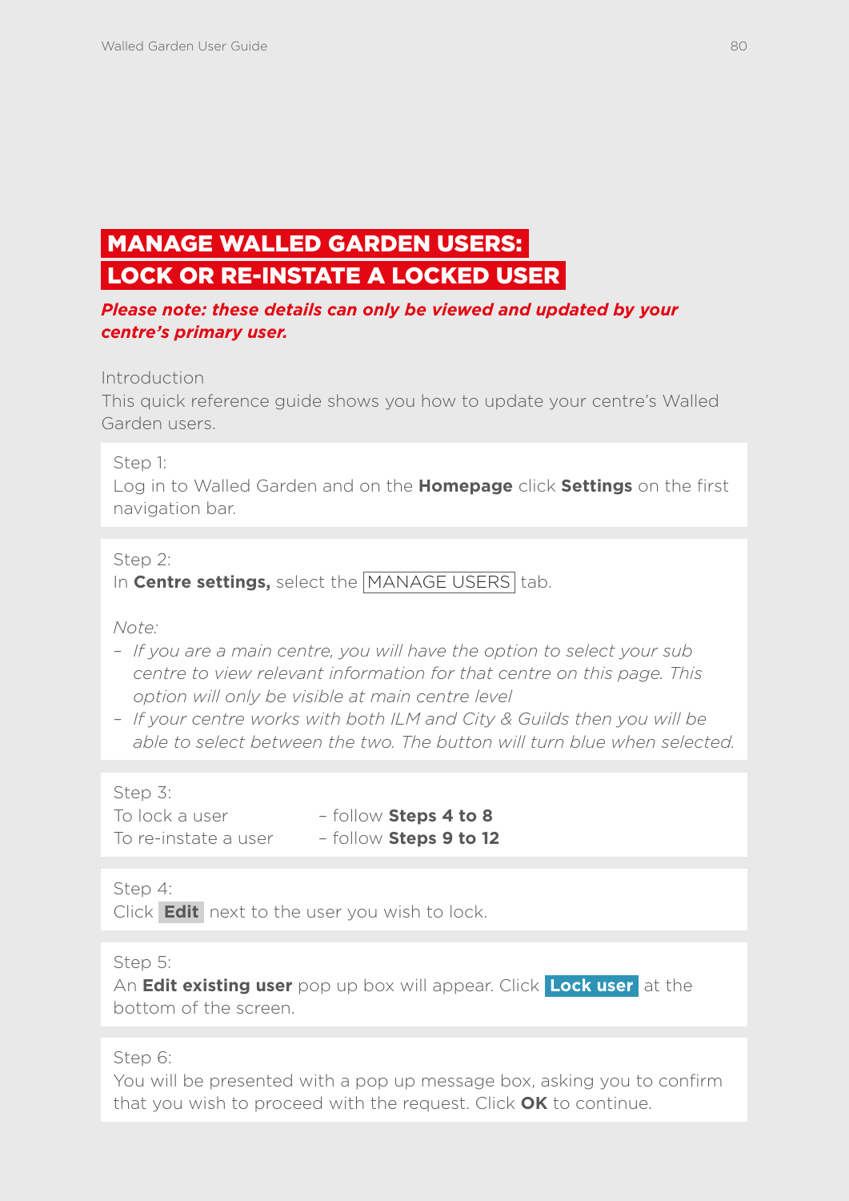# MANAGE WALLED GARDEN USERS: LOCK OR RE-INSTATE A LOCKED USER

***Please note: these details can only be viewed and updated by your centre's primary user.***

Introduction

This quick reference guide shows you how to update your centre's Walled Garden users.

Step 1:
Log in to Walled Garden and on the **Homepage** click **Settings** on the first navigation bar.

Step 2:
In **Centre settings,** select the MANAGE USERS tab.

*Note:*

- *If you are a main centre, you will have the option to select your sub centre to view relevant information for that centre on this page. This option will only be visible at main centre level*
- *If your centre works with both ILM and City & Guilds then you will be able to select between the two. The button will turn blue when selected.*

Step 3:

To lock a user – follow **Steps 4 to 8**

To re-instate a user – follow **Steps 9 to 12**

Step 4:
Click **Edit** next to the user you wish to lock.

Step 5:
An **Edit existing user** pop up box will appear. Click **Lock user** at the bottom of the screen.

Step 6:
You will be presented with a pop up message box, asking you to confirm that you wish to proceed with the request. Click **OK** to continue.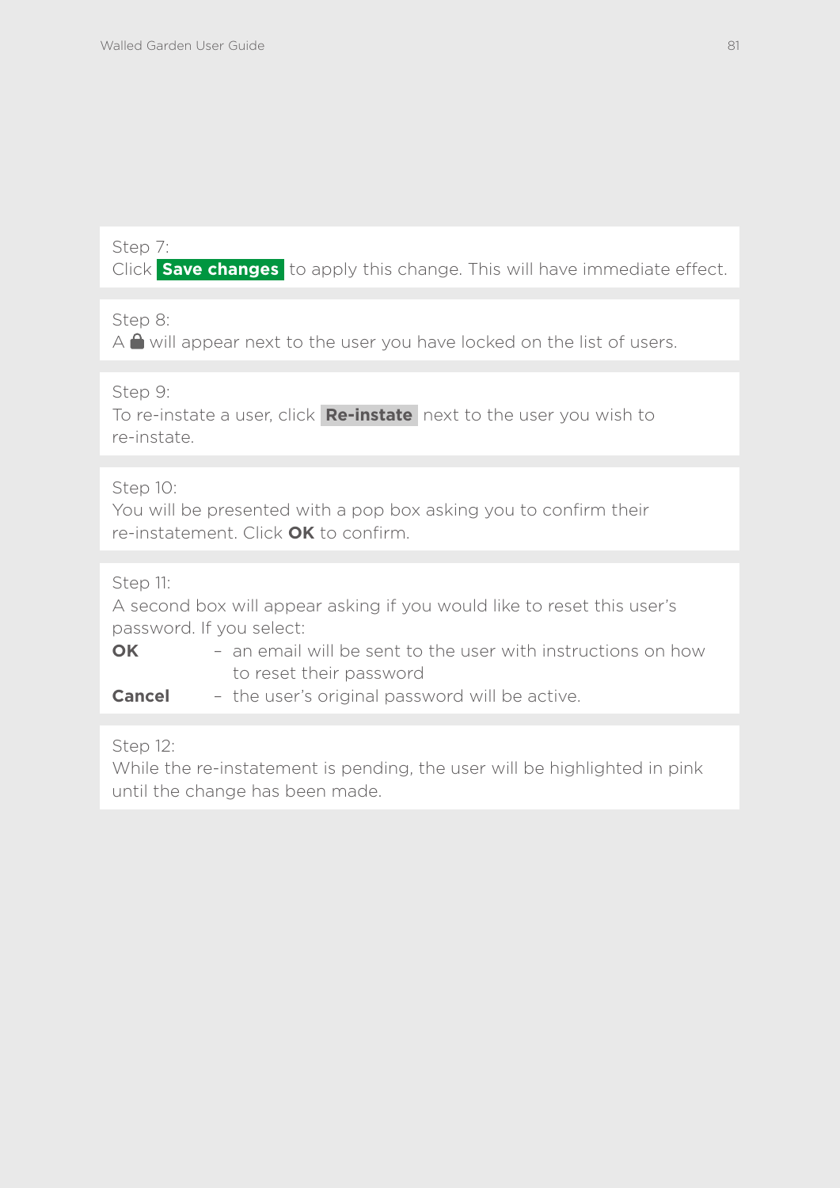Step 7:
Click **Save changes** to apply this change. This will have immediate effect.

Step 8:
A 🔒 will appear next to the user you have locked on the list of users.

Step 9:
To re-instate a user, click **Re-instate** next to the user you wish to re-instate.

Step 10:
You will be presented with a pop box asking you to confirm their re-instatement. Click **OK** to confirm.

Step 11:
A second box will appear asking if you would like to reset this user's password. If you select:

**OK** – an email will be sent to the user with instructions on how to reset their password

**Cancel** – the user's original password will be active.

Step 12:
While the re-instatement is pending, the user will be highlighted in pink until the change has been made.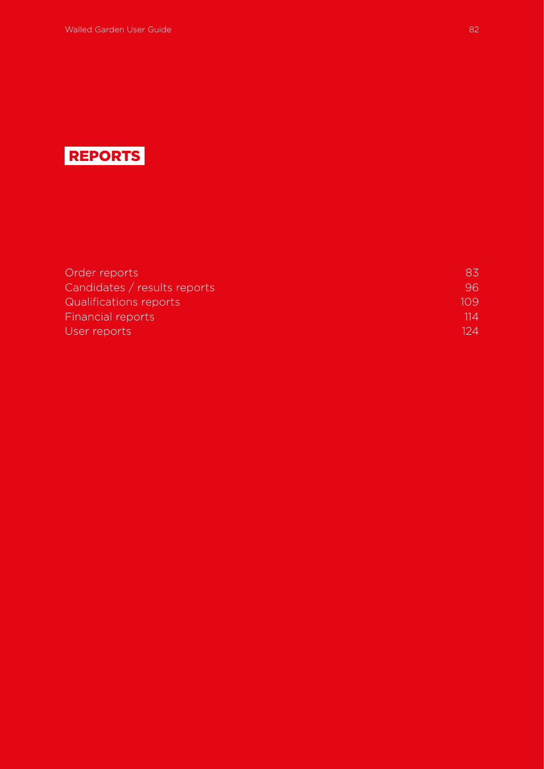# REPORTS

| | |
|---|---|
| Order reports | 83 |
| Candidates / results reports | 96 |
| Qualifications reports | 109 |
| Financial reports | 114 |
| User reports | 124 |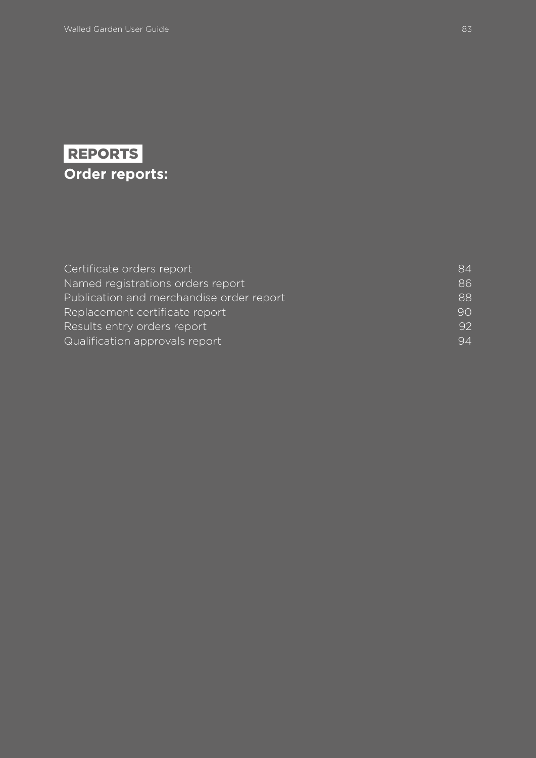# REPORTS

## Order reports:

| | |
|---|---|
| Certificate orders report | 84 |
| Named registrations orders report | 86 |
| Publication and merchandise order report | 88 |
| Replacement certificate report | 90 |
| Results entry orders report | 92 |
| Qualification approvals report | 94 |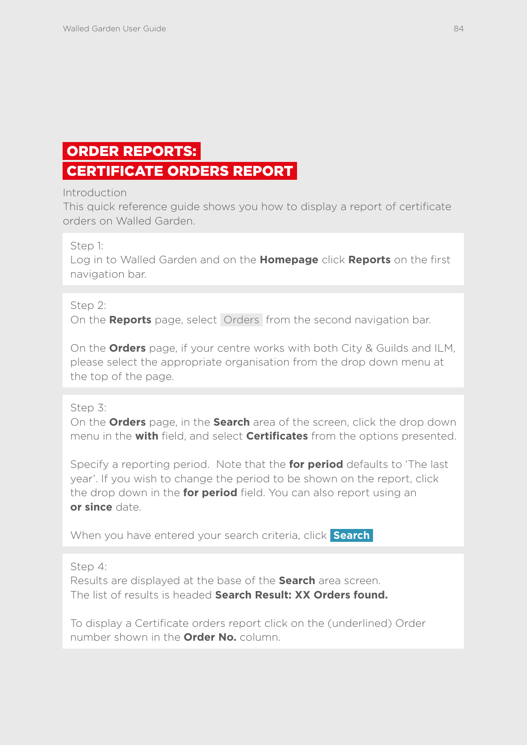# ORDER REPORTS: CERTIFICATE ORDERS REPORT

Introduction

This quick reference guide shows you how to display a report of certificate orders on Walled Garden.

Step 1:

Log in to Walled Garden and on the **Homepage** click **Reports** on the first navigation bar.

Step 2:

On the **Reports** page, select Orders from the second navigation bar.

On the **Orders** page, if your centre works with both City & Guilds and ILM, please select the appropriate organisation from the drop down menu at the top of the page.

Step 3:

On the **Orders** page, in the **Search** area of the screen, click the drop down menu in the **with** field, and select **Certificates** from the options presented.

Specify a reporting period. Note that the **for period** defaults to 'The last year'. If you wish to change the period to be shown on the report, click the drop down in the **for period** field. You can also report using an **or since** date.

When you have entered your search criteria, click **Search**

Step 4:

Results are displayed at the base of the **Search** area screen.
The list of results is headed **Search Result: XX Orders found.**

To display a Certificate orders report click on the (underlined) Order number shown in the **Order No.** column.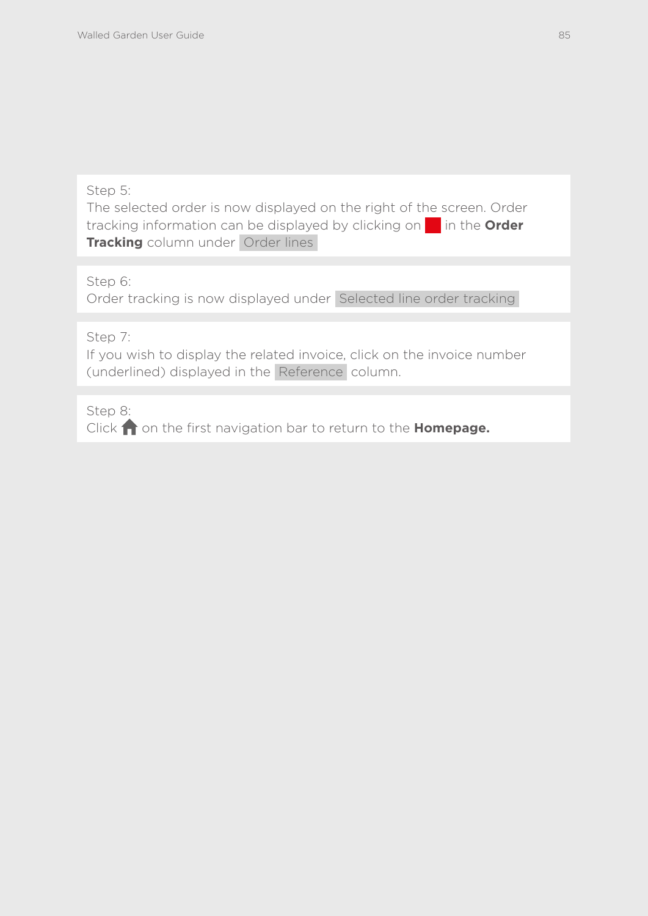Step 5:
The selected order is now displayed on the right of the screen. Order tracking information can be displayed by clicking on  in the **Order Tracking** column under Order lines

Step 6:
Order tracking is now displayed under Selected line order tracking

Step 7:
If you wish to display the related invoice, click on the invoice number (underlined) displayed in the Reference column.

Step 8:
Click  on the first navigation bar to return to the **Homepage.**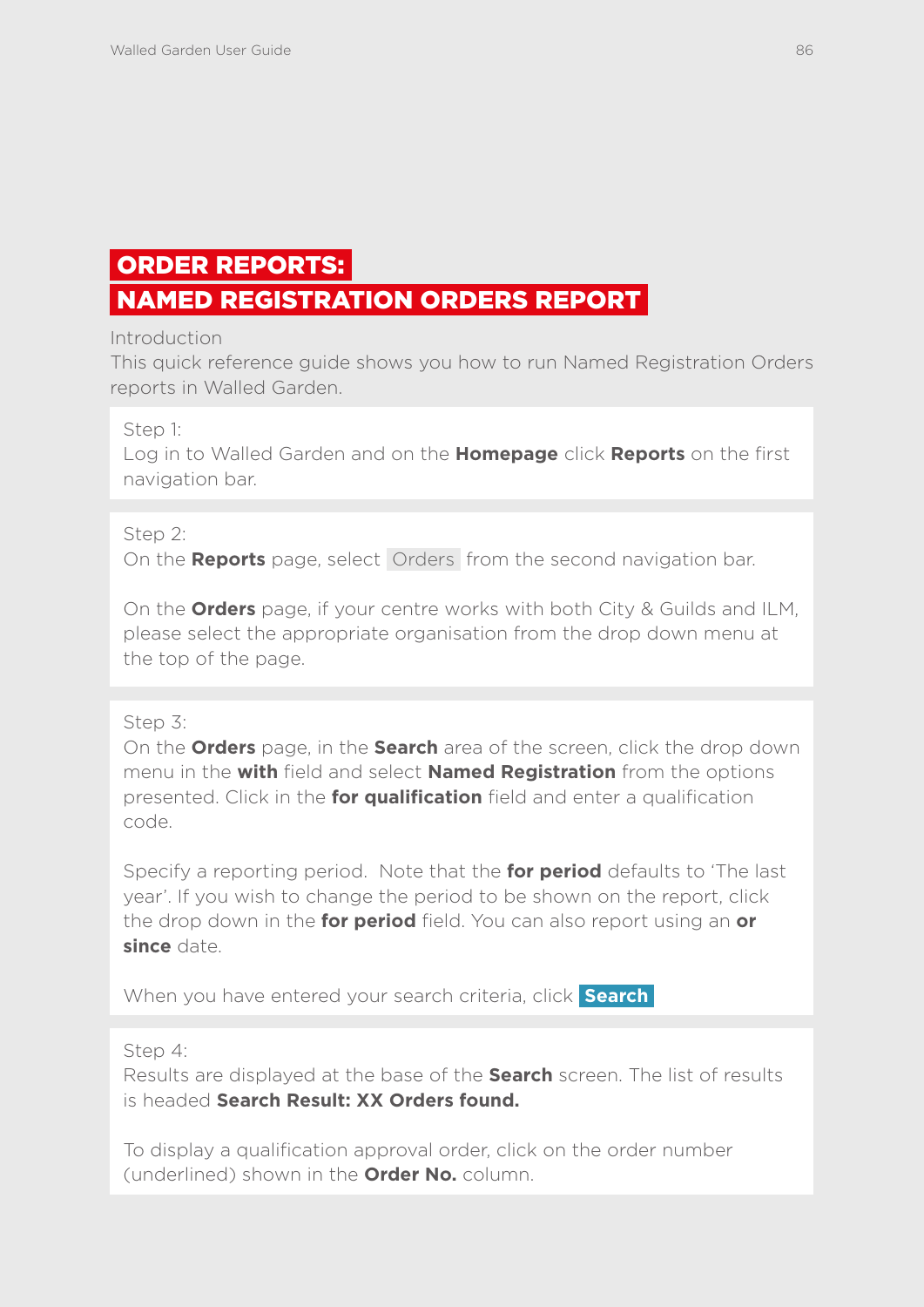# ORDER REPORTS: NAMED REGISTRATION ORDERS REPORT

Introduction

This quick reference guide shows you how to run Named Registration Orders reports in Walled Garden.

Step 1:
Log in to Walled Garden and on the **Homepage** click **Reports** on the first navigation bar.

Step 2:
On the **Reports** page, select Orders from the second navigation bar.

On the **Orders** page, if your centre works with both City & Guilds and ILM, please select the appropriate organisation from the drop down menu at the top of the page.

Step 3:
On the **Orders** page, in the **Search** area of the screen, click the drop down menu in the **with** field and select **Named Registration** from the options presented. Click in the **for qualification** field and enter a qualification code.

Specify a reporting period. Note that the **for period** defaults to 'The last year'. If you wish to change the period to be shown on the report, click the drop down in the **for period** field. You can also report using an **or since** date.

When you have entered your search criteria, click **Search**

Step 4:
Results are displayed at the base of the **Search** screen. The list of results is headed **Search Result: XX Orders found.**

To display a qualification approval order, click on the order number (underlined) shown in the **Order No.** column.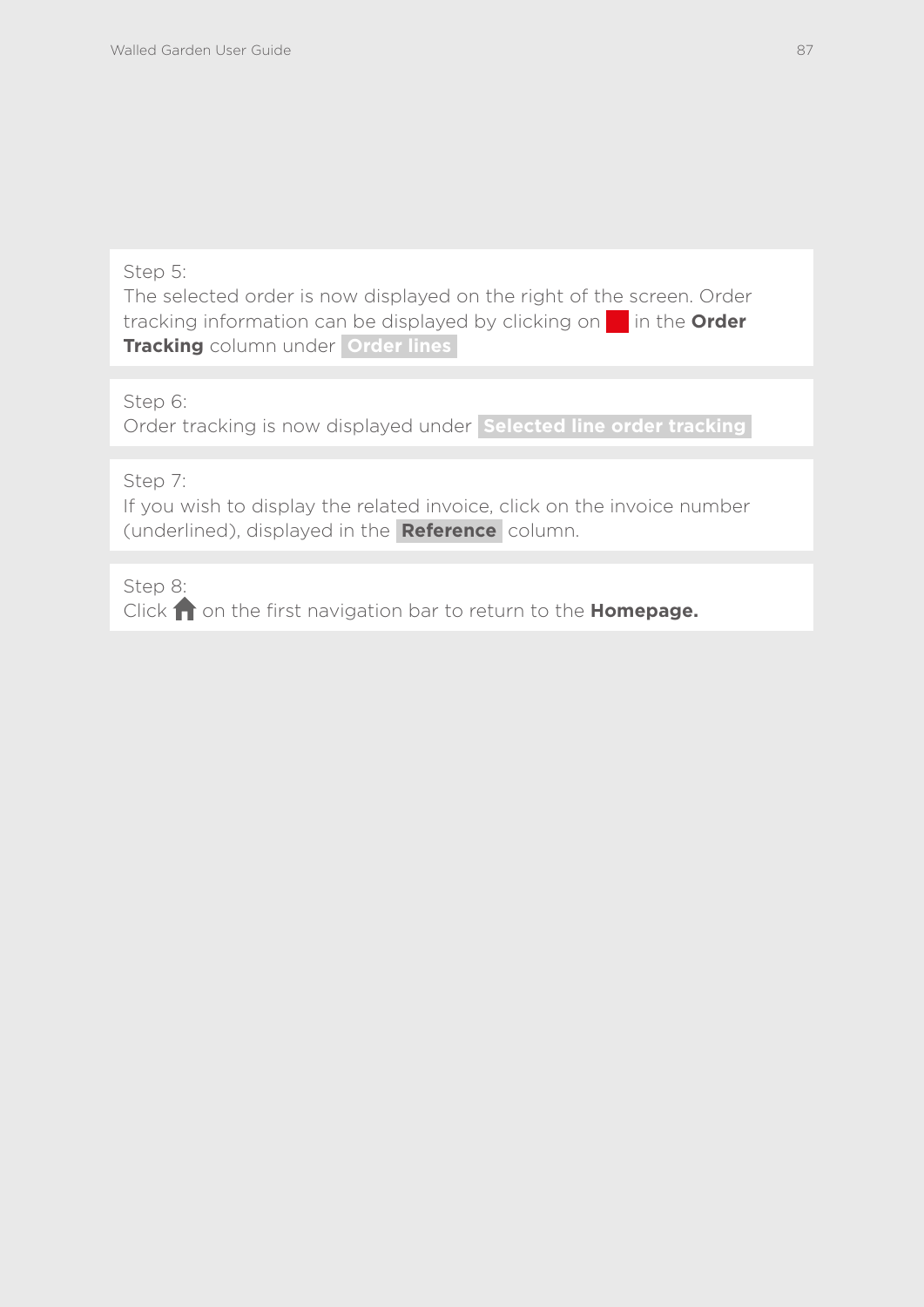Step 5:
The selected order is now displayed on the right of the screen. Order tracking information can be displayed by clicking on ■ in the **Order Tracking** column under **Order lines**

Step 6:
Order tracking is now displayed under **Selected line order tracking**

Step 7:
If you wish to display the related invoice, click on the invoice number (underlined), displayed in the **Reference** column.

Step 8:
Click 🏠 on the first navigation bar to return to the **Homepage.**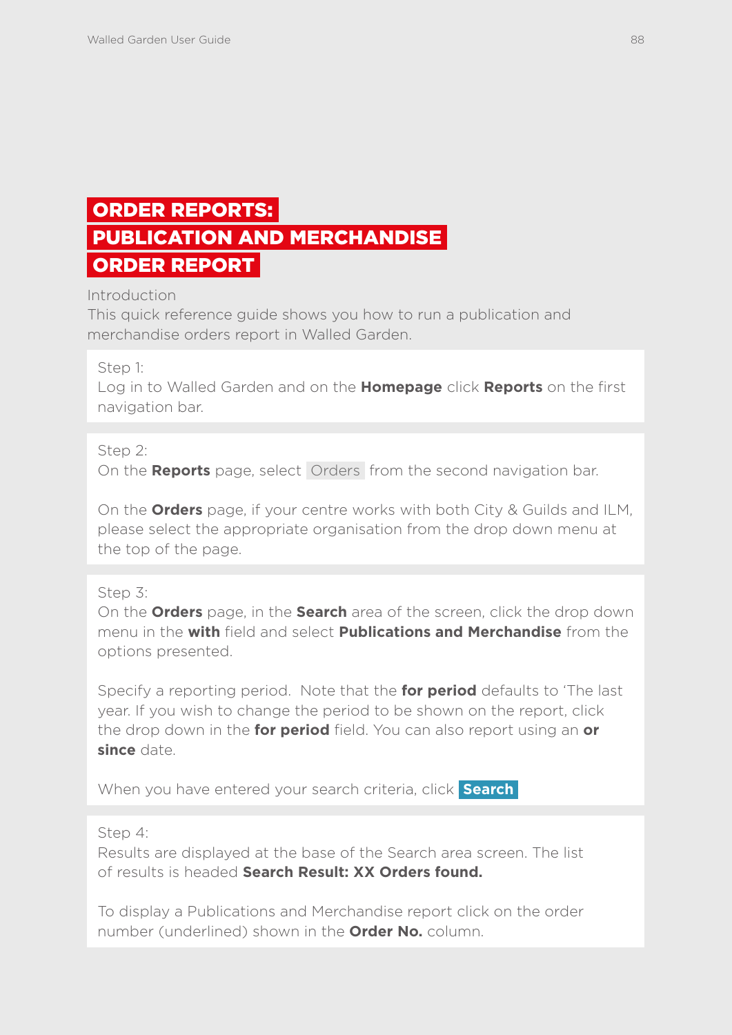# ORDER REPORTS: PUBLICATION AND MERCHANDISE ORDER REPORT

Introduction

This quick reference guide shows you how to run a publication and merchandise orders report in Walled Garden.

Step 1:

Log in to Walled Garden and on the **Homepage** click **Reports** on the first navigation bar.

Step 2:

On the **Reports** page, select Orders from the second navigation bar.

On the **Orders** page, if your centre works with both City & Guilds and ILM, please select the appropriate organisation from the drop down menu at the top of the page.

Step 3:

On the **Orders** page, in the **Search** area of the screen, click the drop down menu in the **with** field and select **Publications and Merchandise** from the options presented.

Specify a reporting period. Note that the **for period** defaults to 'The last year. If you wish to change the period to be shown on the report, click the drop down in the **for period** field. You can also report using an **or since** date.

When you have entered your search criteria, click **Search**

Step 4:

Results are displayed at the base of the Search area screen. The list of results is headed **Search Result: XX Orders found.**

To display a Publications and Merchandise report click on the order number (underlined) shown in the **Order No.** column.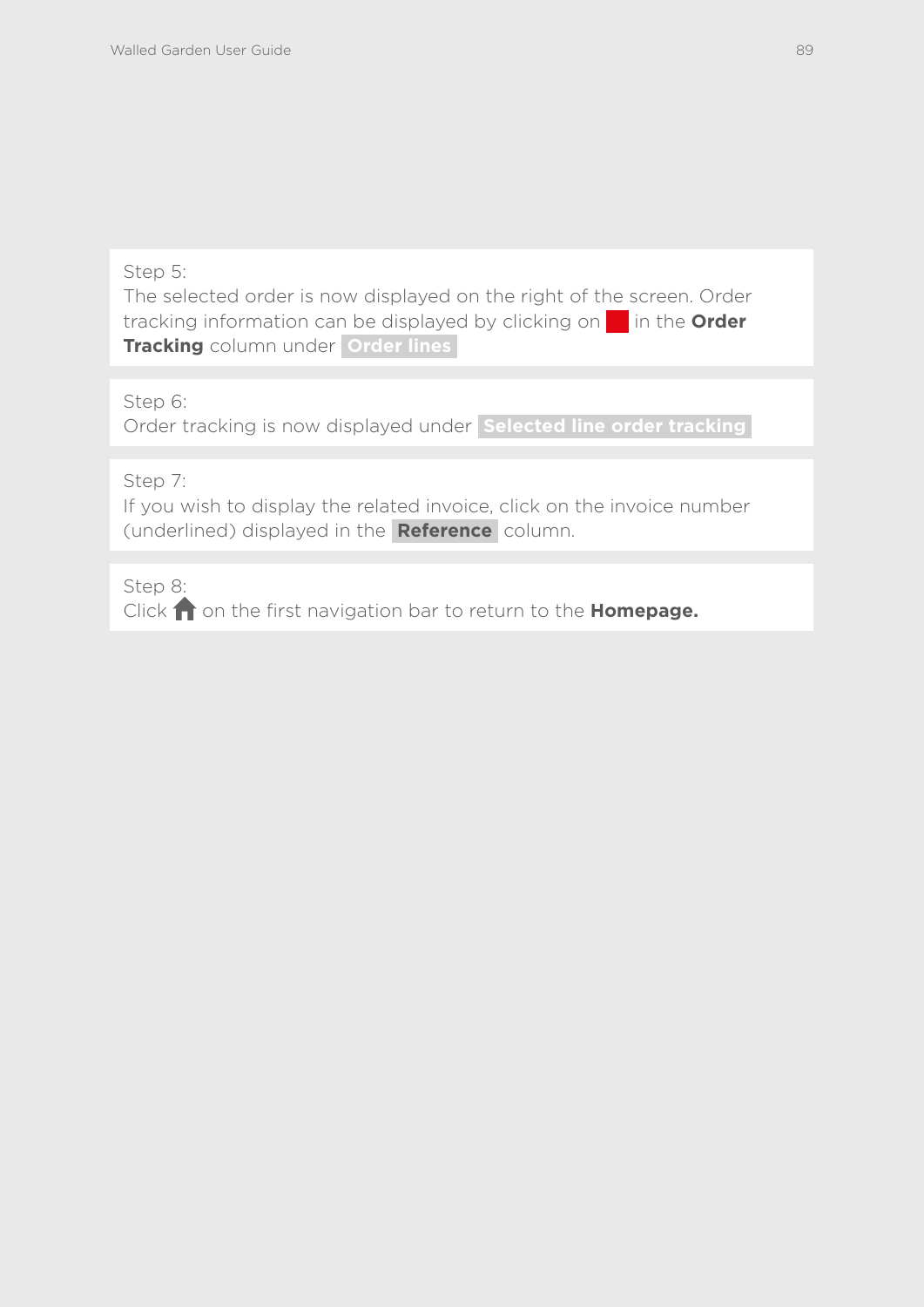Step 5:
The selected order is now displayed on the right of the screen. Order tracking information can be displayed by clicking on in the **Order Tracking** column under **Order lines**

Step 6:
Order tracking is now displayed under **Selected line order tracking**

Step 7:
If you wish to display the related invoice, click on the invoice number (underlined) displayed in the **Reference** column.

Step 8:
Click on the first navigation bar to return to the **Homepage.**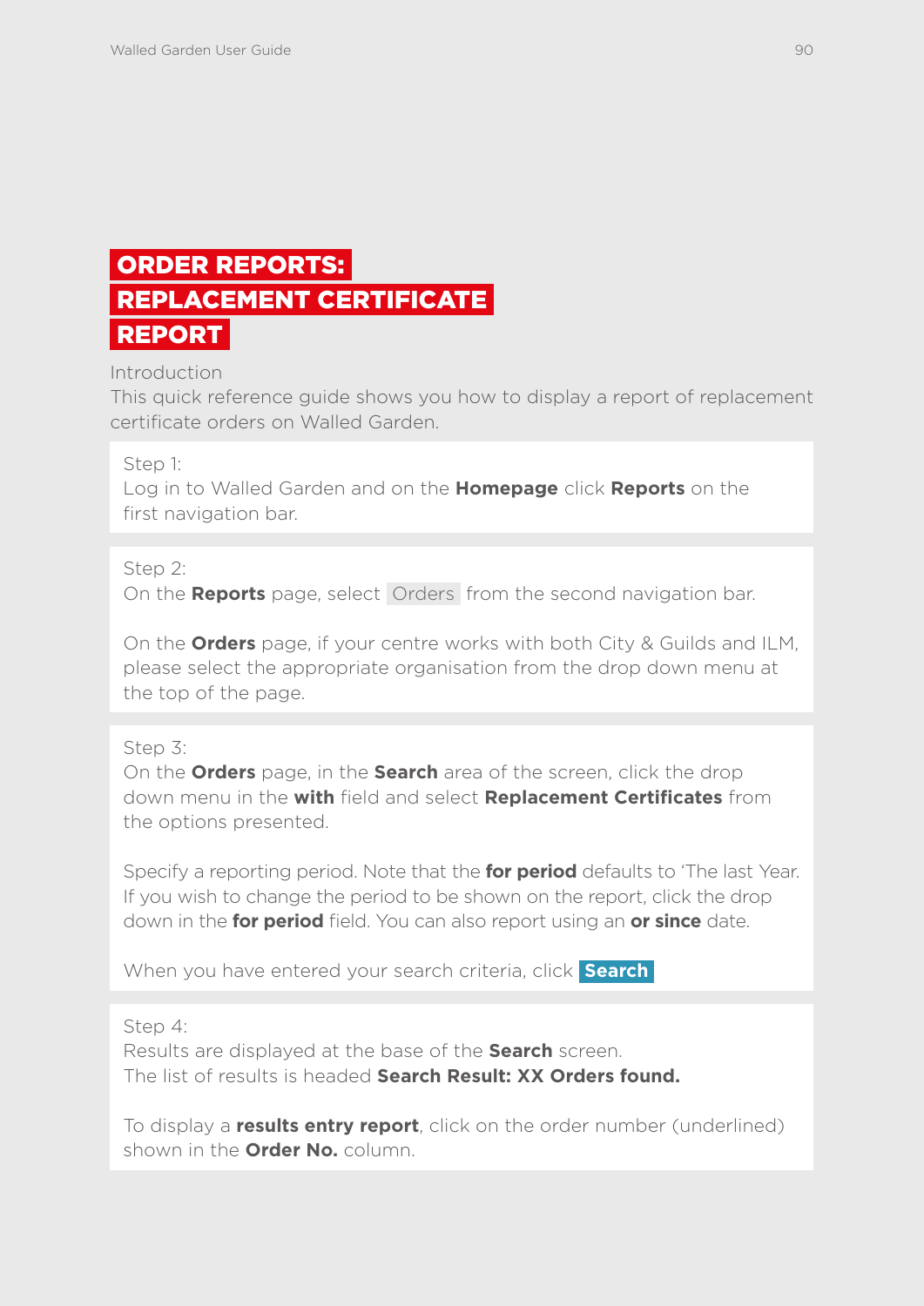# ORDER REPORTS: REPLACEMENT CERTIFICATE REPORT

Introduction

This quick reference guide shows you how to display a report of replacement certificate orders on Walled Garden.

Step 1:

Log in to Walled Garden and on the **Homepage** click **Reports** on the first navigation bar.

Step 2:

On the **Reports** page, select Orders from the second navigation bar.

On the **Orders** page, if your centre works with both City & Guilds and ILM, please select the appropriate organisation from the drop down menu at the top of the page.

Step 3:

On the **Orders** page, in the **Search** area of the screen, click the drop down menu in the **with** field and select **Replacement Certificates** from the options presented.

Specify a reporting period. Note that the **for period** defaults to 'The last Year. If you wish to change the period to be shown on the report, click the drop down in the **for period** field. You can also report using an **or since** date.

When you have entered your search criteria, click **Search**

Step 4:

Results are displayed at the base of the **Search** screen.
The list of results is headed **Search Result: XX Orders found.**

To display a **results entry report**, click on the order number (underlined) shown in the **Order No.** column.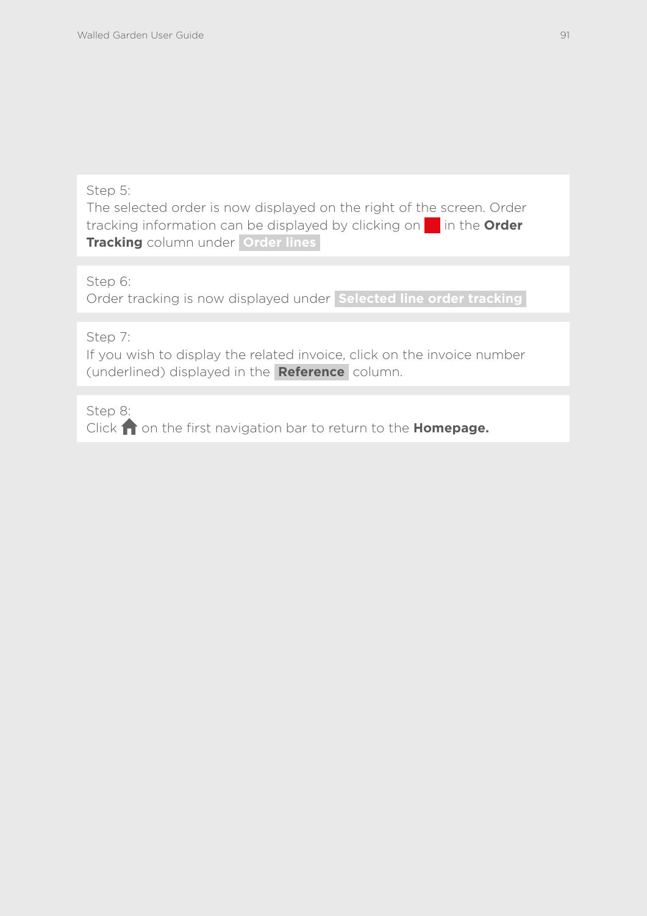Step 5:
The selected order is now displayed on the right of the screen. Order tracking information can be displayed by clicking on ■ in the **Order Tracking** column under **Order lines**

Step 6:
Order tracking is now displayed under **Selected line order tracking**

Step 7:
If you wish to display the related invoice, click on the invoice number (underlined) displayed in the **Reference** column.

Step 8:
Click 🏠 on the first navigation bar to return to the **Homepage.**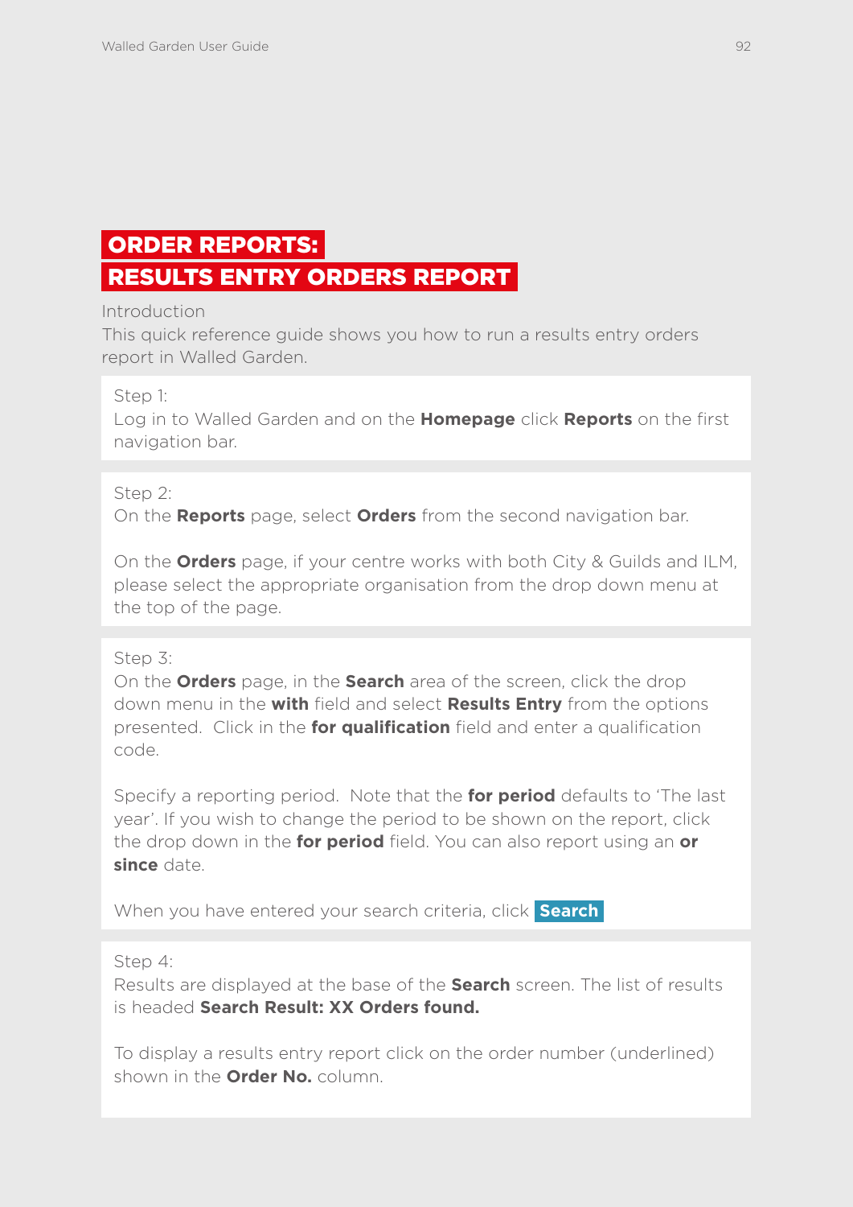# ORDER REPORTS: RESULTS ENTRY ORDERS REPORT

Introduction

This quick reference guide shows you how to run a results entry orders report in Walled Garden.

Step 1:

Log in to Walled Garden and on the **Homepage** click **Reports** on the first navigation bar.

Step 2:

On the **Reports** page, select **Orders** from the second navigation bar.

On the **Orders** page, if your centre works with both City & Guilds and ILM, please select the appropriate organisation from the drop down menu at the top of the page.

Step 3:

On the **Orders** page, in the **Search** area of the screen, click the drop down menu in the **with** field and select **Results Entry** from the options presented. Click in the **for qualification** field and enter a qualification code.

Specify a reporting period. Note that the **for period** defaults to 'The last year'. If you wish to change the period to be shown on the report, click the drop down in the **for period** field. You can also report using an **or since** date.

When you have entered your search criteria, click **Search**

Step 4:

Results are displayed at the base of the **Search** screen. The list of results is headed **Search Result: XX Orders found.**

To display a results entry report click on the order number (underlined) shown in the **Order No.** column.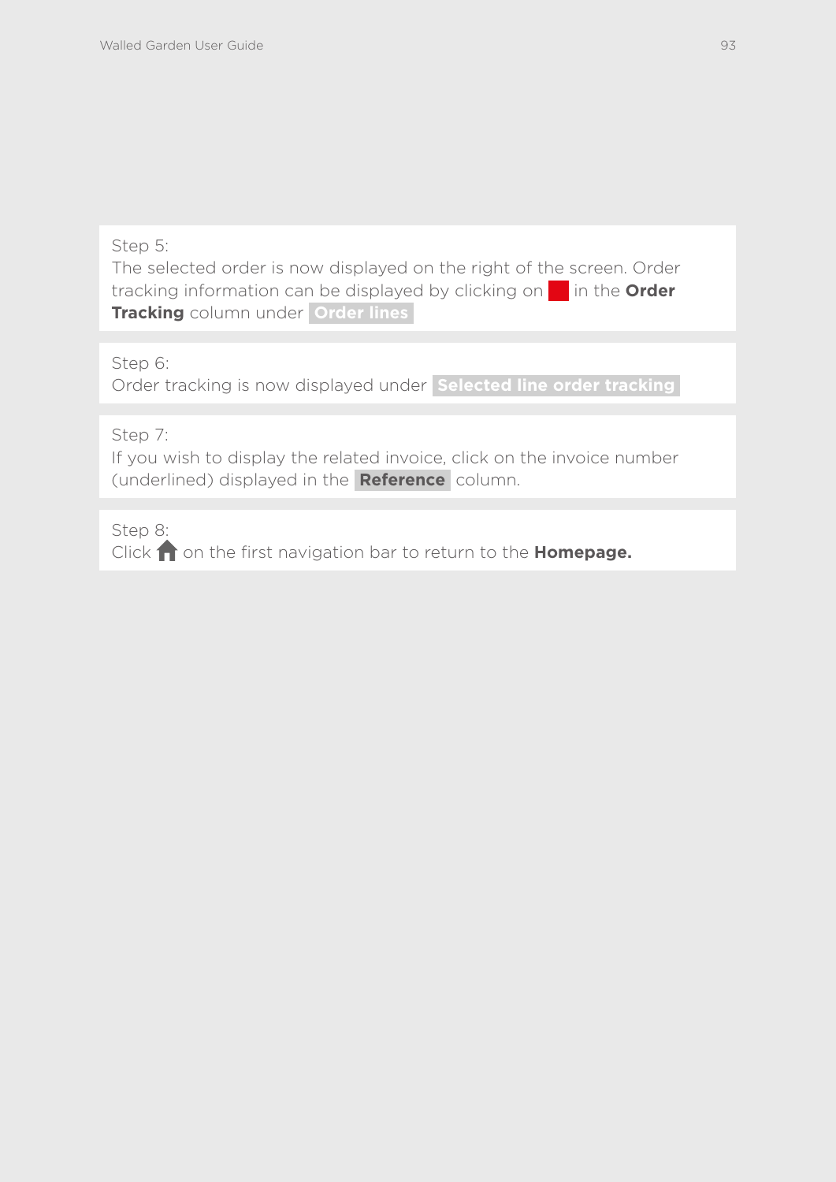Step 5:
The selected order is now displayed on the right of the screen. Order tracking information can be displayed by clicking on in the **Order Tracking** column under **Order lines**

Step 6:
Order tracking is now displayed under **Selected line order tracking**

Step 7:
If you wish to display the related invoice, click on the invoice number (underlined) displayed in the **Reference** column.

Step 8:
Click on the first navigation bar to return to the **Homepage.**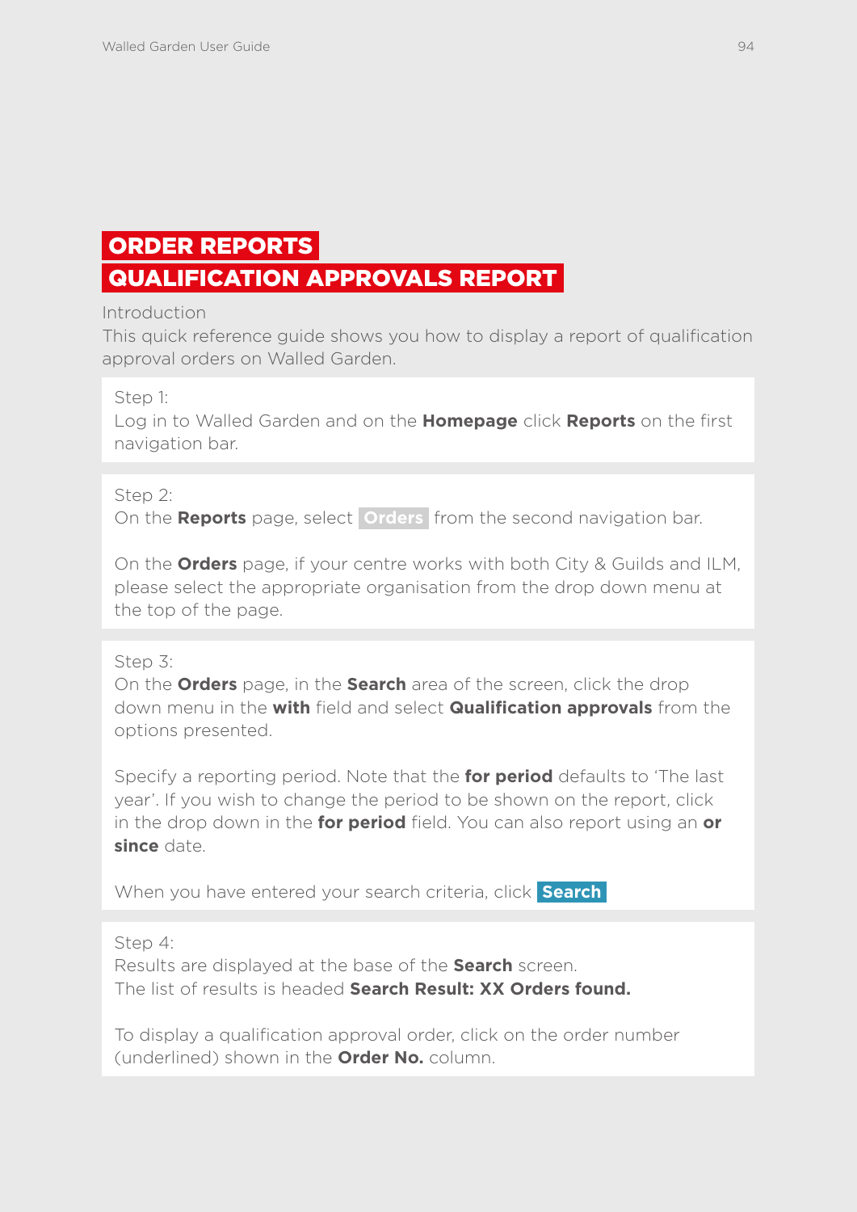# ORDER REPORTS

## QUALIFICATION APPROVALS REPORT

Introduction

This quick reference guide shows you how to display a report of qualification approval orders on Walled Garden.

Step 1:

Log in to Walled Garden and on the **Homepage** click **Reports** on the first navigation bar.

Step 2:

On the **Reports** page, select **Orders** from the second navigation bar.

On the **Orders** page, if your centre works with both City & Guilds and ILM, please select the appropriate organisation from the drop down menu at the top of the page.

Step 3:

On the **Orders** page, in the **Search** area of the screen, click the drop down menu in the **with** field and select **Qualification approvals** from the options presented.

Specify a reporting period. Note that the **for period** defaults to 'The last year'. If you wish to change the period to be shown on the report, click in the drop down in the **for period** field. You can also report using an **or since** date.

When you have entered your search criteria, click **Search**

Step 4:

Results are displayed at the base of the **Search** screen.
The list of results is headed **Search Result: XX Orders found.**

To display a qualification approval order, click on the order number (underlined) shown in the **Order No.** column.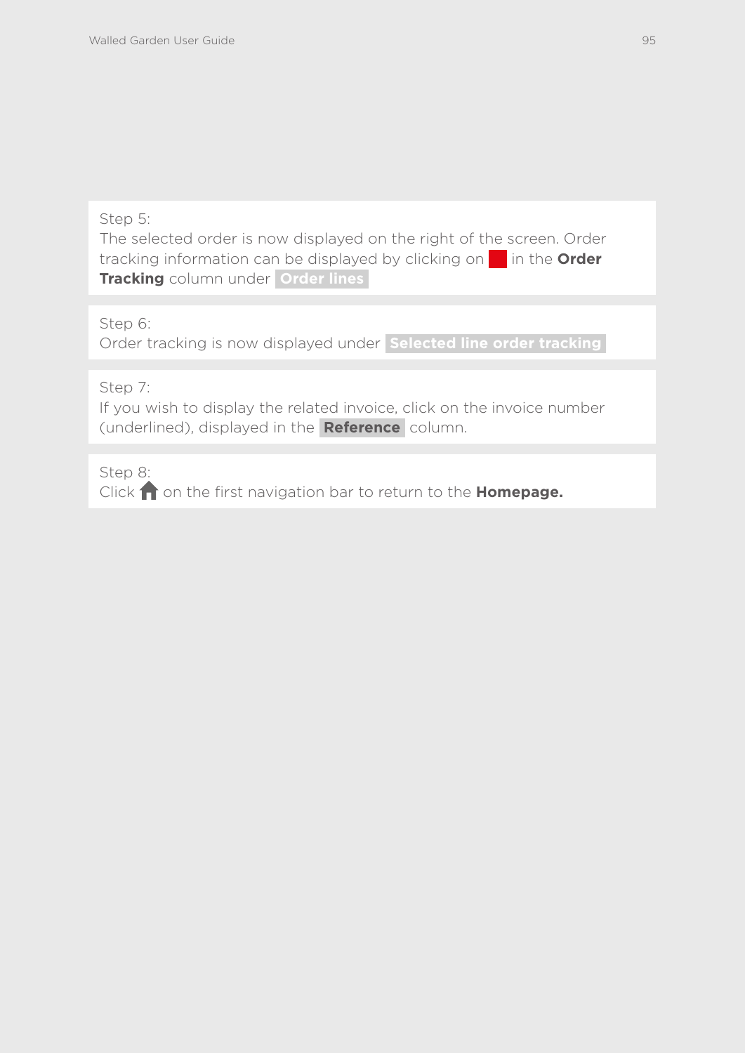Step 5:
The selected order is now displayed on the right of the screen. Order tracking information can be displayed by clicking on in the **Order Tracking** column under **Order lines**

Step 6:
Order tracking is now displayed under **Selected line order tracking**

Step 7:
If you wish to display the related invoice, click on the invoice number (underlined), displayed in the **Reference** column.

Step 8:
Click on the first navigation bar to return to the **Homepage.**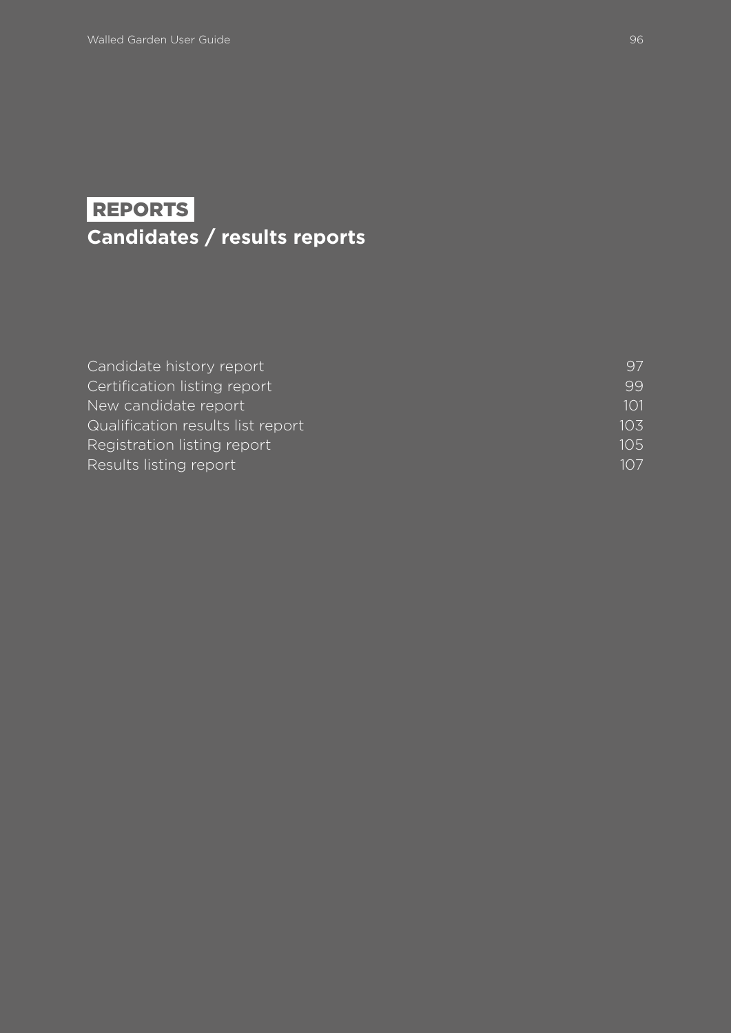## REPORTS

# Candidates / results reports

| | |
|---|---|
| Candidate history report | 97 |
| Certification listing report | 99 |
| New candidate report | 101 |
| Qualification results list report | 103 |
| Registration listing report | 105 |
| Results listing report | 107 |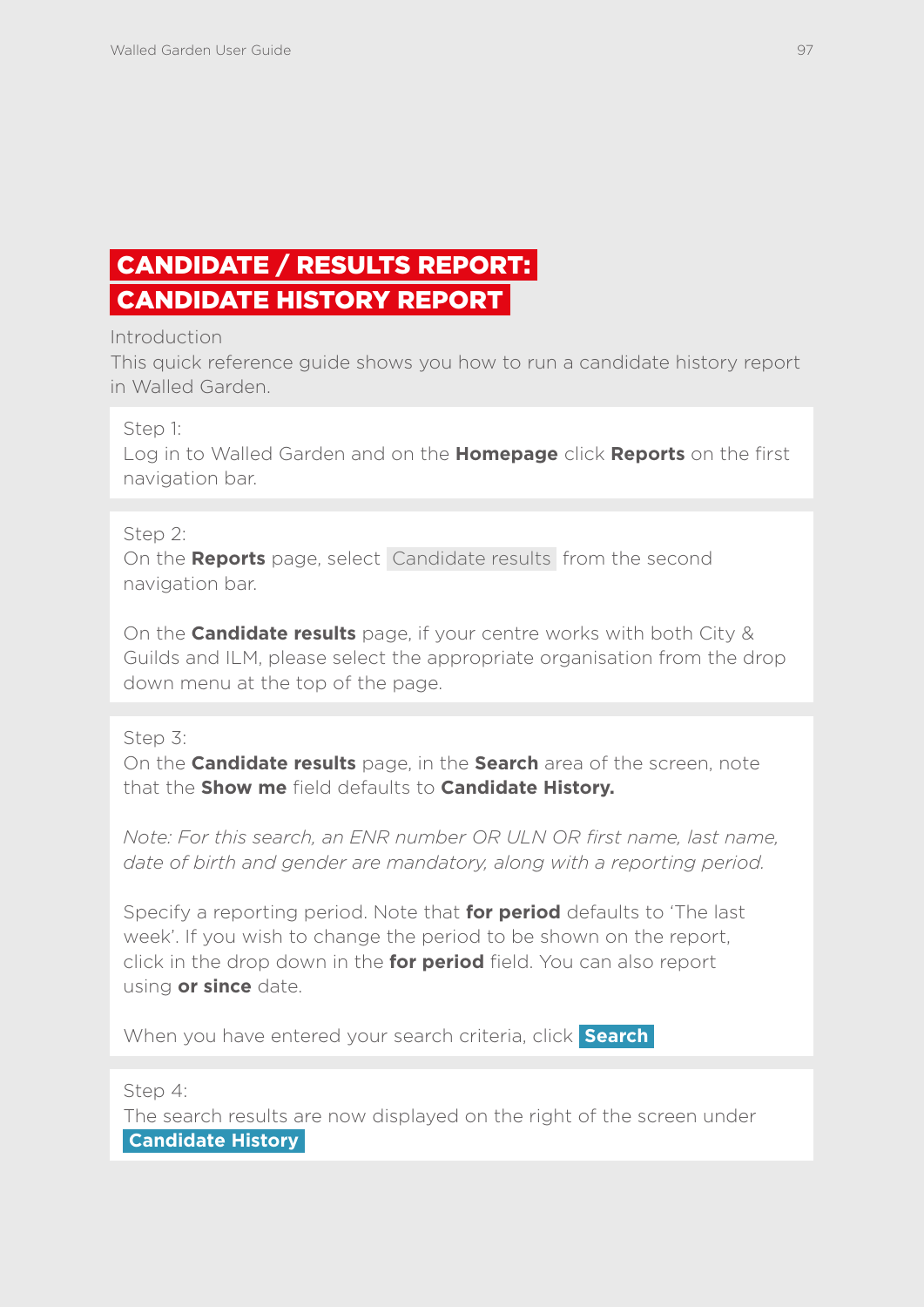# CANDIDATE / RESULTS REPORT: CANDIDATE HISTORY REPORT

Introduction

This quick reference guide shows you how to run a candidate history report in Walled Garden.

Step 1:
Log in to Walled Garden and on the **Homepage** click **Reports** on the first navigation bar.

Step 2:
On the **Reports** page, select Candidate results from the second navigation bar.

On the **Candidate results** page, if your centre works with both City & Guilds and ILM, please select the appropriate organisation from the drop down menu at the top of the page.

Step 3:
On the **Candidate results** page, in the **Search** area of the screen, note that the **Show me** field defaults to **Candidate History.**

*Note: For this search, an ENR number OR ULN OR first name, last name, date of birth and gender are mandatory, along with a reporting period.*

Specify a reporting period. Note that **for period** defaults to 'The last week'. If you wish to change the period to be shown on the report, click in the drop down in the **for period** field. You can also report using **or since** date.

When you have entered your search criteria, click **Search**

Step 4:
The search results are now displayed on the right of the screen under **Candidate History**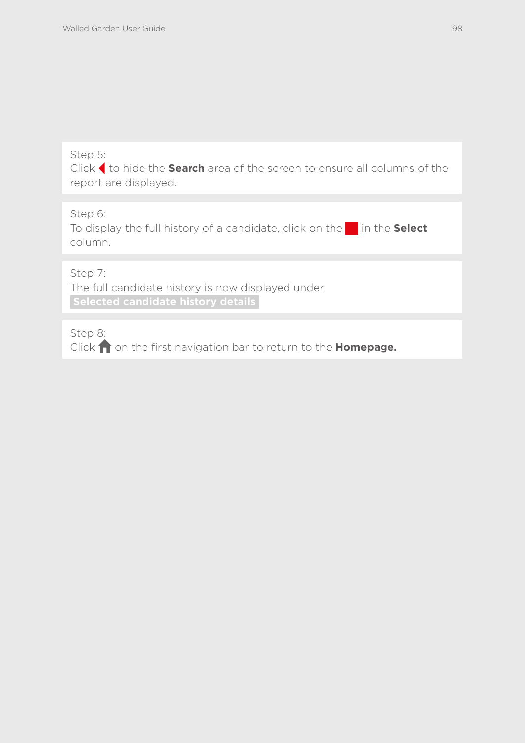Step 5:
Click ◀ to hide the **Search** area of the screen to ensure all columns of the report are displayed.

Step 6:
To display the full history of a candidate, click on the ■ in the **Select** column.

Step 7:
The full candidate history is now displayed under **Selected candidate history details**

Step 8:
Click 🏠 on the first navigation bar to return to the **Homepage.**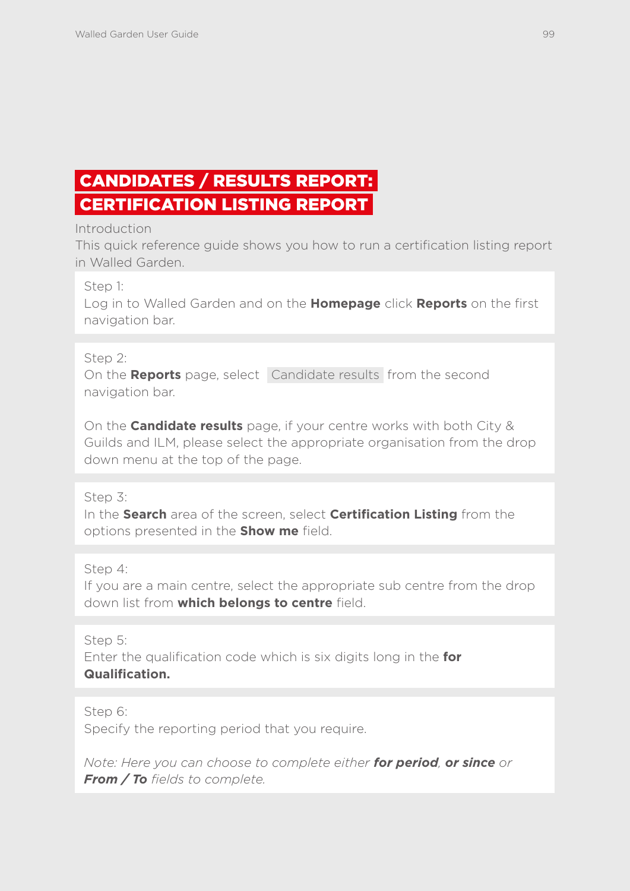# CANDIDATES / RESULTS REPORT: CERTIFICATION LISTING REPORT

Introduction

This quick reference guide shows you how to run a certification listing report in Walled Garden.

Step 1:

Log in to Walled Garden and on the **Homepage** click **Reports** on the first navigation bar.

Step 2:

On the **Reports** page, select Candidate results from the second navigation bar.

On the **Candidate results** page, if your centre works with both City & Guilds and ILM, please select the appropriate organisation from the drop down menu at the top of the page.

Step 3:

In the **Search** area of the screen, select **Certification Listing** from the options presented in the **Show me** field.

Step 4:

If you are a main centre, select the appropriate sub centre from the drop down list from **which belongs to centre** field.

Step 5:

Enter the qualification code which is six digits long in the **for Qualification.**

Step 6:

Specify the reporting period that you require.

*Note: Here you can choose to complete either* ***for period****,* ***or since*** *or* ***From / To*** *fields to complete.*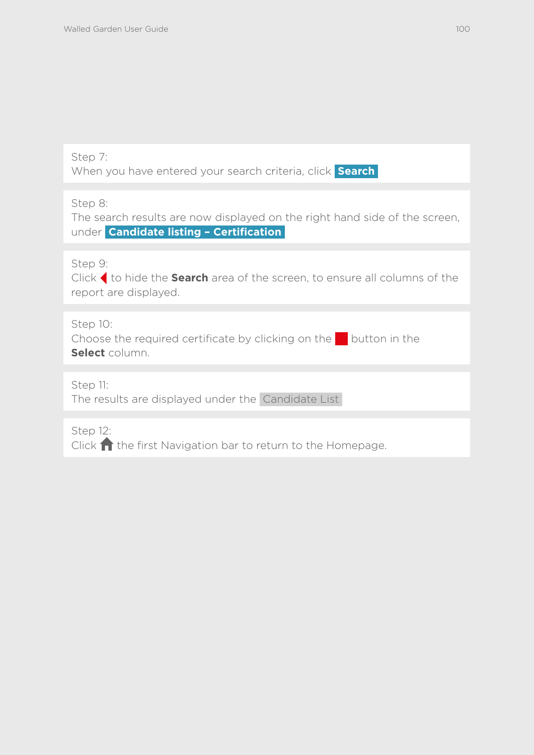Step 7:
When you have entered your search criteria, click **Search**

Step 8:
The search results are now displayed on the right hand side of the screen, under **Candidate listing – Certification**

Step 9:
Click ◀ to hide the **Search** area of the screen, to ensure all columns of the report are displayed.

Step 10:
Choose the required certificate by clicking on the button in the **Select** column.

Step 11:
The results are displayed under the Candidate List

Step 12:
Click the first Navigation bar to return to the Homepage.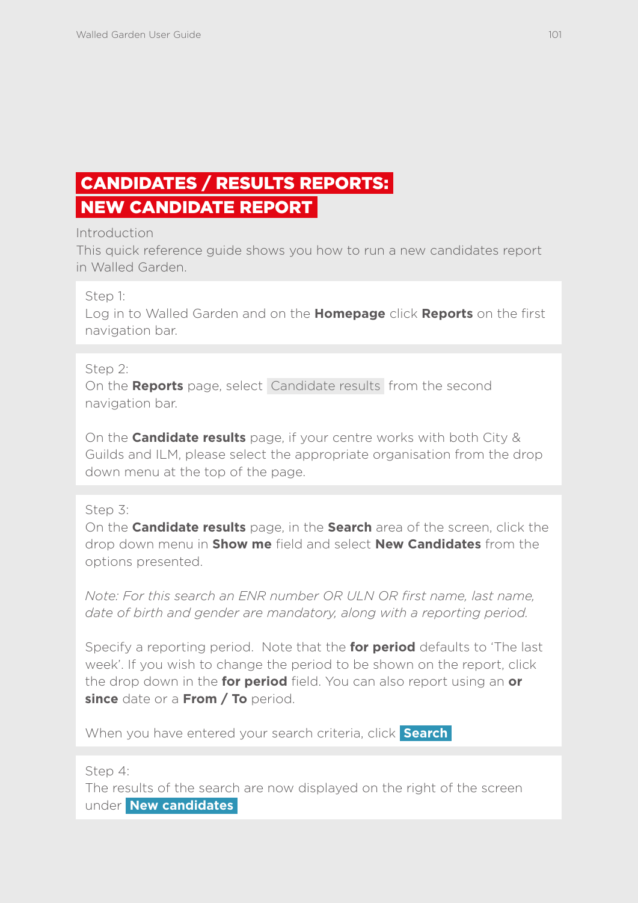# CANDIDATES / RESULTS REPORTS: NEW CANDIDATE REPORT

Introduction

This quick reference guide shows you how to run a new candidates report in Walled Garden.

Step 1:

Log in to Walled Garden and on the **Homepage** click **Reports** on the first navigation bar.

Step 2:

On the **Reports** page, select Candidate results from the second navigation bar.

On the **Candidate results** page, if your centre works with both City & Guilds and ILM, please select the appropriate organisation from the drop down menu at the top of the page.

Step 3:

On the **Candidate results** page, in the **Search** area of the screen, click the drop down menu in **Show me** field and select **New Candidates** from the options presented.

*Note: For this search an ENR number OR ULN OR first name, last name, date of birth and gender are mandatory, along with a reporting period.*

Specify a reporting period. Note that the **for period** defaults to 'The last week'. If you wish to change the period to be shown on the report, click the drop down in the **for period** field. You can also report using an **or since** date or a **From / To** period.

When you have entered your search criteria, click **Search**

Step 4:

The results of the search are now displayed on the right of the screen under **New candidates**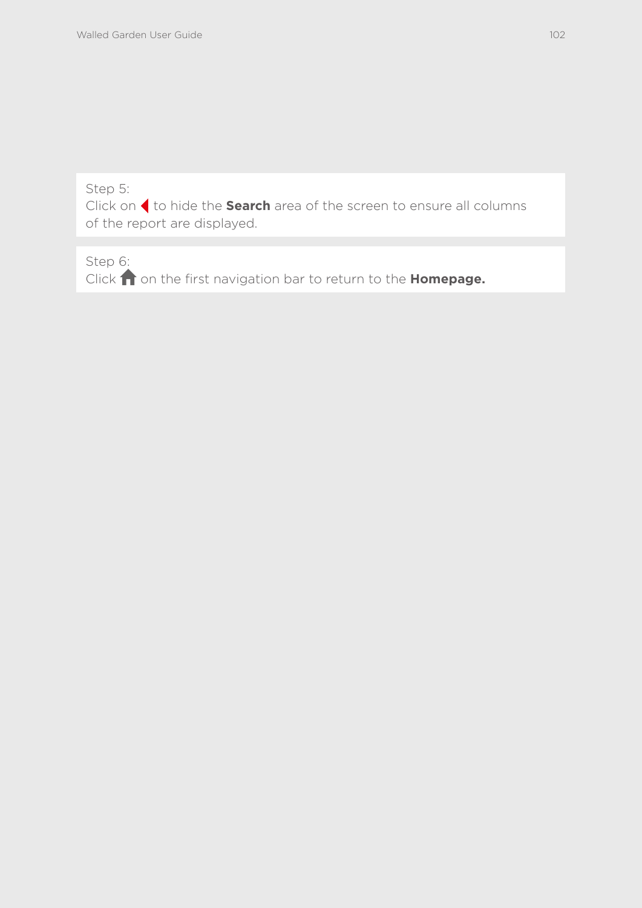Step 5:
Click on ◀ to hide the **Search** area of the screen to ensure all columns of the report are displayed.

Step 6:
Click 🏠 on the first navigation bar to return to the **Homepage.**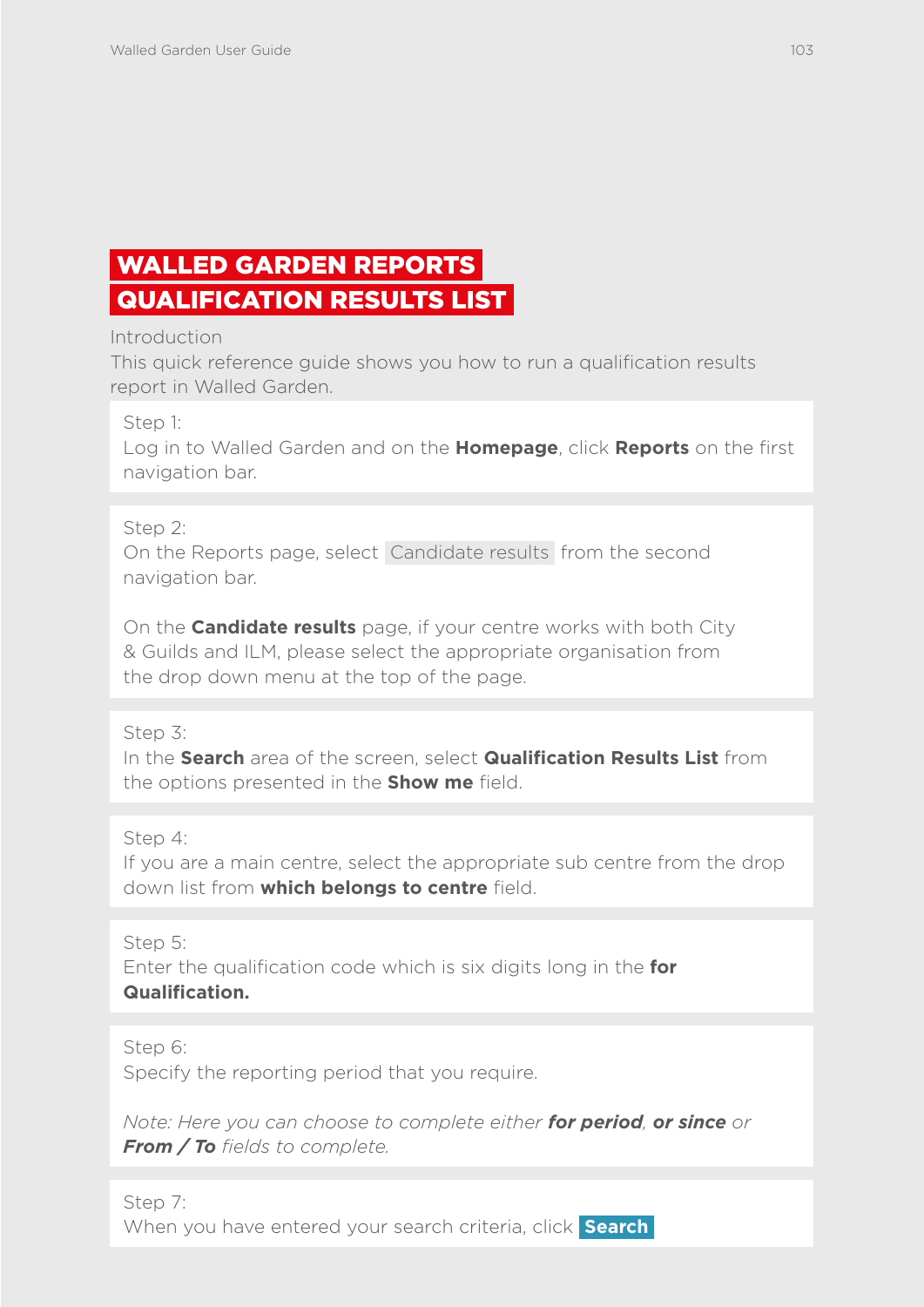# WALLED GARDEN REPORTS
# QUALIFICATION RESULTS LIST

Introduction

This quick reference guide shows you how to run a qualification results report in Walled Garden.

Step 1:

Log in to Walled Garden and on the **Homepage**, click **Reports** on the first navigation bar.

Step 2:

On the Reports page, select Candidate results from the second navigation bar.

On the **Candidate results** page, if your centre works with both City & Guilds and ILM, please select the appropriate organisation from the drop down menu at the top of the page.

Step 3:

In the **Search** area of the screen, select **Qualification Results List** from the options presented in the **Show me** field.

Step 4:

If you are a main centre, select the appropriate sub centre from the drop down list from **which belongs to centre** field.

Step 5:

Enter the qualification code which is six digits long in the **for Qualification.**

Step 6:

Specify the reporting period that you require.

*Note: Here you can choose to complete either **for period**, **or since** or **From / To** fields to complete.*

Step 7:

When you have entered your search criteria, click **Search**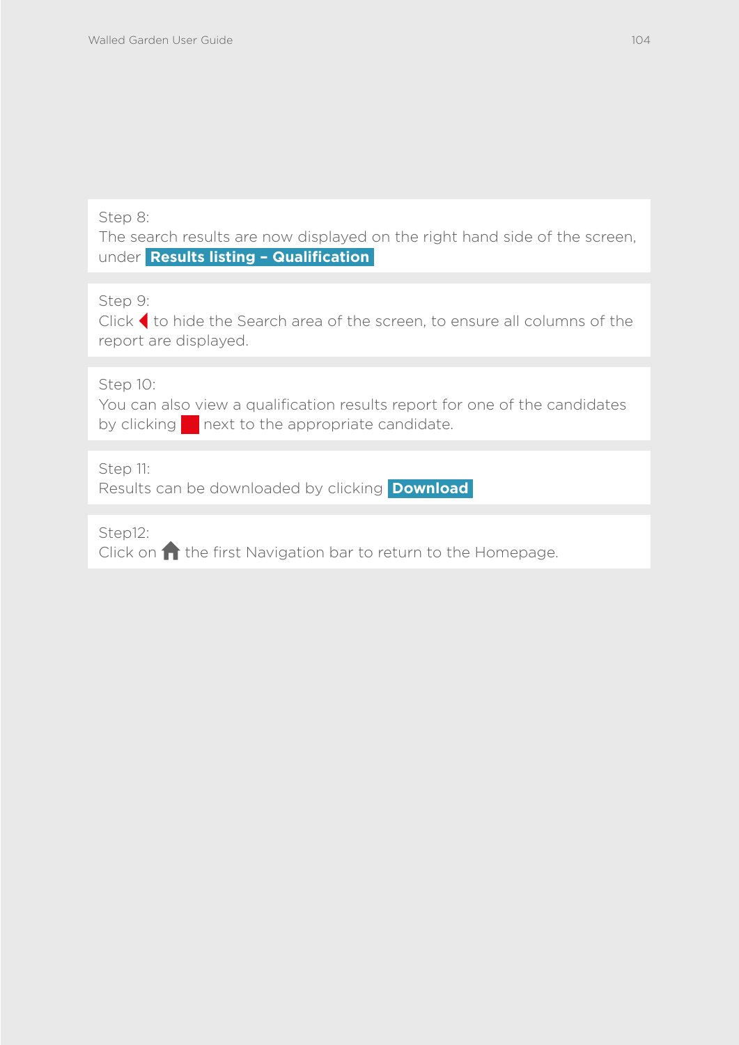Step 8:
The search results are now displayed on the right hand side of the screen, under **Results listing – Qualification**

Step 9:
Click ◀ to hide the Search area of the screen, to ensure all columns of the report are displayed.

Step 10:
You can also view a qualification results report for one of the candidates by clicking next to the appropriate candidate.

Step 11:
Results can be downloaded by clicking **Download**

Step12:
Click on the first Navigation bar to return to the Homepage.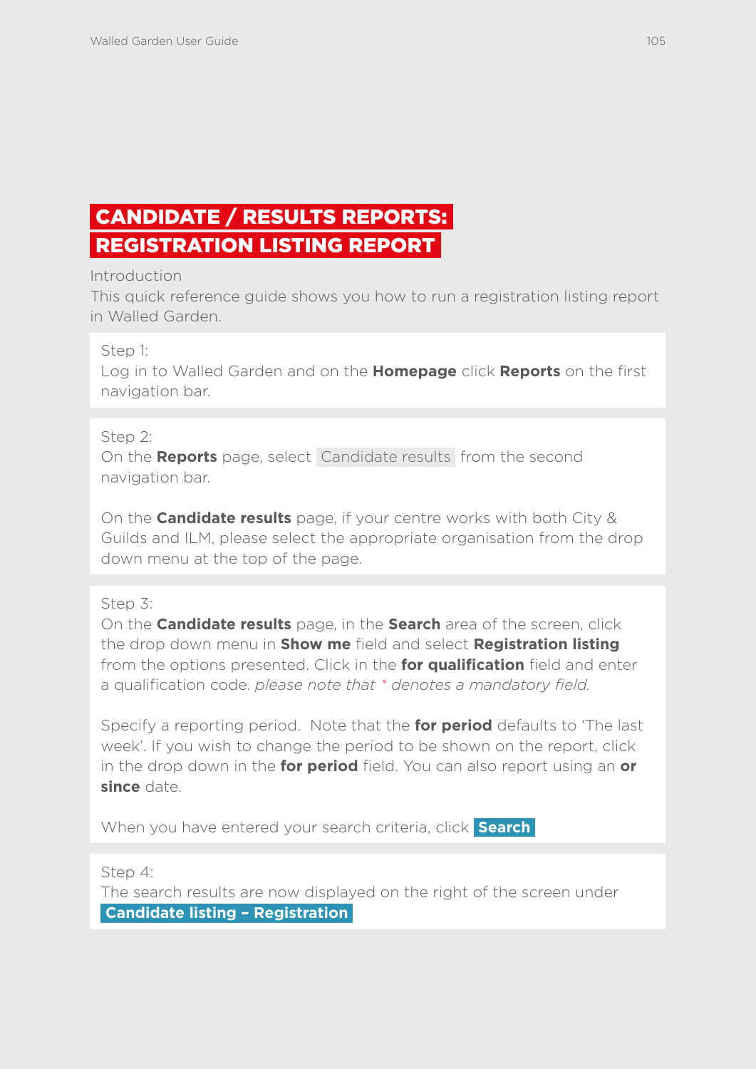# CANDIDATE / RESULTS REPORTS: REGISTRATION LISTING REPORT

Introduction

This quick reference guide shows you how to run a registration listing report in Walled Garden.

Step 1:

Log in to Walled Garden and on the **Homepage** click **Reports** on the first navigation bar.

Step 2:

On the **Reports** page, select Candidate results from the second navigation bar.

On the **Candidate results** page, if your centre works with both City & Guilds and ILM, please select the appropriate organisation from the drop down menu at the top of the page.

Step 3:

On the **Candidate results** page, in the **Search** area of the screen, click the drop down menu in **Show me** field and select **Registration listing** from the options presented. Click in the **for qualification** field and enter a qualification code. *please note that * denotes a mandatory field.*

Specify a reporting period. Note that the **for period** defaults to 'The last week'. If you wish to change the period to be shown on the report, click in the drop down in the **for period** field. You can also report using an **or since** date.

When you have entered your search criteria, click **Search**

Step 4:

The search results are now displayed on the right of the screen under **Candidate listing – Registration**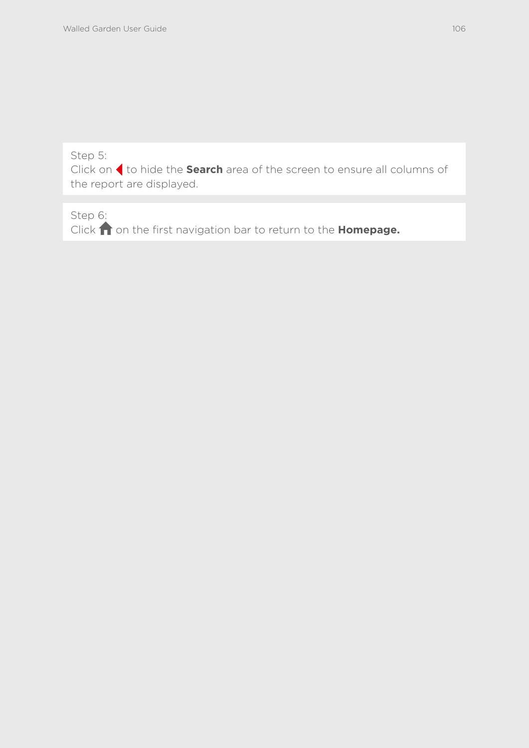Step 5:
Click on ◀ to hide the **Search** area of the screen to ensure all columns of the report are displayed.

Step 6:
Click 🏠 on the first navigation bar to return to the **Homepage.**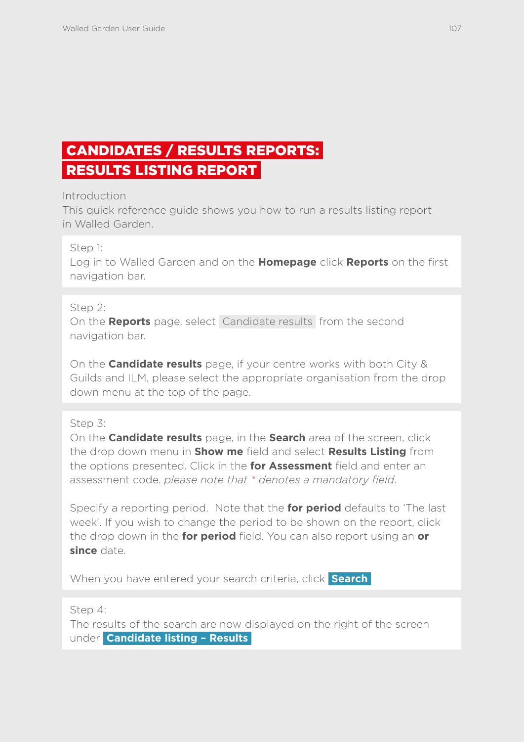# CANDIDATES / RESULTS REPORTS: RESULTS LISTING REPORT

Introduction

This quick reference guide shows you how to run a results listing report in Walled Garden.

Step 1:

Log in to Walled Garden and on the **Homepage** click **Reports** on the first navigation bar.

Step 2:

On the **Reports** page, select Candidate results from the second navigation bar.

On the **Candidate results** page, if your centre works with both City & Guilds and ILM, please select the appropriate organisation from the drop down menu at the top of the page.

Step 3:

On the **Candidate results** page, in the **Search** area of the screen, click the drop down menu in **Show me** field and select **Results Listing** from the options presented. Click in the **for Assessment** field and enter an assessment code. *please note that * denotes a mandatory field.*

Specify a reporting period. Note that the **for period** defaults to 'The last week'. If you wish to change the period to be shown on the report, click the drop down in the **for period** field. You can also report using an **or since** date.

When you have entered your search criteria, click **Search**

Step 4:

The results of the search are now displayed on the right of the screen under **Candidate listing – Results**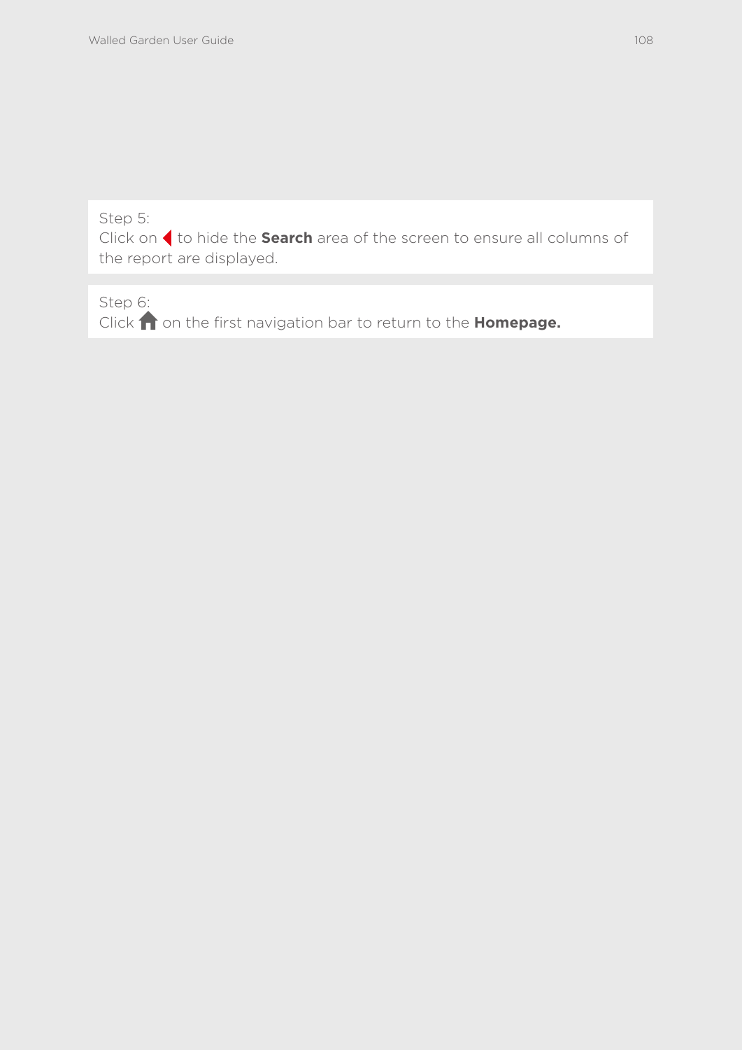Step 5:
Click on ◀ to hide the **Search** area of the screen to ensure all columns of the report are displayed.

Step 6:
Click 🏠 on the first navigation bar to return to the **Homepage.**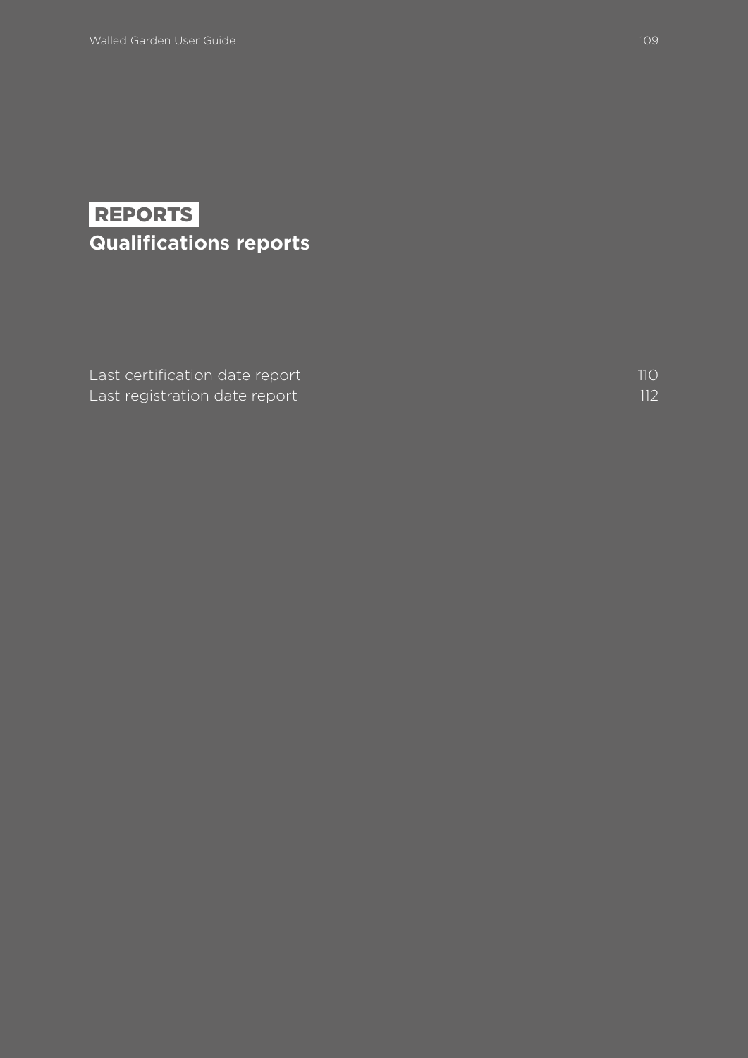# REPORTS

## Qualifications reports

| | |
|---|---|
| Last certification date report | 110 |
| Last registration date report | 112 |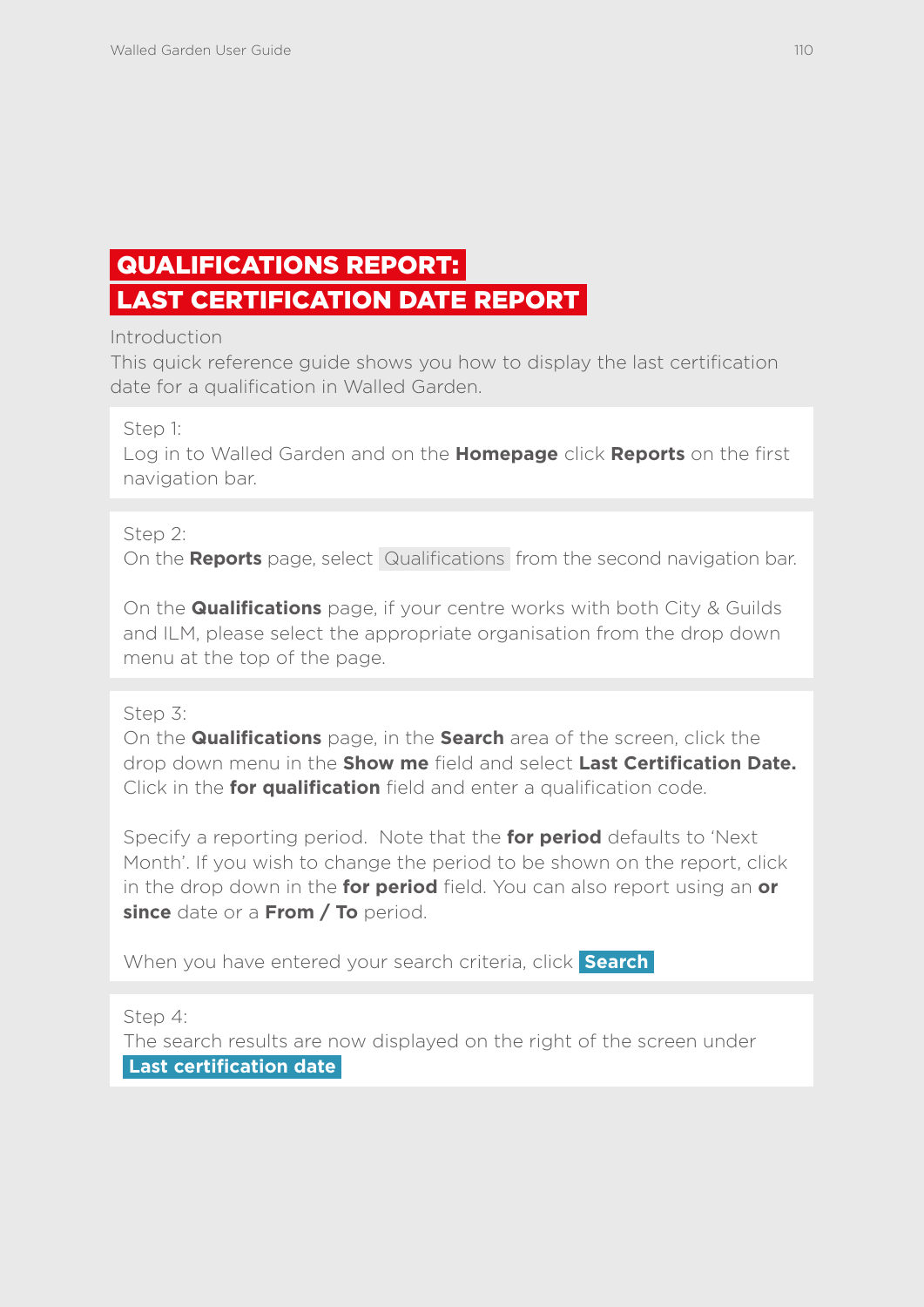# QUALIFICATIONS REPORT: LAST CERTIFICATION DATE REPORT

Introduction

This quick reference guide shows you how to display the last certification date for a qualification in Walled Garden.

Step 1:
Log in to Walled Garden and on the **Homepage** click **Reports** on the first navigation bar.

Step 2:
On the **Reports** page, select Qualifications from the second navigation bar.

On the **Qualifications** page, if your centre works with both City & Guilds and ILM, please select the appropriate organisation from the drop down menu at the top of the page.

Step 3:
On the **Qualifications** page, in the **Search** area of the screen, click the drop down menu in the **Show me** field and select **Last Certification Date.** Click in the **for qualification** field and enter a qualification code.

Specify a reporting period. Note that the **for period** defaults to 'Next Month'. If you wish to change the period to be shown on the report, click in the drop down in the **for period** field. You can also report using an **or since** date or a **From / To** period.

When you have entered your search criteria, click **Search**

Step 4:
The search results are now displayed on the right of the screen under **Last certification date**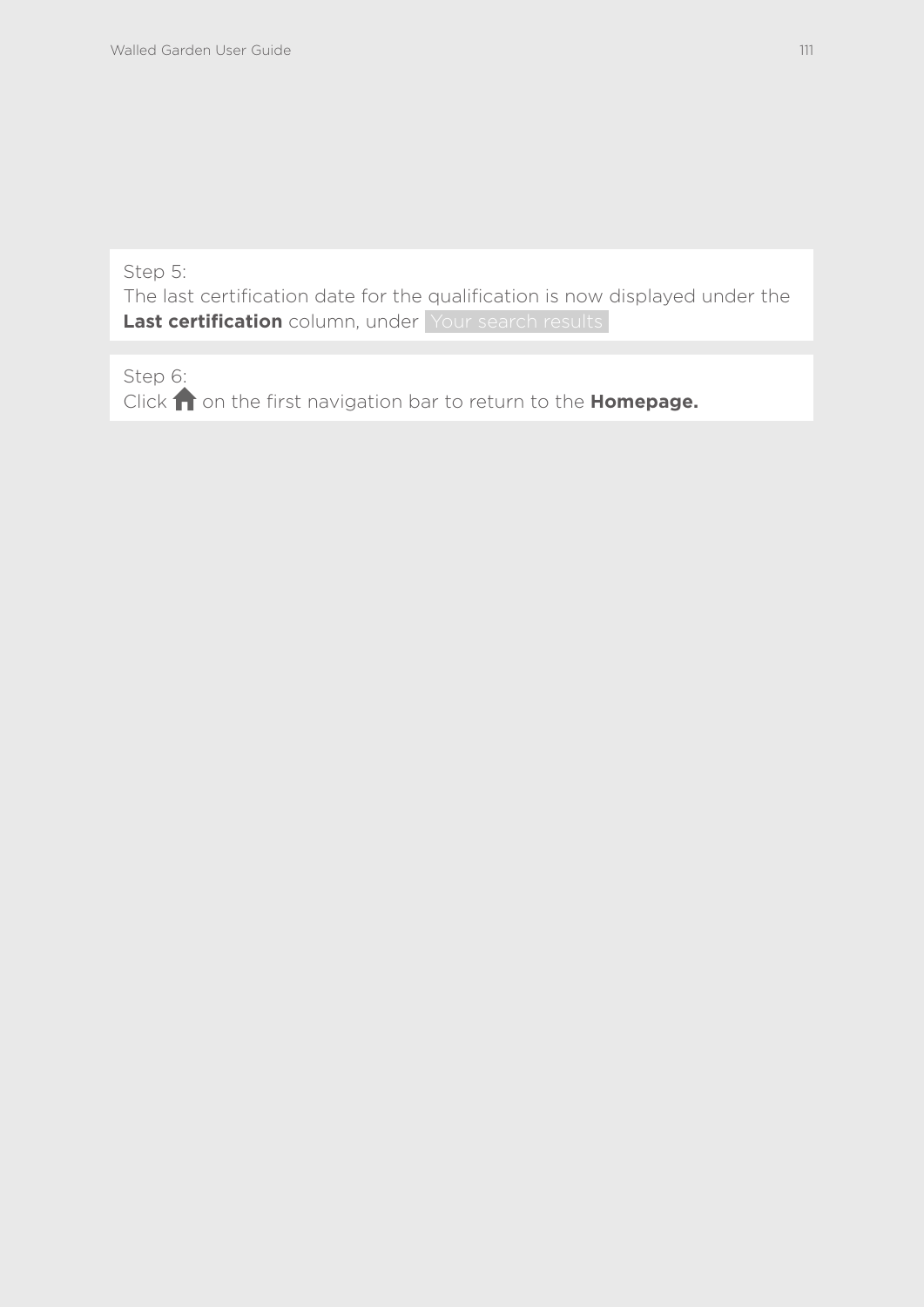Step 5:
The last certification date for the qualification is now displayed under the **Last certification** column, under Your search results

Step 6:
Click 🏠 on the first navigation bar to return to the **Homepage.**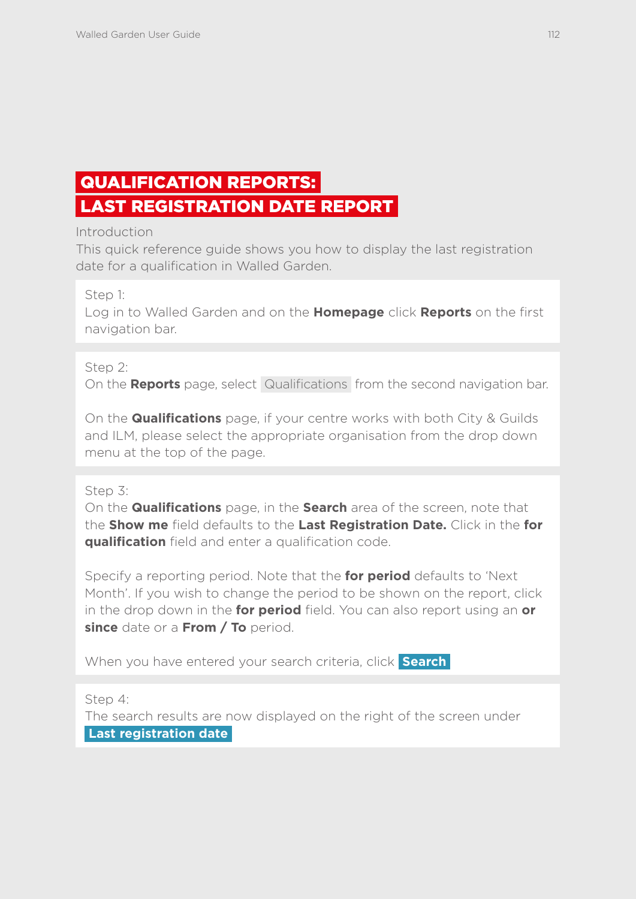# QUALIFICATION REPORTS: LAST REGISTRATION DATE REPORT

Introduction

This quick reference guide shows you how to display the last registration date for a qualification in Walled Garden.

Step 1:
Log in to Walled Garden and on the **Homepage** click **Reports** on the first navigation bar.

Step 2:
On the **Reports** page, select Qualifications from the second navigation bar.

On the **Qualifications** page, if your centre works with both City & Guilds and ILM, please select the appropriate organisation from the drop down menu at the top of the page.

Step 3:
On the **Qualifications** page, in the **Search** area of the screen, note that the **Show me** field defaults to the **Last Registration Date.** Click in the **for qualification** field and enter a qualification code.

Specify a reporting period. Note that the **for period** defaults to 'Next Month'. If you wish to change the period to be shown on the report, click in the drop down in the **for period** field. You can also report using an **or since** date or a **From / To** period.

When you have entered your search criteria, click **Search**

Step 4:
The search results are now displayed on the right of the screen under **Last registration date**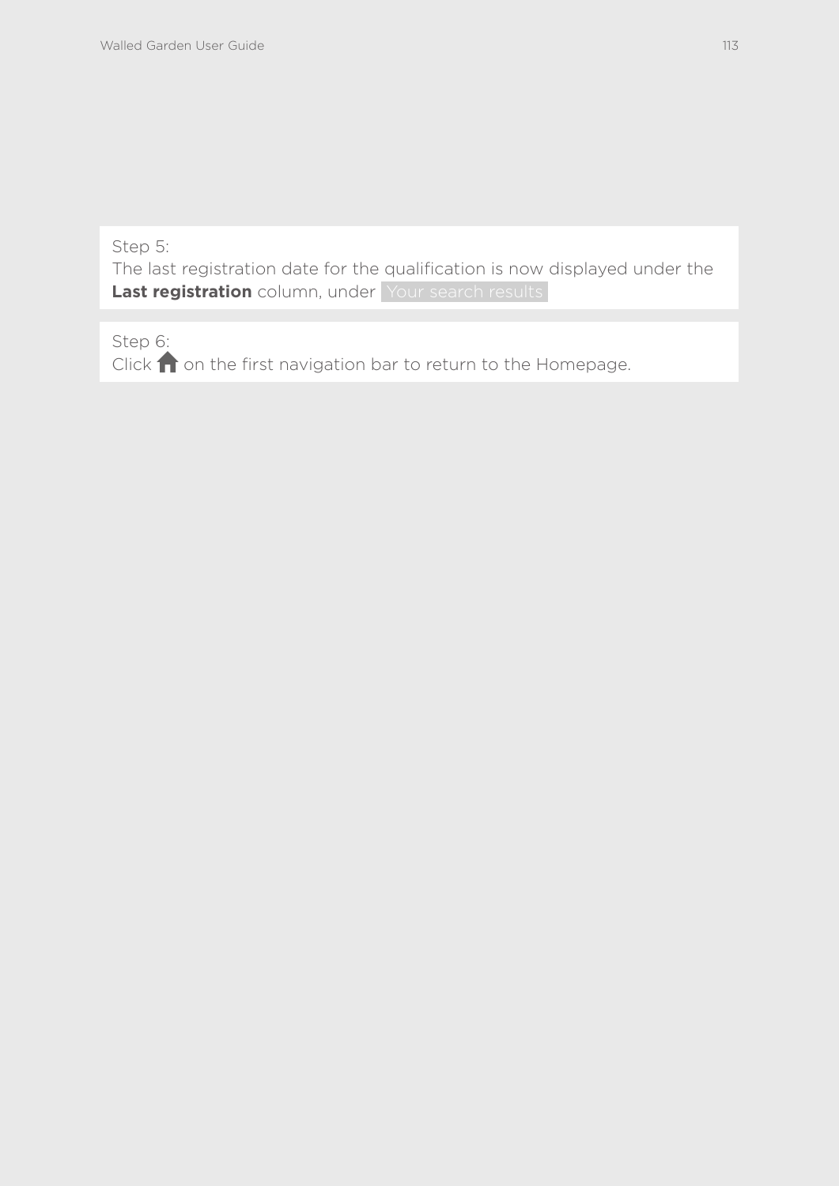Step 5:
The last registration date for the qualification is now displayed under the **Last registration** column, under Your search results

Step 6:
Click 🏠 on the first navigation bar to return to the Homepage.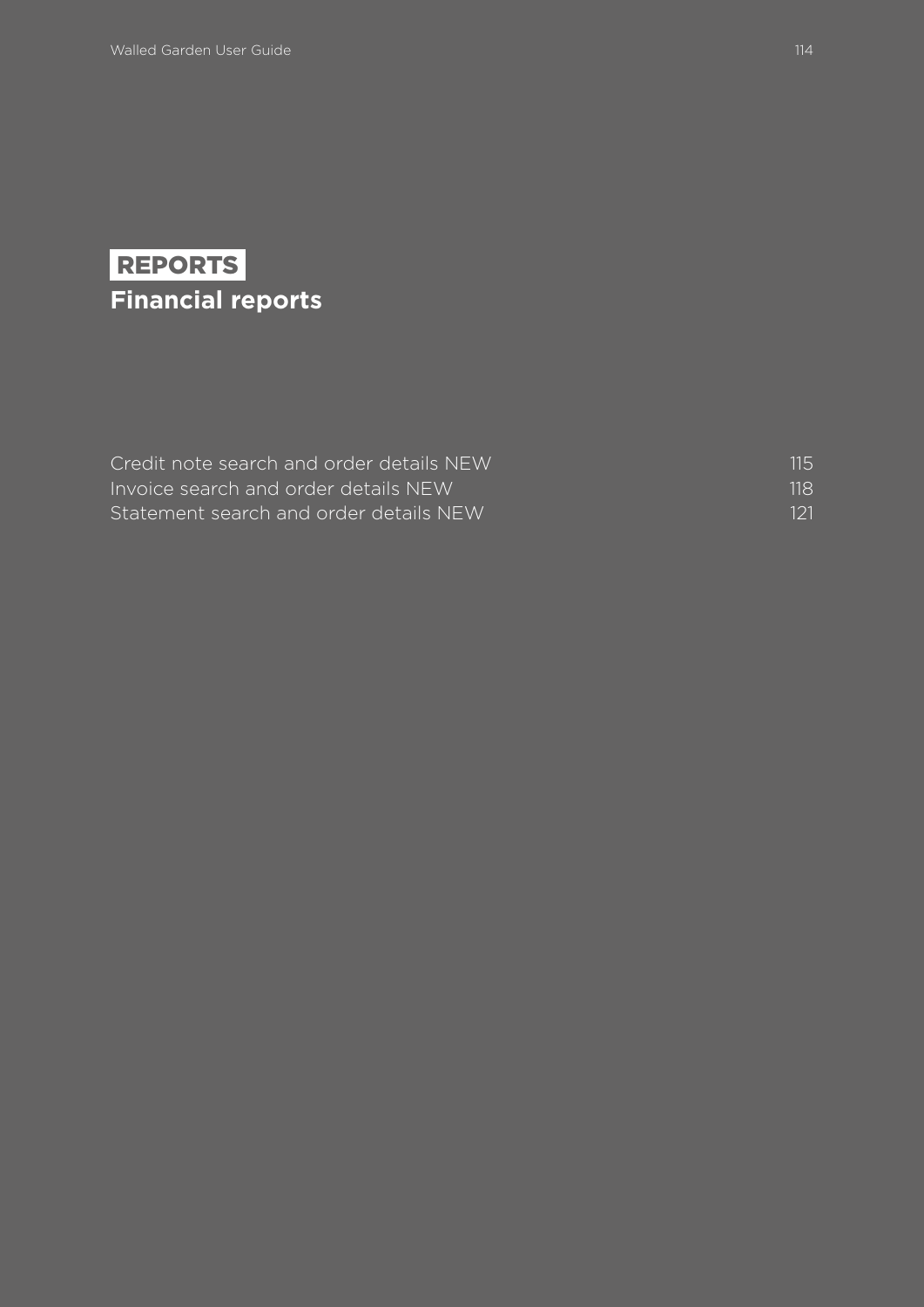# REPORTS

## Financial reports

| | |
|---|---|
| Credit note search and order details NEW | 115 |
| Invoice search and order details NEW | 118 |
| Statement search and order details NEW | 121 |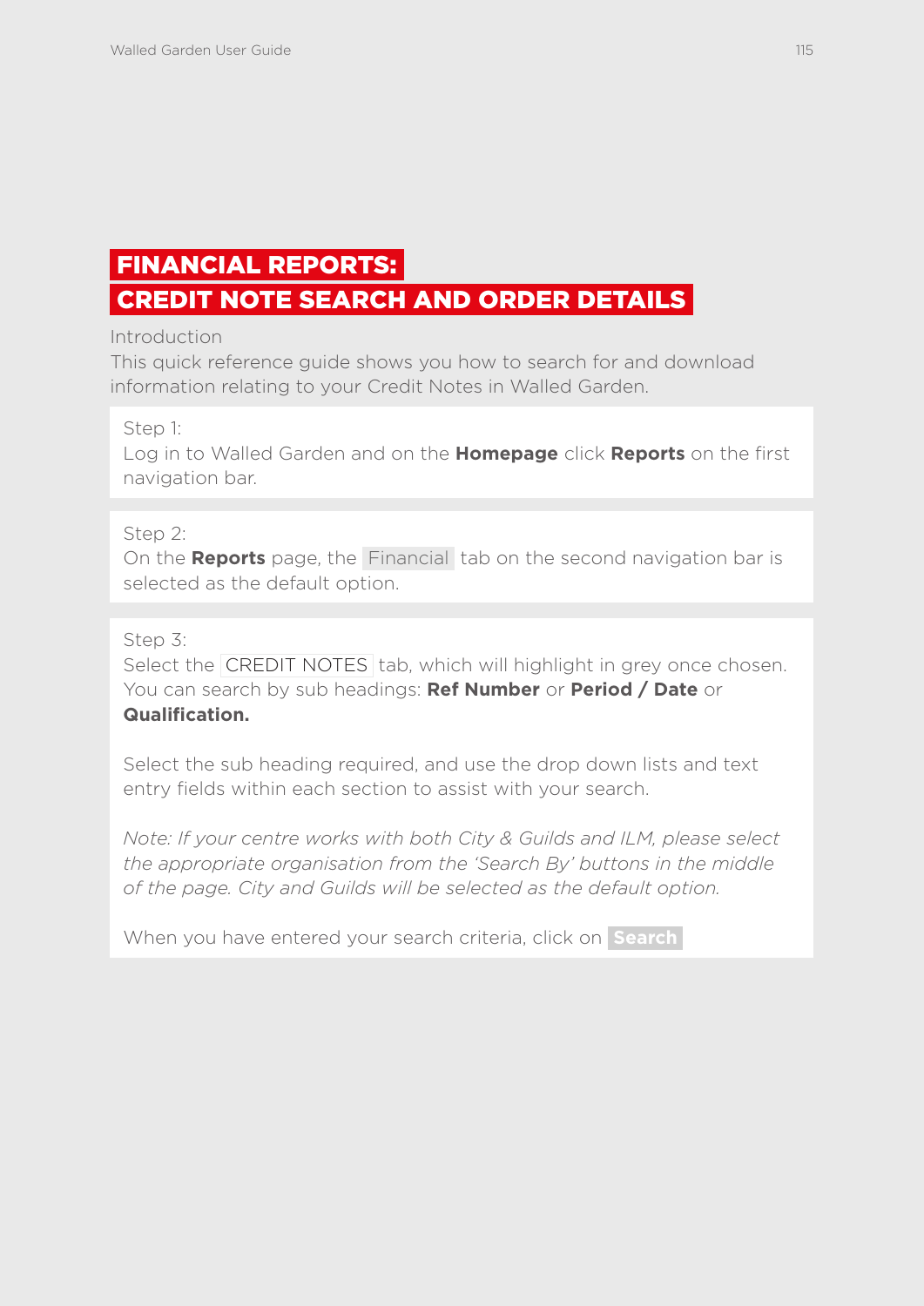# FINANCIAL REPORTS:
# CREDIT NOTE SEARCH AND ORDER DETAILS

Introduction

This quick reference guide shows you how to search for and download information relating to your Credit Notes in Walled Garden.

Step 1:
Log in to Walled Garden and on the **Homepage** click **Reports** on the first navigation bar.

Step 2:
On the **Reports** page, the Financial tab on the second navigation bar is selected as the default option.

Step 3:
Select the CREDIT NOTES tab, which will highlight in grey once chosen. You can search by sub headings: **Ref Number** or **Period / Date** or **Qualification.**

Select the sub heading required, and use the drop down lists and text entry fields within each section to assist with your search.

*Note: If your centre works with both City & Guilds and ILM, please select the appropriate organisation from the 'Search By' buttons in the middle of the page. City and Guilds will be selected as the default option.*

When you have entered your search criteria, click on **Search**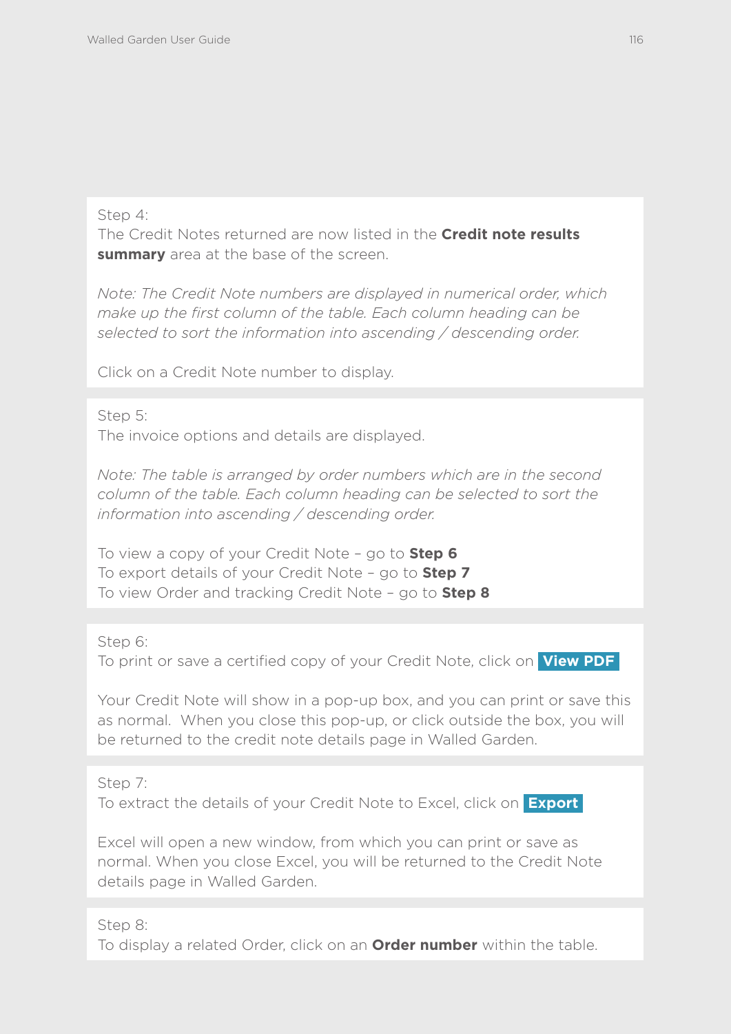Step 4:
The Credit Notes returned are now listed in the **Credit note results summary** area at the base of the screen.

*Note: The Credit Note numbers are displayed in numerical order, which make up the first column of the table. Each column heading can be selected to sort the information into ascending / descending order.*

Click on a Credit Note number to display.

Step 5:
The invoice options and details are displayed.

*Note: The table is arranged by order numbers which are in the second column of the table. Each column heading can be selected to sort the information into ascending / descending order.*

To view a copy of your Credit Note – go to **Step 6**
To export details of your Credit Note – go to **Step 7**
To view Order and tracking Credit Note – go to **Step 8**

Step 6:
To print or save a certified copy of your Credit Note, click on **View PDF**

Your Credit Note will show in a pop-up box, and you can print or save this as normal. When you close this pop-up, or click outside the box, you will be returned to the credit note details page in Walled Garden.

Step 7:
To extract the details of your Credit Note to Excel, click on **Export**

Excel will open a new window, from which you can print or save as normal. When you close Excel, you will be returned to the Credit Note details page in Walled Garden.

Step 8:
To display a related Order, click on an **Order number** within the table.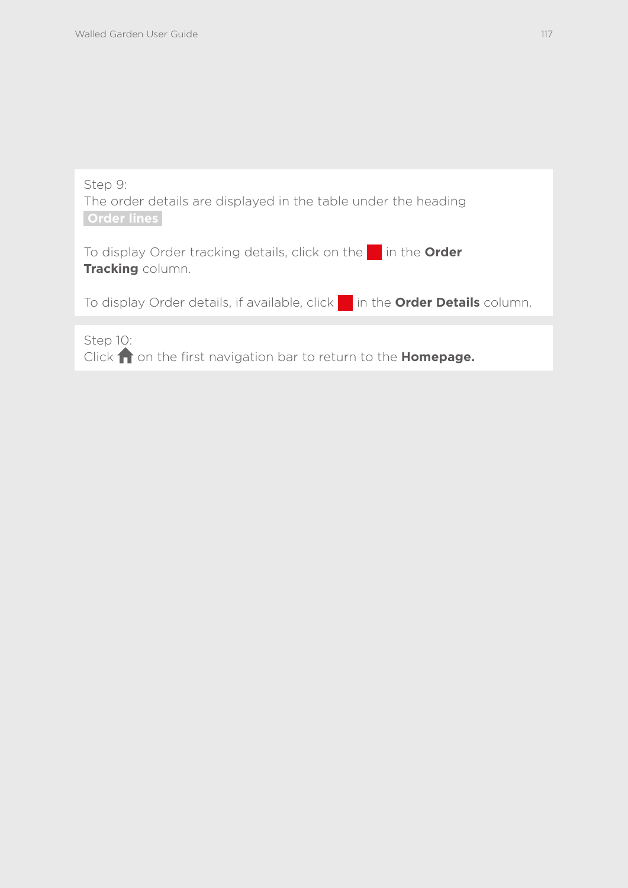Step 9:
The order details are displayed in the table under the heading **Order lines**

To display Order tracking details, click on the ■ in the **Order Tracking** column.

To display Order details, if available, click ■ in the **Order Details** column.

Step 10:
Click 🏠 on the first navigation bar to return to the **Homepage.**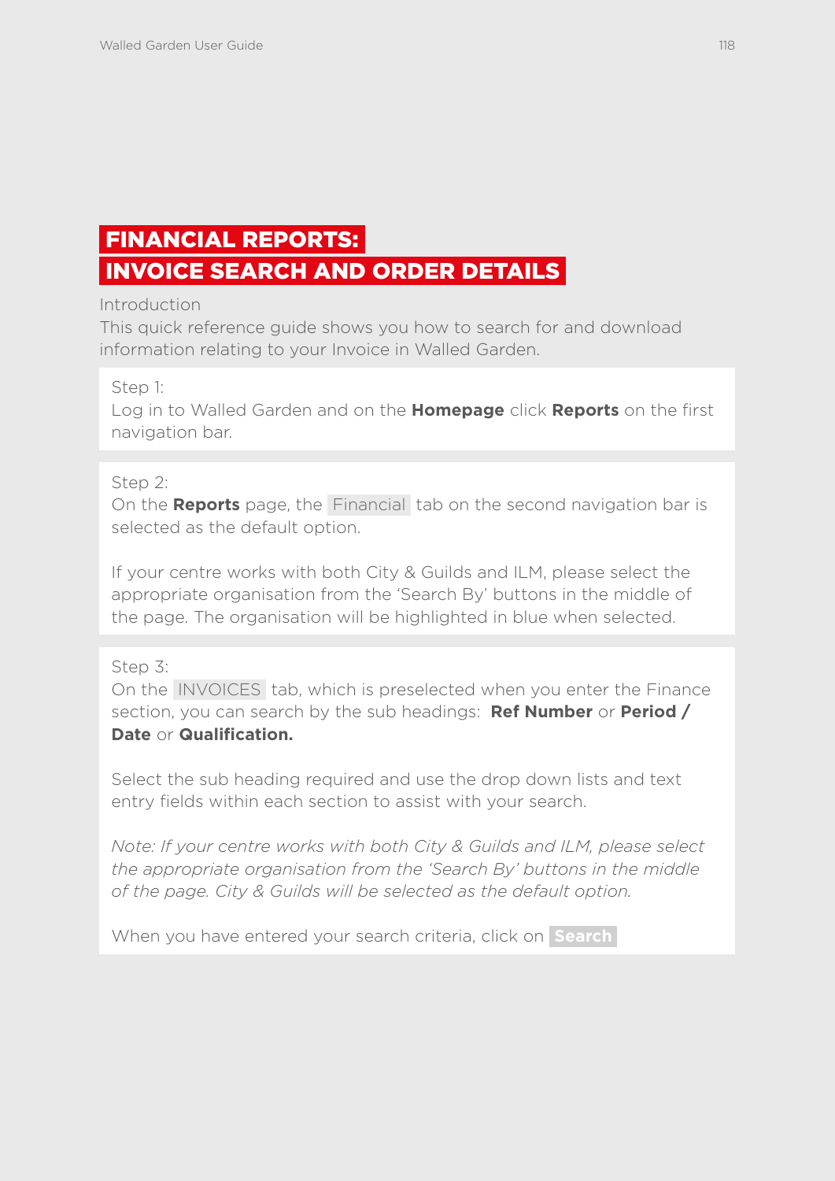# FINANCIAL REPORTS: INVOICE SEARCH AND ORDER DETAILS

Introduction

This quick reference guide shows you how to search for and download information relating to your Invoice in Walled Garden.

Step 1:

Log in to Walled Garden and on the **Homepage** click **Reports** on the first navigation bar.

Step 2:

On the **Reports** page, the Financial tab on the second navigation bar is selected as the default option.

If your centre works with both City & Guilds and ILM, please select the appropriate organisation from the 'Search By' buttons in the middle of the page. The organisation will be highlighted in blue when selected.

Step 3:

On the INVOICES tab, which is preselected when you enter the Finance section, you can search by the sub headings: **Ref Number** or **Period / Date** or **Qualification.**

Select the sub heading required and use the drop down lists and text entry fields within each section to assist with your search.

*Note: If your centre works with both City & Guilds and ILM, please select the appropriate organisation from the 'Search By' buttons in the middle of the page. City & Guilds will be selected as the default option.*

When you have entered your search criteria, click on **Search**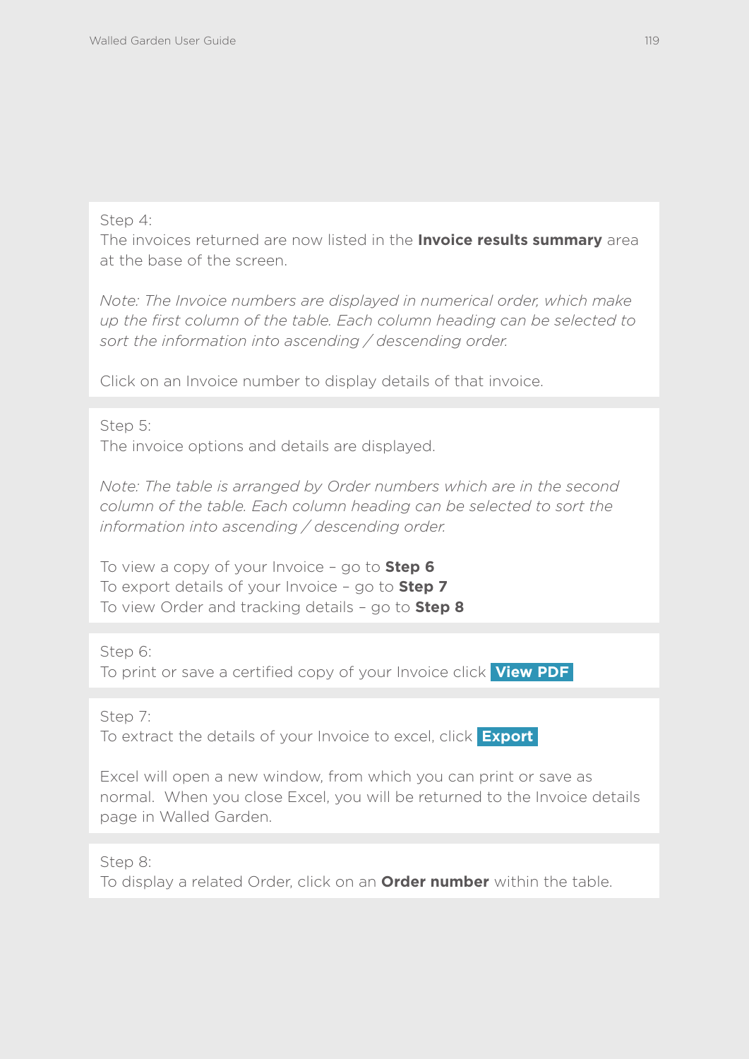Step 4:
The invoices returned are now listed in the **Invoice results summary** area at the base of the screen.

*Note: The Invoice numbers are displayed in numerical order, which make up the first column of the table. Each column heading can be selected to sort the information into ascending / descending order.*

Click on an Invoice number to display details of that invoice.

Step 5:
The invoice options and details are displayed.

*Note: The table is arranged by Order numbers which are in the second column of the table. Each column heading can be selected to sort the information into ascending / descending order.*

To view a copy of your Invoice – go to **Step 6**
To export details of your Invoice – go to **Step 7**
To view Order and tracking details – go to **Step 8**

Step 6:
To print or save a certified copy of your Invoice click **View PDF**

Step 7:
To extract the details of your Invoice to excel, click **Export**

Excel will open a new window, from which you can print or save as normal. When you close Excel, you will be returned to the Invoice details page in Walled Garden.

Step 8:
To display a related Order, click on an **Order number** within the table.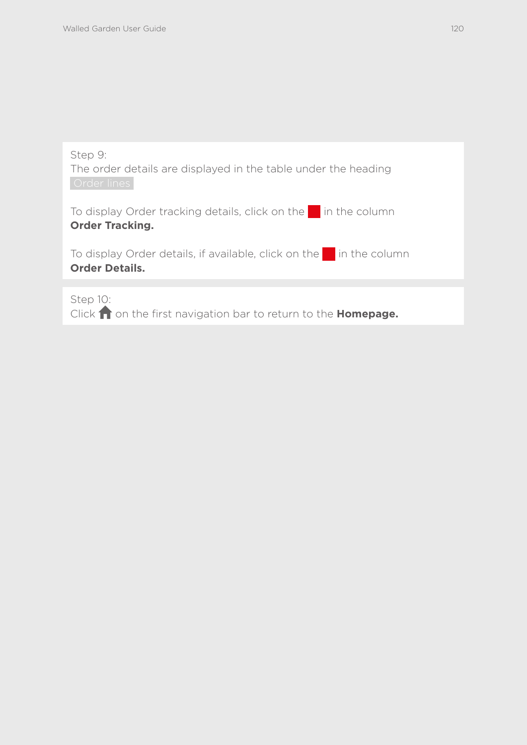Step 9:
The order details are displayed in the table under the heading Order lines

To display Order tracking details, click on the in the column **Order Tracking.**

To display Order details, if available, click on the in the column **Order Details.**

Step 10:
Click on the first navigation bar to return to the **Homepage.**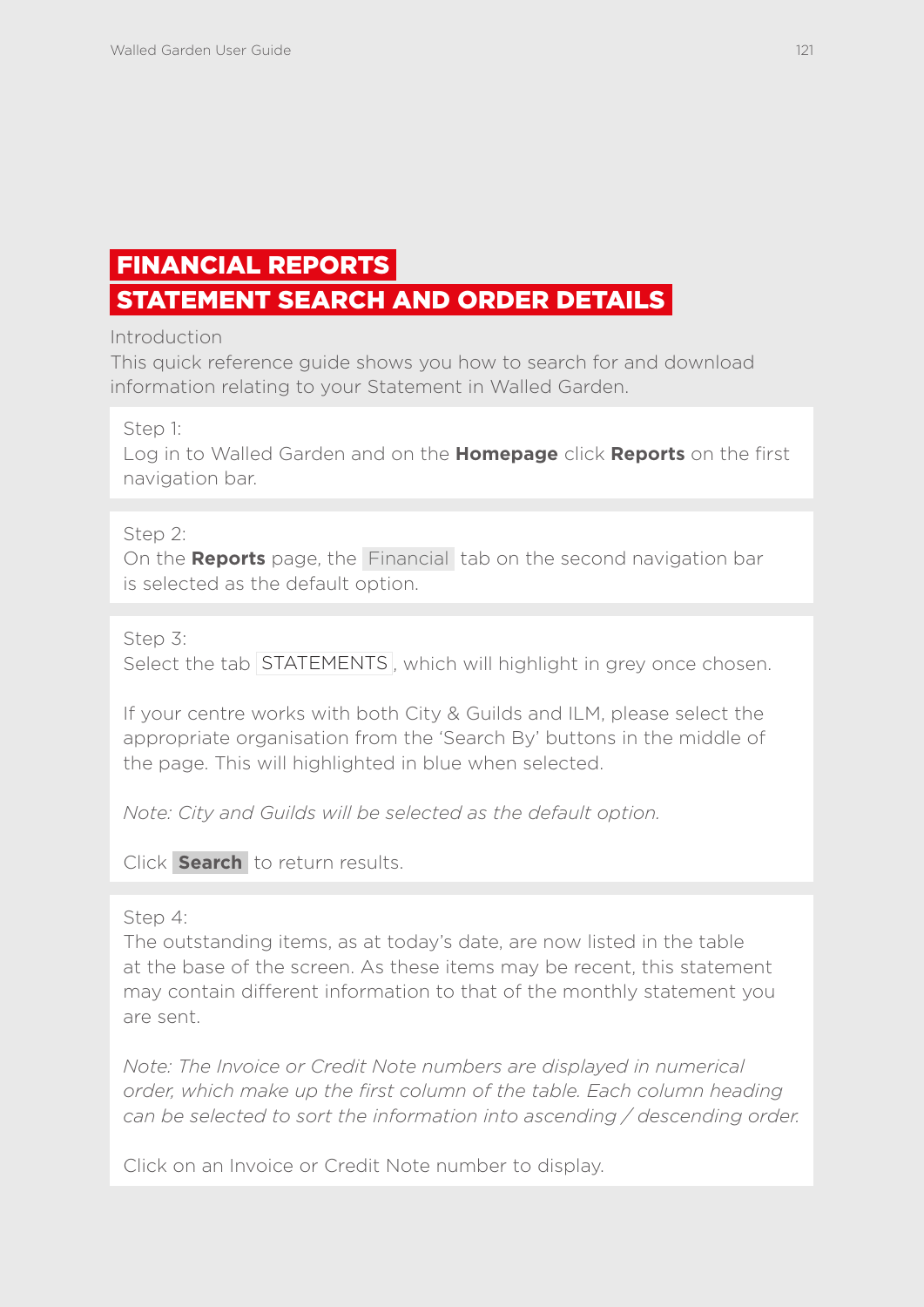# FINANCIAL REPORTS
# STATEMENT SEARCH AND ORDER DETAILS

Introduction

This quick reference guide shows you how to search for and download information relating to your Statement in Walled Garden.

Step 1:
Log in to Walled Garden and on the **Homepage** click **Reports** on the first navigation bar.

Step 2:
On the **Reports** page, the Financial tab on the second navigation bar is selected as the default option.

Step 3:
Select the tab STATEMENTS, which will highlight in grey once chosen.

If your centre works with both City & Guilds and ILM, please select the appropriate organisation from the 'Search By' buttons in the middle of the page. This will highlighted in blue when selected.

*Note: City and Guilds will be selected as the default option.*

Click **Search** to return results.

Step 4:
The outstanding items, as at today's date, are now listed in the table at the base of the screen. As these items may be recent, this statement may contain different information to that of the monthly statement you are sent.

*Note: The Invoice or Credit Note numbers are displayed in numerical order, which make up the first column of the table. Each column heading can be selected to sort the information into ascending / descending order.*

Click on an Invoice or Credit Note number to display.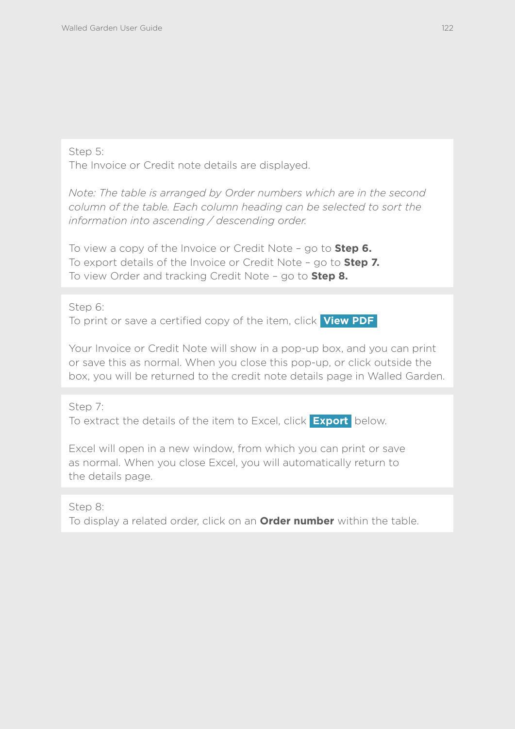Step 5:
The Invoice or Credit note details are displayed.

*Note: The table is arranged by Order numbers which are in the second column of the table. Each column heading can be selected to sort the information into ascending / descending order.*

To view a copy of the Invoice or Credit Note – go to **Step 6.**
To export details of the Invoice or Credit Note – go to **Step 7.**
To view Order and tracking Credit Note – go to **Step 8.**

Step 6:
To print or save a certified copy of the item, click **View PDF**

Your Invoice or Credit Note will show in a pop-up box, and you can print or save this as normal. When you close this pop-up, or click outside the box, you will be returned to the credit note details page in Walled Garden.

Step 7:
To extract the details of the item to Excel, click **Export** below.

Excel will open in a new window, from which you can print or save as normal. When you close Excel, you will automatically return to the details page.

Step 8:
To display a related order, click on an **Order number** within the table.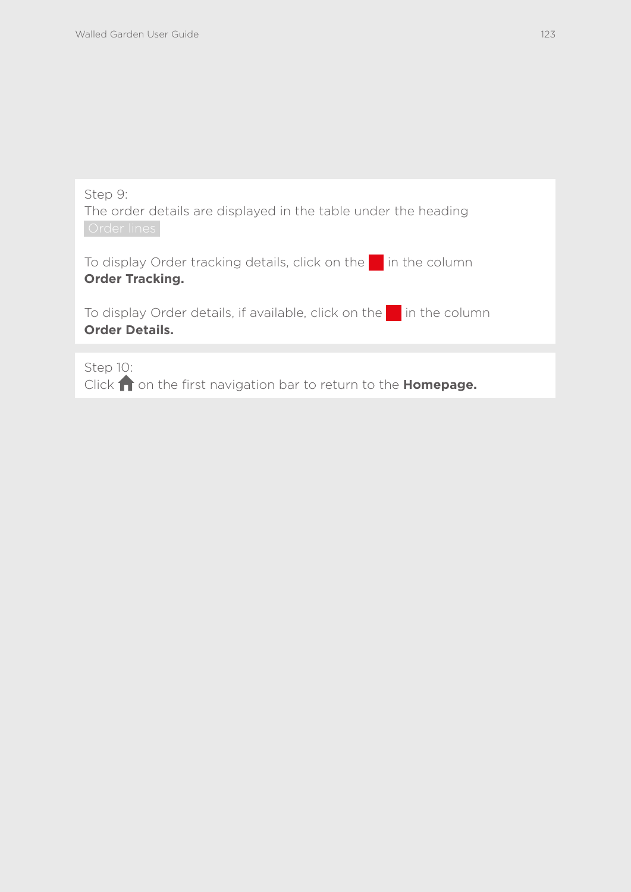Step 9:
The order details are displayed in the table under the heading
Order lines

To display Order tracking details, click on the ■ in the column **Order Tracking.**

To display Order details, if available, click on the ■ in the column **Order Details.**

Step 10:
Click 🏠 on the first navigation bar to return to the **Homepage.**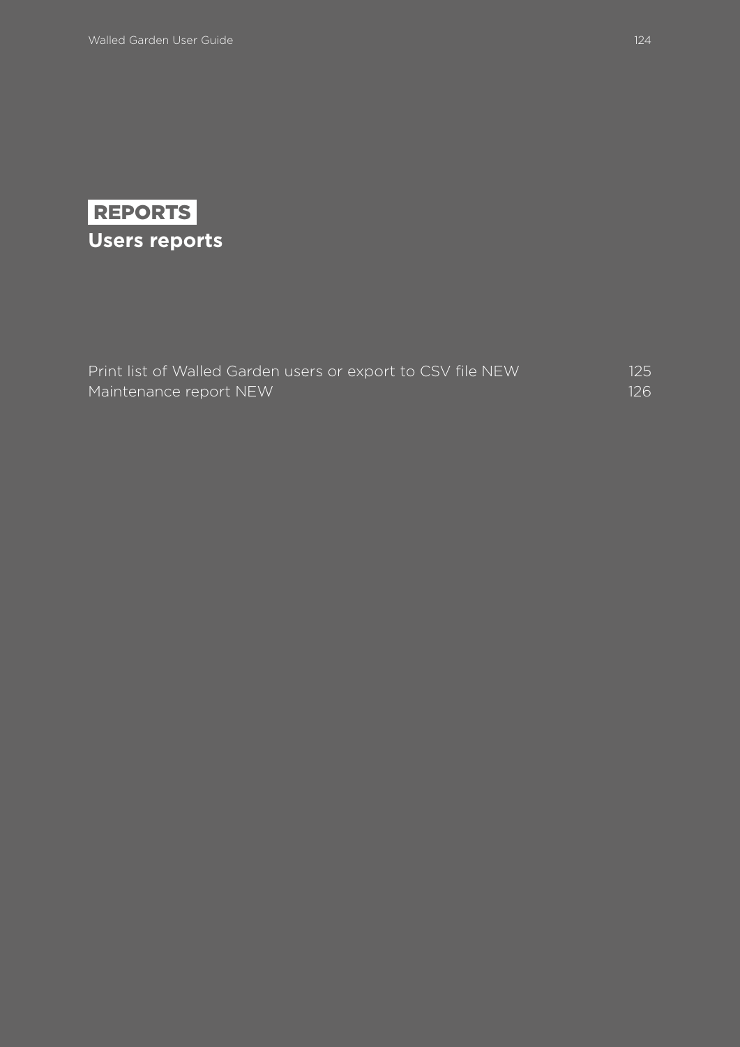# REPORTS

## Users reports

| | |
|---|---|
| Print list of Walled Garden users or export to CSV file NEW | 125 |
| Maintenance report NEW | 126 |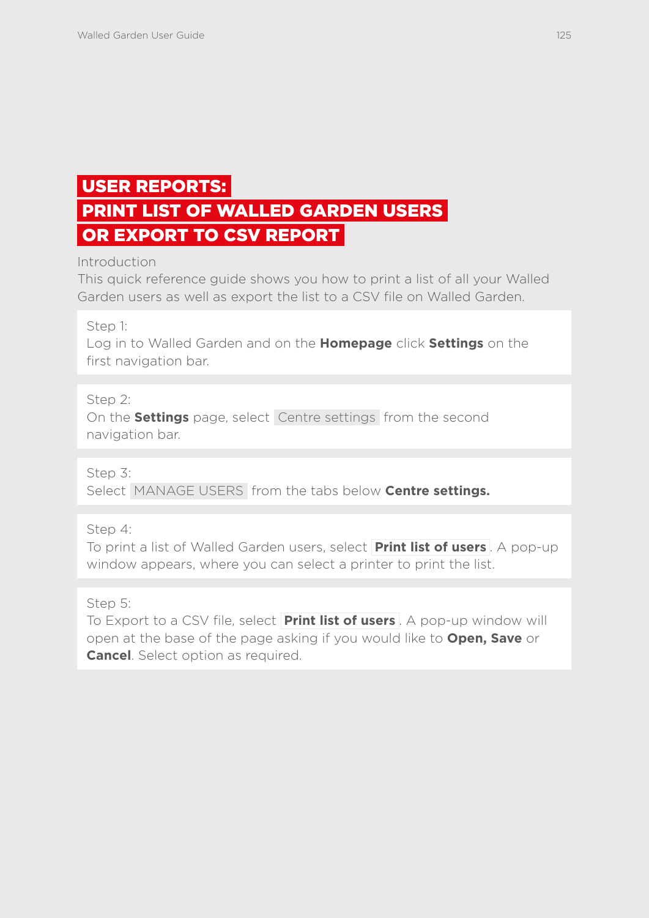# USER REPORTS: PRINT LIST OF WALLED GARDEN USERS OR EXPORT TO CSV REPORT

Introduction

This quick reference guide shows you how to print a list of all your Walled Garden users as well as export the list to a CSV file on Walled Garden.

Step 1:
Log in to Walled Garden and on the **Homepage** click **Settings** on the first navigation bar.

Step 2:
On the **Settings** page, select Centre settings from the second navigation bar.

Step 3:
Select MANAGE USERS from the tabs below **Centre settings.**

Step 4:
To print a list of Walled Garden users, select **Print list of users**. A pop-up window appears, where you can select a printer to print the list.

Step 5:
To Export to a CSV file, select **Print list of users**. A pop-up window will open at the base of the page asking if you would like to **Open, Save** or **Cancel**. Select option as required.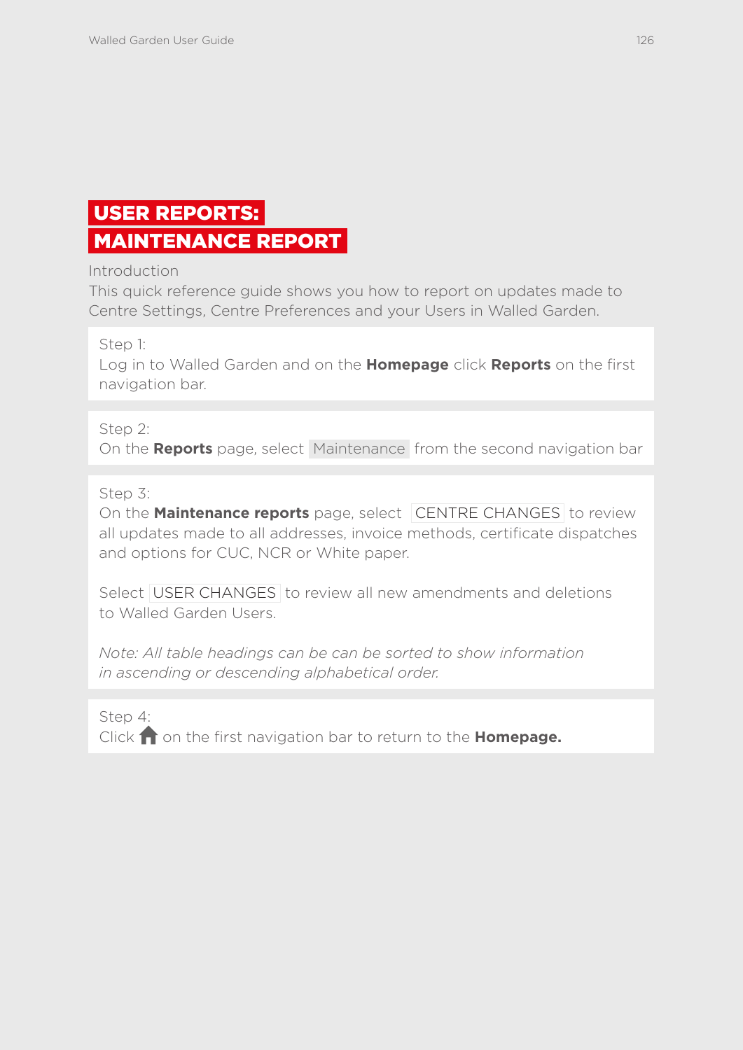# USER REPORTS: MAINTENANCE REPORT

Introduction

This quick reference guide shows you how to report on updates made to Centre Settings, Centre Preferences and your Users in Walled Garden.

Step 1:
Log in to Walled Garden and on the **Homepage** click **Reports** on the first navigation bar.

Step 2:
On the **Reports** page, select Maintenance from the second navigation bar

Step 3:
On the **Maintenance reports** page, select CENTRE CHANGES to review all updates made to all addresses, invoice methods, certificate dispatches and options for CUC, NCR or White paper.

Select USER CHANGES to review all new amendments and deletions to Walled Garden Users.

*Note: All table headings can be can be sorted to show information in ascending or descending alphabetical order.*

Step 4:
Click on the first navigation bar to return to the **Homepage.**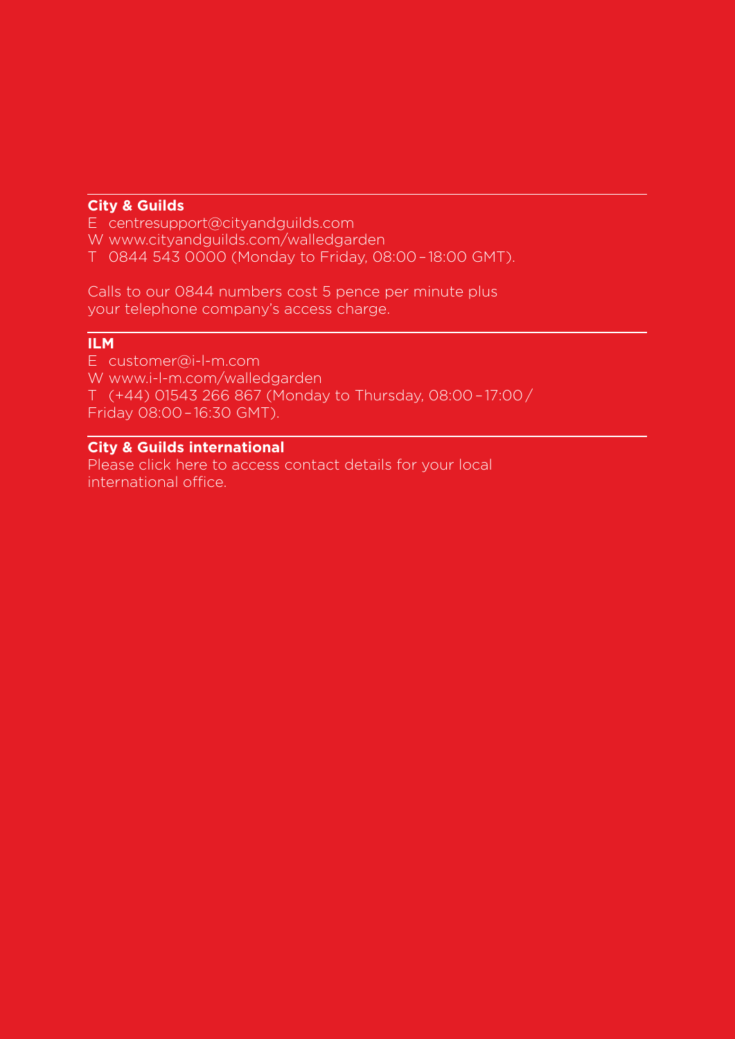**City & Guilds**

E centresupport@cityandguilds.com
W www.cityandguilds.com/walledgarden
T 0844 543 0000 (Monday to Friday, 08:00 – 18:00 GMT).

Calls to our 0844 numbers cost 5 pence per minute plus your telephone company's access charge.

**ILM**

E customer@i-l-m.com
W www.i-l-m.com/walledgarden
T (+44) 01543 266 867 (Monday to Thursday, 08:00 – 17:00 / Friday 08:00 – 16:30 GMT).

**City & Guilds international**

Please click here to access contact details for your local international office.